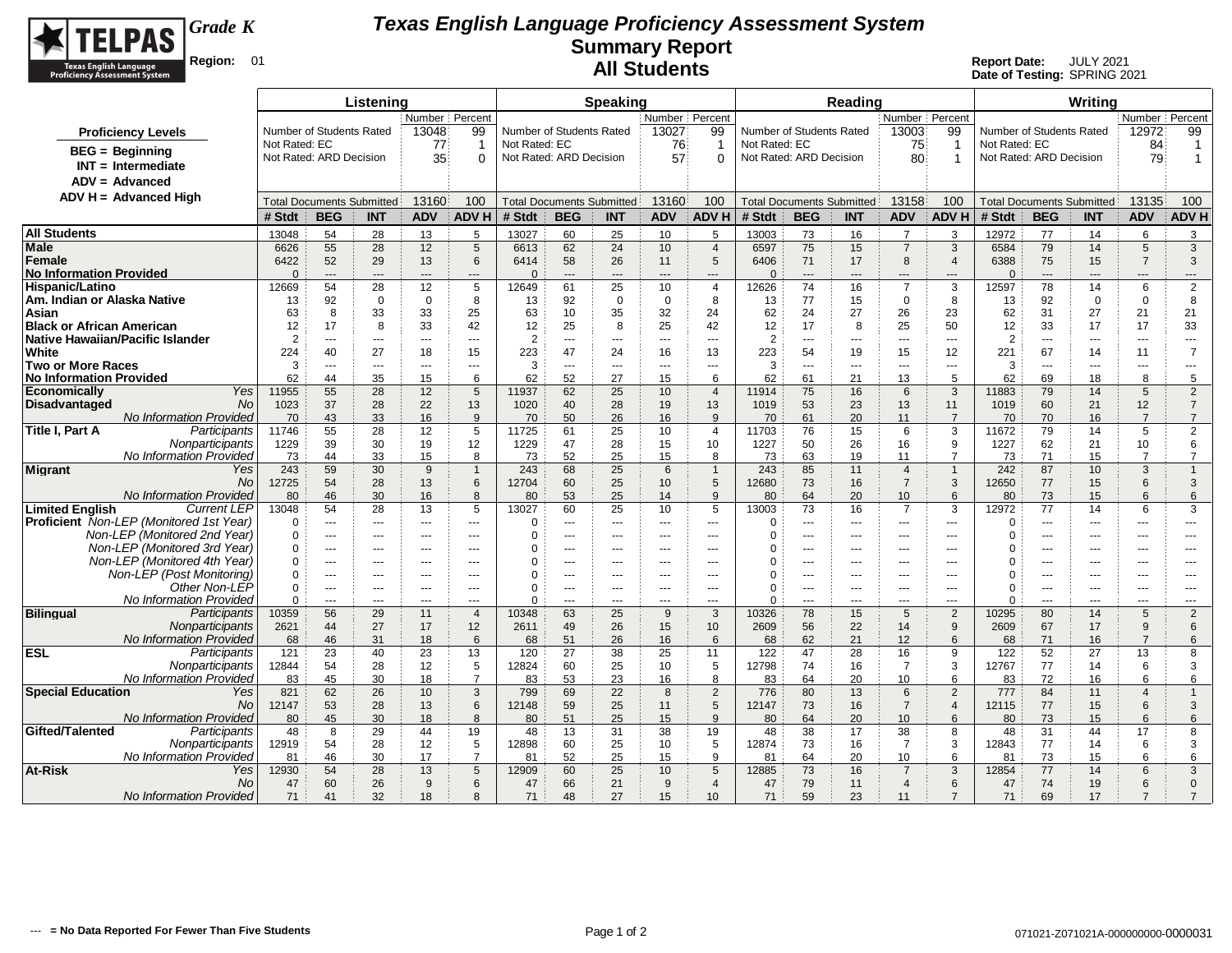# Texas English Language Proficiency Assessment System
## Summary Report
## All Students

**TELPAS** Texas English Language Proficiency Assessment System

**Grade K**

**Region:** 01

**Report Date:** JULY 2021
**Date of Testing:** SPRING 2021

**Proficiency Levels**

- BEG = Beginning
- INT = Intermediate
- ADV = Advanced
- ADV H = Advanced High

| | Listening Number | Listening Percent | Speaking Number | Speaking Percent | Reading Number | Reading Percent | Writing Number | Writing Percent |
|---|---|---|---|---|---|---|---|---|
| Number of Students Rated | 13048 | 99 | 13027 | 99 | 13003 | 99 | 12972 | 99 |
| Not Rated: EC | 77 | 1 | 76 | 1 | 75 | 1 | 84 | 1 |
| Not Rated: ARD Decision | 35 | 0 | 57 | 0 | 80 | 1 | 79 | 1 |
| Total Documents Submitted | 13160 | 100 | 13160 | 100 | 13158 | 100 | 13135 | 100 |

| | | Listening # Stdt | BEG | INT | ADV | ADV H | Speaking # Stdt | BEG | INT | ADV | ADV H | Reading # Stdt | BEG | INT | ADV | ADV H | Writing # Stdt | BEG | INT | ADV | ADV H |
|---|---|---|---|---|---|---|---|---|---|---|---|---|---|---|---|---|---|---|---|---|---|
| **All Students** | | 13048 | 54 | 28 | 13 | 5 | 13027 | 60 | 25 | 10 | 5 | 13003 | 73 | 16 | 7 | 3 | 12972 | 77 | 14 | 6 | 3 |
| **Male** | | 6626 | 55 | 28 | 12 | 5 | 6613 | 62 | 24 | 10 | 4 | 6597 | 75 | 15 | 7 | 3 | 6584 | 79 | 14 | 5 | 3 |
| **Female** | | 6422 | 52 | 29 | 13 | 6 | 6414 | 58 | 26 | 11 | 5 | 6406 | 71 | 17 | 8 | 4 | 6388 | 75 | 15 | 7 | 3 |
| **No Information Provided** | | 0 | --- | --- | --- | --- | 0 | --- | --- | --- | --- | 0 | --- | --- | --- | --- | 0 | --- | --- | --- | --- |
| **Hispanic/Latino** | | 12669 | 54 | 28 | 12 | 5 | 12649 | 61 | 25 | 10 | 4 | 12626 | 74 | 16 | 7 | 3 | 12597 | 78 | 14 | 6 | 2 |
| **Am. Indian or Alaska Native** | | 13 | 92 | 0 | 0 | 8 | 13 | 92 | 0 | 0 | 8 | 13 | 77 | 15 | 0 | 8 | 13 | 92 | 0 | 0 | 8 |
| **Asian** | | 63 | 8 | 33 | 33 | 25 | 63 | 10 | 35 | 32 | 24 | 62 | 24 | 27 | 26 | 23 | 62 | 31 | 27 | 21 | 21 |
| **Black or African American** | | 12 | 17 | 8 | 33 | 42 | 12 | 25 | 8 | 25 | 42 | 12 | 17 | 8 | 25 | 50 | 12 | 33 | 17 | 17 | 33 |
| **Native Hawaiian/Pacific Islander** | | 2 | --- | --- | --- | --- | 2 | --- | --- | --- | --- | 2 | --- | --- | --- | --- | 2 | --- | --- | --- | --- |
| **White** | | 224 | 40 | 27 | 18 | 15 | 223 | 47 | 24 | 16 | 13 | 223 | 54 | 19 | 15 | 12 | 221 | 67 | 14 | 11 | 7 |
| **Two or More Races** | | 3 | --- | --- | --- | --- | 3 | --- | --- | --- | --- | 3 | --- | --- | --- | --- | 3 | --- | --- | --- | --- |
| **No Information Provided** | | 62 | 44 | 35 | 15 | 6 | 62 | 52 | 27 | 15 | 6 | 62 | 61 | 21 | 13 | 5 | 62 | 69 | 18 | 8 | 5 |
| **Economically Disadvantaged** | *Yes* | 11955 | 55 | 28 | 12 | 5 | 11937 | 62 | 25 | 10 | 4 | 11914 | 75 | 16 | 6 | 3 | 11883 | 79 | 14 | 5 | 2 |
| | *No* | 1023 | 37 | 28 | 22 | 13 | 1020 | 40 | 28 | 19 | 13 | 1019 | 53 | 23 | 13 | 11 | 1019 | 60 | 21 | 12 | 7 |
| | *No Information Provided* | 70 | 43 | 33 | 16 | 9 | 70 | 50 | 26 | 16 | 9 | 70 | 61 | 20 | 11 | 7 | 70 | 70 | 16 | 7 | 7 |
| **Title I, Part A** | *Participants* | 11746 | 55 | 28 | 12 | 5 | 11725 | 61 | 25 | 10 | 4 | 11703 | 76 | 15 | 6 | 3 | 11672 | 79 | 14 | 5 | 2 |
| | *Nonparticipants* | 1229 | 39 | 30 | 19 | 12 | 1229 | 47 | 28 | 15 | 10 | 1227 | 50 | 26 | 16 | 9 | 1227 | 62 | 21 | 10 | 6 |
| | *No Information Provided* | 73 | 44 | 33 | 15 | 8 | 73 | 52 | 25 | 15 | 8 | 73 | 63 | 19 | 11 | 7 | 73 | 71 | 15 | 7 | 7 |
| **Migrant** | *Yes* | 243 | 59 | 30 | 9 | 1 | 243 | 68 | 25 | 6 | 1 | 243 | 85 | 11 | 4 | 1 | 242 | 87 | 10 | 3 | 1 |
| | *No* | 12725 | 54 | 28 | 13 | 6 | 12704 | 60 | 25 | 10 | 5 | 12680 | 73 | 16 | 7 | 3 | 12650 | 77 | 15 | 6 | 3 |
| | *No Information Provided* | 80 | 46 | 30 | 16 | 8 | 80 | 53 | 25 | 14 | 9 | 80 | 64 | 20 | 10 | 6 | 80 | 73 | 15 | 6 | 6 |
| **Limited English Proficient** | *Current LEP* | 13048 | 54 | 28 | 13 | 5 | 13027 | 60 | 25 | 10 | 5 | 13003 | 73 | 16 | 7 | 3 | 12972 | 77 | 14 | 6 | 3 |
| | *Non-LEP (Monitored 1st Year)* | 0 | --- | --- | --- | --- | 0 | --- | --- | --- | --- | 0 | --- | --- | --- | --- | 0 | --- | --- | --- | --- |
| | *Non-LEP (Monitored 2nd Year)* | 0 | --- | --- | --- | --- | 0 | --- | --- | --- | --- | 0 | --- | --- | --- | --- | 0 | --- | --- | --- | --- |
| | *Non-LEP (Monitored 3rd Year)* | 0 | --- | --- | --- | --- | 0 | --- | --- | --- | --- | 0 | --- | --- | --- | --- | 0 | --- | --- | --- | --- |
| | *Non-LEP (Monitored 4th Year)* | 0 | --- | --- | --- | --- | 0 | --- | --- | --- | --- | 0 | --- | --- | --- | --- | 0 | --- | --- | --- | --- |
| | *Non-LEP (Post Monitoring)* | 0 | --- | --- | --- | --- | 0 | --- | --- | --- | --- | 0 | --- | --- | --- | --- | 0 | --- | --- | --- | --- |
| | *Other Non-LEP* | 0 | --- | --- | --- | --- | 0 | --- | --- | --- | --- | 0 | --- | --- | --- | --- | 0 | --- | --- | --- | --- |
| | *No Information Provided* | 0 | --- | --- | --- | --- | 0 | --- | --- | --- | --- | 0 | --- | --- | --- | --- | 0 | --- | --- | --- | --- |
| **Bilingual** | *Participants* | 10359 | 56 | 29 | 11 | 4 | 10348 | 63 | 25 | 9 | 3 | 10326 | 78 | 15 | 5 | 2 | 10295 | 80 | 14 | 5 | 2 |
| | *Nonparticipants* | 2621 | 44 | 27 | 17 | 12 | 2611 | 49 | 26 | 15 | 10 | 2609 | 56 | 22 | 14 | 9 | 2609 | 67 | 17 | 9 | 6 |
| | *No Information Provided* | 68 | 46 | 31 | 18 | 6 | 68 | 51 | 26 | 16 | 6 | 68 | 62 | 21 | 12 | 6 | 68 | 71 | 16 | 7 | 6 |
| **ESL** | *Participants* | 121 | 23 | 40 | 23 | 13 | 120 | 27 | 38 | 25 | 11 | 122 | 47 | 28 | 16 | 9 | 122 | 52 | 27 | 13 | 8 |
| | *Nonparticipants* | 12844 | 54 | 28 | 12 | 5 | 12824 | 60 | 25 | 10 | 5 | 12798 | 74 | 16 | 7 | 3 | 12767 | 77 | 14 | 6 | 3 |
| | *No Information Provided* | 83 | 45 | 30 | 18 | 7 | 83 | 53 | 23 | 16 | 8 | 83 | 64 | 20 | 10 | 6 | 83 | 72 | 16 | 6 | 6 |
| **Special Education** | *Yes* | 821 | 62 | 26 | 10 | 3 | 799 | 69 | 22 | 8 | 2 | 776 | 80 | 13 | 6 | 2 | 777 | 84 | 11 | 4 | 1 |
| | *No* | 12147 | 53 | 28 | 13 | 6 | 12148 | 59 | 25 | 11 | 5 | 12147 | 73 | 16 | 7 | 4 | 12115 | 77 | 15 | 6 | 3 |
| | *No Information Provided* | 80 | 45 | 30 | 18 | 8 | 80 | 51 | 25 | 15 | 9 | 80 | 64 | 20 | 10 | 6 | 80 | 73 | 15 | 6 | 6 |
| **Gifted/Talented** | *Participants* | 48 | 8 | 29 | 44 | 19 | 48 | 13 | 31 | 38 | 19 | 48 | 38 | 17 | 38 | 8 | 48 | 31 | 44 | 17 | 8 |
| | *Nonparticipants* | 12919 | 54 | 28 | 12 | 5 | 12898 | 60 | 25 | 10 | 5 | 12874 | 73 | 16 | 7 | 3 | 12843 | 77 | 14 | 6 | 3 |
| | *No Information Provided* | 81 | 46 | 30 | 17 | 7 | 81 | 52 | 25 | 15 | 9 | 81 | 64 | 20 | 10 | 6 | 81 | 73 | 15 | 6 | 6 |
| **At-Risk** | *Yes* | 12930 | 54 | 28 | 13 | 5 | 12909 | 60 | 25 | 10 | 5 | 12885 | 73 | 16 | 7 | 3 | 12854 | 77 | 14 | 6 | 3 |
| | *No* | 47 | 60 | 26 | 9 | 6 | 47 | 66 | 21 | 9 | 4 | 47 | 79 | 11 | 4 | 6 | 47 | 74 | 19 | 6 | 0 |
| | *No Information Provided* | 71 | 41 | 32 | 18 | 8 | 71 | 48 | 27 | 15 | 10 | 71 | 59 | 23 | 11 | 7 | 71 | 69 | 17 | 7 | 7 |

**--- = No Data Reported For Fewer Than Five Students**

071021-Z071021A-000000000-0000031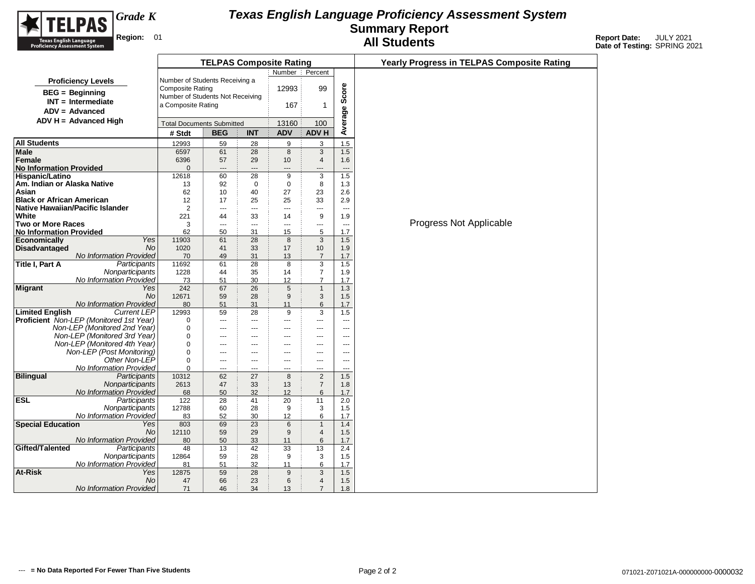# Texas English Language Proficiency Assessment System
## Summary Report
## All Students

**TELPAS** *Grade K*

**Region:** 01

**Report Date:** JULY 2021
**Date of Testing:** SPRING 2021

**Proficiency Levels**

- **BEG = Beginning**
- **INT = Intermediate**
- **ADV = Advanced**
- **ADV H = Advanced High**

### TELPAS Composite Rating

| | Number | Percent |
|---|---|---|
| Number of Students Receiving a Composite Rating | 12993 | 99 |
| Number of Students Not Receiving a Composite Rating | 167 | 1 |
| Total Documents Submitted | 13160 | 100 |

| | | # Stdt | BEG | INT | ADV | ADV H | Average Score |
|---|---|---|---|---|---|---|---|
| **All Students** | | 12993 | 59 | 28 | 9 | 3 | 1.5 |
| **Male** | | 6597 | 61 | 28 | 8 | 3 | 1.5 |
| **Female** | | 6396 | 57 | 29 | 10 | 4 | 1.6 |
| **No Information Provided** | | 0 | --- | --- | --- | --- | --- |
| **Hispanic/Latino** | | 12618 | 60 | 28 | 9 | 3 | 1.5 |
| **Am. Indian or Alaska Native** | | 13 | 92 | 0 | 0 | 8 | 1.3 |
| **Asian** | | 62 | 10 | 40 | 27 | 23 | 2.6 |
| **Black or African American** | | 12 | 17 | 25 | 25 | 33 | 2.9 |
| **Native Hawaiian/Pacific Islander** | | 2 | --- | --- | --- | --- | --- |
| **White** | | 221 | 44 | 33 | 14 | 9 | 1.9 |
| **Two or More Races** | | 3 | --- | --- | --- | --- | --- |
| **No Information Provided** | | 62 | 50 | 31 | 15 | 5 | 1.7 |
| **Economically Disadvantaged** | *Yes* | 11903 | 61 | 28 | 8 | 3 | 1.5 |
| | *No* | 1020 | 41 | 33 | 17 | 10 | 1.9 |
| | *No Information Provided* | 70 | 49 | 31 | 13 | 7 | 1.7 |
| **Title I, Part A** | *Participants* | 11692 | 61 | 28 | 8 | 3 | 1.5 |
| | *Nonparticipants* | 1228 | 44 | 35 | 14 | 7 | 1.9 |
| | *No Information Provided* | 73 | 51 | 30 | 12 | 7 | 1.7 |
| **Migrant** | *Yes* | 242 | 67 | 26 | 5 | 1 | 1.3 |
| | *No* | 12671 | 59 | 28 | 9 | 3 | 1.5 |
| | *No Information Provided* | 80 | 51 | 31 | 11 | 6 | 1.7 |
| **Limited English Proficient** | *Current LEP* | 12993 | 59 | 28 | 9 | 3 | 1.5 |
| | *Non-LEP (Monitored 1st Year)* | 0 | --- | --- | --- | --- | --- |
| | *Non-LEP (Monitored 2nd Year)* | 0 | --- | --- | --- | --- | --- |
| | *Non-LEP (Monitored 3rd Year)* | 0 | --- | --- | --- | --- | --- |
| | *Non-LEP (Monitored 4th Year)* | 0 | --- | --- | --- | --- | --- |
| | *Non-LEP (Post Monitoring)* | 0 | --- | --- | --- | --- | --- |
| | *Other Non-LEP* | 0 | --- | --- | --- | --- | --- |
| | *No Information Provided* | 0 | --- | --- | --- | --- | --- |
| **Bilingual** | *Participants* | 10312 | 62 | 27 | 8 | 2 | 1.5 |
| | *Nonparticipants* | 2613 | 47 | 33 | 13 | 7 | 1.8 |
| | *No Information Provided* | 68 | 50 | 32 | 12 | 6 | 1.7 |
| **ESL** | *Participants* | 122 | 28 | 41 | 20 | 11 | 2.0 |
| | *Nonparticipants* | 12788 | 60 | 28 | 9 | 3 | 1.5 |
| | *No Information Provided* | 83 | 52 | 30 | 12 | 6 | 1.7 |
| **Special Education** | *Yes* | 803 | 69 | 23 | 6 | 1 | 1.4 |
| | *No* | 12110 | 59 | 29 | 9 | 4 | 1.5 |
| | *No Information Provided* | 80 | 50 | 33 | 11 | 6 | 1.7 |
| **Gifted/Talented** | *Participants* | 48 | 13 | 42 | 33 | 13 | 2.4 |
| | *Nonparticipants* | 12864 | 59 | 28 | 9 | 3 | 1.5 |
| | *No Information Provided* | 81 | 51 | 32 | 11 | 6 | 1.7 |
| **At-Risk** | *Yes* | 12875 | 59 | 28 | 9 | 3 | 1.5 |
| | *No* | 47 | 66 | 23 | 6 | 4 | 1.5 |
| | *No Information Provided* | 71 | 46 | 34 | 13 | 7 | 1.8 |

### Yearly Progress in TELPAS Composite Rating

Progress Not Applicable

--- = No Data Reported For Fewer Than Five Students

071021-Z071021A-000000000-0000032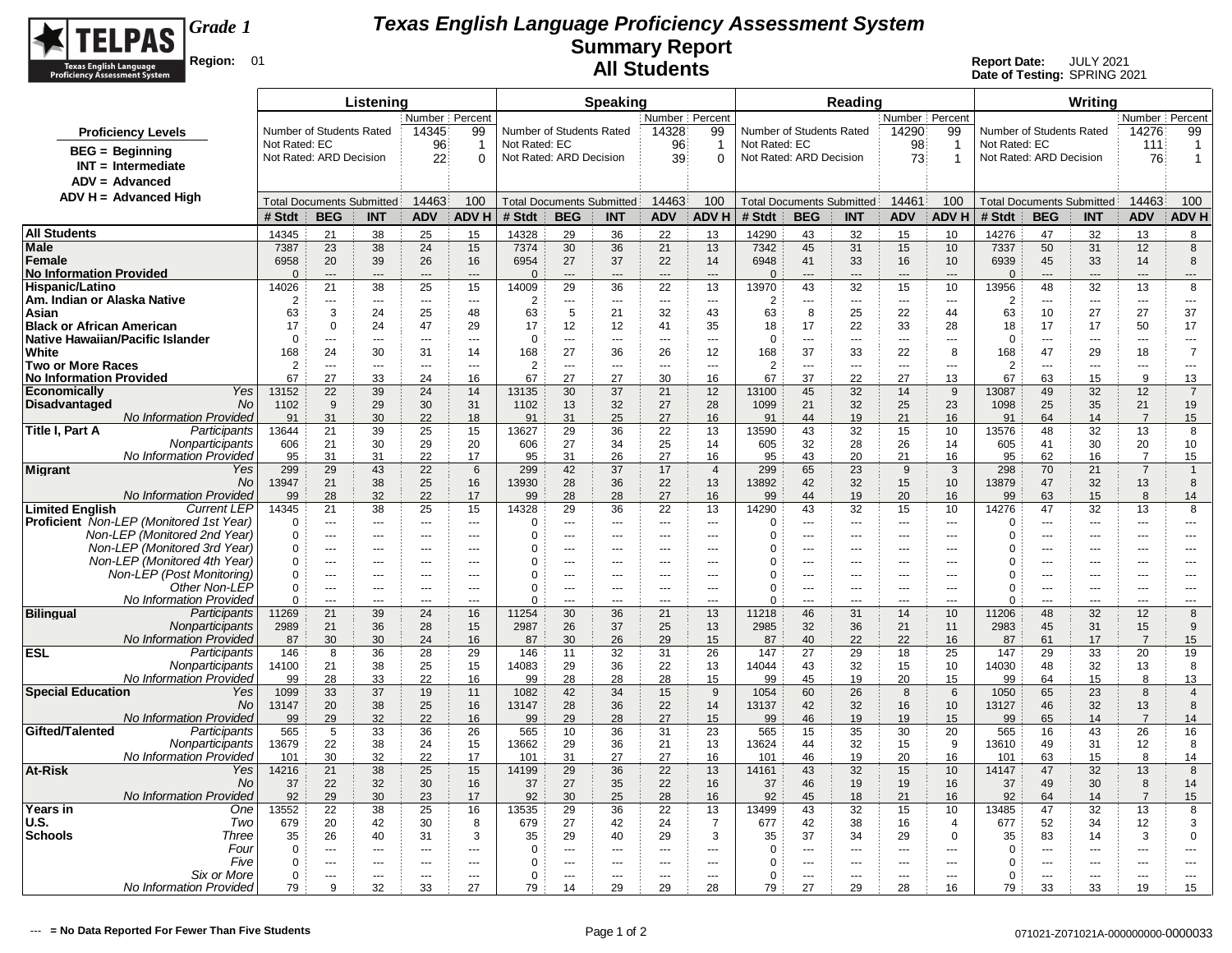# Texas English Language Proficiency Assessment System

## Summary Report

## All Students

Grade 1

Region: 01

Report Date: JULY 2021
Date of Testing: SPRING 2021

**Proficiency Levels**

- BEG = Beginning
- INT = Intermediate
- ADV = Advanced
- ADV H = Advanced High

| | Listening | | Speaking | | Reading | | Writing | |
|---|---|---|---|---|---|---|---|---|
| | Number | Percent | Number | Percent | Number | Percent | Number | Percent |
| Number of Students Rated | 14345 | 99 | 14328 | 99 | 14290 | 99 | 14276 | 99 |
| Not Rated: EC | 96 | 1 | 96 | 1 | 98 | 1 | 111 | 1 |
| Not Rated: ARD Decision | 22 | 0 | 39 | 0 | 73 | 1 | 76 | 1 |
| Total Documents Submitted | 14463 | 100 | 14463 | 100 | 14461 | 100 | 14463 | 100 |

| | | Listening # Stdt | BEG | INT | ADV | ADV H | Speaking # Stdt | BEG | INT | ADV | ADV H | Reading # Stdt | BEG | INT | ADV | ADV H | Writing # Stdt | BEG | INT | ADV | ADV H |
|---|---|---|---|---|---|---|---|---|---|---|---|---|---|---|---|---|---|---|---|---|---|
| **All Students** | | 14345 | 21 | 38 | 25 | 15 | 14328 | 29 | 36 | 22 | 13 | 14290 | 43 | 32 | 15 | 10 | 14276 | 47 | 32 | 13 | 8 |
| **Male** | | 7387 | 23 | 38 | 24 | 15 | 7374 | 30 | 36 | 21 | 13 | 7342 | 45 | 31 | 15 | 10 | 7337 | 50 | 31 | 12 | 8 |
| **Female** | | 6958 | 20 | 39 | 26 | 16 | 6954 | 27 | 37 | 22 | 14 | 6948 | 41 | 33 | 16 | 10 | 6939 | 45 | 33 | 14 | 8 |
| **No Information Provided** | | 0 | --- | --- | --- | --- | 0 | --- | --- | --- | --- | 0 | --- | --- | --- | --- | 0 | --- | --- | --- | --- |
| **Hispanic/Latino** | | 14026 | 21 | 38 | 25 | 15 | 14009 | 29 | 36 | 22 | 13 | 13970 | 43 | 32 | 15 | 10 | 13956 | 48 | 32 | 13 | 8 |
| **Am. Indian or Alaska Native** | | 2 | --- | --- | --- | --- | 2 | --- | --- | --- | --- | 2 | --- | --- | --- | --- | 2 | --- | --- | --- | --- |
| **Asian** | | 63 | 3 | 24 | 25 | 48 | 63 | 5 | 21 | 32 | 43 | 63 | 8 | 25 | 22 | 44 | 63 | 10 | 27 | 27 | 37 |
| **Black or African American** | | 17 | 0 | 24 | 47 | 29 | 17 | 12 | 12 | 41 | 35 | 18 | 17 | 22 | 33 | 28 | 18 | 17 | 17 | 50 | 17 |
| **Native Hawaiian/Pacific Islander** | | 0 | --- | --- | --- | --- | 0 | --- | --- | --- | --- | 0 | --- | --- | --- | --- | 0 | --- | --- | --- | --- |
| **White** | | 168 | 24 | 30 | 31 | 14 | 168 | 27 | 36 | 26 | 12 | 168 | 37 | 33 | 22 | 8 | 168 | 47 | 29 | 18 | 7 |
| **Two or More Races** | | 2 | --- | --- | --- | --- | 2 | --- | --- | --- | --- | 2 | --- | --- | --- | --- | 2 | --- | --- | --- | --- |
| **No Information Provided** | | 67 | 27 | 33 | 24 | 16 | 67 | 27 | 27 | 30 | 16 | 67 | 37 | 22 | 27 | 13 | 67 | 63 | 15 | 9 | 13 |
| **Economically Disadvantaged** | *Yes* | 13152 | 22 | 39 | 24 | 14 | 13135 | 30 | 37 | 21 | 12 | 13100 | 45 | 32 | 14 | 9 | 13087 | 49 | 32 | 12 | 7 |
| | *No* | 1102 | 9 | 29 | 30 | 31 | 1102 | 13 | 32 | 27 | 28 | 1099 | 21 | 32 | 25 | 23 | 1098 | 25 | 35 | 21 | 19 |
| | *No Information Provided* | 91 | 31 | 30 | 22 | 18 | 91 | 31 | 25 | 27 | 16 | 91 | 44 | 19 | 21 | 16 | 91 | 64 | 14 | 7 | 15 |
| **Title I, Part A** | *Participants* | 13644 | 21 | 39 | 25 | 15 | 13627 | 29 | 36 | 22 | 13 | 13590 | 43 | 32 | 15 | 10 | 13576 | 48 | 32 | 13 | 8 |
| | *Nonparticipants* | 606 | 21 | 30 | 29 | 20 | 606 | 27 | 34 | 25 | 14 | 605 | 32 | 28 | 26 | 14 | 605 | 41 | 30 | 20 | 10 |
| | *No Information Provided* | 95 | 31 | 31 | 22 | 17 | 95 | 31 | 26 | 27 | 16 | 95 | 43 | 20 | 21 | 16 | 95 | 62 | 16 | 7 | 15 |
| **Migrant** | *Yes* | 299 | 29 | 43 | 22 | 6 | 299 | 42 | 37 | 17 | 4 | 299 | 65 | 23 | 9 | 3 | 298 | 70 | 21 | 7 | 1 |
| | *No* | 13947 | 21 | 38 | 25 | 16 | 13930 | 28 | 36 | 22 | 13 | 13892 | 42 | 32 | 15 | 10 | 13879 | 47 | 32 | 13 | 8 |
| | *No Information Provided* | 99 | 28 | 32 | 22 | 17 | 99 | 28 | 28 | 27 | 16 | 99 | 44 | 19 | 20 | 16 | 99 | 63 | 15 | 8 | 14 |
| **Limited English Proficient** | *Current LEP* | 14345 | 21 | 38 | 25 | 15 | 14328 | 29 | 36 | 22 | 13 | 14290 | 43 | 32 | 15 | 10 | 14276 | 47 | 32 | 13 | 8 |
| | *Non-LEP (Monitored 1st Year)* | 0 | --- | --- | --- | --- | 0 | --- | --- | --- | --- | 0 | --- | --- | --- | --- | 0 | --- | --- | --- | --- |
| | *Non-LEP (Monitored 2nd Year)* | 0 | --- | --- | --- | --- | 0 | --- | --- | --- | --- | 0 | --- | --- | --- | --- | 0 | --- | --- | --- | --- |
| | *Non-LEP (Monitored 3rd Year)* | 0 | --- | --- | --- | --- | 0 | --- | --- | --- | --- | 0 | --- | --- | --- | --- | 0 | --- | --- | --- | --- |
| | *Non-LEP (Monitored 4th Year)* | 0 | --- | --- | --- | --- | 0 | --- | --- | --- | --- | 0 | --- | --- | --- | --- | 0 | --- | --- | --- | --- |
| | *Non-LEP (Post Monitoring)* | 0 | --- | --- | --- | --- | 0 | --- | --- | --- | --- | 0 | --- | --- | --- | --- | 0 | --- | --- | --- | --- |
| | *Other Non-LEP* | 0 | --- | --- | --- | --- | 0 | --- | --- | --- | --- | 0 | --- | --- | --- | --- | 0 | --- | --- | --- | --- |
| | *No Information Provided* | 0 | --- | --- | --- | --- | 0 | --- | --- | --- | --- | 0 | --- | --- | --- | --- | 0 | --- | --- | --- | --- |
| **Bilingual** | *Participants* | 11269 | 21 | 39 | 24 | 16 | 11254 | 30 | 36 | 21 | 13 | 11218 | 46 | 31 | 14 | 10 | 11206 | 48 | 32 | 12 | 8 |
| | *Nonparticipants* | 2989 | 21 | 36 | 28 | 15 | 2987 | 26 | 37 | 25 | 13 | 2985 | 32 | 36 | 21 | 11 | 2983 | 45 | 31 | 15 | 9 |
| | *No Information Provided* | 87 | 30 | 30 | 24 | 16 | 87 | 30 | 26 | 29 | 15 | 87 | 40 | 22 | 22 | 16 | 87 | 61 | 17 | 7 | 15 |
| **ESL** | *Participants* | 146 | 8 | 36 | 28 | 29 | 146 | 11 | 32 | 31 | 26 | 147 | 27 | 29 | 18 | 25 | 147 | 29 | 33 | 20 | 19 |
| | *Nonparticipants* | 14100 | 21 | 38 | 25 | 15 | 14083 | 29 | 36 | 22 | 13 | 14044 | 43 | 32 | 15 | 10 | 14030 | 48 | 32 | 13 | 8 |
| | *No Information Provided* | 99 | 28 | 33 | 22 | 16 | 99 | 28 | 28 | 28 | 15 | 99 | 45 | 19 | 20 | 15 | 99 | 64 | 15 | 8 | 13 |
| **Special Education** | *Yes* | 1099 | 33 | 37 | 19 | 11 | 1082 | 42 | 34 | 15 | 9 | 1054 | 60 | 26 | 8 | 6 | 1050 | 65 | 23 | 8 | 4 |
| | *No* | 13147 | 20 | 38 | 25 | 16 | 13147 | 28 | 36 | 22 | 14 | 13137 | 42 | 32 | 16 | 10 | 13127 | 46 | 32 | 13 | 8 |
| | *No Information Provided* | 99 | 29 | 32 | 22 | 16 | 99 | 29 | 28 | 27 | 15 | 99 | 46 | 19 | 19 | 15 | 99 | 65 | 14 | 7 | 14 |
| **Gifted/Talented** | *Participants* | 565 | 5 | 33 | 36 | 26 | 565 | 10 | 36 | 31 | 23 | 565 | 15 | 35 | 30 | 20 | 565 | 16 | 43 | 26 | 16 |
| | *Nonparticipants* | 13679 | 22 | 38 | 24 | 15 | 13662 | 29 | 36 | 21 | 13 | 13624 | 44 | 32 | 15 | 9 | 13610 | 49 | 31 | 12 | 8 |
| | *No Information Provided* | 101 | 30 | 32 | 22 | 17 | 101 | 31 | 27 | 27 | 16 | 101 | 46 | 19 | 20 | 16 | 101 | 63 | 15 | 8 | 14 |
| **At-Risk** | *Yes* | 14216 | 21 | 38 | 25 | 15 | 14199 | 29 | 36 | 22 | 13 | 14161 | 43 | 32 | 15 | 10 | 14147 | 47 | 32 | 13 | 8 |
| | *No* | 37 | 22 | 32 | 30 | 16 | 37 | 27 | 35 | 22 | 16 | 37 | 46 | 19 | 19 | 16 | 37 | 49 | 30 | 8 | 14 |
| | *No Information Provided* | 92 | 29 | 30 | 23 | 17 | 92 | 30 | 25 | 28 | 16 | 92 | 45 | 18 | 21 | 16 | 92 | 64 | 14 | 7 | 15 |
| **Years in U.S. Schools** | *One* | 13552 | 22 | 38 | 25 | 16 | 13535 | 29 | 36 | 22 | 13 | 13499 | 43 | 32 | 15 | 10 | 13485 | 47 | 32 | 13 | 8 |
| | *Two* | 679 | 20 | 42 | 30 | 8 | 679 | 27 | 42 | 24 | 7 | 677 | 42 | 38 | 16 | 4 | 677 | 52 | 34 | 12 | 3 |
| | *Three* | 35 | 26 | 40 | 31 | 3 | 35 | 29 | 40 | 29 | 3 | 35 | 37 | 34 | 29 | 0 | 35 | 83 | 14 | 3 | 0 |
| | *Four* | 0 | --- | --- | --- | --- | 0 | --- | --- | --- | --- | 0 | --- | --- | --- | --- | 0 | --- | --- | --- | --- |
| | *Five* | 0 | --- | --- | --- | --- | 0 | --- | --- | --- | --- | 0 | --- | --- | --- | --- | 0 | --- | --- | --- | --- |
| | *Six or More* | 0 | --- | --- | --- | --- | 0 | --- | --- | --- | --- | 0 | --- | --- | --- | --- | 0 | --- | --- | --- | --- |
| | *No Information Provided* | 79 | 9 | 32 | 33 | 27 | 79 | 14 | 29 | 29 | 28 | 79 | 27 | 29 | 28 | 16 | 79 | 33 | 33 | 19 | 15 |

--- = No Data Reported For Fewer Than Five Students

071021-Z071021A-000000000-0000033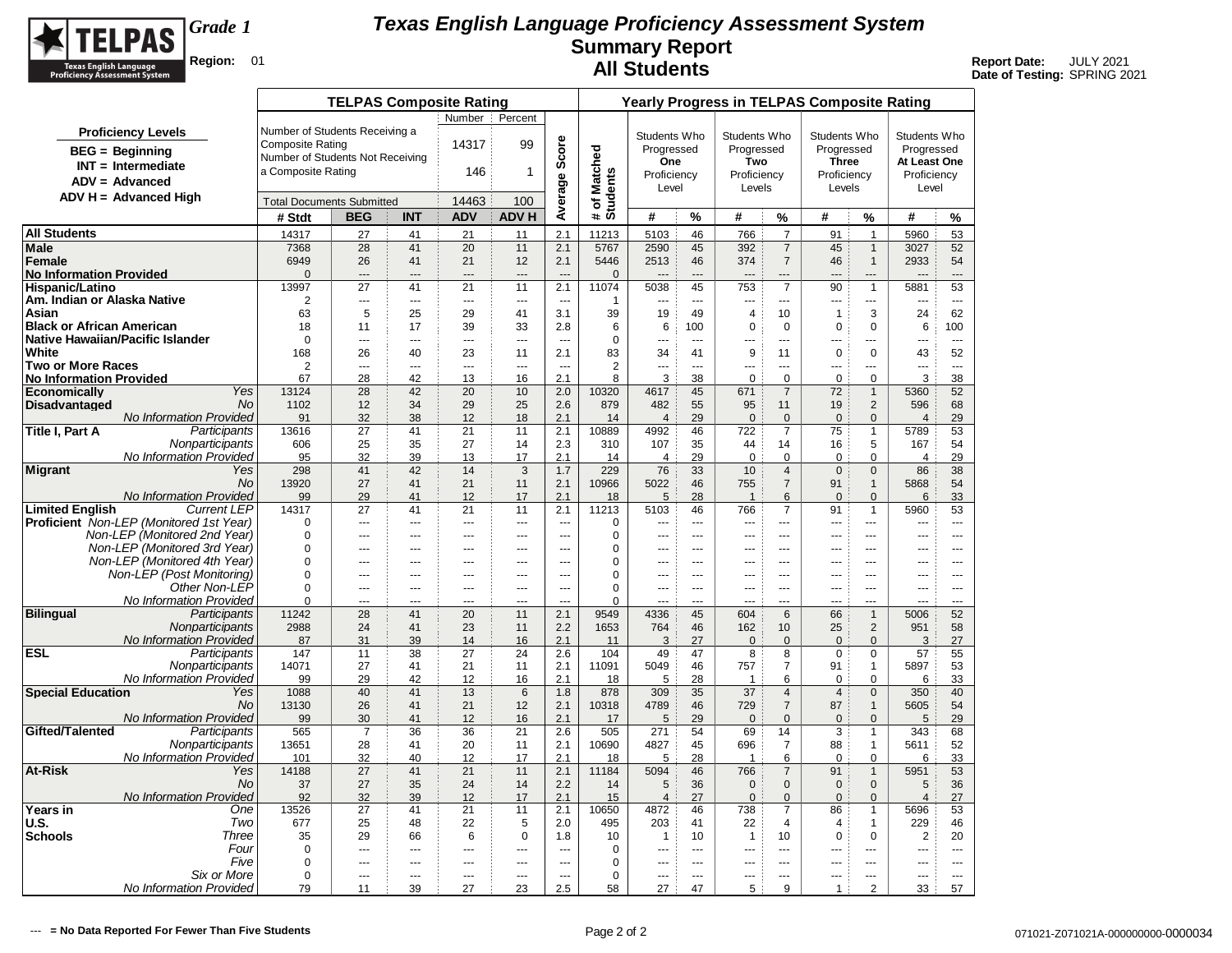# Texas English Language Proficiency Assessment System

## Summary Report

## All Students

TELPAS — Texas English Language Proficiency Assessment System

*Grade 1*

**Region:** 01

**Report Date:** JULY 2021
**Date of Testing:** SPRING 2021

**Proficiency Levels**

- **BEG = Beginning**
- **INT = Intermediate**
- **ADV = Advanced**
- **ADV H = Advanced High**

**TELPAS Composite Rating**

| | Number | Percent |
|---|---|---|
| Number of Students Receiving a Composite Rating | 14317 | 99 |
| Number of Students Not Receiving a Composite Rating | 146 | 1 |
| Total Documents Submitted | 14463 | 100 |

| | | TELPAS Composite Rating | | | | | | Yearly Progress in TELPAS Composite Rating | | | | | | | | |
|---|---|---|---|---|---|---|---|---|---|---|---|---|---|---|---|---|
| | | | | | | | | | Students Who Progressed One Proficiency Level | | Students Who Progressed Two Proficiency Levels | | Students Who Progressed Three Proficiency Levels | | Students Who Progressed At Least One Proficiency Level | |
| | | # Stdt | BEG | INT | ADV | ADV H | Average Score | # of Matched Students | # | % | # | % | # | % | # | % |
| **All Students** | | 14317 | 27 | 41 | 21 | 11 | 2.1 | 11213 | 5103 | 46 | 766 | 7 | 91 | 1 | 5960 | 53 |
| **Male** | | 7368 | 28 | 41 | 20 | 11 | 2.1 | 5767 | 2590 | 45 | 392 | 7 | 45 | 1 | 3027 | 52 |
| **Female** | | 6949 | 26 | 41 | 21 | 12 | 2.1 | 5446 | 2513 | 46 | 374 | 7 | 46 | 1 | 2933 | 54 |
| **No Information Provided** | | 0 | --- | --- | --- | --- | --- | 0 | --- | --- | --- | --- | --- | --- | --- | --- |
| **Hispanic/Latino** | | 13997 | 27 | 41 | 21 | 11 | 2.1 | 11074 | 5038 | 45 | 753 | 7 | 90 | 1 | 5881 | 53 |
| **Am. Indian or Alaska Native** | | 2 | --- | --- | --- | --- | --- | 1 | --- | --- | --- | --- | --- | --- | --- | --- |
| **Asian** | | 63 | 5 | 25 | 29 | 41 | 3.1 | 39 | 19 | 49 | 4 | 10 | 1 | 3 | 24 | 62 |
| **Black or African American** | | 18 | 11 | 17 | 39 | 33 | 2.8 | 6 | 6 | 100 | 0 | 0 | 0 | 0 | 6 | 100 |
| **Native Hawaiian/Pacific Islander** | | 0 | --- | --- | --- | --- | --- | 0 | --- | --- | --- | --- | --- | --- | --- | --- |
| **White** | | 168 | 26 | 40 | 23 | 11 | 2.1 | 83 | 34 | 41 | 9 | 11 | 0 | 0 | 43 | 52 |
| **Two or More Races** | | 2 | --- | --- | --- | --- | --- | 2 | --- | --- | --- | --- | --- | --- | --- | --- |
| **No Information Provided** | | 67 | 28 | 42 | 13 | 16 | 2.1 | 8 | 3 | 38 | 0 | 0 | 0 | 0 | 3 | 38 |
| **Economically Disadvantaged** | *Yes* | 13124 | 28 | 42 | 20 | 10 | 2.0 | 10320 | 4617 | 45 | 671 | 7 | 72 | 1 | 5360 | 52 |
| | *No* | 1102 | 12 | 34 | 29 | 25 | 2.6 | 879 | 482 | 55 | 95 | 11 | 19 | 2 | 596 | 68 |
| | *No Information Provided* | 91 | 32 | 38 | 12 | 18 | 2.1 | 14 | 4 | 29 | 0 | 0 | 0 | 0 | 4 | 29 |
| **Title I, Part A** | *Participants* | 13616 | 27 | 41 | 21 | 11 | 2.1 | 10889 | 4992 | 46 | 722 | 7 | 75 | 1 | 5789 | 53 |
| | *Nonparticipants* | 606 | 25 | 35 | 27 | 14 | 2.3 | 310 | 107 | 35 | 44 | 14 | 16 | 5 | 167 | 54 |
| | *No Information Provided* | 95 | 32 | 39 | 13 | 17 | 2.1 | 14 | 4 | 29 | 0 | 0 | 0 | 0 | 4 | 29 |
| **Migrant** | *Yes* | 298 | 41 | 42 | 14 | 3 | 1.7 | 229 | 76 | 33 | 10 | 4 | 0 | 0 | 86 | 38 |
| | *No* | 13920 | 27 | 41 | 21 | 11 | 2.1 | 10966 | 5022 | 46 | 755 | 7 | 91 | 1 | 5868 | 54 |
| | *No Information Provided* | 99 | 29 | 41 | 12 | 17 | 2.1 | 18 | 5 | 28 | 1 | 6 | 0 | 0 | 6 | 33 |
| **Limited English Proficient** | *Current LEP* | 14317 | 27 | 41 | 21 | 11 | 2.1 | 11213 | 5103 | 46 | 766 | 7 | 91 | 1 | 5960 | 53 |
| | *Non-LEP (Monitored 1st Year)* | 0 | --- | --- | --- | --- | --- | 0 | --- | --- | --- | --- | --- | --- | --- | --- |
| | *Non-LEP (Monitored 2nd Year)* | 0 | --- | --- | --- | --- | --- | 0 | --- | --- | --- | --- | --- | --- | --- | --- |
| | *Non-LEP (Monitored 3rd Year)* | 0 | --- | --- | --- | --- | --- | 0 | --- | --- | --- | --- | --- | --- | --- | --- |
| | *Non-LEP (Monitored 4th Year)* | 0 | --- | --- | --- | --- | --- | 0 | --- | --- | --- | --- | --- | --- | --- | --- |
| | *Non-LEP (Post Monitoring)* | 0 | --- | --- | --- | --- | --- | 0 | --- | --- | --- | --- | --- | --- | --- | --- |
| | *Other Non-LEP* | 0 | --- | --- | --- | --- | --- | 0 | --- | --- | --- | --- | --- | --- | --- | --- |
| | *No Information Provided* | 0 | --- | --- | --- | --- | --- | 0 | --- | --- | --- | --- | --- | --- | --- | --- |
| **Bilingual** | *Participants* | 11242 | 28 | 41 | 20 | 11 | 2.1 | 9549 | 4336 | 45 | 604 | 6 | 66 | 1 | 5006 | 52 |
| | *Nonparticipants* | 2988 | 24 | 41 | 23 | 11 | 2.2 | 1653 | 764 | 46 | 162 | 10 | 25 | 2 | 951 | 58 |
| | *No Information Provided* | 87 | 31 | 39 | 14 | 16 | 2.1 | 11 | 3 | 27 | 0 | 0 | 0 | 0 | 3 | 27 |
| **ESL** | *Participants* | 147 | 11 | 38 | 27 | 24 | 2.6 | 104 | 49 | 47 | 8 | 8 | 0 | 0 | 57 | 55 |
| | *Nonparticipants* | 14071 | 27 | 41 | 21 | 11 | 2.1 | 11091 | 5049 | 46 | 757 | 7 | 91 | 1 | 5897 | 53 |
| | *No Information Provided* | 99 | 29 | 42 | 12 | 16 | 2.1 | 18 | 5 | 28 | 1 | 6 | 0 | 0 | 6 | 33 |
| **Special Education** | *Yes* | 1088 | 40 | 41 | 13 | 6 | 1.8 | 878 | 309 | 35 | 37 | 4 | 4 | 0 | 350 | 40 |
| | *No* | 13130 | 26 | 41 | 21 | 12 | 2.1 | 10318 | 4789 | 46 | 729 | 7 | 87 | 1 | 5605 | 54 |
| | *No Information Provided* | 99 | 30 | 41 | 12 | 16 | 2.1 | 17 | 5 | 29 | 0 | 0 | 0 | 0 | 5 | 29 |
| **Gifted/Talented** | *Participants* | 565 | 7 | 36 | 36 | 21 | 2.6 | 505 | 271 | 54 | 69 | 14 | 3 | 1 | 343 | 68 |
| | *Nonparticipants* | 13651 | 28 | 41 | 20 | 11 | 2.1 | 10690 | 4827 | 45 | 696 | 7 | 88 | 1 | 5611 | 52 |
| | *No Information Provided* | 101 | 32 | 40 | 12 | 17 | 2.1 | 18 | 5 | 28 | 1 | 6 | 0 | 0 | 6 | 33 |
| **At-Risk** | *Yes* | 14188 | 27 | 41 | 21 | 11 | 2.1 | 11184 | 5094 | 46 | 766 | 7 | 91 | 1 | 5951 | 53 |
| | *No* | 37 | 27 | 35 | 24 | 14 | 2.2 | 14 | 5 | 36 | 0 | 0 | 0 | 0 | 5 | 36 |
| | *No Information Provided* | 92 | 32 | 39 | 12 | 17 | 2.1 | 15 | 4 | 27 | 0 | 0 | 0 | 0 | 4 | 27 |
| **Years in U.S. Schools** | *One* | 13526 | 27 | 41 | 21 | 11 | 2.1 | 10650 | 4872 | 46 | 738 | 7 | 86 | 1 | 5696 | 53 |
| | *Two* | 677 | 25 | 48 | 22 | 5 | 2.0 | 495 | 203 | 41 | 22 | 4 | 4 | 1 | 229 | 46 |
| | *Three* | 35 | 29 | 66 | 6 | 0 | 1.8 | 10 | 1 | 10 | 1 | 10 | 0 | 0 | 2 | 20 |
| | *Four* | 0 | --- | --- | --- | --- | --- | 0 | --- | --- | --- | --- | --- | --- | --- | --- |
| | *Five* | 0 | --- | --- | --- | --- | --- | 0 | --- | --- | --- | --- | --- | --- | --- | --- |
| | *Six or More* | 0 | --- | --- | --- | --- | --- | 0 | --- | --- | --- | --- | --- | --- | --- | --- |
| | *No Information Provided* | 79 | 11 | 39 | 27 | 23 | 2.5 | 58 | 27 | 47 | 5 | 9 | 1 | 2 | 33 | 57 |

--- = No Data Reported For Fewer Than Five Students

071021-Z071021A-000000000-0000034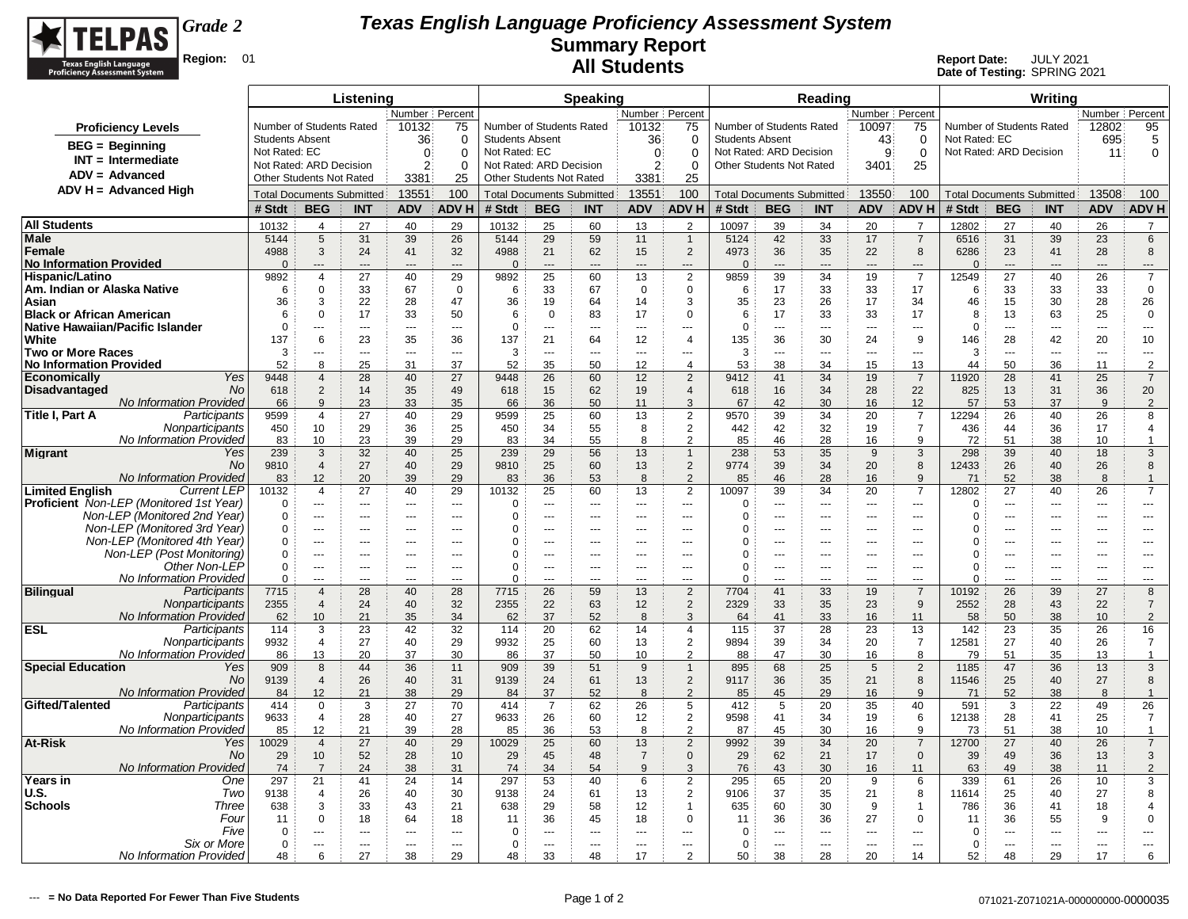# Texas English Language Proficiency Assessment System

## Summary Report

## All Students

**Grade 2**

**Region:** 01

**Report Date:** JULY 2021
**Date of Testing:** SPRING 2021

**Proficiency Levels**

- BEG = Beginning
- INT = Intermediate
- ADV = Advanced
- ADV H = Advanced High

| | Listening | | Speaking | | Reading | | Writing | |
|---|---|---|---|---|---|---|---|---|
| | Number | Percent | Number | Percent | Number | Percent | Number | Percent |
| Number of Students Rated | 10132 | 75 | 10132 | 75 | 10097 | 75 | 12802 | 95 |
| Students Absent | 36 | 0 | 36 | 0 | 43 | 0 | | |
| Not Rated: EC | 0 | 0 | 0 | 0 | | | 695 | 5 |
| Not Rated: ARD Decision | 2 | 0 | 2 | 0 | 9 | 0 | 11 | 0 |
| Other Students Not Rated | 3381 | 25 | 3381 | 25 | 3401 | 25 | | |
| Total Documents Submitted | 13551 | 100 | 13551 | 100 | 13550 | 100 | 13508 | 100 |

| | | Listening # Stdt | BEG | INT | ADV | ADV H | Speaking # Stdt | BEG | INT | ADV | ADV H | Reading # Stdt | BEG | INT | ADV | ADV H | Writing # Stdt | BEG | INT | ADV | ADV H |
|---|---|---|---|---|---|---|---|---|---|---|---|---|---|---|---|---|---|---|---|---|---|
| **All Students** | | 10132 | 4 | 27 | 40 | 29 | 10132 | 25 | 60 | 13 | 2 | 10097 | 39 | 34 | 20 | 7 | 12802 | 27 | 40 | 26 | 7 |
| **Male** | | 5144 | 5 | 31 | 39 | 26 | 5144 | 29 | 59 | 11 | 1 | 5124 | 42 | 33 | 17 | 7 | 6516 | 31 | 39 | 23 | 6 |
| **Female** | | 4988 | 3 | 24 | 41 | 32 | 4988 | 21 | 62 | 15 | 2 | 4973 | 36 | 35 | 22 | 8 | 6286 | 23 | 41 | 28 | 8 |
| **No Information Provided** | | 0 | --- | --- | --- | --- | 0 | --- | --- | --- | --- | 0 | --- | --- | --- | --- | 0 | --- | --- | --- | --- |
| **Hispanic/Latino** | | 9892 | 4 | 27 | 40 | 29 | 9892 | 25 | 60 | 13 | 2 | 9859 | 39 | 34 | 19 | 7 | 12549 | 27 | 40 | 26 | 7 |
| **Am. Indian or Alaska Native** | | 6 | 0 | 33 | 67 | 0 | 6 | 33 | 67 | 0 | 0 | 6 | 17 | 33 | 33 | 17 | 6 | 33 | 33 | 33 | 0 |
| **Asian** | | 36 | 3 | 22 | 28 | 47 | 36 | 19 | 64 | 14 | 3 | 35 | 23 | 26 | 17 | 34 | 46 | 15 | 30 | 28 | 26 |
| **Black or African American** | | 6 | 0 | 17 | 33 | 50 | 6 | 0 | 83 | 17 | 0 | 6 | 17 | 33 | 33 | 17 | 8 | 13 | 63 | 25 | 0 |
| **Native Hawaiian/Pacific Islander** | | 0 | --- | --- | --- | --- | 0 | --- | --- | --- | --- | 0 | --- | --- | --- | --- | 0 | --- | --- | --- | --- |
| **White** | | 137 | 6 | 23 | 35 | 36 | 137 | 21 | 64 | 12 | 4 | 135 | 36 | 30 | 24 | 9 | 146 | 28 | 42 | 20 | 10 |
| **Two or More Races** | | 3 | --- | --- | --- | --- | 3 | --- | --- | --- | --- | 3 | --- | --- | --- | --- | 3 | --- | --- | --- | --- |
| **No Information Provided** | | 52 | 8 | 25 | 31 | 37 | 52 | 35 | 50 | 12 | 4 | 53 | 38 | 34 | 15 | 13 | 44 | 50 | 36 | 11 | 2 |
| **Economically Disadvantaged** | *Yes* | 9448 | 4 | 28 | 40 | 27 | 9448 | 26 | 60 | 12 | 2 | 9412 | 41 | 34 | 19 | 7 | 11920 | 28 | 41 | 25 | 7 |
| | *No* | 618 | 2 | 14 | 35 | 49 | 618 | 15 | 62 | 19 | 4 | 618 | 16 | 34 | 28 | 22 | 825 | 13 | 31 | 36 | 20 |
| | *No Information Provided* | 66 | 9 | 23 | 33 | 35 | 66 | 36 | 50 | 11 | 3 | 67 | 42 | 30 | 16 | 12 | 57 | 53 | 37 | 9 | 2 |
| **Title I, Part A** | *Participants* | 9599 | 4 | 27 | 40 | 29 | 9599 | 25 | 60 | 13 | 2 | 9570 | 39 | 34 | 20 | 7 | 12294 | 26 | 40 | 26 | 8 |
| | *Nonparticipants* | 450 | 10 | 29 | 36 | 25 | 450 | 34 | 55 | 8 | 2 | 442 | 42 | 32 | 19 | 7 | 436 | 44 | 36 | 17 | 4 |
| | *No Information Provided* | 83 | 10 | 23 | 39 | 29 | 83 | 34 | 55 | 8 | 2 | 85 | 46 | 28 | 16 | 9 | 72 | 51 | 38 | 10 | 1 |
| **Migrant** | *Yes* | 239 | 3 | 32 | 40 | 25 | 239 | 29 | 56 | 13 | 1 | 238 | 53 | 35 | 9 | 3 | 298 | 39 | 40 | 18 | 3 |
| | *No* | 9810 | 4 | 27 | 40 | 29 | 9810 | 25 | 60 | 13 | 2 | 9774 | 39 | 34 | 20 | 8 | 12433 | 26 | 40 | 26 | 8 |
| | *No Information Provided* | 83 | 12 | 20 | 39 | 29 | 83 | 36 | 53 | 8 | 2 | 85 | 46 | 28 | 16 | 9 | 71 | 52 | 38 | 8 | 1 |
| **Limited English Proficient** | *Current LEP* | 10132 | 4 | 27 | 40 | 29 | 10132 | 25 | 60 | 13 | 2 | 10097 | 39 | 34 | 20 | 7 | 12802 | 27 | 40 | 26 | 7 |
| | *Non-LEP (Monitored 1st Year)* | 0 | --- | --- | --- | --- | 0 | --- | --- | --- | --- | 0 | --- | --- | --- | --- | 0 | --- | --- | --- | --- |
| | *Non-LEP (Monitored 2nd Year)* | 0 | --- | --- | --- | --- | 0 | --- | --- | --- | --- | 0 | --- | --- | --- | --- | 0 | --- | --- | --- | --- |
| | *Non-LEP (Monitored 3rd Year)* | 0 | --- | --- | --- | --- | 0 | --- | --- | --- | --- | 0 | --- | --- | --- | --- | 0 | --- | --- | --- | --- |
| | *Non-LEP (Monitored 4th Year)* | 0 | --- | --- | --- | --- | 0 | --- | --- | --- | --- | 0 | --- | --- | --- | --- | 0 | --- | --- | --- | --- |
| | *Non-LEP (Post Monitoring)* | 0 | --- | --- | --- | --- | 0 | --- | --- | --- | --- | 0 | --- | --- | --- | --- | 0 | --- | --- | --- | --- |
| | *Other Non-LEP* | 0 | --- | --- | --- | --- | 0 | --- | --- | --- | --- | 0 | --- | --- | --- | --- | 0 | --- | --- | --- | --- |
| | *No Information Provided* | 0 | --- | --- | --- | --- | 0 | --- | --- | --- | --- | 0 | --- | --- | --- | --- | 0 | --- | --- | --- | --- |
| **Bilingual** | *Participants* | 7715 | 4 | 28 | 40 | 28 | 7715 | 26 | 59 | 13 | 2 | 7704 | 41 | 33 | 19 | 7 | 10192 | 26 | 39 | 27 | 8 |
| | *Nonparticipants* | 2355 | 4 | 24 | 40 | 32 | 2355 | 22 | 63 | 12 | 2 | 2329 | 33 | 35 | 23 | 9 | 2552 | 28 | 43 | 22 | 7 |
| | *No Information Provided* | 62 | 10 | 21 | 35 | 34 | 62 | 37 | 52 | 8 | 3 | 64 | 41 | 33 | 16 | 11 | 58 | 50 | 38 | 10 | 2 |
| **ESL** | *Participants* | 114 | 3 | 23 | 42 | 32 | 114 | 20 | 62 | 14 | 4 | 115 | 37 | 28 | 23 | 13 | 142 | 23 | 35 | 26 | 16 |
| | *Nonparticipants* | 9932 | 4 | 27 | 40 | 29 | 9932 | 25 | 60 | 13 | 2 | 9894 | 39 | 34 | 20 | 7 | 12581 | 27 | 40 | 26 | 7 |
| | *No Information Provided* | 86 | 13 | 20 | 37 | 30 | 86 | 37 | 50 | 10 | 2 | 88 | 47 | 30 | 16 | 8 | 79 | 51 | 35 | 13 | 1 |
| **Special Education** | *Yes* | 909 | 8 | 44 | 36 | 11 | 909 | 39 | 51 | 9 | 1 | 895 | 68 | 25 | 5 | 2 | 1185 | 47 | 36 | 13 | 3 |
| | *No* | 9139 | 4 | 26 | 40 | 31 | 9139 | 24 | 61 | 13 | 2 | 9117 | 36 | 35 | 21 | 8 | 11546 | 25 | 40 | 27 | 8 |
| | *No Information Provided* | 84 | 12 | 21 | 38 | 29 | 84 | 37 | 52 | 8 | 2 | 85 | 45 | 29 | 16 | 9 | 71 | 52 | 38 | 8 | 1 |
| **Gifted/Talented** | *Participants* | 414 | 0 | 3 | 27 | 70 | 414 | 7 | 62 | 26 | 5 | 412 | 5 | 20 | 35 | 40 | 591 | 3 | 22 | 49 | 26 |
| | *Nonparticipants* | 9633 | 4 | 28 | 40 | 27 | 9633 | 26 | 60 | 12 | 2 | 9598 | 41 | 34 | 19 | 6 | 12138 | 28 | 41 | 25 | 7 |
| | *No Information Provided* | 85 | 12 | 21 | 39 | 28 | 85 | 36 | 53 | 8 | 2 | 87 | 45 | 30 | 16 | 9 | 73 | 51 | 38 | 10 | 1 |
| **At-Risk** | *Yes* | 10029 | 4 | 27 | 40 | 29 | 10029 | 25 | 60 | 13 | 2 | 9992 | 39 | 34 | 20 | 7 | 12700 | 27 | 40 | 26 | 7 |
| | *No* | 29 | 10 | 52 | 28 | 10 | 29 | 45 | 48 | 7 | 0 | 29 | 62 | 21 | 17 | 0 | 39 | 49 | 36 | 13 | 3 |
| | *No Information Provided* | 74 | 7 | 24 | 38 | 31 | 74 | 34 | 54 | 9 | 3 | 76 | 43 | 30 | 16 | 11 | 63 | 49 | 38 | 11 | 2 |
| **Years in U.S. Schools** | *One* | 297 | 21 | 41 | 24 | 14 | 297 | 53 | 40 | 6 | 2 | 295 | 65 | 20 | 9 | 6 | 339 | 61 | 26 | 10 | 3 |
| | *Two* | 9138 | 4 | 26 | 40 | 30 | 9138 | 24 | 61 | 13 | 2 | 9106 | 37 | 35 | 21 | 8 | 11614 | 25 | 40 | 27 | 8 |
| | *Three* | 638 | 3 | 33 | 43 | 21 | 638 | 29 | 58 | 12 | 1 | 635 | 60 | 30 | 9 | 1 | 786 | 36 | 41 | 18 | 4 |
| | *Four* | 11 | 0 | 18 | 64 | 18 | 11 | 36 | 45 | 18 | 0 | 11 | 36 | 36 | 27 | 0 | 11 | 36 | 55 | 9 | 0 |
| | *Five* | 0 | --- | --- | --- | --- | 0 | --- | --- | --- | --- | 0 | --- | --- | --- | --- | 0 | --- | --- | --- | --- |
| | *Six or More* | 0 | --- | --- | --- | --- | 0 | --- | --- | --- | --- | 0 | --- | --- | --- | --- | 0 | --- | --- | --- | --- |
| | *No Information Provided* | 48 | 6 | 27 | 38 | 29 | 48 | 33 | 48 | 17 | 2 | 50 | 38 | 28 | 20 | 14 | 52 | 48 | 29 | 17 | 6 |

--- = No Data Reported For Fewer Than Five Students

071021-Z071021A-000000000-0000035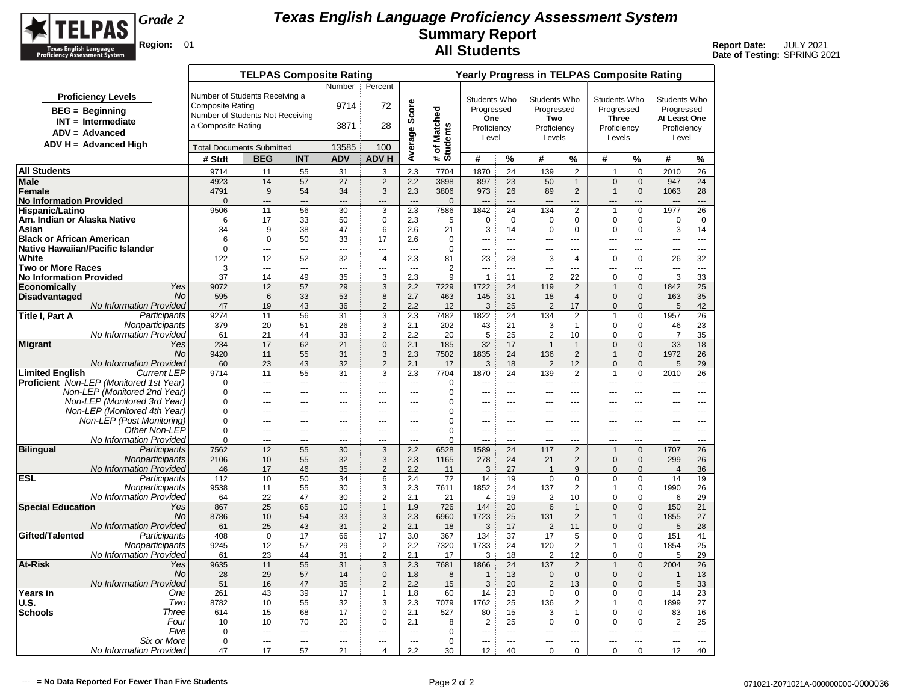# Texas English Language Proficiency Assessment System

## Summary Report

## All Students

**TELPAS** Texas English Language Proficiency Assessment System

*Grade 2*

**Region:** 01

**Report Date:** JULY 2021
**Date of Testing:** SPRING 2021

**Proficiency Levels**
- BEG = Beginning
- INT = Intermediate
- ADV = Advanced
- ADV H = Advanced High

**TELPAS Composite Rating**

| | Number | Percent |
|---|---|---|
| Number of Students Receiving a Composite Rating | 9714 | 72 |
| Number of Students Not Receiving a Composite Rating | 3871 | 28 |
| Total Documents Submitted | 13585 | 100 |

| | | TELPAS Composite Rating | | | | | | Yearly Progress in TELPAS Composite Rating | | | | | | | | |
|---|---|---|---|---|---|---|---|---|---|---|---|---|---|---|---|---|
| | | | | | | | | | Students Who Progressed **One** Proficiency Level | | Students Who Progressed **Two** Proficiency Levels | | Students Who Progressed **Three** Proficiency Levels | | Students Who Progressed **At Least One** Proficiency Level | |
| | | # Stdt | BEG | INT | ADV | ADV H | Average Score | # of Matched Students | # | % | # | % | # | % | # | % |
| **All Students** | | 9714 | 11 | 55 | 31 | 3 | 2.3 | 7704 | 1870 | 24 | 139 | 2 | 1 | 0 | 2010 | 26 |
| **Male** | | 4923 | 14 | 57 | 27 | 2 | 2.2 | 3898 | 897 | 23 | 50 | 1 | 0 | 0 | 947 | 24 |
| **Female** | | 4791 | 9 | 54 | 34 | 3 | 2.3 | 3806 | 973 | 26 | 89 | 2 | 1 | 0 | 1063 | 28 |
| **No Information Provided** | | 0 | --- | --- | --- | --- | --- | 0 | --- | --- | --- | --- | --- | --- | --- | --- |
| **Hispanic/Latino** | | 9506 | 11 | 56 | 30 | 3 | 2.3 | 7586 | 1842 | 24 | 134 | 2 | 1 | 0 | 1977 | 26 |
| **Am. Indian or Alaska Native** | | 6 | 17 | 33 | 50 | 0 | 2.3 | 5 | 0 | 0 | 0 | 0 | 0 | 0 | 0 | 0 |
| **Asian** | | 34 | 9 | 38 | 47 | 6 | 2.6 | 21 | 3 | 14 | 0 | 0 | 0 | 0 | 3 | 14 |
| **Black or African American** | | 6 | 0 | 50 | 33 | 17 | 2.6 | 0 | --- | --- | --- | --- | --- | --- | --- | --- |
| **Native Hawaiian/Pacific Islander** | | 0 | --- | --- | --- | --- | --- | 0 | --- | --- | --- | --- | --- | --- | --- | --- |
| **White** | | 122 | 12 | 52 | 32 | 4 | 2.3 | 81 | 23 | 28 | 3 | 4 | 0 | 0 | 26 | 32 |
| **Two or More Races** | | 3 | --- | --- | --- | --- | --- | 2 | --- | --- | --- | --- | --- | --- | --- | --- |
| **No Information Provided** | | 37 | 14 | 49 | 35 | 3 | 2.3 | 9 | 1 | 11 | 2 | 22 | 0 | 0 | 3 | 33 |
| **Economically Disadvantaged** | *Yes* | 9072 | 12 | 57 | 29 | 3 | 2.2 | 7229 | 1722 | 24 | 119 | 2 | 1 | 0 | 1842 | 25 |
| | *No* | 595 | 6 | 33 | 53 | 8 | 2.7 | 463 | 145 | 31 | 18 | 4 | 0 | 0 | 163 | 35 |
| | *No Information Provided* | 47 | 19 | 43 | 36 | 2 | 2.2 | 12 | 3 | 25 | 2 | 17 | 0 | 0 | 5 | 42 |
| **Title I, Part A** | *Participants* | 9274 | 11 | 56 | 31 | 3 | 2.3 | 7482 | 1822 | 24 | 134 | 2 | 1 | 0 | 1957 | 26 |
| | *Nonparticipants* | 379 | 20 | 51 | 26 | 3 | 2.1 | 202 | 43 | 21 | 3 | 1 | 0 | 0 | 46 | 23 |
| | *No Information Provided* | 61 | 21 | 44 | 33 | 2 | 2.2 | 20 | 5 | 25 | 2 | 10 | 0 | 0 | 7 | 35 |
| **Migrant** | *Yes* | 234 | 17 | 62 | 21 | 0 | 2.1 | 185 | 32 | 17 | 1 | 1 | 0 | 0 | 33 | 18 |
| | *No* | 9420 | 11 | 55 | 31 | 3 | 2.3 | 7502 | 1835 | 24 | 136 | 2 | 1 | 0 | 1972 | 26 |
| | *No Information Provided* | 60 | 23 | 43 | 32 | 2 | 2.1 | 17 | 3 | 18 | 2 | 12 | 0 | 0 | 5 | 29 |
| **Limited English Proficient** | *Current LEP* | 9714 | 11 | 55 | 31 | 3 | 2.3 | 7704 | 1870 | 24 | 139 | 2 | 1 | 0 | 2010 | 26 |
| | *Non-LEP (Monitored 1st Year)* | 0 | --- | --- | --- | --- | --- | 0 | --- | --- | --- | --- | --- | --- | --- | --- |
| | *Non-LEP (Monitored 2nd Year)* | 0 | --- | --- | --- | --- | --- | 0 | --- | --- | --- | --- | --- | --- | --- | --- |
| | *Non-LEP (Monitored 3rd Year)* | 0 | --- | --- | --- | --- | --- | 0 | --- | --- | --- | --- | --- | --- | --- | --- |
| | *Non-LEP (Monitored 4th Year)* | 0 | --- | --- | --- | --- | --- | 0 | --- | --- | --- | --- | --- | --- | --- | --- |
| | *Non-LEP (Post Monitoring)* | 0 | --- | --- | --- | --- | --- | 0 | --- | --- | --- | --- | --- | --- | --- | --- |
| | *Other Non-LEP* | 0 | --- | --- | --- | --- | --- | 0 | --- | --- | --- | --- | --- | --- | --- | --- |
| | *No Information Provided* | 0 | --- | --- | --- | --- | --- | 0 | --- | --- | --- | --- | --- | --- | --- | --- |
| **Bilingual** | *Participants* | 7562 | 12 | 55 | 30 | 3 | 2.2 | 6528 | 1589 | 24 | 117 | 2 | 1 | 0 | 1707 | 26 |
| | *Nonparticipants* | 2106 | 10 | 55 | 32 | 3 | 2.3 | 1165 | 278 | 24 | 21 | 2 | 0 | 0 | 299 | 26 |
| | *No Information Provided* | 46 | 17 | 46 | 35 | 2 | 2.2 | 11 | 3 | 27 | 1 | 9 | 0 | 0 | 4 | 36 |
| **ESL** | *Participants* | 112 | 10 | 50 | 34 | 6 | 2.4 | 72 | 14 | 19 | 0 | 0 | 0 | 0 | 14 | 19 |
| | *Nonparticipants* | 9538 | 11 | 55 | 30 | 3 | 2.3 | 7611 | 1852 | 24 | 137 | 2 | 1 | 0 | 1990 | 26 |
| | *No Information Provided* | 64 | 22 | 47 | 30 | 2 | 2.1 | 21 | 4 | 19 | 2 | 10 | 0 | 0 | 6 | 29 |
| **Special Education** | *Yes* | 867 | 25 | 65 | 10 | 1 | 1.9 | 726 | 144 | 20 | 6 | 1 | 0 | 0 | 150 | 21 |
| | *No* | 8786 | 10 | 54 | 33 | 3 | 2.3 | 6960 | 1723 | 25 | 131 | 2 | 1 | 0 | 1855 | 27 |
| | *No Information Provided* | 61 | 25 | 43 | 31 | 2 | 2.1 | 18 | 3 | 17 | 2 | 11 | 0 | 0 | 5 | 28 |
| **Gifted/Talented** | *Participants* | 408 | 0 | 17 | 66 | 17 | 3.0 | 367 | 134 | 37 | 17 | 5 | 0 | 0 | 151 | 41 |
| | *Nonparticipants* | 9245 | 12 | 57 | 29 | 2 | 2.2 | 7320 | 1733 | 24 | 120 | 2 | 1 | 0 | 1854 | 25 |
| | *No Information Provided* | 61 | 23 | 44 | 31 | 2 | 2.1 | 17 | 3 | 18 | 2 | 12 | 0 | 0 | 5 | 29 |
| **At-Risk** | *Yes* | 9635 | 11 | 55 | 31 | 3 | 2.3 | 7681 | 1866 | 24 | 137 | 2 | 1 | 0 | 2004 | 26 |
| | *No* | 28 | 29 | 57 | 14 | 0 | 1.8 | 8 | 1 | 13 | 0 | 0 | 0 | 0 | 1 | 13 |
| | *No Information Provided* | 51 | 16 | 47 | 35 | 2 | 2.2 | 15 | 3 | 20 | 2 | 13 | 0 | 0 | 5 | 33 |
| **Years in U.S. Schools** | *One* | 261 | 43 | 39 | 17 | 1 | 1.8 | 60 | 14 | 23 | 0 | 0 | 0 | 0 | 14 | 23 |
| | *Two* | 8782 | 10 | 55 | 32 | 3 | 2.3 | 7079 | 1762 | 25 | 136 | 2 | 1 | 0 | 1899 | 27 |
| | *Three* | 614 | 15 | 68 | 17 | 0 | 2.1 | 527 | 80 | 15 | 3 | 1 | 0 | 0 | 83 | 16 |
| | *Four* | 10 | 10 | 70 | 20 | 0 | 2.1 | 8 | 2 | 25 | 0 | 0 | 0 | 0 | 2 | 25 |
| | *Five* | 0 | --- | --- | --- | --- | --- | 0 | --- | --- | --- | --- | --- | --- | --- | --- |
| | *Six or More* | 0 | --- | --- | --- | --- | --- | 0 | --- | --- | --- | --- | --- | --- | --- | --- |
| | *No Information Provided* | 47 | 17 | 57 | 21 | 4 | 2.2 | 30 | 12 | 40 | 0 | 0 | 0 | 0 | 12 | 40 |

--- = No Data Reported For Fewer Than Five Students

071021-Z071021A-000000000-0000036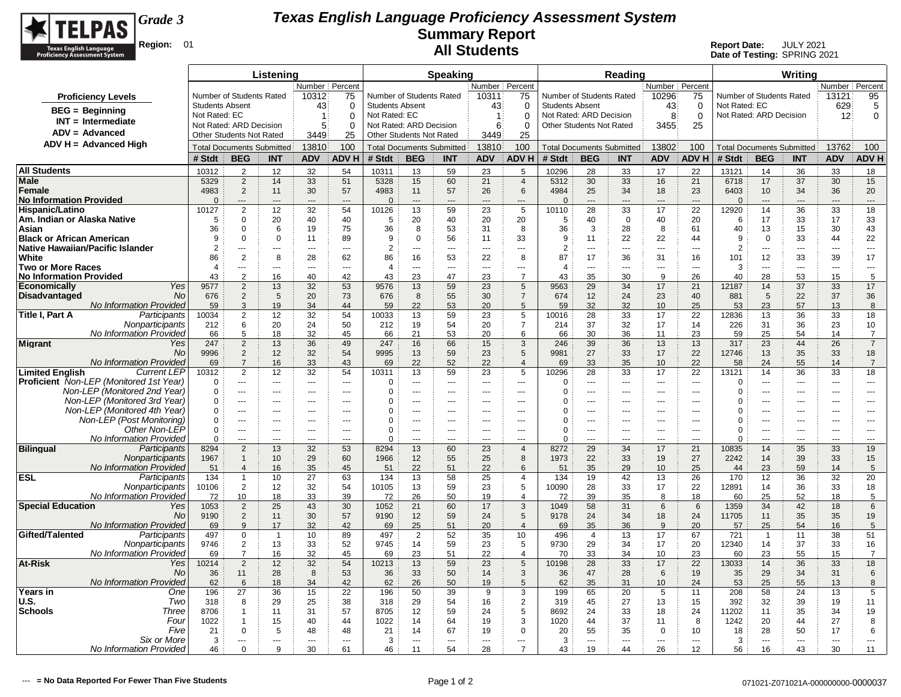# Texas English Language Proficiency Assessment System
## Summary Report
## All Students

**TELPAS** Texas English Language Proficiency Assessment System

**Grade 3**

**Region:** 01

**Report Date:** JULY 2021
**Date of Testing:** SPRING 2021

**Proficiency Levels**
- BEG = Beginning
- INT = Intermediate
- ADV = Advanced
- ADV H = Advanced High

| | Listening | Number | Percent | Speaking | Number | Percent | Reading | Number | Percent | Writing | Number | Percent |
|---|---|---|---|---|---|---|---|---|---|---|---|---|
| | Number of Students Rated | 10312 | 75 | Number of Students Rated | 10311 | 75 | Number of Students Rated | 10296 | 75 | Number of Students Rated | 13121 | 95 |
| | Students Absent | 43 | 0 | Students Absent | 43 | 0 | Students Absent | 43 | 0 | Not Rated: EC | 629 | 5 |
| | Not Rated: EC | 1 | 0 | Not Rated: EC | 1 | 0 | Not Rated: ARD Decision | 8 | 0 | Not Rated: ARD Decision | 12 | 0 |
| | Not Rated: ARD Decision | 5 | 0 | Not Rated: ARD Decision | 6 | 0 | Other Students Not Rated | 3455 | 25 | | | |
| | Other Students Not Rated | 3449 | 25 | Other Students Not Rated | 3449 | 25 | | | | | | |
| | Total Documents Submitted | 13810 | 100 | Total Documents Submitted | 13810 | 100 | Total Documents Submitted | 13802 | 100 | Total Documents Submitted | 13762 | 100 |

| | Listening | | | | | Speaking | | | | | Reading | | | | | Writing | | | | |
|---|---|---|---|---|---|---|---|---|---|---|---|---|---|---|---|---|---|---|---|---|
| | # Stdt | BEG | INT | ADV | ADV H | # Stdt | BEG | INT | ADV | ADV H | # Stdt | BEG | INT | ADV | ADV H | # Stdt | BEG | INT | ADV | ADV H |
| **All Students** | 10312 | 2 | 12 | 32 | 54 | 10311 | 13 | 59 | 23 | 5 | 10296 | 28 | 33 | 17 | 22 | 13121 | 14 | 36 | 33 | 18 |
| **Male** | 5329 | 2 | 14 | 33 | 51 | 5328 | 15 | 60 | 21 | 4 | 5312 | 30 | 33 | 16 | 21 | 6718 | 17 | 37 | 30 | 15 |
| **Female** | 4983 | 2 | 11 | 30 | 57 | 4983 | 11 | 57 | 26 | 6 | 4984 | 25 | 34 | 18 | 23 | 6403 | 10 | 34 | 36 | 20 |
| **No Information Provided** | 0 | --- | --- | --- | --- | 0 | --- | --- | --- | --- | 0 | --- | --- | --- | --- | 0 | --- | --- | --- | --- |
| **Hispanic/Latino** | 10127 | 2 | 12 | 32 | 54 | 10126 | 13 | 59 | 23 | 5 | 10110 | 28 | 33 | 17 | 22 | 12920 | 14 | 36 | 33 | 18 |
| **Am. Indian or Alaska Native** | 5 | 0 | 20 | 40 | 40 | 5 | 20 | 40 | 20 | 20 | 5 | 40 | 0 | 40 | 20 | 6 | 17 | 33 | 17 | 33 |
| **Asian** | 36 | 0 | 6 | 19 | 75 | 36 | 8 | 53 | 31 | 8 | 36 | 3 | 28 | 8 | 61 | 40 | 13 | 15 | 30 | 43 |
| **Black or African American** | 9 | 0 | 0 | 11 | 89 | 9 | 0 | 56 | 11 | 33 | 9 | 11 | 22 | 22 | 44 | 9 | 0 | 33 | 44 | 22 |
| **Native Hawaiian/Pacific Islander** | 2 | --- | --- | --- | --- | 2 | --- | --- | --- | --- | 2 | --- | --- | --- | --- | 2 | --- | --- | --- | --- |
| **White** | 86 | 2 | 8 | 28 | 62 | 86 | 16 | 53 | 22 | 8 | 87 | 17 | 36 | 31 | 16 | 101 | 12 | 33 | 39 | 17 |
| **Two or More Races** | 4 | --- | --- | --- | --- | 4 | --- | --- | --- | --- | 4 | --- | --- | --- | --- | 3 | --- | --- | --- | --- |
| **No Information Provided** | 43 | 2 | 16 | 40 | 42 | 43 | 23 | 47 | 23 | 7 | 43 | 35 | 30 | 9 | 26 | 40 | 28 | 53 | 15 | 5 |
| **Economically Disadvantaged** *Yes* | 9577 | 2 | 13 | 32 | 53 | 9576 | 13 | 59 | 23 | 5 | 9563 | 29 | 34 | 17 | 21 | 12187 | 14 | 37 | 33 | 17 |
| *No* | 676 | 2 | 5 | 20 | 73 | 676 | 8 | 55 | 30 | 7 | 674 | 12 | 24 | 23 | 40 | 881 | 5 | 22 | 37 | 36 |
| *No Information Provided* | 59 | 3 | 19 | 34 | 44 | 59 | 22 | 53 | 20 | 5 | 59 | 32 | 32 | 10 | 25 | 53 | 23 | 57 | 13 | 8 |
| **Title I, Part A** *Participants* | 10034 | 2 | 12 | 32 | 54 | 10033 | 13 | 59 | 23 | 5 | 10016 | 28 | 33 | 17 | 22 | 12836 | 13 | 36 | 33 | 18 |
| *Nonparticipants* | 212 | 6 | 20 | 24 | 50 | 212 | 19 | 54 | 20 | 7 | 214 | 37 | 32 | 17 | 14 | 226 | 31 | 36 | 23 | 10 |
| *No Information Provided* | 66 | 5 | 18 | 32 | 45 | 66 | 21 | 53 | 20 | 6 | 66 | 30 | 36 | 11 | 23 | 59 | 25 | 54 | 14 | 7 |
| **Migrant** *Yes* | 247 | 2 | 13 | 36 | 49 | 247 | 16 | 66 | 15 | 3 | 246 | 39 | 36 | 13 | 13 | 317 | 23 | 44 | 26 | 7 |
| *No* | 9996 | 2 | 12 | 32 | 54 | 9995 | 13 | 59 | 23 | 5 | 9981 | 27 | 33 | 17 | 22 | 12746 | 13 | 35 | 33 | 18 |
| *No Information Provided* | 69 | 7 | 16 | 33 | 43 | 69 | 22 | 52 | 22 | 4 | 69 | 33 | 35 | 10 | 22 | 58 | 24 | 55 | 14 | 7 |
| **Limited English Proficient** *Current LEP* | 10312 | 2 | 12 | 32 | 54 | 10311 | 13 | 59 | 23 | 5 | 10296 | 28 | 33 | 17 | 22 | 13121 | 14 | 36 | 33 | 18 |
| *Non-LEP (Monitored 1st Year)* | 0 | --- | --- | --- | --- | 0 | --- | --- | --- | --- | 0 | --- | --- | --- | --- | 0 | --- | --- | --- | --- |
| *Non-LEP (Monitored 2nd Year)* | 0 | --- | --- | --- | --- | 0 | --- | --- | --- | --- | 0 | --- | --- | --- | --- | 0 | --- | --- | --- | --- |
| *Non-LEP (Monitored 3rd Year)* | 0 | --- | --- | --- | --- | 0 | --- | --- | --- | --- | 0 | --- | --- | --- | --- | 0 | --- | --- | --- | --- |
| *Non-LEP (Monitored 4th Year)* | 0 | --- | --- | --- | --- | 0 | --- | --- | --- | --- | 0 | --- | --- | --- | --- | 0 | --- | --- | --- | --- |
| *Non-LEP (Post Monitoring)* | 0 | --- | --- | --- | --- | 0 | --- | --- | --- | --- | 0 | --- | --- | --- | --- | 0 | --- | --- | --- | --- |
| *Other Non-LEP* | 0 | --- | --- | --- | --- | 0 | --- | --- | --- | --- | 0 | --- | --- | --- | --- | 0 | --- | --- | --- | --- |
| *No Information Provided* | 0 | --- | --- | --- | --- | 0 | --- | --- | --- | --- | 0 | --- | --- | --- | --- | 0 | --- | --- | --- | --- |
| **Bilingual** *Participants* | 8294 | 2 | 13 | 32 | 53 | 8294 | 13 | 60 | 23 | 4 | 8272 | 29 | 34 | 17 | 21 | 10835 | 14 | 35 | 33 | 19 |
| *Nonparticipants* | 1967 | 1 | 10 | 29 | 60 | 1966 | 12 | 55 | 25 | 8 | 1973 | 22 | 33 | 19 | 27 | 2242 | 14 | 39 | 33 | 15 |
| *No Information Provided* | 51 | 4 | 16 | 35 | 45 | 51 | 22 | 51 | 22 | 6 | 51 | 35 | 29 | 10 | 25 | 44 | 23 | 59 | 14 | 5 |
| **ESL** *Participants* | 134 | 1 | 10 | 27 | 63 | 134 | 13 | 58 | 25 | 4 | 134 | 19 | 42 | 13 | 26 | 170 | 12 | 36 | 32 | 20 |
| *Nonparticipants* | 10106 | 2 | 12 | 32 | 54 | 10105 | 13 | 59 | 23 | 5 | 10090 | 28 | 33 | 17 | 22 | 12891 | 14 | 36 | 33 | 18 |
| *No Information Provided* | 72 | 10 | 18 | 33 | 39 | 72 | 26 | 50 | 19 | 4 | 72 | 39 | 35 | 8 | 18 | 60 | 25 | 52 | 18 | 5 |
| **Special Education** *Yes* | 1053 | 2 | 25 | 43 | 30 | 1052 | 21 | 60 | 17 | 3 | 1049 | 58 | 31 | 6 | 6 | 1359 | 34 | 42 | 18 | 6 |
| *No* | 9190 | 2 | 11 | 30 | 57 | 9190 | 12 | 59 | 24 | 5 | 9178 | 24 | 34 | 18 | 24 | 11705 | 11 | 35 | 35 | 19 |
| *No Information Provided* | 69 | 9 | 17 | 32 | 42 | 69 | 25 | 51 | 20 | 4 | 69 | 35 | 36 | 9 | 20 | 57 | 25 | 54 | 16 | 5 |
| **Gifted/Talented** *Participants* | 497 | 0 | 1 | 10 | 89 | 497 | 2 | 52 | 35 | 10 | 496 | 4 | 13 | 17 | 67 | 721 | 1 | 11 | 38 | 51 |
| *Nonparticipants* | 9746 | 2 | 13 | 33 | 52 | 9745 | 14 | 59 | 23 | 5 | 9730 | 29 | 34 | 17 | 20 | 12340 | 14 | 37 | 33 | 16 |
| *No Information Provided* | 69 | 7 | 16 | 32 | 45 | 69 | 23 | 51 | 22 | 4 | 70 | 33 | 34 | 10 | 23 | 60 | 23 | 55 | 15 | 7 |
| **At-Risk** *Yes* | 10214 | 2 | 12 | 32 | 54 | 10213 | 13 | 59 | 23 | 5 | 10198 | 28 | 33 | 17 | 22 | 13033 | 14 | 36 | 33 | 18 |
| *No* | 36 | 11 | 28 | 8 | 53 | 36 | 33 | 50 | 14 | 3 | 36 | 47 | 28 | 6 | 19 | 35 | 29 | 34 | 31 | 6 |
| *No Information Provided* | 62 | 6 | 18 | 34 | 42 | 62 | 26 | 50 | 19 | 5 | 62 | 35 | 31 | 10 | 24 | 53 | 25 | 55 | 13 | 8 |
| **Years in U.S. Schools** *One* | 196 | 27 | 36 | 15 | 22 | 196 | 50 | 39 | 9 | 3 | 199 | 65 | 20 | 5 | 11 | 208 | 58 | 24 | 13 | 5 |
| *Two* | 318 | 8 | 29 | 25 | 38 | 318 | 29 | 54 | 16 | 2 | 319 | 45 | 27 | 13 | 15 | 392 | 32 | 39 | 19 | 11 |
| *Three* | 8706 | 1 | 11 | 31 | 57 | 8705 | 12 | 59 | 24 | 5 | 8692 | 24 | 33 | 18 | 24 | 11202 | 11 | 35 | 34 | 19 |
| *Four* | 1022 | 1 | 15 | 40 | 44 | 1022 | 14 | 64 | 19 | 3 | 1020 | 44 | 37 | 11 | 8 | 1242 | 20 | 44 | 27 | 8 |
| *Five* | 21 | 0 | 5 | 48 | 48 | 21 | 14 | 67 | 19 | 0 | 20 | 55 | 35 | 0 | 10 | 18 | 28 | 50 | 17 | 6 |
| *Six or More* | 3 | --- | --- | --- | --- | 3 | --- | --- | --- | --- | 3 | --- | --- | --- | --- | 3 | --- | --- | --- | --- |
| *No Information Provided* | 46 | 0 | 9 | 30 | 61 | 46 | 11 | 54 | 28 | 7 | 43 | 19 | 44 | 26 | 12 | 56 | 16 | 43 | 30 | 11 |

--- = No Data Reported For Fewer Than Five Students

071021-Z071021A-000000000-0000037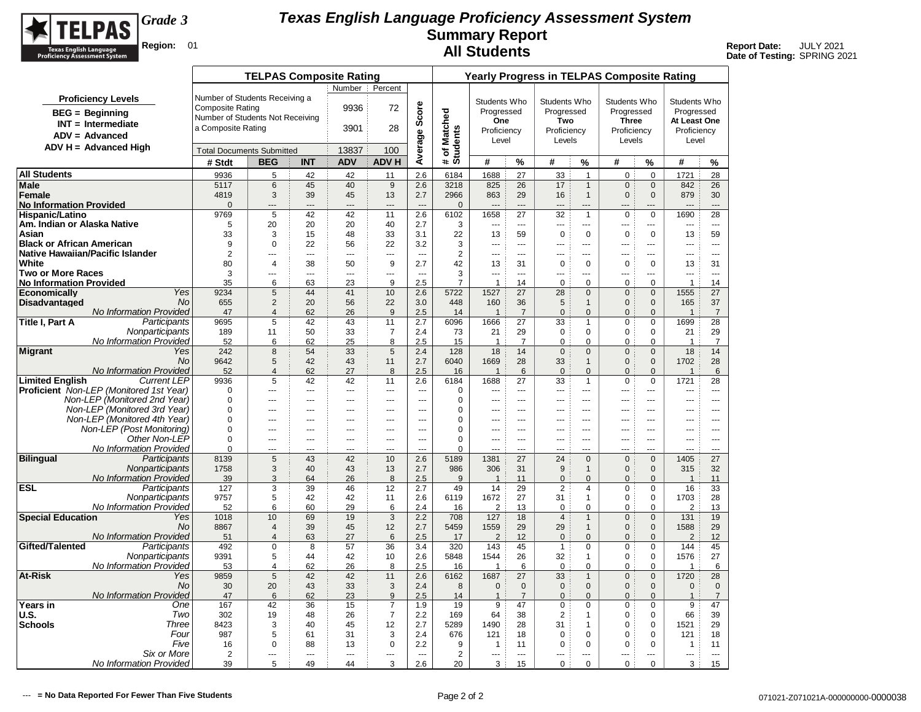# Texas English Language Proficiency Assessment System

## Summary Report

## All Students

**Grade 3**

**Region:** 01

**Report Date:** JULY 2021
**Date of Testing:** SPRING 2021

**Proficiency Levels**

- BEG = Beginning
- INT = Intermediate
- ADV = Advanced
- ADV H = Advanced High

**TELPAS Composite Rating**

| | Number | Percent |
|---|---|---|
| Number of Students Receiving a Composite Rating | 9936 | 72 |
| Number of Students Not Receiving a Composite Rating | 3901 | 28 |
| Total Documents Submitted | 13837 | 100 |

| Group | Subgroup | # Stdt | BEG | INT | ADV | ADV H | Average Score | # of Matched Students | Progressed One Proficiency Level # | Progressed One Proficiency Level % | Progressed Two Proficiency Levels # | Progressed Two Proficiency Levels % | Progressed Three Proficiency Levels # | Progressed Three Proficiency Levels % | Progressed At Least One Proficiency Level # | Progressed At Least One Proficiency Level % |
|---|---|---|---|---|---|---|---|---|---|---|---|---|---|---|---|---|
| **All Students** | | 9936 | 5 | 42 | 42 | 11 | 2.6 | 6184 | 1688 | 27 | 33 | 1 | 0 | 0 | 1721 | 28 |
| **Male** | | 5117 | 6 | 45 | 40 | 9 | 2.6 | 3218 | 825 | 26 | 17 | 1 | 0 | 0 | 842 | 26 |
| **Female** | | 4819 | 3 | 39 | 45 | 13 | 2.7 | 2966 | 863 | 29 | 16 | 1 | 0 | 0 | 879 | 30 |
| **No Information Provided** | | 0 | --- | --- | --- | --- | --- | 0 | --- | --- | --- | --- | --- | --- | --- | --- |
| **Hispanic/Latino** | | 9769 | 5 | 42 | 42 | 11 | 2.6 | 6102 | 1658 | 27 | 32 | 1 | 0 | 0 | 1690 | 28 |
| **Am. Indian or Alaska Native** | | 5 | 20 | 20 | 20 | 40 | 2.7 | 3 | --- | --- | --- | --- | --- | --- | --- | --- |
| **Asian** | | 33 | 3 | 15 | 48 | 33 | 3.1 | 22 | 13 | 59 | 0 | 0 | 0 | 0 | 13 | 59 |
| **Black or African American** | | 9 | 0 | 22 | 56 | 22 | 3.2 | 3 | --- | --- | --- | --- | --- | --- | --- | --- |
| **Native Hawaiian/Pacific Islander** | | 2 | --- | --- | --- | --- | --- | 2 | --- | --- | --- | --- | --- | --- | --- | --- |
| **White** | | 80 | 4 | 38 | 50 | 9 | 2.7 | 42 | 13 | 31 | 0 | 0 | 0 | 0 | 13 | 31 |
| **Two or More Races** | | 3 | --- | --- | --- | --- | --- | 3 | --- | --- | --- | --- | --- | --- | --- | --- |
| **No Information Provided** | | 35 | 6 | 63 | 23 | 9 | 2.5 | 7 | 1 | 14 | 0 | 0 | 0 | 0 | 1 | 14 |
| **Economically Disadvantaged** | *Yes* | 9234 | 5 | 44 | 41 | 10 | 2.6 | 5722 | 1527 | 27 | 28 | 0 | 0 | 0 | 1555 | 27 |
| | *No* | 655 | 2 | 20 | 56 | 22 | 3.0 | 448 | 160 | 36 | 5 | 1 | 0 | 0 | 165 | 37 |
| | *No Information Provided* | 47 | 4 | 62 | 26 | 9 | 2.5 | 14 | 1 | 7 | 0 | 0 | 0 | 0 | 1 | 7 |
| **Title I, Part A** | *Participants* | 9695 | 5 | 42 | 43 | 11 | 2.7 | 6096 | 1666 | 27 | 33 | 1 | 0 | 0 | 1699 | 28 |
| | *Nonparticipants* | 189 | 11 | 50 | 33 | 7 | 2.4 | 73 | 21 | 29 | 0 | 0 | 0 | 0 | 21 | 29 |
| | *No Information Provided* | 52 | 6 | 62 | 25 | 8 | 2.5 | 15 | 1 | 7 | 0 | 0 | 0 | 0 | 1 | 7 |
| **Migrant** | *Yes* | 242 | 8 | 54 | 33 | 5 | 2.4 | 128 | 18 | 14 | 0 | 0 | 0 | 0 | 18 | 14 |
| | *No* | 9642 | 5 | 42 | 43 | 11 | 2.7 | 6040 | 1669 | 28 | 33 | 1 | 0 | 0 | 1702 | 28 |
| | *No Information Provided* | 52 | 4 | 62 | 27 | 8 | 2.5 | 16 | 1 | 6 | 0 | 0 | 0 | 0 | 1 | 6 |
| **Limited English Proficient** | *Current LEP* | 9936 | 5 | 42 | 42 | 11 | 2.6 | 6184 | 1688 | 27 | 33 | 1 | 0 | 0 | 1721 | 28 |
| | *Non-LEP (Monitored 1st Year)* | 0 | --- | --- | --- | --- | --- | 0 | --- | --- | --- | --- | --- | --- | --- | --- |
| | *Non-LEP (Monitored 2nd Year)* | 0 | --- | --- | --- | --- | --- | 0 | --- | --- | --- | --- | --- | --- | --- | --- |
| | *Non-LEP (Monitored 3rd Year)* | 0 | --- | --- | --- | --- | --- | 0 | --- | --- | --- | --- | --- | --- | --- | --- |
| | *Non-LEP (Monitored 4th Year)* | 0 | --- | --- | --- | --- | --- | 0 | --- | --- | --- | --- | --- | --- | --- | --- |
| | *Non-LEP (Post Monitoring)* | 0 | --- | --- | --- | --- | --- | 0 | --- | --- | --- | --- | --- | --- | --- | --- |
| | *Other Non-LEP* | 0 | --- | --- | --- | --- | --- | 0 | --- | --- | --- | --- | --- | --- | --- | --- |
| | *No Information Provided* | 0 | --- | --- | --- | --- | --- | 0 | --- | --- | --- | --- | --- | --- | --- | --- |
| **Bilingual** | *Participants* | 8139 | 5 | 43 | 42 | 10 | 2.6 | 5189 | 1381 | 27 | 24 | 0 | 0 | 0 | 1405 | 27 |
| | *Nonparticipants* | 1758 | 3 | 40 | 43 | 13 | 2.7 | 986 | 306 | 31 | 9 | 1 | 0 | 0 | 315 | 32 |
| | *No Information Provided* | 39 | 3 | 64 | 26 | 8 | 2.5 | 9 | 1 | 11 | 0 | 0 | 0 | 0 | 1 | 11 |
| **ESL** | *Participants* | 127 | 3 | 39 | 46 | 12 | 2.7 | 49 | 14 | 29 | 2 | 4 | 0 | 0 | 16 | 33 |
| | *Nonparticipants* | 9757 | 5 | 42 | 42 | 11 | 2.6 | 6119 | 1672 | 27 | 31 | 1 | 0 | 0 | 1703 | 28 |
| | *No Information Provided* | 52 | 6 | 60 | 29 | 6 | 2.4 | 16 | 2 | 13 | 0 | 0 | 0 | 0 | 2 | 13 |
| **Special Education** | *Yes* | 1018 | 10 | 69 | 19 | 3 | 2.2 | 708 | 127 | 18 | 4 | 1 | 0 | 0 | 131 | 19 |
| | *No* | 8867 | 4 | 39 | 45 | 12 | 2.7 | 5459 | 1559 | 29 | 29 | 1 | 0 | 0 | 1588 | 29 |
| | *No Information Provided* | 51 | 4 | 63 | 27 | 6 | 2.5 | 17 | 2 | 12 | 0 | 0 | 0 | 0 | 2 | 12 |
| **Gifted/Talented** | *Participants* | 492 | 0 | 8 | 57 | 36 | 3.4 | 320 | 143 | 45 | 1 | 0 | 0 | 0 | 144 | 45 |
| | *Nonparticipants* | 9391 | 5 | 44 | 42 | 10 | 2.6 | 5848 | 1544 | 26 | 32 | 1 | 0 | 0 | 1576 | 27 |
| | *No Information Provided* | 53 | 4 | 62 | 26 | 8 | 2.5 | 16 | 1 | 6 | 0 | 0 | 0 | 0 | 1 | 6 |
| **At-Risk** | *Yes* | 9859 | 5 | 42 | 42 | 11 | 2.6 | 6162 | 1687 | 27 | 33 | 1 | 0 | 0 | 1720 | 28 |
| | *No* | 30 | 20 | 43 | 33 | 3 | 2.4 | 8 | 0 | 0 | 0 | 0 | 0 | 0 | 0 | 0 |
| | *No Information Provided* | 47 | 6 | 62 | 23 | 9 | 2.5 | 14 | 1 | 7 | 0 | 0 | 0 | 0 | 1 | 7 |
| **Years in U.S. Schools** | *One* | 167 | 42 | 36 | 15 | 7 | 1.9 | 19 | 9 | 47 | 0 | 0 | 0 | 0 | 9 | 47 |
| | *Two* | 302 | 19 | 48 | 26 | 7 | 2.2 | 169 | 64 | 38 | 2 | 1 | 0 | 0 | 66 | 39 |
| | *Three* | 8423 | 3 | 40 | 45 | 12 | 2.7 | 5289 | 1490 | 28 | 31 | 1 | 0 | 0 | 1521 | 29 |
| | *Four* | 987 | 5 | 61 | 31 | 3 | 2.4 | 676 | 121 | 18 | 0 | 0 | 0 | 0 | 121 | 18 |
| | *Five* | 16 | 0 | 88 | 13 | 0 | 2.2 | 9 | 1 | 11 | 0 | 0 | 0 | 0 | 1 | 11 |
| | *Six or More* | 2 | --- | --- | --- | --- | --- | 2 | --- | --- | --- | --- | --- | --- | --- | --- |
| | *No Information Provided* | 39 | 5 | 49 | 44 | 3 | 2.6 | 20 | 3 | 15 | 0 | 0 | 0 | 0 | 3 | 15 |

--- = No Data Reported For Fewer Than Five Students

071021-Z071021A-000000000-0000038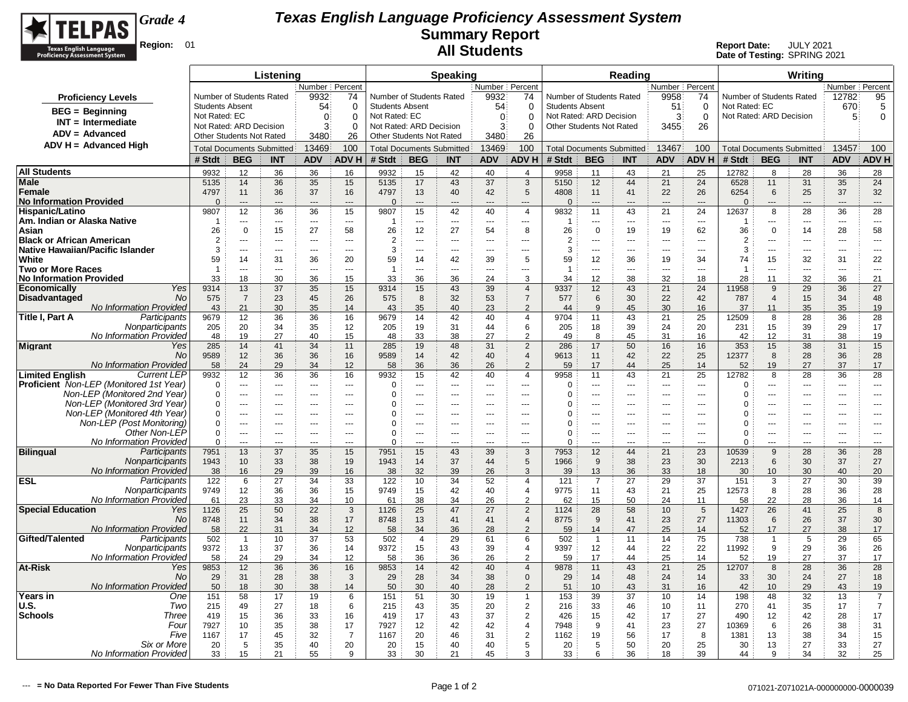# TELPAS — Texas English Language Proficiency Assessment System

**Grade 4**

**Region:** 01

## Texas English Language Proficiency Assessment System
## Summary Report
## All Students

**Report Date:** JULY 2021
**Date of Testing:** SPRING 2021

**Proficiency Levels**

- BEG = Beginning
- INT = Intermediate
- ADV = Advanced
- ADV H = Advanced High

| | Listening Number | Listening Percent | Speaking Number | Speaking Percent | Reading Number | Reading Percent | Writing Number | Writing Percent |
|---|---|---|---|---|---|---|---|---|
| Number of Students Rated | 9932 | 74 | 9932 | 74 | 9958 | 74 | 12782 | 95 |
| Students Absent | 54 | 0 | 54 | 0 | 51 | 0 | | |
| Not Rated: EC | 0 | 0 | 0 | 0 | | | 670 | 5 |
| Not Rated: ARD Decision | 3 | 0 | 3 | 0 | 3 | 0 | 5 | 0 |
| Other Students Not Rated | 3480 | 26 | 3480 | 26 | 3455 | 26 | | |
| Total Documents Submitted | 13469 | 100 | 13469 | 100 | 13467 | 100 | 13457 | 100 |

| | | Listening # Stdt | BEG | INT | ADV | ADV H | Speaking # Stdt | BEG | INT | ADV | ADV H | Reading # Stdt | BEG | INT | ADV | ADV H | Writing # Stdt | BEG | INT | ADV | ADV H |
|---|---|---|---|---|---|---|---|---|---|---|---|---|---|---|---|---|---|---|---|---|---|
| **All Students** | | 9932 | 12 | 36 | 36 | 16 | 9932 | 15 | 42 | 40 | 4 | 9958 | 11 | 43 | 21 | 25 | 12782 | 8 | 28 | 36 | 28 |
| **Male** | | 5135 | 14 | 36 | 35 | 15 | 5135 | 17 | 43 | 37 | 3 | 5150 | 12 | 44 | 21 | 24 | 6528 | 11 | 31 | 35 | 24 |
| **Female** | | 4797 | 11 | 36 | 37 | 16 | 4797 | 13 | 40 | 42 | 5 | 4808 | 11 | 41 | 22 | 26 | 6254 | 6 | 25 | 37 | 32 |
| **No Information Provided** | | 0 | --- | --- | --- | --- | 0 | --- | --- | --- | --- | 0 | --- | --- | --- | --- | 0 | --- | --- | --- | --- |
| **Hispanic/Latino** | | 9807 | 12 | 36 | 36 | 15 | 9807 | 15 | 42 | 40 | 4 | 9832 | 11 | 43 | 21 | 24 | 12637 | 8 | 28 | 36 | 28 |
| **Am. Indian or Alaska Native** | | 1 | --- | --- | --- | --- | 1 | --- | --- | --- | --- | 1 | --- | --- | --- | --- | 1 | --- | --- | --- | --- |
| **Asian** | | 26 | 0 | 15 | 27 | 58 | 26 | 12 | 27 | 54 | 8 | 26 | 0 | 19 | 19 | 62 | 36 | 0 | 14 | 28 | 58 |
| **Black or African American** | | 2 | --- | --- | --- | --- | 2 | --- | --- | --- | --- | 2 | --- | --- | --- | --- | 2 | --- | --- | --- | --- |
| **Native Hawaiian/Pacific Islander** | | 3 | --- | --- | --- | --- | 3 | --- | --- | --- | --- | 3 | --- | --- | --- | --- | 3 | --- | --- | --- | --- |
| **White** | | 59 | 14 | 31 | 36 | 20 | 59 | 14 | 42 | 39 | 5 | 59 | 12 | 36 | 19 | 34 | 74 | 15 | 32 | 31 | 22 |
| **Two or More Races** | | 1 | --- | --- | --- | --- | 1 | --- | --- | --- | --- | 1 | --- | --- | --- | --- | 1 | --- | --- | --- | --- |
| **No Information Provided** | | 33 | 18 | 30 | 36 | 15 | 33 | 36 | 36 | 24 | 3 | 34 | 12 | 38 | 32 | 18 | 28 | 11 | 32 | 36 | 21 |
| **Economically Disadvantaged** | *Yes* | 9314 | 13 | 37 | 35 | 15 | 9314 | 15 | 43 | 39 | 4 | 9337 | 12 | 43 | 21 | 24 | 11958 | 9 | 29 | 36 | 27 |
| | *No* | 575 | 7 | 23 | 45 | 26 | 575 | 8 | 32 | 53 | 7 | 577 | 6 | 30 | 22 | 42 | 787 | 4 | 15 | 34 | 48 |
| | *No Information Provided* | 43 | 21 | 30 | 35 | 14 | 43 | 35 | 40 | 23 | 2 | 44 | 9 | 45 | 30 | 16 | 37 | 11 | 35 | 35 | 19 |
| **Title I, Part A** | *Participants* | 9679 | 12 | 36 | 36 | 16 | 9679 | 14 | 42 | 40 | 4 | 9704 | 11 | 43 | 21 | 25 | 12509 | 8 | 28 | 36 | 28 |
| | *Nonparticipants* | 205 | 20 | 34 | 35 | 12 | 205 | 19 | 31 | 44 | 6 | 205 | 18 | 39 | 24 | 20 | 231 | 15 | 39 | 29 | 17 |
| | *No Information Provided* | 48 | 19 | 27 | 40 | 15 | 48 | 33 | 38 | 27 | 2 | 49 | 8 | 45 | 31 | 16 | 42 | 12 | 31 | 38 | 19 |
| **Migrant** | *Yes* | 285 | 14 | 41 | 34 | 11 | 285 | 19 | 48 | 31 | 2 | 286 | 17 | 50 | 16 | 16 | 353 | 15 | 38 | 31 | 15 |
| | *No* | 9589 | 12 | 36 | 36 | 16 | 9589 | 14 | 42 | 40 | 4 | 9613 | 11 | 42 | 22 | 25 | 12377 | 8 | 28 | 36 | 28 |
| | *No Information Provided* | 58 | 24 | 29 | 34 | 12 | 58 | 36 | 36 | 26 | 2 | 59 | 17 | 44 | 25 | 14 | 52 | 19 | 27 | 37 | 17 |
| **Limited English Proficient** | *Current LEP* | 9932 | 12 | 36 | 36 | 16 | 9932 | 15 | 42 | 40 | 4 | 9958 | 11 | 43 | 21 | 25 | 12782 | 8 | 28 | 36 | 28 |
| | *Non-LEP (Monitored 1st Year)* | 0 | --- | --- | --- | --- | 0 | --- | --- | --- | --- | 0 | --- | --- | --- | --- | 0 | --- | --- | --- | --- |
| | *Non-LEP (Monitored 2nd Year)* | 0 | --- | --- | --- | --- | 0 | --- | --- | --- | --- | 0 | --- | --- | --- | --- | 0 | --- | --- | --- | --- |
| | *Non-LEP (Monitored 3rd Year)* | 0 | --- | --- | --- | --- | 0 | --- | --- | --- | --- | 0 | --- | --- | --- | --- | 0 | --- | --- | --- | --- |
| | *Non-LEP (Monitored 4th Year)* | 0 | --- | --- | --- | --- | 0 | --- | --- | --- | --- | 0 | --- | --- | --- | --- | 0 | --- | --- | --- | --- |
| | *Non-LEP (Post Monitoring)* | 0 | --- | --- | --- | --- | 0 | --- | --- | --- | --- | 0 | --- | --- | --- | --- | 0 | --- | --- | --- | --- |
| | *Other Non-LEP* | 0 | --- | --- | --- | --- | 0 | --- | --- | --- | --- | 0 | --- | --- | --- | --- | 0 | --- | --- | --- | --- |
| | *No Information Provided* | 0 | --- | --- | --- | --- | 0 | --- | --- | --- | --- | 0 | --- | --- | --- | --- | 0 | --- | --- | --- | --- |
| **Bilingual** | *Participants* | 7951 | 13 | 37 | 35 | 15 | 7951 | 15 | 43 | 39 | 3 | 7953 | 12 | 44 | 21 | 23 | 10539 | 9 | 28 | 36 | 28 |
| | *Nonparticipants* | 1943 | 10 | 33 | 38 | 19 | 1943 | 14 | 37 | 44 | 5 | 1966 | 9 | 38 | 23 | 30 | 2213 | 6 | 30 | 37 | 27 |
| | *No Information Provided* | 38 | 16 | 29 | 39 | 16 | 38 | 32 | 39 | 26 | 3 | 39 | 13 | 36 | 33 | 18 | 30 | 10 | 30 | 40 | 20 |
| **ESL** | *Participants* | 122 | 6 | 27 | 34 | 33 | 122 | 10 | 34 | 52 | 4 | 121 | 7 | 27 | 29 | 37 | 151 | 3 | 27 | 30 | 39 |
| | *Nonparticipants* | 9749 | 12 | 36 | 36 | 15 | 9749 | 15 | 42 | 40 | 4 | 9775 | 11 | 43 | 21 | 25 | 12573 | 8 | 28 | 36 | 28 |
| | *No Information Provided* | 61 | 23 | 33 | 34 | 10 | 61 | 38 | 34 | 26 | 2 | 62 | 15 | 50 | 24 | 11 | 58 | 22 | 28 | 36 | 14 |
| **Special Education** | *Yes* | 1126 | 25 | 50 | 22 | 3 | 1126 | 25 | 47 | 27 | 2 | 1124 | 28 | 58 | 10 | 5 | 1427 | 26 | 41 | 25 | 8 |
| | *No* | 8748 | 11 | 34 | 38 | 17 | 8748 | 13 | 41 | 41 | 4 | 8775 | 9 | 41 | 23 | 27 | 11303 | 6 | 26 | 37 | 30 |
| | *No Information Provided* | 58 | 22 | 31 | 34 | 12 | 58 | 34 | 36 | 28 | 2 | 59 | 14 | 47 | 25 | 14 | 52 | 17 | 27 | 38 | 17 |
| **Gifted/Talented** | *Participants* | 502 | 1 | 10 | 37 | 53 | 502 | 4 | 29 | 61 | 6 | 502 | 1 | 11 | 14 | 75 | 738 | 1 | 5 | 29 | 65 |
| | *Nonparticipants* | 9372 | 13 | 37 | 36 | 14 | 9372 | 15 | 43 | 39 | 4 | 9397 | 12 | 44 | 22 | 22 | 11992 | 9 | 29 | 36 | 26 |
| | *No Information Provided* | 58 | 24 | 29 | 34 | 12 | 58 | 36 | 36 | 26 | 2 | 59 | 17 | 44 | 25 | 14 | 52 | 19 | 27 | 37 | 17 |
| **At-Risk** | *Yes* | 9853 | 12 | 36 | 36 | 16 | 9853 | 14 | 42 | 40 | 4 | 9878 | 11 | 43 | 21 | 25 | 12707 | 8 | 28 | 36 | 28 |
| | *No* | 29 | 31 | 28 | 38 | 3 | 29 | 28 | 34 | 38 | 0 | 29 | 14 | 48 | 24 | 14 | 33 | 30 | 24 | 27 | 18 |
| | *No Information Provided* | 50 | 18 | 30 | 38 | 14 | 50 | 30 | 40 | 28 | 2 | 51 | 10 | 43 | 31 | 16 | 42 | 10 | 29 | 43 | 19 |
| **Years in U.S. Schools** | *One* | 151 | 58 | 17 | 19 | 6 | 151 | 51 | 30 | 19 | 1 | 153 | 39 | 37 | 10 | 14 | 198 | 48 | 32 | 13 | 7 |
| | *Two* | 215 | 49 | 27 | 18 | 6 | 215 | 43 | 35 | 20 | 2 | 216 | 33 | 46 | 10 | 11 | 270 | 41 | 35 | 17 | 7 |
| | *Three* | 419 | 15 | 36 | 33 | 16 | 419 | 17 | 43 | 37 | 2 | 426 | 15 | 42 | 17 | 27 | 490 | 12 | 42 | 28 | 17 |
| | *Four* | 7927 | 10 | 35 | 38 | 17 | 7927 | 12 | 42 | 42 | 4 | 7948 | 9 | 41 | 23 | 27 | 10369 | 6 | 26 | 38 | 31 |
| | *Five* | 1167 | 17 | 45 | 32 | 7 | 1167 | 20 | 46 | 31 | 2 | 1162 | 19 | 56 | 17 | 8 | 1381 | 13 | 38 | 34 | 15 |
| | *Six or More* | 20 | 5 | 35 | 40 | 20 | 20 | 15 | 40 | 40 | 5 | 20 | 5 | 50 | 20 | 25 | 30 | 13 | 27 | 33 | 27 |
| | *No Information Provided* | 33 | 15 | 21 | 55 | 9 | 33 | 30 | 21 | 45 | 3 | 33 | 6 | 36 | 18 | 39 | 44 | 9 | 34 | 32 | 25 |

--- = No Data Reported For Fewer Than Five Students

071021-Z071021A-000000000-0000039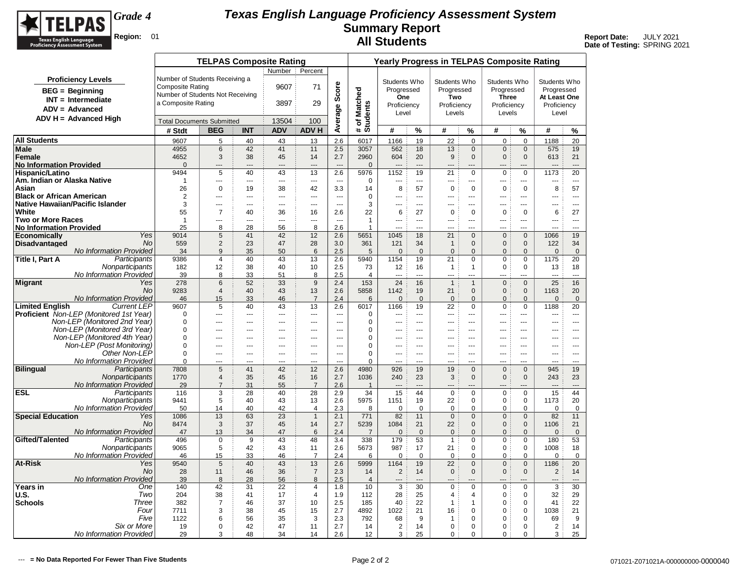# Texas English Language Proficiency Assessment System

## Summary Report

## All Students

TELPAS — Texas English Language Proficiency Assessment System

**Grade 4**

**Region:** 01

**Report Date:** JULY 2021
**Date of Testing:** SPRING 2021

**Proficiency Levels**

- BEG = Beginning
- INT = Intermediate
- ADV = Advanced
- ADV H = Advanced High

**TELPAS Composite Rating**

| | Number | Percent |
|---|---|---|
| Number of Students Receiving a Composite Rating | 9607 | 71 |
| Number of Students Not Receiving a Composite Rating | 3897 | 29 |
| Total Documents Submitted | 13504 | 100 |

| | | TELPAS Composite Rating | | | | | | Yearly Progress in TELPAS Composite Rating | | | | | | | | |
|---|---|---|---|---|---|---|---|---|---|---|---|---|---|---|---|---|
| | | | | | | | | | Students Who Progressed One Proficiency Level | | Students Who Progressed Two Proficiency Levels | | Students Who Progressed Three Proficiency Levels | | Students Who Progressed At Least One Proficiency Level | |
| | | # Stdt | BEG | INT | ADV | ADV H | Average Score | # of Matched Students | # | % | # | % | # | % | # | % |
| **All Students** | | 9607 | 5 | 40 | 43 | 13 | 2.6 | 6017 | 1166 | 19 | 22 | 0 | 0 | 0 | 1188 | 20 |
| **Male** | | 4955 | 6 | 42 | 41 | 11 | 2.5 | 3057 | 562 | 18 | 13 | 0 | 0 | 0 | 575 | 19 |
| **Female** | | 4652 | 3 | 38 | 45 | 14 | 2.7 | 2960 | 604 | 20 | 9 | 0 | 0 | 0 | 613 | 21 |
| **No Information Provided** | | 0 | --- | --- | --- | --- | --- | 0 | --- | --- | --- | --- | --- | --- | --- | --- |
| **Hispanic/Latino** | | 9494 | 5 | 40 | 43 | 13 | 2.6 | 5976 | 1152 | 19 | 21 | 0 | 0 | 0 | 1173 | 20 |
| **Am. Indian or Alaska Native** | | 1 | --- | --- | --- | --- | --- | 0 | --- | --- | --- | --- | --- | --- | --- | --- |
| **Asian** | | 26 | 0 | 19 | 38 | 42 | 3.3 | 14 | 8 | 57 | 0 | 0 | 0 | 0 | 8 | 57 |
| **Black or African American** | | 2 | --- | --- | --- | --- | --- | 0 | --- | --- | --- | --- | --- | --- | --- | --- |
| **Native Hawaiian/Pacific Islander** | | 3 | --- | --- | --- | --- | --- | 3 | --- | --- | --- | --- | --- | --- | --- | --- |
| **White** | | 55 | 7 | 40 | 36 | 16 | 2.6 | 22 | 6 | 27 | 0 | 0 | 0 | 0 | 6 | 27 |
| **Two or More Races** | | 1 | --- | --- | --- | --- | --- | 1 | --- | --- | --- | --- | --- | --- | --- | --- |
| **No Information Provided** | | 25 | 8 | 28 | 56 | 8 | 2.6 | 1 | --- | --- | --- | --- | --- | --- | --- | --- |
| **Economically Disadvantaged** | *Yes* | 9014 | 5 | 41 | 42 | 12 | 2.6 | 5651 | 1045 | 18 | 21 | 0 | 0 | 0 | 1066 | 19 |
| | *No* | 559 | 2 | 23 | 47 | 28 | 3.0 | 361 | 121 | 34 | 1 | 0 | 0 | 0 | 122 | 34 |
| | *No Information Provided* | 34 | 9 | 35 | 50 | 6 | 2.5 | 5 | 0 | 0 | 0 | 0 | 0 | 0 | 0 | 0 |
| **Title I, Part A** | *Participants* | 9386 | 4 | 40 | 43 | 13 | 2.6 | 5940 | 1154 | 19 | 21 | 0 | 0 | 0 | 1175 | 20 |
| | *Nonparticipants* | 182 | 12 | 38 | 40 | 10 | 2.5 | 73 | 12 | 16 | 1 | 1 | 0 | 0 | 13 | 18 |
| | *No Information Provided* | 39 | 8 | 33 | 51 | 8 | 2.5 | 4 | --- | --- | --- | --- | --- | --- | --- | --- |
| **Migrant** | *Yes* | 278 | 6 | 52 | 33 | 9 | 2.4 | 153 | 24 | 16 | 1 | 1 | 0 | 0 | 25 | 16 |
| | *No* | 9283 | 4 | 40 | 43 | 13 | 2.6 | 5858 | 1142 | 19 | 21 | 0 | 0 | 0 | 1163 | 20 |
| | *No Information Provided* | 46 | 15 | 33 | 46 | 7 | 2.4 | 6 | 0 | 0 | 0 | 0 | 0 | 0 | 0 | 0 |
| **Limited English Proficient** | *Current LEP* | 9607 | 5 | 40 | 43 | 13 | 2.6 | 6017 | 1166 | 19 | 22 | 0 | 0 | 0 | 1188 | 20 |
| | *Non-LEP (Monitored 1st Year)* | 0 | --- | --- | --- | --- | --- | 0 | --- | --- | --- | --- | --- | --- | --- | --- |
| | *Non-LEP (Monitored 2nd Year)* | 0 | --- | --- | --- | --- | --- | 0 | --- | --- | --- | --- | --- | --- | --- | --- |
| | *Non-LEP (Monitored 3rd Year)* | 0 | --- | --- | --- | --- | --- | 0 | --- | --- | --- | --- | --- | --- | --- | --- |
| | *Non-LEP (Monitored 4th Year)* | 0 | --- | --- | --- | --- | --- | 0 | --- | --- | --- | --- | --- | --- | --- | --- |
| | *Non-LEP (Post Monitoring)* | 0 | --- | --- | --- | --- | --- | 0 | --- | --- | --- | --- | --- | --- | --- | --- |
| | *Other Non-LEP* | 0 | --- | --- | --- | --- | --- | 0 | --- | --- | --- | --- | --- | --- | --- | --- |
| | *No Information Provided* | 0 | --- | --- | --- | --- | --- | 0 | --- | --- | --- | --- | --- | --- | --- | --- |
| **Bilingual** | *Participants* | 7808 | 5 | 41 | 42 | 12 | 2.6 | 4980 | 926 | 19 | 19 | 0 | 0 | 0 | 945 | 19 |
| | *Nonparticipants* | 1770 | 4 | 35 | 45 | 16 | 2.7 | 1036 | 240 | 23 | 3 | 0 | 0 | 0 | 243 | 23 |
| | *No Information Provided* | 29 | 7 | 31 | 55 | 7 | 2.6 | 1 | --- | --- | --- | --- | --- | --- | --- | --- |
| **ESL** | *Participants* | 116 | 3 | 28 | 40 | 28 | 2.9 | 34 | 15 | 44 | 0 | 0 | 0 | 0 | 15 | 44 |
| | *Nonparticipants* | 9441 | 5 | 40 | 43 | 13 | 2.6 | 5975 | 1151 | 19 | 22 | 0 | 0 | 0 | 1173 | 20 |
| | *No Information Provided* | 50 | 14 | 40 | 42 | 4 | 2.3 | 8 | 0 | 0 | 0 | 0 | 0 | 0 | 0 | 0 |
| **Special Education** | *Yes* | 1086 | 13 | 63 | 23 | 1 | 2.1 | 771 | 82 | 11 | 0 | 0 | 0 | 0 | 82 | 11 |
| | *No* | 8474 | 3 | 37 | 45 | 14 | 2.7 | 5239 | 1084 | 21 | 22 | 0 | 0 | 0 | 1106 | 21 |
| | *No Information Provided* | 47 | 13 | 34 | 47 | 6 | 2.4 | 7 | 0 | 0 | 0 | 0 | 0 | 0 | 0 | 0 |
| **Gifted/Talented** | *Participants* | 496 | 0 | 9 | 43 | 48 | 3.4 | 338 | 179 | 53 | 1 | 0 | 0 | 0 | 180 | 53 |
| | *Nonparticipants* | 9065 | 5 | 42 | 43 | 11 | 2.6 | 5673 | 987 | 17 | 21 | 0 | 0 | 0 | 1008 | 18 |
| | *No Information Provided* | 46 | 15 | 33 | 46 | 7 | 2.4 | 6 | 0 | 0 | 0 | 0 | 0 | 0 | 0 | 0 |
| **At-Risk** | *Yes* | 9540 | 5 | 40 | 43 | 13 | 2.6 | 5999 | 1164 | 19 | 22 | 0 | 0 | 0 | 1186 | 20 |
| | *No* | 28 | 11 | 46 | 36 | 7 | 2.3 | 14 | 2 | 14 | 0 | 0 | 0 | 0 | 2 | 14 |
| | *No Information Provided* | 39 | 8 | 28 | 56 | 8 | 2.5 | 4 | --- | --- | --- | --- | --- | --- | --- | --- |
| **Years in U.S. Schools** | *One* | 140 | 42 | 31 | 22 | 4 | 1.8 | 10 | 3 | 30 | 0 | 0 | 0 | 0 | 3 | 30 |
| | *Two* | 204 | 38 | 41 | 17 | 4 | 1.9 | 112 | 28 | 25 | 4 | 4 | 0 | 0 | 32 | 29 |
| | *Three* | 382 | 7 | 46 | 37 | 10 | 2.5 | 185 | 40 | 22 | 1 | 1 | 0 | 0 | 41 | 22 |
| | *Four* | 7711 | 3 | 38 | 45 | 15 | 2.7 | 4892 | 1022 | 21 | 16 | 0 | 0 | 0 | 1038 | 21 |
| | *Five* | 1122 | 6 | 56 | 35 | 3 | 2.3 | 792 | 68 | 9 | 1 | 0 | 0 | 0 | 69 | 9 |
| | *Six or More* | 19 | 0 | 42 | 47 | 11 | 2.7 | 14 | 2 | 14 | 0 | 0 | 0 | 0 | 2 | 14 |
| | *No Information Provided* | 29 | 3 | 48 | 34 | 14 | 2.6 | 12 | 3 | 25 | 0 | 0 | 0 | 0 | 3 | 25 |

--- = No Data Reported For Fewer Than Five Students

071021-Z071021A-000000000-0000040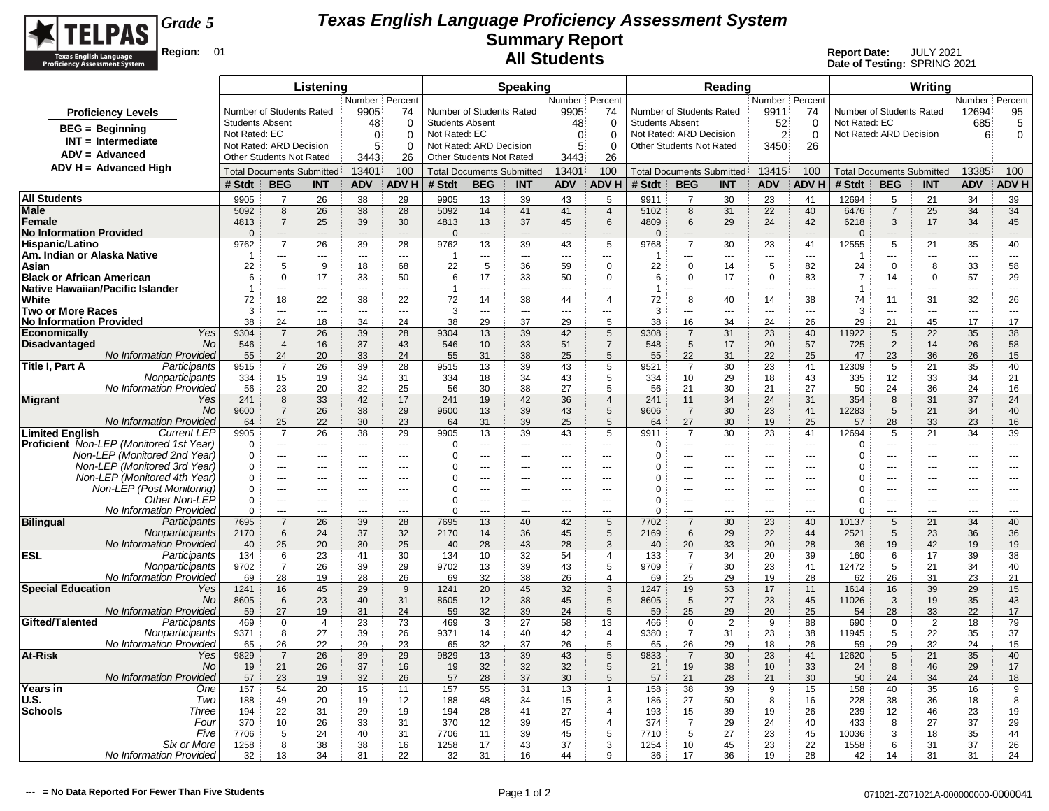# Texas English Language Proficiency Assessment System

## Summary Report

## All Students

**TELPAS** Texas English Language Proficiency Assessment System

**Grade 5**

**Region:** 01

**Report Date:** JULY 2021
**Date of Testing:** SPRING 2021

**Proficiency Levels**

- **BEG = Beginning**
- **INT = Intermediate**
- **ADV = Advanced**
- **ADV H = Advanced High**

| | Listening Number | Listening Percent | Speaking Number | Speaking Percent | Reading Number | Reading Percent | Writing Number | Writing Percent |
|---|---|---|---|---|---|---|---|---|
| Number of Students Rated | 9905 | 74 | 9905 | 74 | 9911 | 74 | 12694 | 95 |
| Students Absent | 48 | 0 | 48 | 0 | 52 | 0 | | |
| Not Rated: EC | 0 | 0 | 0 | 0 | | | 685 | 5 |
| Not Rated: ARD Decision | 5 | 0 | 5 | 0 | 2 | 0 | 6 | 0 |
| Other Students Not Rated | 3443 | 26 | 3443 | 26 | 3450 | 26 | | |
| Total Documents Submitted | 13401 | 100 | 13401 | 100 | 13415 | 100 | 13385 | 100 |

| | | Listening # Stdt | BEG | INT | ADV | ADV H | Speaking # Stdt | BEG | INT | ADV | ADV H | Reading # Stdt | BEG | INT | ADV | ADV H | Writing # Stdt | BEG | INT | ADV | ADV H |
|---|---|---|---|---|---|---|---|---|---|---|---|---|---|---|---|---|---|---|---|---|---|
| **All Students** | | 9905 | 7 | 26 | 38 | 29 | 9905 | 13 | 39 | 43 | 5 | 9911 | 7 | 30 | 23 | 41 | 12694 | 5 | 21 | 34 | 39 |
| **Male** | | 5092 | 8 | 26 | 38 | 28 | 5092 | 14 | 41 | 41 | 4 | 5102 | 8 | 31 | 22 | 40 | 6476 | 7 | 25 | 34 | 34 |
| **Female** | | 4813 | 7 | 25 | 39 | 30 | 4813 | 13 | 37 | 45 | 6 | 4809 | 6 | 29 | 24 | 42 | 6218 | 3 | 17 | 34 | 45 |
| **No Information Provided** | | 0 | --- | --- | --- | --- | 0 | --- | --- | --- | --- | 0 | --- | --- | --- | --- | 0 | --- | --- | --- | --- |
| **Hispanic/Latino** | | 9762 | 7 | 26 | 39 | 28 | 9762 | 13 | 39 | 43 | 5 | 9768 | 7 | 30 | 23 | 41 | 12555 | 5 | 21 | 35 | 40 |
| **Am. Indian or Alaska Native** | | 1 | --- | --- | --- | --- | 1 | --- | --- | --- | --- | 1 | --- | --- | --- | --- | 1 | --- | --- | --- | --- |
| **Asian** | | 22 | 5 | 9 | 18 | 68 | 22 | 5 | 36 | 59 | 0 | 22 | 0 | 14 | 5 | 82 | 24 | 0 | 8 | 33 | 58 |
| **Black or African American** | | 6 | 0 | 17 | 33 | 50 | 6 | 17 | 33 | 50 | 0 | 6 | 0 | 17 | 0 | 83 | 7 | 14 | 0 | 57 | 29 |
| **Native Hawaiian/Pacific Islander** | | 1 | --- | --- | --- | --- | 1 | --- | --- | --- | --- | 1 | --- | --- | --- | --- | 1 | --- | --- | --- | --- |
| **White** | | 72 | 18 | 22 | 38 | 22 | 72 | 14 | 38 | 44 | 4 | 72 | 8 | 40 | 14 | 38 | 74 | 11 | 31 | 32 | 26 |
| **Two or More Races** | | 3 | --- | --- | --- | --- | 3 | --- | --- | --- | --- | 3 | --- | --- | --- | --- | 3 | --- | --- | --- | --- |
| **No Information Provided** | | 38 | 24 | 18 | 34 | 24 | 38 | 29 | 37 | 29 | 5 | 38 | 16 | 34 | 24 | 26 | 29 | 21 | 45 | 17 | 17 |
| **Economically Disadvantaged** | *Yes* | 9304 | 7 | 26 | 39 | 28 | 9304 | 13 | 39 | 42 | 5 | 9308 | 7 | 31 | 23 | 40 | 11922 | 5 | 22 | 35 | 38 |
| | *No* | 546 | 4 | 16 | 37 | 43 | 546 | 10 | 33 | 51 | 7 | 548 | 5 | 17 | 20 | 57 | 725 | 2 | 14 | 26 | 58 |
| | *No Information Provided* | 55 | 24 | 20 | 33 | 24 | 55 | 31 | 38 | 25 | 5 | 55 | 22 | 31 | 22 | 25 | 47 | 23 | 36 | 26 | 15 |
| **Title I, Part A** | *Participants* | 9515 | 7 | 26 | 39 | 28 | 9515 | 13 | 39 | 43 | 5 | 9521 | 7 | 30 | 23 | 41 | 12309 | 5 | 21 | 35 | 40 |
| | *Nonparticipants* | 334 | 15 | 19 | 34 | 31 | 334 | 18 | 34 | 43 | 5 | 334 | 10 | 29 | 18 | 43 | 335 | 12 | 33 | 34 | 21 |
| | *No Information Provided* | 56 | 23 | 20 | 32 | 25 | 56 | 30 | 38 | 27 | 5 | 56 | 21 | 30 | 21 | 27 | 50 | 24 | 36 | 24 | 16 |
| **Migrant** | *Yes* | 241 | 8 | 33 | 42 | 17 | 241 | 19 | 42 | 36 | 4 | 241 | 11 | 34 | 24 | 31 | 354 | 8 | 31 | 37 | 24 |
| | *No* | 9600 | 7 | 26 | 38 | 29 | 9600 | 13 | 39 | 43 | 5 | 9606 | 7 | 30 | 23 | 41 | 12283 | 5 | 21 | 34 | 40 |
| | *No Information Provided* | 64 | 25 | 22 | 30 | 23 | 64 | 31 | 39 | 25 | 5 | 64 | 27 | 30 | 19 | 25 | 57 | 28 | 33 | 23 | 16 |
| **Limited English Proficient** | *Current LEP* | 9905 | 7 | 26 | 38 | 29 | 9905 | 13 | 39 | 43 | 5 | 9911 | 7 | 30 | 23 | 41 | 12694 | 5 | 21 | 34 | 39 |
| | *Non-LEP (Monitored 1st Year)* | 0 | --- | --- | --- | --- | 0 | --- | --- | --- | --- | 0 | --- | --- | --- | --- | 0 | --- | --- | --- | --- |
| | *Non-LEP (Monitored 2nd Year)* | 0 | --- | --- | --- | --- | 0 | --- | --- | --- | --- | 0 | --- | --- | --- | --- | 0 | --- | --- | --- | --- |
| | *Non-LEP (Monitored 3rd Year)* | 0 | --- | --- | --- | --- | 0 | --- | --- | --- | --- | 0 | --- | --- | --- | --- | 0 | --- | --- | --- | --- |
| | *Non-LEP (Monitored 4th Year)* | 0 | --- | --- | --- | --- | 0 | --- | --- | --- | --- | 0 | --- | --- | --- | --- | 0 | --- | --- | --- | --- |
| | *Non-LEP (Post Monitoring)* | 0 | --- | --- | --- | --- | 0 | --- | --- | --- | --- | 0 | --- | --- | --- | --- | 0 | --- | --- | --- | --- |
| | *Other Non-LEP* | 0 | --- | --- | --- | --- | 0 | --- | --- | --- | --- | 0 | --- | --- | --- | --- | 0 | --- | --- | --- | --- |
| | *No Information Provided* | 0 | --- | --- | --- | --- | 0 | --- | --- | --- | --- | 0 | --- | --- | --- | --- | 0 | --- | --- | --- | --- |
| **Bilingual** | *Participants* | 7695 | 7 | 26 | 39 | 28 | 7695 | 13 | 40 | 42 | 5 | 7702 | 7 | 30 | 23 | 40 | 10137 | 5 | 21 | 34 | 40 |
| | *Nonparticipants* | 2170 | 6 | 24 | 37 | 32 | 2170 | 14 | 36 | 45 | 5 | 2169 | 6 | 29 | 22 | 44 | 2521 | 5 | 23 | 36 | 36 |
| | *No Information Provided* | 40 | 25 | 20 | 30 | 25 | 40 | 28 | 43 | 28 | 3 | 40 | 20 | 33 | 20 | 28 | 36 | 19 | 42 | 19 | 19 |
| **ESL** | *Participants* | 134 | 6 | 23 | 41 | 30 | 134 | 10 | 32 | 54 | 4 | 133 | 7 | 34 | 20 | 39 | 160 | 6 | 17 | 39 | 38 |
| | *Nonparticipants* | 9702 | 7 | 26 | 39 | 29 | 9702 | 13 | 39 | 43 | 5 | 9709 | 7 | 30 | 23 | 41 | 12472 | 5 | 21 | 34 | 40 |
| | *No Information Provided* | 69 | 28 | 19 | 28 | 26 | 69 | 32 | 38 | 26 | 4 | 69 | 25 | 29 | 19 | 28 | 62 | 26 | 31 | 23 | 21 |
| **Special Education** | *Yes* | 1241 | 16 | 45 | 29 | 9 | 1241 | 20 | 45 | 32 | 3 | 1247 | 19 | 53 | 17 | 11 | 1614 | 16 | 39 | 29 | 15 |
| | *No* | 8605 | 6 | 23 | 40 | 31 | 8605 | 12 | 38 | 45 | 5 | 8605 | 5 | 27 | 23 | 45 | 11026 | 3 | 19 | 35 | 43 |
| | *No Information Provided* | 59 | 27 | 19 | 31 | 24 | 59 | 32 | 39 | 24 | 5 | 59 | 25 | 29 | 20 | 25 | 54 | 28 | 33 | 22 | 17 |
| **Gifted/Talented** | *Participants* | 469 | 0 | 4 | 23 | 73 | 469 | 3 | 27 | 58 | 13 | 466 | 0 | 2 | 9 | 88 | 690 | 0 | 2 | 18 | 79 |
| | *Nonparticipants* | 9371 | 8 | 27 | 39 | 26 | 9371 | 14 | 40 | 42 | 4 | 9380 | 7 | 31 | 23 | 38 | 11945 | 5 | 22 | 35 | 37 |
| | *No Information Provided* | 65 | 26 | 22 | 29 | 23 | 65 | 32 | 37 | 26 | 5 | 65 | 26 | 29 | 18 | 26 | 59 | 29 | 32 | 24 | 15 |
| **At-Risk** | *Yes* | 9829 | 7 | 26 | 39 | 29 | 9829 | 13 | 39 | 43 | 5 | 9833 | 7 | 30 | 23 | 41 | 12620 | 5 | 21 | 35 | 40 |
| | *No* | 19 | 21 | 26 | 37 | 16 | 19 | 32 | 32 | 32 | 5 | 21 | 19 | 38 | 10 | 33 | 24 | 8 | 46 | 29 | 17 |
| | *No Information Provided* | 57 | 23 | 19 | 32 | 26 | 57 | 28 | 37 | 30 | 5 | 57 | 21 | 28 | 21 | 30 | 50 | 24 | 34 | 24 | 18 |
| **Years in U.S. Schools** | *One* | 157 | 54 | 20 | 15 | 11 | 157 | 55 | 31 | 13 | 1 | 158 | 38 | 39 | 9 | 15 | 158 | 40 | 35 | 16 | 9 |
| | *Two* | 188 | 49 | 20 | 19 | 12 | 188 | 48 | 34 | 15 | 3 | 186 | 27 | 50 | 8 | 16 | 228 | 38 | 36 | 18 | 8 |
| | *Three* | 194 | 22 | 31 | 29 | 19 | 194 | 28 | 41 | 27 | 4 | 193 | 15 | 39 | 19 | 26 | 239 | 12 | 46 | 23 | 19 |
| | *Four* | 370 | 10 | 26 | 33 | 31 | 370 | 12 | 39 | 45 | 4 | 374 | 7 | 29 | 24 | 40 | 433 | 8 | 27 | 37 | 29 |
| | *Five* | 7706 | 5 | 24 | 40 | 31 | 7706 | 11 | 39 | 45 | 5 | 7710 | 5 | 27 | 23 | 45 | 10036 | 3 | 18 | 35 | 44 |
| | *Six or More* | 1258 | 8 | 38 | 38 | 16 | 1258 | 17 | 43 | 37 | 3 | 1254 | 10 | 45 | 23 | 22 | 1558 | 6 | 31 | 37 | 26 |
| | *No Information Provided* | 32 | 13 | 34 | 31 | 22 | 32 | 31 | 16 | 44 | 9 | 36 | 17 | 36 | 19 | 28 | 42 | 14 | 31 | 31 | 24 |

**--- = No Data Reported For Fewer Than Five Students**

071021-Z071021A-000000000-0000041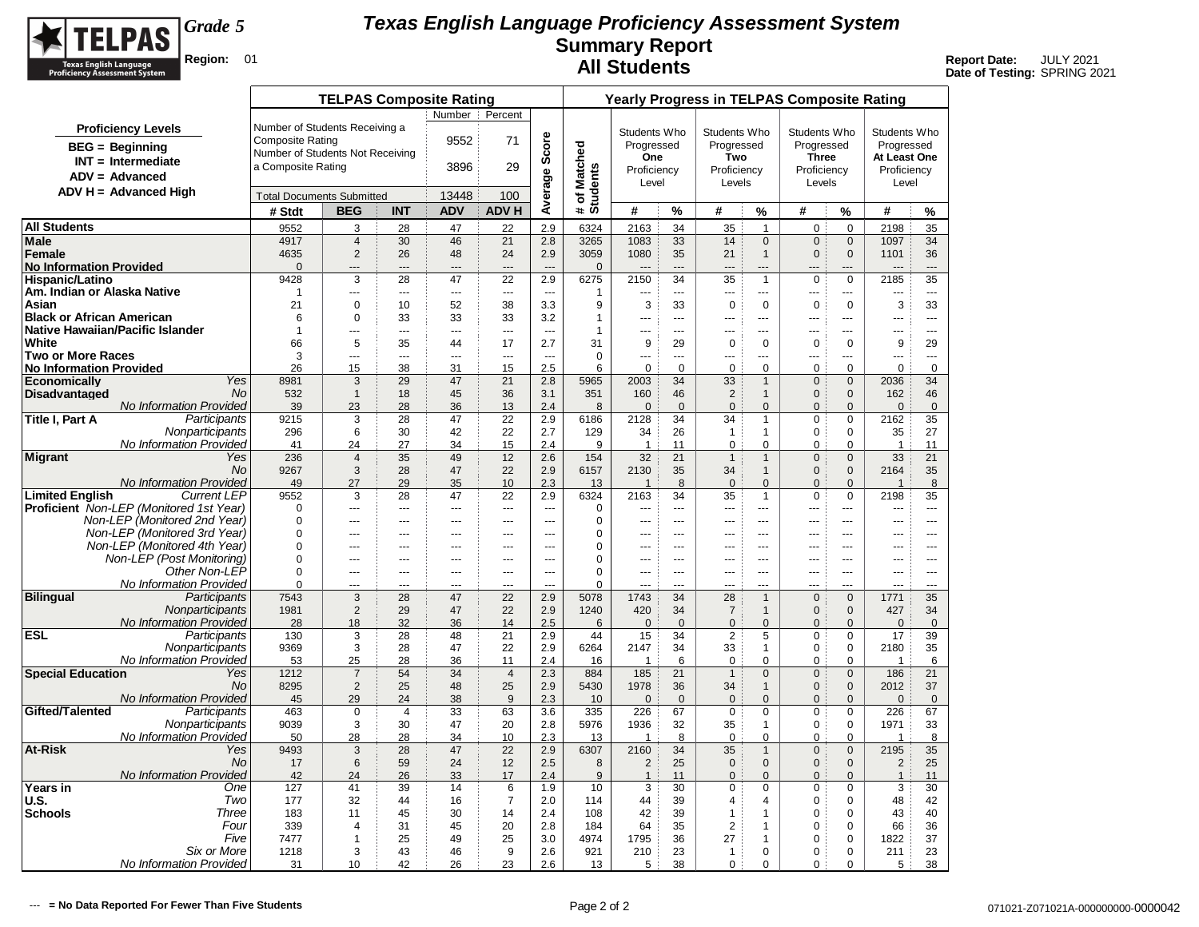# Texas English Language Proficiency Assessment System

## Summary Report

## All Students

**Grade 5**

**Region:** 01

**Report Date:** JULY 2021
**Date of Testing:** SPRING 2021

**Proficiency Levels**
- BEG = Beginning
- INT = Intermediate
- ADV = Advanced
- ADV H = Advanced High

**TELPAS Composite Rating**

| | Number | Percent |
|---|---|---|
| Number of Students Receiving a Composite Rating | 9552 | 71 |
| Number of Students Not Receiving a Composite Rating | 3896 | 29 |
| Total Documents Submitted | 13448 | 100 |

| | | TELPAS Composite Rating | | | | | | Yearly Progress in TELPAS Composite Rating | | | | | | | | |
|---|---|---|---|---|---|---|---|---|---|---|---|---|---|---|---|---|
| | | | | | | | | | Students Who Progressed One Proficiency Level | | Students Who Progressed Two Proficiency Levels | | Students Who Progressed Three Proficiency Levels | | Students Who Progressed At Least One Proficiency Level | |
| | | # Stdt | BEG | INT | ADV | ADV H | Average Score | # of Matched Students | # | % | # | % | # | % | # | % |
| **All Students** | | 9552 | 3 | 28 | 47 | 22 | 2.9 | 6324 | 2163 | 34 | 35 | 1 | 0 | 0 | 2198 | 35 |
| **Male** | | 4917 | 4 | 30 | 46 | 21 | 2.8 | 3265 | 1083 | 33 | 14 | 0 | 0 | 0 | 1097 | 34 |
| **Female** | | 4635 | 2 | 26 | 48 | 24 | 2.9 | 3059 | 1080 | 35 | 21 | 1 | 0 | 0 | 1101 | 36 |
| **No Information Provided** | | 0 | --- | --- | --- | --- | --- | 0 | --- | --- | --- | --- | --- | --- | --- | --- |
| **Hispanic/Latino** | | 9428 | 3 | 28 | 47 | 22 | 2.9 | 6275 | 2150 | 34 | 35 | 1 | 0 | 0 | 2185 | 35 |
| **Am. Indian or Alaska Native** | | 1 | --- | --- | --- | --- | --- | 1 | --- | --- | --- | --- | --- | --- | --- | --- |
| **Asian** | | 21 | 0 | 10 | 52 | 38 | 3.3 | 9 | 3 | 33 | 0 | 0 | 0 | 0 | 3 | 33 |
| **Black or African American** | | 6 | 0 | 33 | 33 | 33 | 3.2 | 1 | --- | --- | --- | --- | --- | --- | --- | --- |
| **Native Hawaiian/Pacific Islander** | | 1 | --- | --- | --- | --- | --- | 1 | --- | --- | --- | --- | --- | --- | --- | --- |
| **White** | | 66 | 5 | 35 | 44 | 17 | 2.7 | 31 | 9 | 29 | 0 | 0 | 0 | 0 | 9 | 29 |
| **Two or More Races** | | 3 | --- | --- | --- | --- | --- | 0 | --- | --- | --- | --- | --- | --- | --- | --- |
| **No Information Provided** | | 26 | 15 | 38 | 31 | 15 | 2.5 | 6 | 0 | 0 | 0 | 0 | 0 | 0 | 0 | 0 |
| **Economically Disadvantaged** | *Yes* | 8981 | 3 | 29 | 47 | 21 | 2.8 | 5965 | 2003 | 34 | 33 | 1 | 0 | 0 | 2036 | 34 |
| | *No* | 532 | 1 | 18 | 45 | 36 | 3.1 | 351 | 160 | 46 | 2 | 1 | 0 | 0 | 162 | 46 |
| | *No Information Provided* | 39 | 23 | 28 | 36 | 13 | 2.4 | 8 | 0 | 0 | 0 | 0 | 0 | 0 | 0 | 0 |
| **Title I, Part A** | *Participants* | 9215 | 3 | 28 | 47 | 22 | 2.9 | 6186 | 2128 | 34 | 34 | 1 | 0 | 0 | 2162 | 35 |
| | *Nonparticipants* | 296 | 6 | 30 | 42 | 22 | 2.7 | 129 | 34 | 26 | 1 | 1 | 0 | 0 | 35 | 27 |
| | *No Information Provided* | 41 | 24 | 27 | 34 | 15 | 2.4 | 9 | 1 | 11 | 0 | 0 | 0 | 0 | 1 | 11 |
| **Migrant** | *Yes* | 236 | 4 | 35 | 49 | 12 | 2.6 | 154 | 32 | 21 | 1 | 1 | 0 | 0 | 33 | 21 |
| | *No* | 9267 | 3 | 28 | 47 | 22 | 2.9 | 6157 | 2130 | 35 | 34 | 1 | 0 | 0 | 2164 | 35 |
| | *No Information Provided* | 49 | 27 | 29 | 35 | 10 | 2.3 | 13 | 1 | 8 | 0 | 0 | 0 | 0 | 1 | 8 |
| **Limited English Proficient** | *Current LEP* | 9552 | 3 | 28 | 47 | 22 | 2.9 | 6324 | 2163 | 34 | 35 | 1 | 0 | 0 | 2198 | 35 |
| | *Non-LEP (Monitored 1st Year)* | 0 | --- | --- | --- | --- | --- | 0 | --- | --- | --- | --- | --- | --- | --- | --- |
| | *Non-LEP (Monitored 2nd Year)* | 0 | --- | --- | --- | --- | --- | 0 | --- | --- | --- | --- | --- | --- | --- | --- |
| | *Non-LEP (Monitored 3rd Year)* | 0 | --- | --- | --- | --- | --- | 0 | --- | --- | --- | --- | --- | --- | --- | --- |
| | *Non-LEP (Monitored 4th Year)* | 0 | --- | --- | --- | --- | --- | 0 | --- | --- | --- | --- | --- | --- | --- | --- |
| | *Non-LEP (Post Monitoring)* | 0 | --- | --- | --- | --- | --- | 0 | --- | --- | --- | --- | --- | --- | --- | --- |
| | *Other Non-LEP* | 0 | --- | --- | --- | --- | --- | 0 | --- | --- | --- | --- | --- | --- | --- | --- |
| | *No Information Provided* | 0 | --- | --- | --- | --- | --- | 0 | --- | --- | --- | --- | --- | --- | --- | --- |
| **Bilingual** | *Participants* | 7543 | 3 | 28 | 47 | 22 | 2.9 | 5078 | 1743 | 34 | 28 | 1 | 0 | 0 | 1771 | 35 |
| | *Nonparticipants* | 1981 | 2 | 29 | 47 | 22 | 2.9 | 1240 | 420 | 34 | 7 | 1 | 0 | 0 | 427 | 34 |
| | *No Information Provided* | 28 | 18 | 32 | 36 | 14 | 2.5 | 6 | 0 | 0 | 0 | 0 | 0 | 0 | 0 | 0 |
| **ESL** | *Participants* | 130 | 3 | 28 | 48 | 21 | 2.9 | 44 | 15 | 34 | 2 | 5 | 0 | 0 | 17 | 39 |
| | *Nonparticipants* | 9369 | 3 | 28 | 47 | 22 | 2.9 | 6264 | 2147 | 34 | 33 | 1 | 0 | 0 | 2180 | 35 |
| | *No Information Provided* | 53 | 25 | 28 | 36 | 11 | 2.4 | 16 | 1 | 6 | 0 | 0 | 0 | 0 | 1 | 6 |
| **Special Education** | *Yes* | 1212 | 7 | 54 | 34 | 4 | 2.3 | 884 | 185 | 21 | 1 | 0 | 0 | 0 | 186 | 21 |
| | *No* | 8295 | 2 | 25 | 48 | 25 | 2.9 | 5430 | 1978 | 36 | 34 | 1 | 0 | 0 | 2012 | 37 |
| | *No Information Provided* | 45 | 29 | 24 | 38 | 9 | 2.3 | 10 | 0 | 0 | 0 | 0 | 0 | 0 | 0 | 0 |
| **Gifted/Talented** | *Participants* | 463 | 0 | 4 | 33 | 63 | 3.6 | 335 | 226 | 67 | 0 | 0 | 0 | 0 | 226 | 67 |
| | *Nonparticipants* | 9039 | 3 | 30 | 47 | 20 | 2.8 | 5976 | 1936 | 32 | 35 | 1 | 0 | 0 | 1971 | 33 |
| | *No Information Provided* | 50 | 28 | 28 | 34 | 10 | 2.3 | 13 | 1 | 8 | 0 | 0 | 0 | 0 | 1 | 8 |
| **At-Risk** | *Yes* | 9493 | 3 | 28 | 47 | 22 | 2.9 | 6307 | 2160 | 34 | 35 | 1 | 0 | 0 | 2195 | 35 |
| | *No* | 17 | 6 | 59 | 24 | 12 | 2.5 | 8 | 2 | 25 | 0 | 0 | 0 | 0 | 2 | 25 |
| | *No Information Provided* | 42 | 24 | 26 | 33 | 17 | 2.4 | 9 | 1 | 11 | 0 | 0 | 0 | 0 | 1 | 11 |
| **Years in U.S. Schools** | *One* | 127 | 41 | 39 | 14 | 6 | 1.9 | 10 | 3 | 30 | 0 | 0 | 0 | 0 | 3 | 30 |
| | *Two* | 177 | 32 | 44 | 16 | 7 | 2.0 | 114 | 44 | 39 | 4 | 4 | 0 | 0 | 48 | 42 |
| | *Three* | 183 | 11 | 45 | 30 | 14 | 2.4 | 108 | 42 | 39 | 1 | 1 | 0 | 0 | 43 | 40 |
| | *Four* | 339 | 4 | 31 | 45 | 20 | 2.8 | 184 | 64 | 35 | 2 | 1 | 0 | 0 | 66 | 36 |
| | *Five* | 7477 | 1 | 25 | 49 | 25 | 3.0 | 4974 | 1795 | 36 | 27 | 1 | 0 | 0 | 1822 | 37 |
| | *Six or More* | 1218 | 3 | 43 | 46 | 9 | 2.6 | 921 | 210 | 23 | 1 | 0 | 0 | 0 | 211 | 23 |
| | *No Information Provided* | 31 | 10 | 42 | 26 | 23 | 2.6 | 13 | 5 | 38 | 0 | 0 | 0 | 0 | 5 | 38 |

--- = No Data Reported For Fewer Than Five Students

071021-Z071021A-000000000-0000042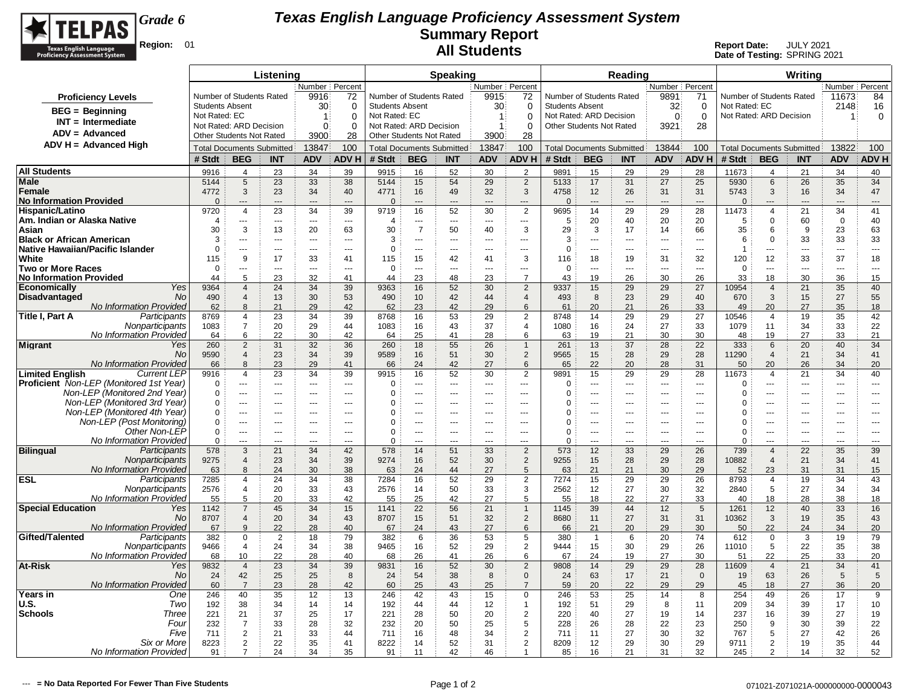# Texas English Language Proficiency Assessment System

## Summary Report

## All Students

Grade 6

Region: 01

Report Date: JULY 2021
Date of Testing: SPRING 2021

**Proficiency Levels**

- BEG = Beginning
- INT = Intermediate
- ADV = Advanced
- ADV H = Advanced High

| | Listening Number | Listening Percent | Speaking Number | Speaking Percent | Reading Number | Reading Percent | Writing Number | Writing Percent |
|---|---|---|---|---|---|---|---|---|
| Number of Students Rated | 9916 | 72 | 9915 | 72 | 9891 | 71 | 11673 | 84 |
| Students Absent | 30 | 0 | 30 | 0 | 32 | 0 | | |
| Not Rated: EC | 1 | 0 | 1 | 0 | | | 2148 | 16 |
| Not Rated: ARD Decision | 0 | 0 | 1 | 0 | 0 | 0 | 1 | 0 |
| Other Students Not Rated | 3900 | 28 | 3900 | 28 | 3921 | 28 | | |
| Total Documents Submitted | 13847 | 100 | 13847 | 100 | 13844 | 100 | 13822 | 100 |

| | | Listening # Stdt | BEG | INT | ADV | ADV H | Speaking # Stdt | BEG | INT | ADV | ADV H | Reading # Stdt | BEG | INT | ADV | ADV H | Writing # Stdt | BEG | INT | ADV | ADV H |
|---|---|---|---|---|---|---|---|---|---|---|---|---|---|---|---|---|---|---|---|---|---|
| **All Students** | | 9916 | 4 | 23 | 34 | 39 | 9915 | 16 | 52 | 30 | 2 | 9891 | 15 | 29 | 29 | 28 | 11673 | 4 | 21 | 34 | 40 |
| **Male** | | 5144 | 5 | 23 | 33 | 38 | 5144 | 15 | 54 | 29 | 2 | 5133 | 17 | 31 | 27 | 25 | 5930 | 6 | 26 | 35 | 34 |
| **Female** | | 4772 | 3 | 23 | 34 | 40 | 4771 | 16 | 49 | 32 | 3 | 4758 | 12 | 26 | 31 | 31 | 5743 | 3 | 16 | 34 | 47 |
| **No Information Provided** | | 0 | --- | --- | --- | --- | 0 | --- | --- | --- | --- | 0 | --- | --- | --- | --- | 0 | --- | --- | --- | --- |
| **Hispanic/Latino** | | 9720 | 4 | 23 | 34 | 39 | 9719 | 16 | 52 | 30 | 2 | 9695 | 14 | 29 | 29 | 28 | 11473 | 4 | 21 | 34 | 41 |
| **Am. Indian or Alaska Native** | | 4 | --- | --- | --- | --- | 4 | --- | --- | --- | --- | 5 | 20 | 40 | 20 | 20 | 5 | 0 | 60 | 0 | 40 |
| **Asian** | | 30 | 3 | 13 | 20 | 63 | 30 | 7 | 50 | 40 | 3 | 29 | 3 | 17 | 14 | 66 | 35 | 6 | 9 | 23 | 63 |
| **Black or African American** | | 3 | --- | --- | --- | --- | 3 | --- | --- | --- | --- | 3 | --- | --- | --- | --- | 6 | 0 | 33 | 33 | 33 |
| **Native Hawaiian/Pacific Islander** | | 0 | --- | --- | --- | --- | 0 | --- | --- | --- | --- | 0 | --- | --- | --- | --- | 1 | --- | --- | --- | --- |
| **White** | | 115 | 9 | 17 | 33 | 41 | 115 | 15 | 42 | 41 | 3 | 116 | 18 | 19 | 31 | 32 | 120 | 12 | 33 | 37 | 18 |
| **Two or More Races** | | 0 | --- | --- | --- | --- | 0 | --- | --- | --- | --- | 0 | --- | --- | --- | --- | 0 | --- | --- | --- | --- |
| **No Information Provided** | | 44 | 5 | 23 | 32 | 41 | 44 | 23 | 48 | 23 | 7 | 43 | 19 | 26 | 30 | 26 | 33 | 18 | 30 | 36 | 15 |
| **Economically Disadvantaged** | *Yes* | 9364 | 4 | 24 | 34 | 39 | 9363 | 16 | 52 | 30 | 2 | 9337 | 15 | 29 | 29 | 27 | 10954 | 4 | 21 | 35 | 40 |
| | *No* | 490 | 4 | 13 | 30 | 53 | 490 | 10 | 42 | 44 | 4 | 493 | 8 | 23 | 29 | 40 | 670 | 3 | 15 | 27 | 55 |
| | *No Information Provided* | 62 | 8 | 21 | 29 | 42 | 62 | 23 | 42 | 29 | 6 | 61 | 20 | 21 | 26 | 33 | 49 | 20 | 27 | 35 | 18 |
| **Title I, Part A** | *Participants* | 8769 | 4 | 23 | 34 | 39 | 8768 | 16 | 53 | 29 | 2 | 8748 | 14 | 29 | 29 | 27 | 10546 | 4 | 19 | 35 | 42 |
| | *Nonparticipants* | 1083 | 7 | 20 | 29 | 44 | 1083 | 16 | 43 | 37 | 4 | 1080 | 16 | 24 | 27 | 33 | 1079 | 11 | 34 | 33 | 22 |
| | *No Information Provided* | 64 | 6 | 22 | 30 | 42 | 64 | 25 | 41 | 28 | 6 | 63 | 19 | 21 | 30 | 30 | 48 | 19 | 27 | 33 | 21 |
| **Migrant** | *Yes* | 260 | 2 | 31 | 32 | 36 | 260 | 18 | 55 | 26 | 1 | 261 | 13 | 37 | 28 | 22 | 333 | 6 | 20 | 40 | 34 |
| | *No* | 9590 | 4 | 23 | 34 | 39 | 9589 | 16 | 51 | 30 | 2 | 9565 | 15 | 28 | 29 | 28 | 11290 | 4 | 21 | 34 | 41 |
| | *No Information Provided* | 66 | 8 | 23 | 29 | 41 | 66 | 24 | 42 | 27 | 6 | 65 | 22 | 20 | 28 | 31 | 50 | 20 | 26 | 34 | 20 |
| **Limited English Proficient** | *Current LEP* | 9916 | 4 | 23 | 34 | 39 | 9915 | 16 | 52 | 30 | 2 | 9891 | 15 | 29 | 29 | 28 | 11673 | 4 | 21 | 34 | 40 |
| | *Non-LEP (Monitored 1st Year)* | 0 | --- | --- | --- | --- | 0 | --- | --- | --- | --- | 0 | --- | --- | --- | --- | 0 | --- | --- | --- | --- |
| | *Non-LEP (Monitored 2nd Year)* | 0 | --- | --- | --- | --- | 0 | --- | --- | --- | --- | 0 | --- | --- | --- | --- | 0 | --- | --- | --- | --- |
| | *Non-LEP (Monitored 3rd Year)* | 0 | --- | --- | --- | --- | 0 | --- | --- | --- | --- | 0 | --- | --- | --- | --- | 0 | --- | --- | --- | --- |
| | *Non-LEP (Monitored 4th Year)* | 0 | --- | --- | --- | --- | 0 | --- | --- | --- | --- | 0 | --- | --- | --- | --- | 0 | --- | --- | --- | --- |
| | *Non-LEP (Post Monitoring)* | 0 | --- | --- | --- | --- | 0 | --- | --- | --- | --- | 0 | --- | --- | --- | --- | 0 | --- | --- | --- | --- |
| | *Other Non-LEP* | 0 | --- | --- | --- | --- | 0 | --- | --- | --- | --- | 0 | --- | --- | --- | --- | 0 | --- | --- | --- | --- |
| | *No Information Provided* | 0 | --- | --- | --- | --- | 0 | --- | --- | --- | --- | 0 | --- | --- | --- | --- | 0 | --- | --- | --- | --- |
| **Bilingual** | *Participants* | 578 | 3 | 21 | 34 | 42 | 578 | 14 | 51 | 33 | 2 | 573 | 12 | 33 | 29 | 26 | 739 | 4 | 22 | 35 | 39 |
| | *Nonparticipants* | 9275 | 4 | 23 | 34 | 39 | 9274 | 16 | 52 | 30 | 2 | 9255 | 15 | 28 | 29 | 28 | 10882 | 4 | 21 | 34 | 41 |
| | *No Information Provided* | 63 | 8 | 24 | 30 | 38 | 63 | 24 | 44 | 27 | 5 | 63 | 21 | 21 | 30 | 29 | 52 | 23 | 31 | 31 | 15 |
| **ESL** | *Participants* | 7285 | 4 | 24 | 34 | 38 | 7284 | 16 | 52 | 29 | 2 | 7274 | 15 | 29 | 29 | 26 | 8793 | 4 | 19 | 34 | 43 |
| | *Nonparticipants* | 2576 | 4 | 20 | 33 | 43 | 2576 | 14 | 50 | 33 | 3 | 2562 | 12 | 27 | 30 | 32 | 2840 | 5 | 27 | 34 | 34 |
| | *No Information Provided* | 55 | 5 | 20 | 33 | 42 | 55 | 25 | 42 | 27 | 5 | 55 | 18 | 22 | 27 | 33 | 40 | 18 | 28 | 38 | 18 |
| **Special Education** | *Yes* | 1142 | 7 | 45 | 34 | 15 | 1141 | 22 | 56 | 21 | 1 | 1145 | 39 | 44 | 12 | 5 | 1261 | 12 | 40 | 33 | 16 |
| | *No* | 8707 | 4 | 20 | 34 | 43 | 8707 | 15 | 51 | 32 | 2 | 8680 | 11 | 27 | 31 | 31 | 10362 | 3 | 19 | 35 | 43 |
| | *No Information Provided* | 67 | 9 | 22 | 28 | 40 | 67 | 24 | 43 | 27 | 6 | 66 | 21 | 20 | 29 | 30 | 50 | 22 | 24 | 34 | 20 |
| **Gifted/Talented** | *Participants* | 382 | 0 | 2 | 18 | 79 | 382 | 6 | 36 | 53 | 5 | 380 | 1 | 6 | 20 | 74 | 612 | 0 | 3 | 19 | 79 |
| | *Nonparticipants* | 9466 | 4 | 24 | 34 | 38 | 9465 | 16 | 52 | 29 | 2 | 9444 | 15 | 30 | 29 | 26 | 11010 | 5 | 22 | 35 | 38 |
| | *No Information Provided* | 68 | 10 | 22 | 28 | 40 | 68 | 26 | 41 | 26 | 6 | 67 | 24 | 19 | 27 | 30 | 51 | 22 | 25 | 33 | 20 |
| **At-Risk** | *Yes* | 9832 | 4 | 23 | 34 | 39 | 9831 | 16 | 52 | 30 | 2 | 9808 | 14 | 29 | 29 | 28 | 11609 | 4 | 21 | 34 | 41 |
| | *No* | 24 | 42 | 25 | 25 | 8 | 24 | 54 | 38 | 8 | 0 | 24 | 63 | 17 | 21 | 0 | 19 | 63 | 26 | 5 | 5 |
| | *No Information Provided* | 60 | 7 | 23 | 28 | 42 | 60 | 25 | 43 | 25 | 7 | 59 | 20 | 22 | 29 | 29 | 45 | 18 | 27 | 36 | 20 |
| **Years in U.S. Schools** | *One* | 246 | 40 | 35 | 12 | 13 | 246 | 42 | 43 | 15 | 0 | 246 | 53 | 25 | 14 | 8 | 254 | 49 | 26 | 17 | 9 |
| | *Two* | 192 | 38 | 34 | 14 | 14 | 192 | 44 | 44 | 12 | 1 | 192 | 51 | 29 | 8 | 11 | 209 | 34 | 39 | 17 | 10 |
| | *Three* | 221 | 21 | 37 | 25 | 17 | 221 | 28 | 50 | 20 | 2 | 220 | 40 | 27 | 19 | 14 | 237 | 16 | 39 | 27 | 19 |
| | *Four* | 232 | 7 | 33 | 28 | 32 | 232 | 20 | 50 | 25 | 5 | 228 | 26 | 28 | 22 | 23 | 250 | 9 | 30 | 39 | 22 |
| | *Five* | 711 | 2 | 21 | 33 | 44 | 711 | 16 | 48 | 34 | 2 | 711 | 11 | 27 | 30 | 32 | 767 | 5 | 27 | 42 | 26 |
| | *Six or More* | 8223 | 2 | 22 | 35 | 41 | 8222 | 14 | 52 | 31 | 2 | 8209 | 12 | 29 | 30 | 29 | 9711 | 2 | 19 | 35 | 44 |
| | *No Information Provided* | 91 | 7 | 24 | 34 | 35 | 91 | 11 | 42 | 46 | 1 | 85 | 16 | 21 | 31 | 32 | 245 | 2 | 14 | 32 | 52 |

--- = No Data Reported For Fewer Than Five Students

071021-Z071021A-000000000-0000043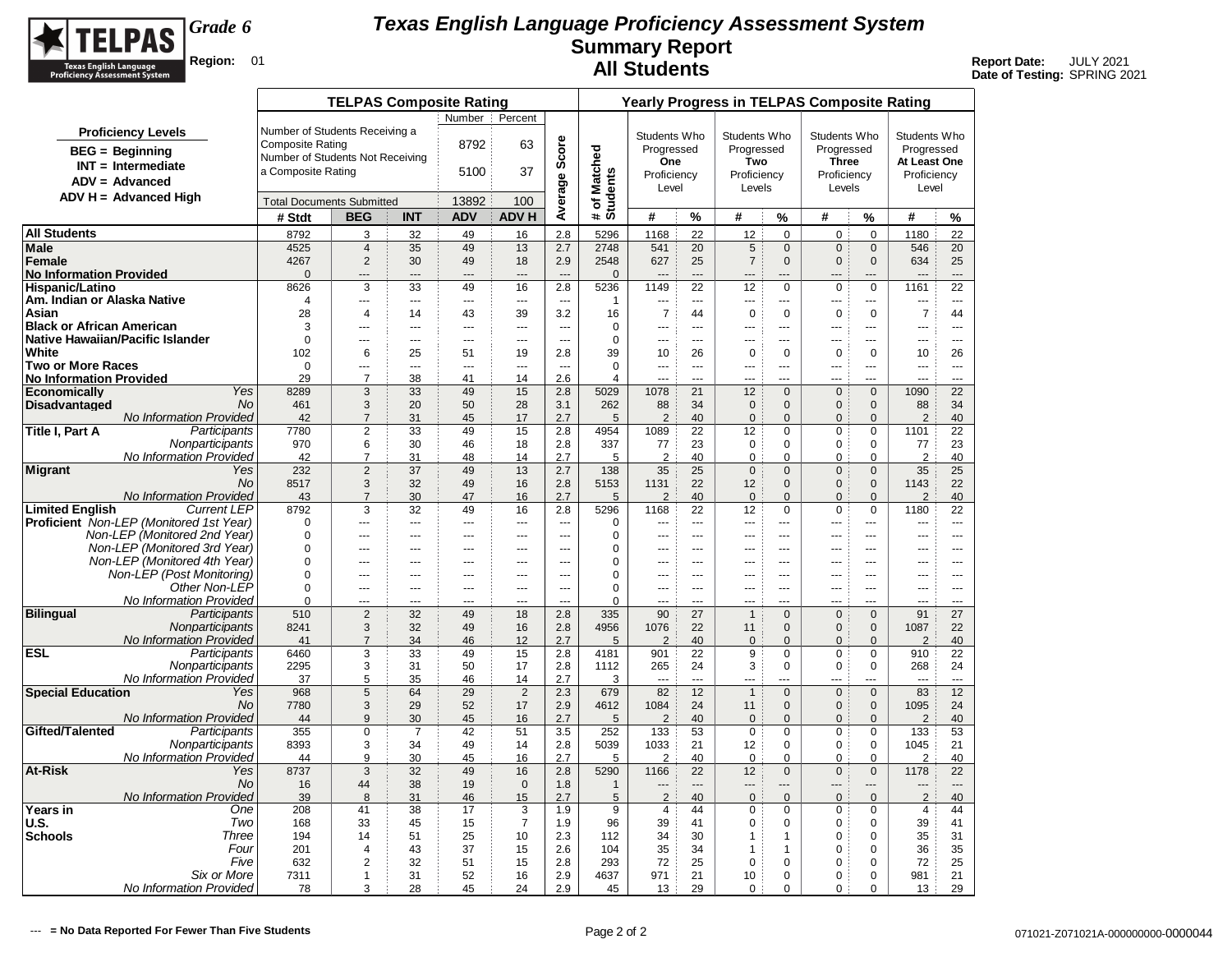# Texas English Language Proficiency Assessment System

## Summary Report

## All Students

Grade 6

Region: 01

Report Date: JULY 2021
Date of Testing: SPRING 2021

**Proficiency Levels**

- BEG = Beginning
- INT = Intermediate
- ADV = Advanced
- ADV H = Advanced High

**TELPAS Composite Rating**

| | Number | Percent |
|---|---|---|
| Number of Students Receiving a Composite Rating | 8792 | 63 |
| Number of Students Not Receiving a Composite Rating | 5100 | 37 |
| Total Documents Submitted | 13892 | 100 |

| | | TELPAS Composite Rating | | | | | | Yearly Progress in TELPAS Composite Rating | | | | | | | | |
|---|---|---|---|---|---|---|---|---|---|---|---|---|---|---|---|---|
| | | | | | | | Average Score | # of Matched Students | Students Who Progressed One Proficiency Level | | Students Who Progressed Two Proficiency Levels | | Students Who Progressed Three Proficiency Levels | | Students Who Progressed At Least One Proficiency Level | |
| | | # Stdt | BEG | INT | ADV | ADV H | | | # | % | # | % | # | % | # | % |
| All Students | | 8792 | 3 | 32 | 49 | 16 | 2.8 | 5296 | 1168 | 22 | 12 | 0 | 0 | 0 | 1180 | 22 |
| Male | | 4525 | 4 | 35 | 49 | 13 | 2.7 | 2748 | 541 | 20 | 5 | 0 | 0 | 0 | 546 | 20 |
| Female | | 4267 | 2 | 30 | 49 | 18 | 2.9 | 2548 | 627 | 25 | 7 | 0 | 0 | 0 | 634 | 25 |
| No Information Provided | | 0 | --- | --- | --- | --- | --- | 0 | --- | --- | --- | --- | --- | --- | --- | --- |
| Hispanic/Latino | | 8626 | 3 | 33 | 49 | 16 | 2.8 | 5236 | 1149 | 22 | 12 | 0 | 0 | 0 | 1161 | 22 |
| Am. Indian or Alaska Native | | 4 | --- | --- | --- | --- | --- | 1 | --- | --- | --- | --- | --- | --- | --- | --- |
| Asian | | 28 | 4 | 14 | 43 | 39 | 3.2 | 16 | 7 | 44 | 0 | 0 | 0 | 0 | 7 | 44 |
| Black or African American | | 3 | --- | --- | --- | --- | --- | 0 | --- | --- | --- | --- | --- | --- | --- | --- |
| Native Hawaiian/Pacific Islander | | 0 | --- | --- | --- | --- | --- | 0 | --- | --- | --- | --- | --- | --- | --- | --- |
| White | | 102 | 6 | 25 | 51 | 19 | 2.8 | 39 | 10 | 26 | 0 | 0 | 0 | 0 | 10 | 26 |
| Two or More Races | | 0 | --- | --- | --- | --- | --- | 0 | --- | --- | --- | --- | --- | --- | --- | --- |
| No Information Provided | | 29 | 7 | 38 | 41 | 14 | 2.6 | 4 | --- | --- | --- | --- | --- | --- | --- | --- |
| Economically Disadvantaged | *Yes* | 8289 | 3 | 33 | 49 | 15 | 2.8 | 5029 | 1078 | 21 | 12 | 0 | 0 | 0 | 1090 | 22 |
| | *No* | 461 | 3 | 20 | 50 | 28 | 3.1 | 262 | 88 | 34 | 0 | 0 | 0 | 0 | 88 | 34 |
| | *No Information Provided* | 42 | 7 | 31 | 45 | 17 | 2.7 | 5 | 2 | 40 | 0 | 0 | 0 | 0 | 2 | 40 |
| Title I, Part A | *Participants* | 7780 | 2 | 33 | 49 | 15 | 2.8 | 4954 | 1089 | 22 | 12 | 0 | 0 | 0 | 1101 | 22 |
| | *Nonparticipants* | 970 | 6 | 30 | 46 | 18 | 2.8 | 337 | 77 | 23 | 0 | 0 | 0 | 0 | 77 | 23 |
| | *No Information Provided* | 42 | 7 | 31 | 48 | 14 | 2.7 | 5 | 2 | 40 | 0 | 0 | 0 | 0 | 2 | 40 |
| Migrant | *Yes* | 232 | 2 | 37 | 49 | 13 | 2.7 | 138 | 35 | 25 | 0 | 0 | 0 | 0 | 35 | 25 |
| | *No* | 8517 | 3 | 32 | 49 | 16 | 2.8 | 5153 | 1131 | 22 | 12 | 0 | 0 | 0 | 1143 | 22 |
| | *No Information Provided* | 43 | 7 | 30 | 47 | 16 | 2.7 | 5 | 2 | 40 | 0 | 0 | 0 | 0 | 2 | 40 |
| Limited English Proficient | *Current LEP* | 8792 | 3 | 32 | 49 | 16 | 2.8 | 5296 | 1168 | 22 | 12 | 0 | 0 | 0 | 1180 | 22 |
| | *Non-LEP (Monitored 1st Year)* | 0 | --- | --- | --- | --- | --- | 0 | --- | --- | --- | --- | --- | --- | --- | --- |
| | *Non-LEP (Monitored 2nd Year)* | 0 | --- | --- | --- | --- | --- | 0 | --- | --- | --- | --- | --- | --- | --- | --- |
| | *Non-LEP (Monitored 3rd Year)* | 0 | --- | --- | --- | --- | --- | 0 | --- | --- | --- | --- | --- | --- | --- | --- |
| | *Non-LEP (Monitored 4th Year)* | 0 | --- | --- | --- | --- | --- | 0 | --- | --- | --- | --- | --- | --- | --- | --- |
| | *Non-LEP (Post Monitoring)* | 0 | --- | --- | --- | --- | --- | 0 | --- | --- | --- | --- | --- | --- | --- | --- |
| | *Other Non-LEP* | 0 | --- | --- | --- | --- | --- | 0 | --- | --- | --- | --- | --- | --- | --- | --- |
| | *No Information Provided* | 0 | --- | --- | --- | --- | --- | 0 | --- | --- | --- | --- | --- | --- | --- | --- |
| Bilingual | *Participants* | 510 | 2 | 32 | 49 | 18 | 2.8 | 335 | 90 | 27 | 1 | 0 | 0 | 0 | 91 | 27 |
| | *Nonparticipants* | 8241 | 3 | 32 | 49 | 16 | 2.8 | 4956 | 1076 | 22 | 11 | 0 | 0 | 0 | 1087 | 22 |
| | *No Information Provided* | 41 | 7 | 34 | 46 | 12 | 2.7 | 5 | 2 | 40 | 0 | 0 | 0 | 0 | 2 | 40 |
| ESL | *Participants* | 6460 | 3 | 33 | 49 | 15 | 2.8 | 4181 | 901 | 22 | 9 | 0 | 0 | 0 | 910 | 22 |
| | *Nonparticipants* | 2295 | 3 | 31 | 50 | 17 | 2.8 | 1112 | 265 | 24 | 3 | 0 | 0 | 0 | 268 | 24 |
| | *No Information Provided* | 37 | 5 | 35 | 46 | 14 | 2.7 | 3 | --- | --- | --- | --- | --- | --- | --- | --- |
| Special Education | *Yes* | 968 | 5 | 64 | 29 | 2 | 2.3 | 679 | 82 | 12 | 1 | 0 | 0 | 0 | 83 | 12 |
| | *No* | 7780 | 3 | 29 | 52 | 17 | 2.9 | 4612 | 1084 | 24 | 11 | 0 | 0 | 0 | 1095 | 24 |
| | *No Information Provided* | 44 | 9 | 30 | 45 | 16 | 2.7 | 5 | 2 | 40 | 0 | 0 | 0 | 0 | 2 | 40 |
| Gifted/Talented | *Participants* | 355 | 0 | 7 | 42 | 51 | 3.5 | 252 | 133 | 53 | 0 | 0 | 0 | 0 | 133 | 53 |
| | *Nonparticipants* | 8393 | 3 | 34 | 49 | 14 | 2.8 | 5039 | 1033 | 21 | 12 | 0 | 0 | 0 | 1045 | 21 |
| | *No Information Provided* | 44 | 9 | 30 | 45 | 16 | 2.7 | 5 | 2 | 40 | 0 | 0 | 0 | 0 | 2 | 40 |
| At-Risk | *Yes* | 8737 | 3 | 32 | 49 | 16 | 2.8 | 5290 | 1166 | 22 | 12 | 0 | 0 | 0 | 1178 | 22 |
| | *No* | 16 | 44 | 38 | 19 | 0 | 1.8 | 1 | --- | --- | --- | --- | --- | --- | --- | --- |
| | *No Information Provided* | 39 | 8 | 31 | 46 | 15 | 2.7 | 5 | 2 | 40 | 0 | 0 | 0 | 0 | 2 | 40 |
| Years in U.S. Schools | *One* | 208 | 41 | 38 | 17 | 3 | 1.9 | 9 | 4 | 44 | 0 | 0 | 0 | 0 | 4 | 44 |
| | *Two* | 168 | 33 | 45 | 15 | 7 | 1.9 | 96 | 39 | 41 | 0 | 0 | 0 | 0 | 39 | 41 |
| | *Three* | 194 | 14 | 51 | 25 | 10 | 2.3 | 112 | 34 | 30 | 1 | 1 | 0 | 0 | 35 | 31 |
| | *Four* | 201 | 4 | 43 | 37 | 15 | 2.6 | 104 | 35 | 34 | 1 | 1 | 0 | 0 | 36 | 35 |
| | *Five* | 632 | 2 | 32 | 51 | 15 | 2.8 | 293 | 72 | 25 | 0 | 0 | 0 | 0 | 72 | 25 |
| | *Six or More* | 7311 | 1 | 31 | 52 | 16 | 2.9 | 4637 | 971 | 21 | 10 | 0 | 0 | 0 | 981 | 21 |
| | *No Information Provided* | 78 | 3 | 28 | 45 | 24 | 2.9 | 45 | 13 | 29 | 0 | 0 | 0 | 0 | 13 | 29 |

--- = No Data Reported For Fewer Than Five Students

071021-Z071021A-000000000-0000044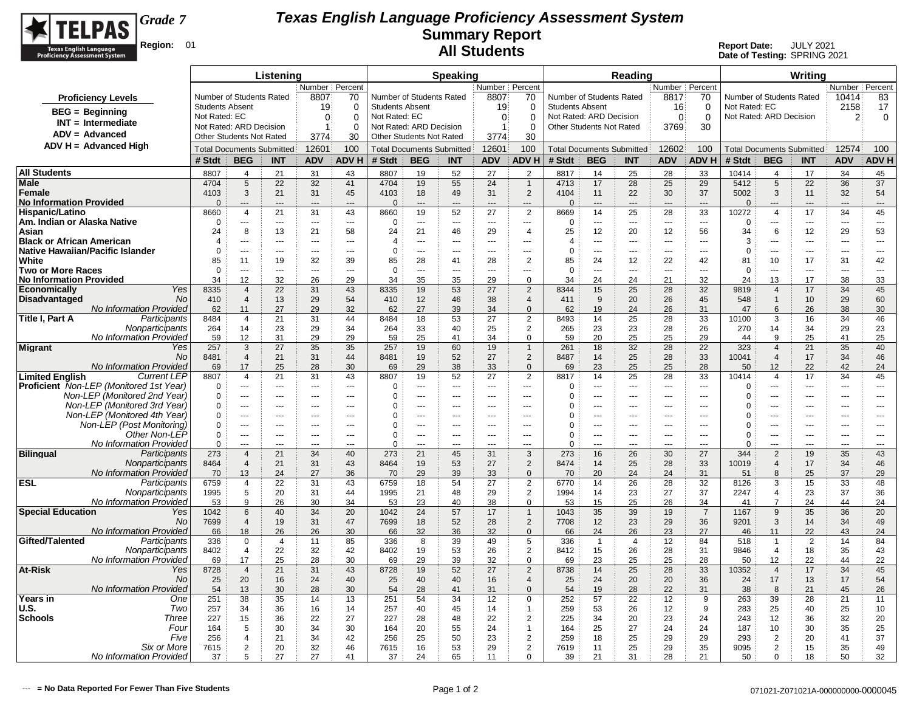# Texas English Language Proficiency Assessment System

## Summary Report

## All Students

**Grade 7**

**Region:** 01

**Report Date:** JULY 2021
**Date of Testing:** SPRING 2021

**Proficiency Levels**

- BEG = Beginning
- INT = Intermediate
- ADV = Advanced
- ADV H = Advanced High

| Listening | Number | Percent | Speaking | Number | Percent | Reading | Number | Percent | Writing | Number | Percent |
|---|---|---|---|---|---|---|---|---|---|---|---|
| Number of Students Rated | 8807 | 70 | Number of Students Rated | 8807 | 70 | Number of Students Rated | 8817 | 70 | Number of Students Rated | 10414 | 83 |
| Students Absent | 19 | 0 | Students Absent | 19 | 0 | Students Absent | 16 | 0 | Not Rated: EC | 2158 | 17 |
| Not Rated: EC | 0 | 0 | Not Rated: EC | 0 | 0 | Not Rated: ARD Decision | 0 | 0 | Not Rated: ARD Decision | 2 | 0 |
| Not Rated: ARD Decision | 1 | 0 | Not Rated: ARD Decision | 1 | 0 | Other Students Not Rated | 3769 | 30 | | | |
| Other Students Not Rated | 3774 | 30 | Other Students Not Rated | 3774 | 30 | | | | | | |
| Total Documents Submitted | 12601 | 100 | Total Documents Submitted | 12601 | 100 | Total Documents Submitted | 12602 | 100 | Total Documents Submitted | 12574 | 100 |

| | | Listening | | | | | Speaking | | | | | Reading | | | | | Writing | | | | |
|---|---|---|---|---|---|---|---|---|---|---|---|---|---|---|---|---|---|---|---|---|---|
| | | # Stdt | BEG | INT | ADV | ADV H | # Stdt | BEG | INT | ADV | ADV H | # Stdt | BEG | INT | ADV | ADV H | # Stdt | BEG | INT | ADV | ADV H |
| **All Students** | | 8807 | 4 | 21 | 31 | 43 | 8807 | 19 | 52 | 27 | 2 | 8817 | 14 | 25 | 28 | 33 | 10414 | 4 | 17 | 34 | 45 |
| **Male** | | 4704 | 5 | 22 | 32 | 41 | 4704 | 19 | 55 | 24 | 1 | 4713 | 17 | 28 | 25 | 29 | 5412 | 5 | 22 | 36 | 37 |
| **Female** | | 4103 | 3 | 21 | 31 | 45 | 4103 | 18 | 49 | 31 | 2 | 4104 | 11 | 22 | 30 | 37 | 5002 | 3 | 11 | 32 | 54 |
| **No Information Provided** | | 0 | --- | --- | --- | --- | 0 | --- | --- | --- | --- | 0 | --- | --- | --- | --- | 0 | --- | --- | --- | --- |
| **Hispanic/Latino** | | 8660 | 4 | 21 | 31 | 43 | 8660 | 19 | 52 | 27 | 2 | 8669 | 14 | 25 | 28 | 33 | 10272 | 4 | 17 | 34 | 45 |
| **Am. Indian or Alaska Native** | | 0 | --- | --- | --- | --- | 0 | --- | --- | --- | --- | 0 | --- | --- | --- | --- | 0 | --- | --- | --- | --- |
| **Asian** | | 24 | 8 | 13 | 21 | 58 | 24 | 21 | 46 | 29 | 4 | 25 | 12 | 20 | 12 | 56 | 34 | 6 | 12 | 29 | 53 |
| **Black or African American** | | 4 | --- | --- | --- | --- | 4 | --- | --- | --- | --- | 4 | --- | --- | --- | --- | 3 | --- | --- | --- | --- |
| **Native Hawaiian/Pacific Islander** | | 0 | --- | --- | --- | --- | 0 | --- | --- | --- | --- | 0 | --- | --- | --- | --- | 0 | --- | --- | --- | --- |
| **White** | | 85 | 11 | 19 | 32 | 39 | 85 | 28 | 41 | 28 | 2 | 85 | 24 | 12 | 22 | 42 | 81 | 10 | 17 | 31 | 42 |
| **Two or More Races** | | 0 | --- | --- | --- | --- | 0 | --- | --- | --- | --- | 0 | --- | --- | --- | --- | 0 | --- | --- | --- | --- |
| **No Information Provided** | | 34 | 12 | 32 | 26 | 29 | 34 | 35 | 35 | 29 | 0 | 34 | 24 | 24 | 21 | 32 | 24 | 13 | 17 | 38 | 33 |
| **Economically Disadvantaged** | *Yes* | 8335 | 4 | 22 | 31 | 43 | 8335 | 19 | 53 | 27 | 2 | 8344 | 15 | 25 | 28 | 32 | 9819 | 4 | 17 | 34 | 45 |
| | *No* | 410 | 4 | 13 | 29 | 54 | 410 | 12 | 46 | 38 | 4 | 411 | 9 | 20 | 26 | 45 | 548 | 1 | 10 | 29 | 60 |
| | *No Information Provided* | 62 | 11 | 27 | 29 | 32 | 62 | 27 | 39 | 34 | 0 | 62 | 19 | 24 | 26 | 31 | 47 | 6 | 26 | 38 | 30 |
| **Title I, Part A** | *Participants* | 8484 | 4 | 21 | 31 | 44 | 8484 | 18 | 53 | 27 | 2 | 8493 | 14 | 25 | 28 | 33 | 10100 | 3 | 16 | 34 | 46 |
| | *Nonparticipants* | 264 | 14 | 23 | 29 | 34 | 264 | 33 | 40 | 25 | 2 | 265 | 23 | 23 | 28 | 26 | 270 | 14 | 34 | 29 | 23 |
| | *No Information Provided* | 59 | 12 | 31 | 29 | 29 | 59 | 25 | 41 | 34 | 0 | 59 | 20 | 25 | 25 | 29 | 44 | 9 | 25 | 41 | 25 |
| **Migrant** | *Yes* | 257 | 3 | 27 | 35 | 35 | 257 | 19 | 60 | 19 | 1 | 261 | 18 | 32 | 28 | 22 | 323 | 4 | 21 | 35 | 40 |
| | *No* | 8481 | 4 | 21 | 31 | 44 | 8481 | 19 | 52 | 27 | 2 | 8487 | 14 | 25 | 28 | 33 | 10041 | 4 | 17 | 34 | 46 |
| | *No Information Provided* | 69 | 17 | 25 | 28 | 30 | 69 | 29 | 38 | 33 | 0 | 69 | 23 | 25 | 25 | 28 | 50 | 12 | 22 | 42 | 24 |
| **Limited English Proficient** | *Current LEP* | 8807 | 4 | 21 | 31 | 43 | 8807 | 19 | 52 | 27 | 2 | 8817 | 14 | 25 | 28 | 33 | 10414 | 4 | 17 | 34 | 45 |
| | *Non-LEP (Monitored 1st Year)* | 0 | --- | --- | --- | --- | 0 | --- | --- | --- | --- | 0 | --- | --- | --- | --- | 0 | --- | --- | --- | --- |
| | *Non-LEP (Monitored 2nd Year)* | 0 | --- | --- | --- | --- | 0 | --- | --- | --- | --- | 0 | --- | --- | --- | --- | 0 | --- | --- | --- | --- |
| | *Non-LEP (Monitored 3rd Year)* | 0 | --- | --- | --- | --- | 0 | --- | --- | --- | --- | 0 | --- | --- | --- | --- | 0 | --- | --- | --- | --- |
| | *Non-LEP (Monitored 4th Year)* | 0 | --- | --- | --- | --- | 0 | --- | --- | --- | --- | 0 | --- | --- | --- | --- | 0 | --- | --- | --- | --- |
| | *Non-LEP (Post Monitoring)* | 0 | --- | --- | --- | --- | 0 | --- | --- | --- | --- | 0 | --- | --- | --- | --- | 0 | --- | --- | --- | --- |
| | *Other Non-LEP* | 0 | --- | --- | --- | --- | 0 | --- | --- | --- | --- | 0 | --- | --- | --- | --- | 0 | --- | --- | --- | --- |
| | *No Information Provided* | 0 | --- | --- | --- | --- | 0 | --- | --- | --- | --- | 0 | --- | --- | --- | --- | 0 | --- | --- | --- | --- |
| **Bilingual** | *Participants* | 273 | 4 | 21 | 34 | 40 | 273 | 21 | 45 | 31 | 3 | 273 | 16 | 26 | 30 | 27 | 344 | 2 | 19 | 35 | 43 |
| | *Nonparticipants* | 8464 | 4 | 21 | 31 | 43 | 8464 | 19 | 53 | 27 | 2 | 8474 | 14 | 25 | 28 | 33 | 10019 | 4 | 17 | 34 | 46 |
| | *No Information Provided* | 70 | 13 | 24 | 27 | 36 | 70 | 29 | 39 | 33 | 0 | 70 | 20 | 24 | 24 | 31 | 51 | 8 | 25 | 37 | 29 |
| **ESL** | *Participants* | 6759 | 4 | 22 | 31 | 43 | 6759 | 18 | 54 | 27 | 2 | 6770 | 14 | 26 | 28 | 32 | 8126 | 3 | 15 | 33 | 48 |
| | *Nonparticipants* | 1995 | 5 | 20 | 31 | 44 | 1995 | 21 | 48 | 29 | 2 | 1994 | 14 | 23 | 27 | 37 | 2247 | 4 | 23 | 37 | 36 |
| | *No Information Provided* | 53 | 9 | 26 | 30 | 34 | 53 | 23 | 40 | 38 | 0 | 53 | 15 | 25 | 26 | 34 | 41 | 7 | 24 | 44 | 24 |
| **Special Education** | *Yes* | 1042 | 6 | 40 | 34 | 20 | 1042 | 24 | 57 | 17 | 1 | 1043 | 35 | 39 | 19 | 7 | 1167 | 9 | 35 | 36 | 20 |
| | *No* | 7699 | 4 | 19 | 31 | 47 | 7699 | 18 | 52 | 28 | 2 | 7708 | 12 | 23 | 29 | 36 | 9201 | 3 | 14 | 34 | 49 |
| | *No Information Provided* | 66 | 18 | 26 | 26 | 30 | 66 | 32 | 36 | 32 | 0 | 66 | 24 | 26 | 23 | 27 | 46 | 11 | 22 | 43 | 24 |
| **Gifted/Talented** | *Participants* | 336 | 0 | 4 | 11 | 85 | 336 | 8 | 39 | 49 | 5 | 336 | 1 | 4 | 12 | 84 | 518 | 1 | 2 | 14 | 84 |
| | *Nonparticipants* | 8402 | 4 | 22 | 32 | 42 | 8402 | 19 | 53 | 26 | 2 | 8412 | 15 | 26 | 28 | 31 | 9846 | 4 | 18 | 35 | 43 |
| | *No Information Provided* | 69 | 17 | 25 | 28 | 30 | 69 | 29 | 39 | 32 | 0 | 69 | 23 | 25 | 25 | 28 | 50 | 12 | 22 | 44 | 22 |
| **At-Risk** | *Yes* | 8728 | 4 | 21 | 31 | 43 | 8728 | 19 | 52 | 27 | 2 | 8738 | 14 | 25 | 28 | 33 | 10352 | 4 | 17 | 34 | 45 |
| | *No* | 25 | 20 | 16 | 24 | 40 | 25 | 40 | 40 | 16 | 4 | 25 | 24 | 20 | 20 | 36 | 24 | 17 | 13 | 17 | 54 |
| | *No Information Provided* | 54 | 13 | 30 | 28 | 30 | 54 | 28 | 41 | 31 | 0 | 54 | 19 | 28 | 22 | 31 | 38 | 8 | 21 | 45 | 26 |
| **Years in U.S. Schools** | *One* | 251 | 38 | 35 | 14 | 13 | 251 | 54 | 34 | 12 | 0 | 252 | 57 | 22 | 12 | 9 | 263 | 39 | 28 | 21 | 11 |
| | *Two* | 257 | 34 | 36 | 16 | 14 | 257 | 40 | 45 | 14 | 1 | 259 | 53 | 26 | 12 | 9 | 283 | 25 | 40 | 25 | 10 |
| | *Three* | 227 | 15 | 36 | 22 | 27 | 227 | 28 | 48 | 22 | 2 | 225 | 34 | 20 | 23 | 24 | 243 | 12 | 36 | 32 | 20 |
| | *Four* | 164 | 5 | 30 | 34 | 30 | 164 | 20 | 55 | 24 | 1 | 164 | 25 | 27 | 24 | 24 | 187 | 10 | 30 | 35 | 25 |
| | *Five* | 256 | 4 | 21 | 34 | 42 | 256 | 25 | 50 | 23 | 2 | 259 | 18 | 25 | 29 | 29 | 293 | 2 | 20 | 41 | 37 |
| | *Six or More* | 7615 | 2 | 20 | 32 | 46 | 7615 | 16 | 53 | 29 | 2 | 7619 | 11 | 25 | 29 | 35 | 9095 | 2 | 15 | 35 | 49 |
| | *No Information Provided* | 37 | 5 | 27 | 27 | 41 | 37 | 24 | 65 | 11 | 0 | 39 | 21 | 31 | 28 | 21 | 50 | 0 | 18 | 50 | 32 |

--- = No Data Reported For Fewer Than Five Students

071021-Z071021A-000000000-0000045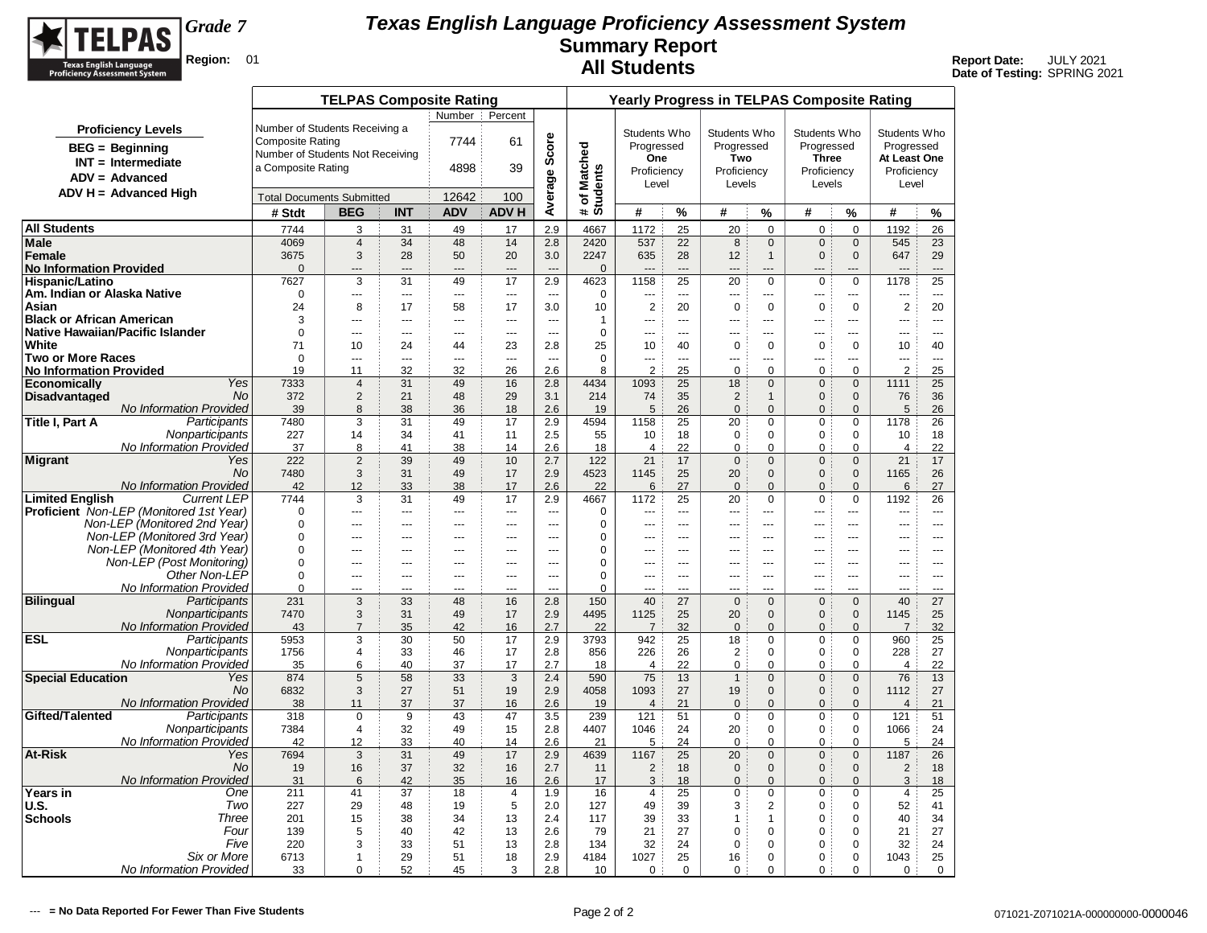# Texas English Language Proficiency Assessment System

## Summary Report

## All Students

TELPAS — Texas English Language Proficiency Assessment System

**Grade 7**

**Region:** 01

**Report Date:** JULY 2021
**Date of Testing:** SPRING 2021

**Proficiency Levels**
- BEG = Beginning
- INT = Intermediate
- ADV = Advanced
- ADV H = Advanced High

**TELPAS Composite Rating**

| | Number | Percent |
|---|---|---|
| Number of Students Receiving a Composite Rating | 7744 | 61 |
| Number of Students Not Receiving a Composite Rating | 4898 | 39 |
| Total Documents Submitted | 12642 | 100 |

| | | TELPAS Composite Rating | | | | | Average Score | # of Matched Students | Yearly Progress in TELPAS Composite Rating: Students Who Progressed One Proficiency Level | | Students Who Progressed Two Proficiency Levels | | Students Who Progressed Three Proficiency Levels | | Students Who Progressed At Least One Proficiency Level | |
|---|---|---|---|---|---|---|---|---|---|---|---|---|---|---|---|---|
| | | # Stdt | BEG | INT | ADV | ADV H | | | # | % | # | % | # | % | # | % |
| **All Students** | | 7744 | 3 | 31 | 49 | 17 | 2.9 | 4667 | 1172 | 25 | 20 | 0 | 0 | 0 | 1192 | 26 |
| **Male** | | 4069 | 4 | 34 | 48 | 14 | 2.8 | 2420 | 537 | 22 | 8 | 0 | 0 | 0 | 545 | 23 |
| **Female** | | 3675 | 3 | 28 | 50 | 20 | 3.0 | 2247 | 635 | 28 | 12 | 1 | 0 | 0 | 647 | 29 |
| **No Information Provided** | | 0 | --- | --- | --- | --- | --- | 0 | --- | --- | --- | --- | --- | --- | --- | --- |
| **Hispanic/Latino** | | 7627 | 3 | 31 | 49 | 17 | 2.9 | 4623 | 1158 | 25 | 20 | 0 | 0 | 0 | 1178 | 25 |
| **Am. Indian or Alaska Native** | | 0 | --- | --- | --- | --- | --- | 0 | --- | --- | --- | --- | --- | --- | --- | --- |
| **Asian** | | 24 | 8 | 17 | 58 | 17 | 3.0 | 10 | 2 | 20 | 0 | 0 | 0 | 0 | 2 | 20 |
| **Black or African American** | | 3 | --- | --- | --- | --- | --- | 1 | --- | --- | --- | --- | --- | --- | --- | --- |
| **Native Hawaiian/Pacific Islander** | | 0 | --- | --- | --- | --- | --- | 0 | --- | --- | --- | --- | --- | --- | --- | --- |
| **White** | | 71 | 10 | 24 | 44 | 23 | 2.8 | 25 | 10 | 40 | 0 | 0 | 0 | 0 | 10 | 40 |
| **Two or More Races** | | 0 | --- | --- | --- | --- | --- | 0 | --- | --- | --- | --- | --- | --- | --- | --- |
| **No Information Provided** | | 19 | 11 | 32 | 32 | 26 | 2.6 | 8 | 2 | 25 | 0 | 0 | 0 | 0 | 2 | 25 |
| **Economically Disadvantaged** | *Yes* | 7333 | 4 | 31 | 49 | 16 | 2.8 | 4434 | 1093 | 25 | 18 | 0 | 0 | 0 | 1111 | 25 |
| | *No* | 372 | 2 | 21 | 48 | 29 | 3.1 | 214 | 74 | 35 | 2 | 1 | 0 | 0 | 76 | 36 |
| | *No Information Provided* | 39 | 8 | 38 | 36 | 18 | 2.6 | 19 | 5 | 26 | 0 | 0 | 0 | 0 | 5 | 26 |
| **Title I, Part A** | *Participants* | 7480 | 3 | 31 | 49 | 17 | 2.9 | 4594 | 1158 | 25 | 20 | 0 | 0 | 0 | 1178 | 26 |
| | *Nonparticipants* | 227 | 14 | 34 | 41 | 11 | 2.5 | 55 | 10 | 18 | 0 | 0 | 0 | 0 | 10 | 18 |
| | *No Information Provided* | 37 | 8 | 41 | 38 | 14 | 2.6 | 18 | 4 | 22 | 0 | 0 | 0 | 0 | 4 | 22 |
| **Migrant** | *Yes* | 222 | 2 | 39 | 49 | 10 | 2.7 | 122 | 21 | 17 | 0 | 0 | 0 | 0 | 21 | 17 |
| | *No* | 7480 | 3 | 31 | 49 | 17 | 2.9 | 4523 | 1145 | 25 | 20 | 0 | 0 | 0 | 1165 | 26 |
| | *No Information Provided* | 42 | 12 | 33 | 38 | 17 | 2.6 | 22 | 6 | 27 | 0 | 0 | 0 | 0 | 6 | 27 |
| **Limited English Proficient** | *Current LEP* | 7744 | 3 | 31 | 49 | 17 | 2.9 | 4667 | 1172 | 25 | 20 | 0 | 0 | 0 | 1192 | 26 |
| | *Non-LEP (Monitored 1st Year)* | 0 | --- | --- | --- | --- | --- | 0 | --- | --- | --- | --- | --- | --- | --- | --- |
| | *Non-LEP (Monitored 2nd Year)* | 0 | --- | --- | --- | --- | --- | 0 | --- | --- | --- | --- | --- | --- | --- | --- |
| | *Non-LEP (Monitored 3rd Year)* | 0 | --- | --- | --- | --- | --- | 0 | --- | --- | --- | --- | --- | --- | --- | --- |
| | *Non-LEP (Monitored 4th Year)* | 0 | --- | --- | --- | --- | --- | 0 | --- | --- | --- | --- | --- | --- | --- | --- |
| | *Non-LEP (Post Monitoring)* | 0 | --- | --- | --- | --- | --- | 0 | --- | --- | --- | --- | --- | --- | --- | --- |
| | *Other Non-LEP* | 0 | --- | --- | --- | --- | --- | 0 | --- | --- | --- | --- | --- | --- | --- | --- |
| | *No Information Provided* | 0 | --- | --- | --- | --- | --- | 0 | --- | --- | --- | --- | --- | --- | --- | --- |
| **Bilingual** | *Participants* | 231 | 3 | 33 | 48 | 16 | 2.8 | 150 | 40 | 27 | 0 | 0 | 0 | 0 | 40 | 27 |
| | *Nonparticipants* | 7470 | 3 | 31 | 49 | 17 | 2.9 | 4495 | 1125 | 25 | 20 | 0 | 0 | 0 | 1145 | 25 |
| | *No Information Provided* | 43 | 7 | 35 | 42 | 16 | 2.7 | 22 | 7 | 32 | 0 | 0 | 0 | 0 | 7 | 32 |
| **ESL** | *Participants* | 5953 | 3 | 30 | 50 | 17 | 2.9 | 3793 | 942 | 25 | 18 | 0 | 0 | 0 | 960 | 25 |
| | *Nonparticipants* | 1756 | 4 | 33 | 46 | 17 | 2.8 | 856 | 226 | 26 | 2 | 0 | 0 | 0 | 228 | 27 |
| | *No Information Provided* | 35 | 6 | 40 | 37 | 17 | 2.7 | 18 | 4 | 22 | 0 | 0 | 0 | 0 | 4 | 22 |
| **Special Education** | *Yes* | 874 | 5 | 58 | 33 | 3 | 2.4 | 590 | 75 | 13 | 1 | 0 | 0 | 0 | 76 | 13 |
| | *No* | 6832 | 3 | 27 | 51 | 19 | 2.9 | 4058 | 1093 | 27 | 19 | 0 | 0 | 0 | 1112 | 27 |
| | *No Information Provided* | 38 | 11 | 37 | 37 | 16 | 2.6 | 19 | 4 | 21 | 0 | 0 | 0 | 0 | 4 | 21 |
| **Gifted/Talented** | *Participants* | 318 | 0 | 9 | 43 | 47 | 3.5 | 239 | 121 | 51 | 0 | 0 | 0 | 0 | 121 | 51 |
| | *Nonparticipants* | 7384 | 4 | 32 | 49 | 15 | 2.8 | 4407 | 1046 | 24 | 20 | 0 | 0 | 0 | 1066 | 24 |
| | *No Information Provided* | 42 | 12 | 33 | 40 | 14 | 2.6 | 21 | 5 | 24 | 0 | 0 | 0 | 0 | 5 | 24 |
| **At-Risk** | *Yes* | 7694 | 3 | 31 | 49 | 17 | 2.9 | 4639 | 1167 | 25 | 20 | 0 | 0 | 0 | 1187 | 26 |
| | *No* | 19 | 16 | 37 | 32 | 16 | 2.7 | 11 | 2 | 18 | 0 | 0 | 0 | 0 | 2 | 18 |
| | *No Information Provided* | 31 | 6 | 42 | 35 | 16 | 2.6 | 17 | 3 | 18 | 0 | 0 | 0 | 0 | 3 | 18 |
| **Years in U.S. Schools** | *One* | 211 | 41 | 37 | 18 | 4 | 1.9 | 16 | 4 | 25 | 0 | 0 | 0 | 0 | 4 | 25 |
| | *Two* | 227 | 29 | 48 | 19 | 5 | 2.0 | 127 | 49 | 39 | 3 | 2 | 0 | 0 | 52 | 41 |
| | *Three* | 201 | 15 | 38 | 34 | 13 | 2.4 | 117 | 39 | 33 | 1 | 1 | 0 | 0 | 40 | 34 |
| | *Four* | 139 | 5 | 40 | 42 | 13 | 2.6 | 79 | 21 | 27 | 0 | 0 | 0 | 0 | 21 | 27 |
| | *Five* | 220 | 3 | 33 | 51 | 13 | 2.8 | 134 | 32 | 24 | 0 | 0 | 0 | 0 | 32 | 24 |
| | *Six or More* | 6713 | 1 | 29 | 51 | 18 | 2.9 | 4184 | 1027 | 25 | 16 | 0 | 0 | 0 | 1043 | 25 |
| | *No Information Provided* | 33 | 0 | 52 | 45 | 3 | 2.8 | 10 | 0 | 0 | 0 | 0 | 0 | 0 | 0 | 0 |

--- = No Data Reported For Fewer Than Five Students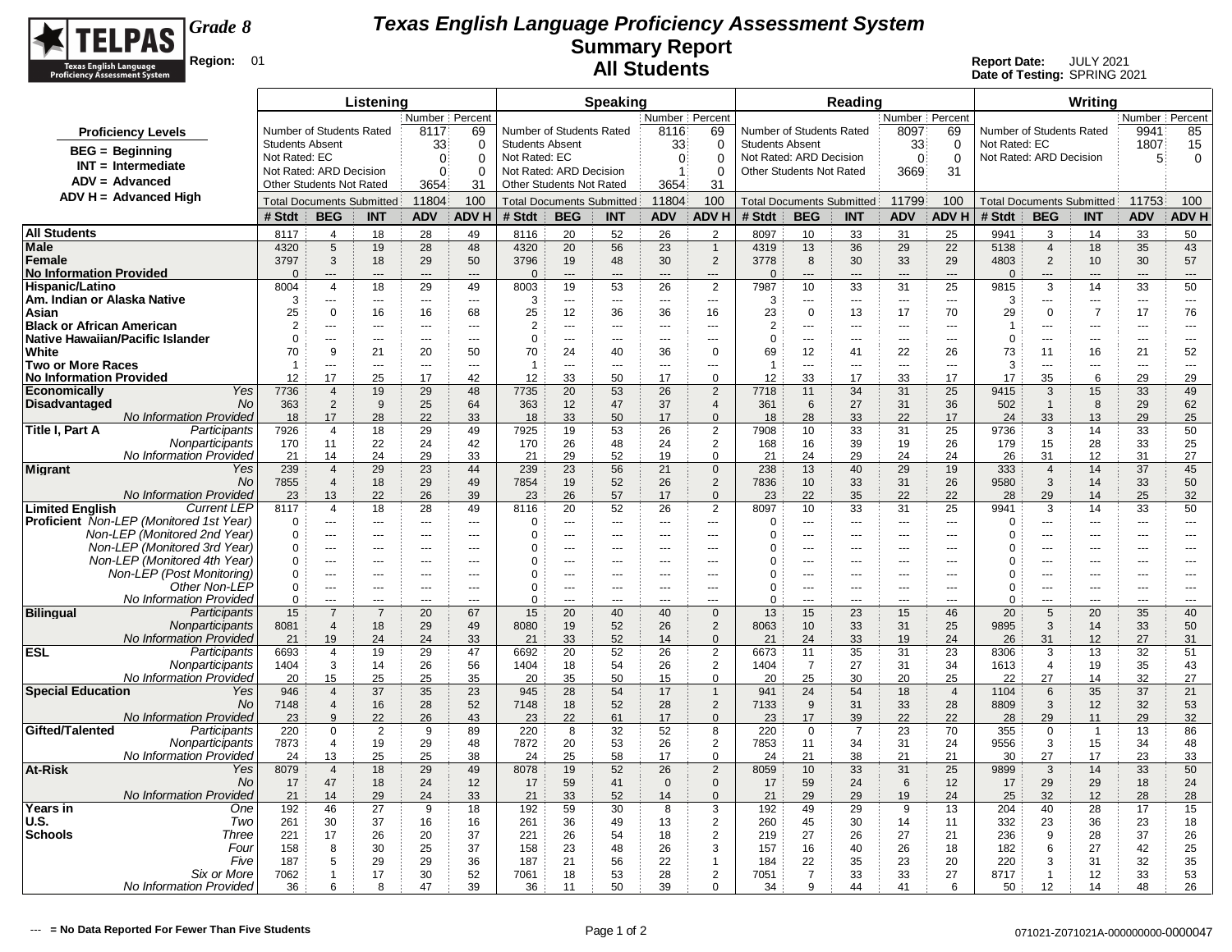# Texas English Language Proficiency Assessment System
## Summary Report
## All Students

**Grade 8**

**Region:** 01

**Report Date:** JULY 2021
**Date of Testing:** SPRING 2021

**Proficiency Levels**

- BEG = Beginning
- INT = Intermediate
- ADV = Advanced
- ADV H = Advanced High

| Listening | Number | Percent | Speaking | Number | Percent | Reading | Number | Percent | Writing | Number | Percent |
|---|---|---|---|---|---|---|---|---|---|---|---|
| Number of Students Rated | 8117 | 69 | Number of Students Rated | 8116 | 69 | Number of Students Rated | 8097 | 69 | Number of Students Rated | 9941 | 85 |
| Students Absent | 33 | 0 | Students Absent | 33 | 0 | Students Absent | 33 | 0 | Not Rated: EC | 1807 | 15 |
| Not Rated: EC | 0 | 0 | Not Rated: EC | 0 | 0 | Not Rated: ARD Decision | 0 | 0 | Not Rated: ARD Decision | 5 | 0 |
| Not Rated: ARD Decision | 0 | 0 | Not Rated: ARD Decision | 1 | 0 | Other Students Not Rated | 3669 | 31 | | | |
| Other Students Not Rated | 3654 | 31 | Other Students Not Rated | 3654 | 31 | | | | | | |
| Total Documents Submitted | 11804 | 100 | Total Documents Submitted | 11804 | 100 | Total Documents Submitted | 11799 | 100 | Total Documents Submitted | 11753 | 100 |

| | | Listening | | | | | Speaking | | | | | Reading | | | | | Writing | | | | |
|---|---|---|---|---|---|---|---|---|---|---|---|---|---|---|---|---|---|---|---|---|---|
| | | # Stdt | BEG | INT | ADV | ADV H | # Stdt | BEG | INT | ADV | ADV H | # Stdt | BEG | INT | ADV | ADV H | # Stdt | BEG | INT | ADV | ADV H |
| **All Students** | | 8117 | 4 | 18 | 28 | 49 | 8116 | 20 | 52 | 26 | 2 | 8097 | 10 | 33 | 31 | 25 | 9941 | 3 | 14 | 33 | 50 |
| **Male** | | 4320 | 5 | 19 | 28 | 48 | 4320 | 20 | 56 | 23 | 1 | 4319 | 13 | 36 | 29 | 22 | 5138 | 4 | 18 | 35 | 43 |
| **Female** | | 3797 | 3 | 18 | 29 | 50 | 3796 | 19 | 48 | 30 | 2 | 3778 | 8 | 30 | 33 | 29 | 4803 | 2 | 10 | 30 | 57 |
| **No Information Provided** | | 0 | --- | --- | --- | --- | 0 | --- | --- | --- | --- | 0 | --- | --- | --- | --- | 0 | --- | --- | --- | --- |
| **Hispanic/Latino** | | 8004 | 4 | 18 | 29 | 49 | 8003 | 19 | 53 | 26 | 2 | 7987 | 10 | 33 | 31 | 25 | 9815 | 3 | 14 | 33 | 50 |
| **Am. Indian or Alaska Native** | | 3 | --- | --- | --- | --- | 3 | --- | --- | --- | --- | 3 | --- | --- | --- | --- | 3 | --- | --- | --- | --- |
| **Asian** | | 25 | 0 | 16 | 16 | 68 | 25 | 12 | 36 | 36 | 16 | 23 | 0 | 13 | 17 | 70 | 29 | 0 | 7 | 17 | 76 |
| **Black or African American** | | 2 | --- | --- | --- | --- | 2 | --- | --- | --- | --- | 2 | --- | --- | --- | --- | 1 | --- | --- | --- | --- |
| **Native Hawaiian/Pacific Islander** | | 0 | --- | --- | --- | --- | 0 | --- | --- | --- | --- | 0 | --- | --- | --- | --- | 0 | --- | --- | --- | --- |
| **White** | | 70 | 9 | 21 | 20 | 50 | 70 | 24 | 40 | 36 | 0 | 69 | 12 | 41 | 22 | 26 | 73 | 11 | 16 | 21 | 52 |
| **Two or More Races** | | 1 | --- | --- | --- | --- | 1 | --- | --- | --- | --- | 1 | --- | --- | --- | --- | 3 | --- | --- | --- | --- |
| **No Information Provided** | | 12 | 17 | 25 | 17 | 42 | 12 | 33 | 50 | 17 | 0 | 12 | 33 | 17 | 33 | 17 | 17 | 35 | 6 | 29 | 29 |
| **Economically Disadvantaged** | *Yes* | 7736 | 4 | 19 | 29 | 48 | 7735 | 20 | 53 | 26 | 2 | 7718 | 11 | 34 | 31 | 25 | 9415 | 3 | 15 | 33 | 49 |
| | *No* | 363 | 2 | 9 | 25 | 64 | 363 | 12 | 47 | 37 | 4 | 361 | 6 | 27 | 31 | 36 | 502 | 1 | 8 | 29 | 62 |
| | *No Information Provided* | 18 | 17 | 28 | 22 | 33 | 18 | 33 | 50 | 17 | 0 | 18 | 28 | 33 | 22 | 17 | 24 | 33 | 13 | 29 | 25 |
| **Title I, Part A** | *Participants* | 7926 | 4 | 18 | 29 | 49 | 7925 | 19 | 53 | 26 | 2 | 7908 | 10 | 33 | 31 | 25 | 9736 | 3 | 14 | 33 | 50 |
| | *Nonparticipants* | 170 | 11 | 22 | 24 | 42 | 170 | 26 | 48 | 24 | 2 | 168 | 16 | 39 | 19 | 26 | 179 | 15 | 28 | 33 | 25 |
| | *No Information Provided* | 21 | 14 | 24 | 29 | 33 | 21 | 29 | 52 | 19 | 0 | 21 | 24 | 29 | 24 | 24 | 26 | 31 | 12 | 31 | 27 |
| **Migrant** | *Yes* | 239 | 4 | 29 | 23 | 44 | 239 | 23 | 56 | 21 | 0 | 238 | 13 | 40 | 29 | 19 | 333 | 4 | 14 | 37 | 45 |
| | *No* | 7855 | 4 | 18 | 29 | 49 | 7854 | 19 | 52 | 26 | 2 | 7836 | 10 | 33 | 31 | 26 | 9580 | 3 | 14 | 33 | 50 |
| | *No Information Provided* | 23 | 13 | 22 | 26 | 39 | 23 | 26 | 57 | 17 | 0 | 23 | 22 | 35 | 22 | 22 | 28 | 29 | 14 | 25 | 32 |
| **Limited English Proficient** | *Current LEP* | 8117 | 4 | 18 | 28 | 49 | 8116 | 20 | 52 | 26 | 2 | 8097 | 10 | 33 | 31 | 25 | 9941 | 3 | 14 | 33 | 50 |
| | *Non-LEP (Monitored 1st Year)* | 0 | --- | --- | --- | --- | 0 | --- | --- | --- | --- | 0 | --- | --- | --- | --- | 0 | --- | --- | --- | --- |
| | *Non-LEP (Monitored 2nd Year)* | 0 | --- | --- | --- | --- | 0 | --- | --- | --- | --- | 0 | --- | --- | --- | --- | 0 | --- | --- | --- | --- |
| | *Non-LEP (Monitored 3rd Year)* | 0 | --- | --- | --- | --- | 0 | --- | --- | --- | --- | 0 | --- | --- | --- | --- | 0 | --- | --- | --- | --- |
| | *Non-LEP (Monitored 4th Year)* | 0 | --- | --- | --- | --- | 0 | --- | --- | --- | --- | 0 | --- | --- | --- | --- | 0 | --- | --- | --- | --- |
| | *Non-LEP (Post Monitoring)* | 0 | --- | --- | --- | --- | 0 | --- | --- | --- | --- | 0 | --- | --- | --- | --- | 0 | --- | --- | --- | --- |
| | *Other Non-LEP* | 0 | --- | --- | --- | --- | 0 | --- | --- | --- | --- | 0 | --- | --- | --- | --- | 0 | --- | --- | --- | --- |
| | *No Information Provided* | 0 | --- | --- | --- | --- | 0 | --- | --- | --- | --- | 0 | --- | --- | --- | --- | 0 | --- | --- | --- | --- |
| **Bilingual** | *Participants* | 15 | 7 | 7 | 20 | 67 | 15 | 20 | 40 | 40 | 0 | 13 | 15 | 23 | 15 | 46 | 20 | 5 | 20 | 35 | 40 |
| | *Nonparticipants* | 8081 | 4 | 18 | 29 | 49 | 8080 | 19 | 52 | 26 | 2 | 8063 | 10 | 33 | 31 | 25 | 9895 | 3 | 14 | 33 | 50 |
| | *No Information Provided* | 21 | 19 | 24 | 24 | 33 | 21 | 33 | 52 | 14 | 0 | 21 | 24 | 33 | 19 | 24 | 26 | 31 | 12 | 27 | 31 |
| **ESL** | *Participants* | 6693 | 4 | 19 | 29 | 47 | 6692 | 20 | 52 | 26 | 2 | 6673 | 11 | 35 | 31 | 23 | 8306 | 3 | 13 | 32 | 51 |
| | *Nonparticipants* | 1404 | 3 | 14 | 26 | 56 | 1404 | 18 | 54 | 26 | 2 | 1404 | 7 | 27 | 31 | 34 | 1613 | 4 | 19 | 35 | 43 |
| | *No Information Provided* | 20 | 15 | 25 | 25 | 35 | 20 | 35 | 50 | 15 | 0 | 20 | 25 | 30 | 20 | 25 | 22 | 27 | 14 | 32 | 27 |
| **Special Education** | *Yes* | 946 | 4 | 37 | 35 | 23 | 945 | 28 | 54 | 17 | 1 | 941 | 24 | 54 | 18 | 4 | 1104 | 6 | 35 | 37 | 21 |
| | *No* | 7148 | 4 | 16 | 28 | 52 | 7148 | 18 | 52 | 28 | 2 | 7133 | 9 | 31 | 33 | 28 | 8809 | 3 | 12 | 32 | 53 |
| | *No Information Provided* | 23 | 9 | 22 | 26 | 43 | 23 | 22 | 61 | 17 | 0 | 23 | 17 | 39 | 22 | 22 | 28 | 29 | 11 | 29 | 32 |
| **Gifted/Talented** | *Participants* | 220 | 0 | 2 | 9 | 89 | 220 | 8 | 32 | 52 | 8 | 220 | 0 | 7 | 23 | 70 | 355 | 0 | 1 | 13 | 86 |
| | *Nonparticipants* | 7873 | 4 | 19 | 29 | 48 | 7872 | 20 | 53 | 26 | 2 | 7853 | 11 | 34 | 31 | 24 | 9556 | 3 | 15 | 34 | 48 |
| | *No Information Provided* | 24 | 13 | 25 | 25 | 38 | 24 | 25 | 58 | 17 | 0 | 24 | 21 | 38 | 21 | 21 | 30 | 27 | 17 | 23 | 33 |
| **At-Risk** | *Yes* | 8079 | 4 | 18 | 29 | 49 | 8078 | 19 | 52 | 26 | 2 | 8059 | 10 | 33 | 31 | 25 | 9899 | 3 | 14 | 33 | 50 |
| | *No* | 17 | 47 | 18 | 24 | 12 | 17 | 59 | 41 | 0 | 0 | 17 | 59 | 24 | 6 | 12 | 17 | 29 | 29 | 18 | 24 |
| | *No Information Provided* | 21 | 14 | 29 | 24 | 33 | 21 | 33 | 52 | 14 | 0 | 21 | 29 | 29 | 19 | 24 | 25 | 32 | 12 | 28 | 28 |
| **Years in U.S. Schools** | *One* | 192 | 46 | 27 | 9 | 18 | 192 | 59 | 30 | 8 | 3 | 192 | 49 | 29 | 9 | 13 | 204 | 40 | 28 | 17 | 15 |
| | *Two* | 261 | 30 | 37 | 16 | 16 | 261 | 36 | 49 | 13 | 2 | 260 | 45 | 30 | 14 | 11 | 332 | 23 | 36 | 23 | 18 |
| | *Three* | 221 | 17 | 26 | 20 | 37 | 221 | 26 | 54 | 18 | 2 | 219 | 27 | 26 | 27 | 21 | 236 | 9 | 28 | 37 | 26 |
| | *Four* | 158 | 8 | 30 | 25 | 37 | 158 | 23 | 48 | 26 | 3 | 157 | 16 | 40 | 26 | 18 | 182 | 6 | 27 | 42 | 25 |
| | *Five* | 187 | 5 | 29 | 29 | 36 | 187 | 21 | 56 | 22 | 1 | 184 | 22 | 35 | 23 | 20 | 220 | 3 | 31 | 32 | 35 |
| | *Six or More* | 7062 | 1 | 17 | 30 | 52 | 7061 | 18 | 53 | 28 | 2 | 7051 | 7 | 33 | 33 | 27 | 8717 | 1 | 12 | 33 | 53 |
| | *No Information Provided* | 36 | 6 | 8 | 47 | 39 | 36 | 11 | 50 | 39 | 0 | 34 | 9 | 44 | 41 | 6 | 50 | 12 | 14 | 48 | 26 |

--- = No Data Reported For Fewer Than Five Students

071021-Z071021A-000000000-0000047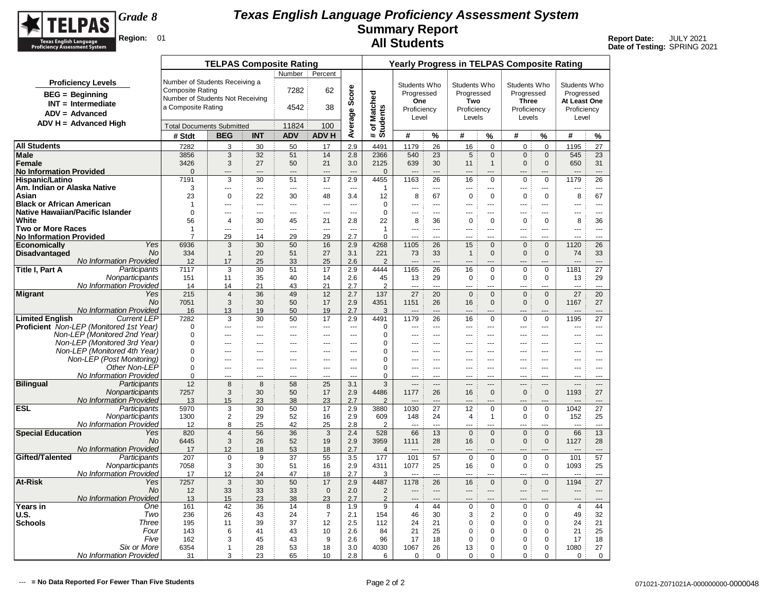# Texas English Language Proficiency Assessment System

## Summary Report

## All Students

**Grade 8**

**Region:** 01

**Report Date:** JULY 2021
**Date of Testing:** SPRING 2021

**Proficiency Levels**
- BEG = Beginning
- INT = Intermediate
- ADV = Advanced
- ADV H = Advanced High

| | Number | Percent |
|---|---|---|
| Number of Students Receiving a Composite Rating | 7282 | 62 |
| Number of Students Not Receiving a Composite Rating | 4542 | 38 |
| Total Documents Submitted | 11824 | 100 |

| | | TELPAS Composite Rating | | | | | | Yearly Progress in TELPAS Composite Rating | | | | | | | | |
|---|---|---|---|---|---|---|---|---|---|---|---|---|---|---|---|---|
| | | | | | | | | | Students Who Progressed One Proficiency Level | | Students Who Progressed Two Proficiency Levels | | Students Who Progressed Three Proficiency Levels | | Students Who Progressed At Least One Proficiency Level | |
| | | # Stdt | BEG | INT | ADV | ADV H | Average Score | # of Matched Students | # | % | # | % | # | % | # | % |
| **All Students** | | 7282 | 3 | 30 | 50 | 17 | 2.9 | 4491 | 1179 | 26 | 16 | 0 | 0 | 0 | 1195 | 27 |
| **Male** | | 3856 | 3 | 32 | 51 | 14 | 2.8 | 2366 | 540 | 23 | 5 | 0 | 0 | 0 | 545 | 23 |
| **Female** | | 3426 | 3 | 27 | 50 | 21 | 3.0 | 2125 | 639 | 30 | 11 | 1 | 0 | 0 | 650 | 31 |
| **No Information Provided** | | 0 | --- | --- | --- | --- | --- | 0 | --- | --- | --- | --- | --- | --- | --- | --- |
| **Hispanic/Latino** | | 7191 | 3 | 30 | 51 | 17 | 2.9 | 4455 | 1163 | 26 | 16 | 0 | 0 | 0 | 1179 | 26 |
| **Am. Indian or Alaska Native** | | 3 | --- | --- | --- | --- | --- | 1 | --- | --- | --- | --- | --- | --- | --- | --- |
| **Asian** | | 23 | 0 | 22 | 30 | 48 | 3.4 | 12 | 8 | 67 | 0 | 0 | 0 | 0 | 8 | 67 |
| **Black or African American** | | 1 | --- | --- | --- | --- | --- | 0 | --- | --- | --- | --- | --- | --- | --- | --- |
| **Native Hawaiian/Pacific Islander** | | 0 | --- | --- | --- | --- | --- | 0 | --- | --- | --- | --- | --- | --- | --- | --- |
| **White** | | 56 | 4 | 30 | 45 | 21 | 2.8 | 22 | 8 | 36 | 0 | 0 | 0 | 0 | 8 | 36 |
| **Two or More Races** | | 1 | --- | --- | --- | --- | --- | 1 | --- | --- | --- | --- | --- | --- | --- | --- |
| **No Information Provided** | | 7 | 29 | 14 | 29 | 29 | 2.7 | 0 | --- | --- | --- | --- | --- | --- | --- | --- |
| **Economically Disadvantaged** | *Yes* | 6936 | 3 | 30 | 50 | 16 | 2.9 | 4268 | 1105 | 26 | 15 | 0 | 0 | 0 | 1120 | 26 |
| | *No* | 334 | 1 | 20 | 51 | 27 | 3.1 | 221 | 73 | 33 | 1 | 0 | 0 | 0 | 74 | 33 |
| | *No Information Provided* | 12 | 17 | 25 | 33 | 25 | 2.6 | 2 | --- | --- | --- | --- | --- | --- | --- | --- |
| **Title I, Part A** | *Participants* | 7117 | 3 | 30 | 51 | 17 | 2.9 | 4444 | 1165 | 26 | 16 | 0 | 0 | 0 | 1181 | 27 |
| | *Nonparticipants* | 151 | 11 | 35 | 40 | 14 | 2.6 | 45 | 13 | 29 | 0 | 0 | 0 | 0 | 13 | 29 |
| | *No Information Provided* | 14 | 14 | 21 | 43 | 21 | 2.7 | 2 | --- | --- | --- | --- | --- | --- | --- | --- |
| **Migrant** | *Yes* | 215 | 4 | 36 | 49 | 12 | 2.7 | 137 | 27 | 20 | 0 | 0 | 0 | 0 | 27 | 20 |
| | *No* | 7051 | 3 | 30 | 50 | 17 | 2.9 | 4351 | 1151 | 26 | 16 | 0 | 0 | 0 | 1167 | 27 |
| | *No Information Provided* | 16 | 13 | 19 | 50 | 19 | 2.7 | 3 | --- | --- | --- | --- | --- | --- | --- | --- |
| **Limited English Proficient** | *Current LEP* | 7282 | 3 | 30 | 50 | 17 | 2.9 | 4491 | 1179 | 26 | 16 | 0 | 0 | 0 | 1195 | 27 |
| | *Non-LEP (Monitored 1st Year)* | 0 | --- | --- | --- | --- | --- | 0 | --- | --- | --- | --- | --- | --- | --- | --- |
| | *Non-LEP (Monitored 2nd Year)* | 0 | --- | --- | --- | --- | --- | 0 | --- | --- | --- | --- | --- | --- | --- | --- |
| | *Non-LEP (Monitored 3rd Year)* | 0 | --- | --- | --- | --- | --- | 0 | --- | --- | --- | --- | --- | --- | --- | --- |
| | *Non-LEP (Monitored 4th Year)* | 0 | --- | --- | --- | --- | --- | 0 | --- | --- | --- | --- | --- | --- | --- | --- |
| | *Non-LEP (Post Monitoring)* | 0 | --- | --- | --- | --- | --- | 0 | --- | --- | --- | --- | --- | --- | --- | --- |
| | *Other Non-LEP* | 0 | --- | --- | --- | --- | --- | 0 | --- | --- | --- | --- | --- | --- | --- | --- |
| | *No Information Provided* | 0 | --- | --- | --- | --- | --- | 0 | --- | --- | --- | --- | --- | --- | --- | --- |
| **Bilingual** | *Participants* | 12 | 8 | 8 | 58 | 25 | 3.1 | 3 | --- | --- | --- | --- | --- | --- | --- | --- |
| | *Nonparticipants* | 7257 | 3 | 30 | 50 | 17 | 2.9 | 4486 | 1177 | 26 | 16 | 0 | 0 | 0 | 1193 | 27 |
| | *No Information Provided* | 13 | 15 | 23 | 38 | 23 | 2.7 | 2 | --- | --- | --- | --- | --- | --- | --- | --- |
| **ESL** | *Participants* | 5970 | 3 | 30 | 50 | 17 | 2.9 | 3880 | 1030 | 27 | 12 | 0 | 0 | 0 | 1042 | 27 |
| | *Nonparticipants* | 1300 | 2 | 29 | 52 | 16 | 2.9 | 609 | 148 | 24 | 4 | 1 | 0 | 0 | 152 | 25 |
| | *No Information Provided* | 12 | 8 | 25 | 42 | 25 | 2.8 | 2 | --- | --- | --- | --- | --- | --- | --- | --- |
| **Special Education** | *Yes* | 820 | 4 | 56 | 36 | 3 | 2.4 | 528 | 66 | 13 | 0 | 0 | 0 | 0 | 66 | 13 |
| | *No* | 6445 | 3 | 26 | 52 | 19 | 2.9 | 3959 | 1111 | 28 | 16 | 0 | 0 | 0 | 1127 | 28 |
| | *No Information Provided* | 17 | 12 | 18 | 53 | 18 | 2.7 | 4 | --- | --- | --- | --- | --- | --- | --- | --- |
| **Gifted/Talented** | *Participants* | 207 | 0 | 9 | 37 | 55 | 3.5 | 177 | 101 | 57 | 0 | 0 | 0 | 0 | 101 | 57 |
| | *Nonparticipants* | 7058 | 3 | 30 | 51 | 16 | 2.9 | 4311 | 1077 | 25 | 16 | 0 | 0 | 0 | 1093 | 25 |
| | *No Information Provided* | 17 | 12 | 24 | 47 | 18 | 2.7 | 3 | --- | --- | --- | --- | --- | --- | --- | --- |
| **At-Risk** | *Yes* | 7257 | 3 | 30 | 50 | 17 | 2.9 | 4487 | 1178 | 26 | 16 | 0 | 0 | 0 | 1194 | 27 |
| | *No* | 12 | 33 | 33 | 33 | 0 | 2.0 | 2 | --- | --- | --- | --- | --- | --- | --- | --- |
| | *No Information Provided* | 13 | 15 | 23 | 38 | 23 | 2.7 | 2 | --- | --- | --- | --- | --- | --- | --- | --- |
| **Years in U.S. Schools** | *One* | 161 | 42 | 36 | 14 | 8 | 1.9 | 9 | 4 | 44 | 0 | 0 | 0 | 0 | 4 | 44 |
| | *Two* | 236 | 26 | 43 | 24 | 7 | 2.1 | 154 | 46 | 30 | 3 | 2 | 0 | 0 | 49 | 32 |
| | *Three* | 195 | 11 | 39 | 37 | 12 | 2.5 | 112 | 24 | 21 | 0 | 0 | 0 | 0 | 24 | 21 |
| | *Four* | 143 | 6 | 41 | 43 | 10 | 2.6 | 84 | 21 | 25 | 0 | 0 | 0 | 0 | 21 | 25 |
| | *Five* | 162 | 3 | 45 | 43 | 9 | 2.6 | 96 | 17 | 18 | 0 | 0 | 0 | 0 | 17 | 18 |
| | *Six or More* | 6354 | 1 | 28 | 53 | 18 | 3.0 | 4030 | 1067 | 26 | 13 | 0 | 0 | 0 | 1080 | 27 |
| | *No Information Provided* | 31 | 3 | 23 | 65 | 10 | 2.8 | 6 | 0 | 0 | 0 | 0 | 0 | 0 | 0 | 0 |

--- = No Data Reported For Fewer Than Five Students

071021-Z071021A-000000000-0000048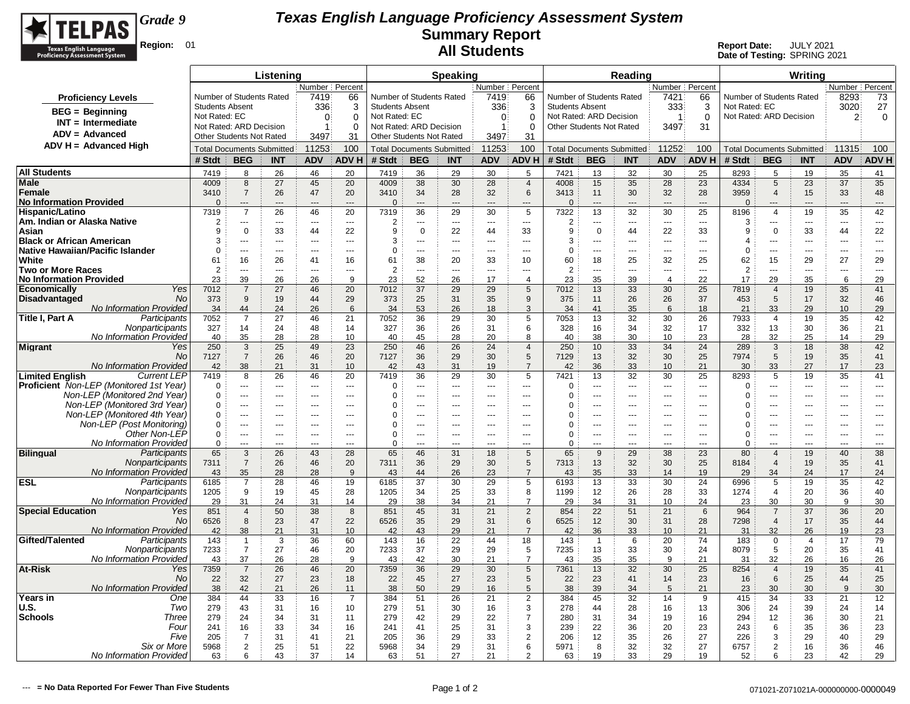# Texas English Language Proficiency Assessment System
## Summary Report
## All Students

**Grade 9**
**Region:** 01

**Report Date:** JULY 2021
**Date of Testing:** SPRING 2021

**Proficiency Levels**
- BEG = Beginning
- INT = Intermediate
- ADV = Advanced
- ADV H = Advanced High

| | Listening | | Speaking | | Reading | | Writing | |
|---|---|---|---|---|---|---|---|---|
| | Number | Percent | Number | Percent | Number | Percent | Number | Percent |
| Number of Students Rated | 7419 | 66 | 7419 | 66 | 7421 | 66 | 8293 | 73 |
| Students Absent | 336 | 3 | 336 | 3 | 333 | 3 | | |
| Not Rated: EC | 0 | 0 | 0 | 0 | | | 3020 | 27 |
| Not Rated: ARD Decision | 1 | 0 | 1 | 0 | 1 | 0 | 2 | 0 |
| Other Students Not Rated | 3497 | 31 | 3497 | 31 | 3497 | 31 | | |
| Total Documents Submitted | 11253 | 100 | 11253 | 100 | 11252 | 100 | 11315 | 100 |

| | | Listening # Stdt | BEG | INT | ADV | ADV H | Speaking # Stdt | BEG | INT | ADV | ADV H | Reading # Stdt | BEG | INT | ADV | ADV H | Writing # Stdt | BEG | INT | ADV | ADV H |
|---|---|---|---|---|---|---|---|---|---|---|---|---|---|---|---|---|---|---|---|---|---|
| **All Students** | | 7419 | 8 | 26 | 46 | 20 | 7419 | 36 | 29 | 30 | 5 | 7421 | 13 | 32 | 30 | 25 | 8293 | 5 | 19 | 35 | 41 |
| **Male** | | 4009 | 8 | 27 | 45 | 20 | 4009 | 38 | 30 | 28 | 4 | 4008 | 15 | 35 | 28 | 23 | 4334 | 5 | 23 | 37 | 35 |
| **Female** | | 3410 | 7 | 26 | 47 | 20 | 3410 | 34 | 28 | 32 | 6 | 3413 | 11 | 30 | 32 | 28 | 3959 | 4 | 15 | 33 | 48 |
| **No Information Provided** | | 0 | --- | --- | --- | --- | 0 | --- | --- | --- | --- | 0 | --- | --- | --- | --- | 0 | --- | --- | --- | --- |
| **Hispanic/Latino** | | 7319 | 7 | 26 | 46 | 20 | 7319 | 36 | 29 | 30 | 5 | 7322 | 13 | 32 | 30 | 25 | 8196 | 4 | 19 | 35 | 42 |
| **Am. Indian or Alaska Native** | | 2 | --- | --- | --- | --- | 2 | --- | --- | --- | --- | 2 | --- | --- | --- | --- | 3 | --- | --- | --- | --- |
| **Asian** | | 9 | 0 | 33 | 44 | 22 | 9 | 0 | 22 | 44 | 33 | 9 | 0 | 44 | 22 | 33 | 9 | 0 | 33 | 44 | 22 |
| **Black or African American** | | 3 | --- | --- | --- | --- | 3 | --- | --- | --- | --- | 3 | --- | --- | --- | --- | 4 | --- | --- | --- | --- |
| **Native Hawaiian/Pacific Islander** | | 0 | --- | --- | --- | --- | 0 | --- | --- | --- | --- | 0 | --- | --- | --- | --- | 0 | --- | --- | --- | --- |
| **White** | | 61 | 16 | 26 | 41 | 16 | 61 | 38 | 20 | 33 | 10 | 60 | 18 | 25 | 32 | 25 | 62 | 15 | 29 | 27 | 29 |
| **Two or More Races** | | 2 | --- | --- | --- | --- | 2 | --- | --- | --- | --- | 2 | --- | --- | --- | --- | 2 | --- | --- | --- | --- |
| **No Information Provided** | | 23 | 39 | 26 | 26 | 9 | 23 | 52 | 26 | 17 | 4 | 23 | 35 | 39 | 4 | 22 | 17 | 29 | 35 | 6 | 29 |
| **Economically Disadvantaged** | *Yes* | 7012 | 7 | 27 | 46 | 20 | 7012 | 37 | 29 | 29 | 5 | 7012 | 13 | 33 | 30 | 25 | 7819 | 4 | 19 | 35 | 41 |
| | *No* | 373 | 9 | 19 | 44 | 29 | 373 | 25 | 31 | 35 | 9 | 375 | 11 | 26 | 26 | 37 | 453 | 5 | 17 | 32 | 46 |
| | *No Information Provided* | 34 | 44 | 24 | 26 | 6 | 34 | 53 | 26 | 18 | 3 | 34 | 41 | 35 | 6 | 18 | 21 | 33 | 29 | 10 | 29 |
| **Title I, Part A** | *Participants* | 7052 | 7 | 27 | 46 | 21 | 7052 | 36 | 29 | 30 | 5 | 7053 | 13 | 32 | 30 | 26 | 7933 | 4 | 19 | 35 | 42 |
| | *Nonparticipants* | 327 | 14 | 24 | 48 | 14 | 327 | 36 | 26 | 31 | 6 | 328 | 16 | 34 | 32 | 17 | 332 | 13 | 30 | 36 | 21 |
| | *No Information Provided* | 40 | 35 | 28 | 28 | 10 | 40 | 45 | 28 | 20 | 8 | 40 | 38 | 30 | 10 | 23 | 28 | 32 | 25 | 14 | 29 |
| **Migrant** | *Yes* | 250 | 3 | 25 | 49 | 23 | 250 | 46 | 26 | 24 | 4 | 250 | 10 | 33 | 34 | 24 | 289 | 3 | 18 | 38 | 42 |
| | *No* | 7127 | 7 | 26 | 46 | 20 | 7127 | 36 | 29 | 30 | 5 | 7129 | 13 | 32 | 30 | 25 | 7974 | 5 | 19 | 35 | 41 |
| | *No Information Provided* | 42 | 38 | 21 | 31 | 10 | 42 | 43 | 31 | 19 | 7 | 42 | 36 | 33 | 10 | 21 | 30 | 33 | 27 | 17 | 23 |
| **Limited English Proficient** | *Current LEP* | 7419 | 8 | 26 | 46 | 20 | 7419 | 36 | 29 | 30 | 5 | 7421 | 13 | 32 | 30 | 25 | 8293 | 5 | 19 | 35 | 41 |
| | *Non-LEP (Monitored 1st Year)* | 0 | --- | --- | --- | --- | 0 | --- | --- | --- | --- | 0 | --- | --- | --- | --- | 0 | --- | --- | --- | --- |
| | *Non-LEP (Monitored 2nd Year)* | 0 | --- | --- | --- | --- | 0 | --- | --- | --- | --- | 0 | --- | --- | --- | --- | 0 | --- | --- | --- | --- |
| | *Non-LEP (Monitored 3rd Year)* | 0 | --- | --- | --- | --- | 0 | --- | --- | --- | --- | 0 | --- | --- | --- | --- | 0 | --- | --- | --- | --- |
| | *Non-LEP (Monitored 4th Year)* | 0 | --- | --- | --- | --- | 0 | --- | --- | --- | --- | 0 | --- | --- | --- | --- | 0 | --- | --- | --- | --- |
| | *Non-LEP (Post Monitoring)* | 0 | --- | --- | --- | --- | 0 | --- | --- | --- | --- | 0 | --- | --- | --- | --- | 0 | --- | --- | --- | --- |
| | *Other Non-LEP* | 0 | --- | --- | --- | --- | 0 | --- | --- | --- | --- | 0 | --- | --- | --- | --- | 0 | --- | --- | --- | --- |
| | *No Information Provided* | 0 | --- | --- | --- | --- | 0 | --- | --- | --- | --- | 0 | --- | --- | --- | --- | 0 | --- | --- | --- | --- |
| **Bilingual** | *Participants* | 65 | 3 | 26 | 43 | 28 | 65 | 46 | 31 | 18 | 5 | 65 | 9 | 29 | 38 | 23 | 80 | 4 | 19 | 40 | 38 |
| | *Nonparticipants* | 7311 | 7 | 26 | 46 | 20 | 7311 | 36 | 29 | 30 | 5 | 7313 | 13 | 32 | 30 | 25 | 8184 | 4 | 19 | 35 | 41 |
| | *No Information Provided* | 43 | 35 | 28 | 28 | 9 | 43 | 44 | 26 | 23 | 7 | 43 | 35 | 33 | 14 | 19 | 29 | 34 | 24 | 17 | 24 |
| **ESL** | *Participants* | 6185 | 7 | 28 | 46 | 19 | 6185 | 37 | 30 | 29 | 5 | 6193 | 13 | 33 | 30 | 24 | 6996 | 5 | 19 | 35 | 42 |
| | *Nonparticipants* | 1205 | 9 | 19 | 45 | 28 | 1205 | 34 | 25 | 33 | 8 | 1199 | 12 | 26 | 28 | 33 | 1274 | 4 | 20 | 36 | 40 |
| | *No Information Provided* | 29 | 31 | 24 | 31 | 14 | 29 | 38 | 34 | 21 | 7 | 29 | 34 | 31 | 10 | 24 | 23 | 30 | 30 | 9 | 30 |
| **Special Education** | *Yes* | 851 | 4 | 50 | 38 | 8 | 851 | 45 | 31 | 21 | 2 | 854 | 22 | 51 | 21 | 6 | 964 | 7 | 37 | 36 | 20 |
| | *No* | 6526 | 8 | 23 | 47 | 22 | 6526 | 35 | 29 | 31 | 6 | 6525 | 12 | 30 | 31 | 28 | 7298 | 4 | 17 | 35 | 44 |
| | *No Information Provided* | 42 | 38 | 21 | 31 | 10 | 42 | 43 | 29 | 21 | 7 | 42 | 36 | 33 | 10 | 21 | 31 | 32 | 26 | 19 | 23 |
| **Gifted/Talented** | *Participants* | 143 | 1 | 3 | 36 | 60 | 143 | 16 | 22 | 44 | 18 | 143 | 1 | 6 | 20 | 74 | 183 | 0 | 4 | 17 | 79 |
| | *Nonparticipants* | 7233 | 7 | 27 | 46 | 20 | 7233 | 37 | 29 | 29 | 5 | 7235 | 13 | 33 | 30 | 24 | 8079 | 5 | 20 | 35 | 41 |
| | *No Information Provided* | 43 | 37 | 26 | 28 | 9 | 43 | 42 | 30 | 21 | 7 | 43 | 35 | 35 | 9 | 21 | 31 | 32 | 26 | 16 | 26 |
| **At-Risk** | *Yes* | 7359 | 7 | 26 | 46 | 20 | 7359 | 36 | 29 | 30 | 5 | 7361 | 13 | 32 | 30 | 25 | 8254 | 4 | 19 | 35 | 41 |
| | *No* | 22 | 32 | 27 | 23 | 18 | 22 | 45 | 27 | 23 | 5 | 22 | 23 | 41 | 14 | 23 | 16 | 6 | 25 | 44 | 25 |
| | *No Information Provided* | 38 | 42 | 21 | 26 | 11 | 38 | 50 | 29 | 16 | 5 | 38 | 39 | 34 | 5 | 21 | 23 | 30 | 30 | 9 | 30 |
| **Years in U.S. Schools** | *One* | 384 | 44 | 33 | 16 | 7 | 384 | 51 | 26 | 21 | 2 | 384 | 45 | 32 | 14 | 9 | 415 | 34 | 33 | 21 | 12 |
| | *Two* | 279 | 43 | 31 | 16 | 10 | 279 | 51 | 30 | 16 | 3 | 278 | 44 | 28 | 16 | 13 | 306 | 24 | 39 | 24 | 14 |
| | *Three* | 279 | 24 | 34 | 31 | 11 | 279 | 42 | 29 | 22 | 7 | 280 | 31 | 34 | 19 | 16 | 294 | 12 | 36 | 30 | 21 |
| | *Four* | 241 | 16 | 33 | 34 | 16 | 241 | 41 | 25 | 31 | 3 | 239 | 22 | 36 | 20 | 23 | 243 | 6 | 35 | 36 | 23 |
| | *Five* | 205 | 7 | 31 | 41 | 21 | 205 | 36 | 29 | 33 | 2 | 206 | 12 | 35 | 26 | 27 | 226 | 3 | 29 | 40 | 29 |
| | *Six or More* | 5968 | 2 | 25 | 51 | 22 | 5968 | 34 | 29 | 31 | 6 | 5971 | 8 | 32 | 32 | 27 | 6757 | 2 | 16 | 36 | 46 |
| | *No Information Provided* | 63 | 6 | 43 | 37 | 14 | 63 | 51 | 27 | 21 | 2 | 63 | 19 | 33 | 29 | 19 | 52 | 6 | 23 | 42 | 29 |

--- = No Data Reported For Fewer Than Five Students

071021-Z071021A-000000000-0000049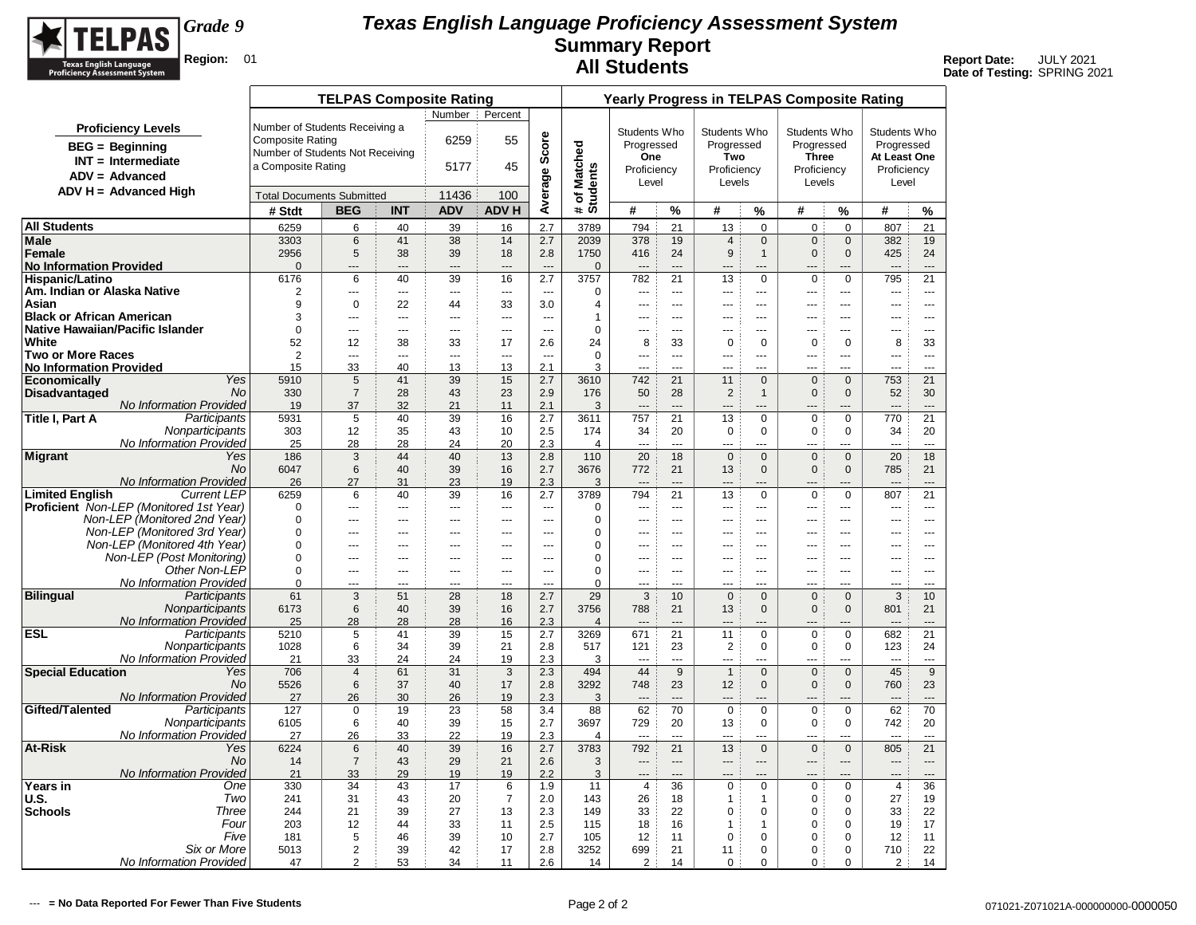# TELPAS

**Grade 9**

**Region:** 01

## Texas English Language Proficiency Assessment System
## Summary Report
## All Students

**Report Date:** JULY 2021
**Date of Testing:** SPRING 2021

**Proficiency Levels**
- BEG = Beginning
- INT = Intermediate
- ADV = Advanced
- ADV H = Advanced High

**TELPAS Composite Rating**

| | Number | Percent |
|---|---|---|
| Number of Students Receiving a Composite Rating | 6259 | 55 |
| Number of Students Not Receiving a Composite Rating | 5177 | 45 |
| Total Documents Submitted | 11436 | 100 |

| | | TELPAS Composite Rating | | | | | | Yearly Progress in TELPAS Composite Rating | | | | | | | | |
|---|---|---|---|---|---|---|---|---|---|---|---|---|---|---|---|---|
| | | | | | | | | | Students Who Progressed One Proficiency Level | | Students Who Progressed Two Proficiency Levels | | Students Who Progressed Three Proficiency Levels | | Students Who Progressed At Least One Proficiency Level | |
| | | # Stdt | BEG | INT | ADV | ADV H | Average Score | # of Matched Students | # | % | # | % | # | % | # | % |
| **All Students** | | 6259 | 6 | 40 | 39 | 16 | 2.7 | 3789 | 794 | 21 | 13 | 0 | 0 | 0 | 807 | 21 |
| **Male** | | 3303 | 6 | 41 | 38 | 14 | 2.7 | 2039 | 378 | 19 | 4 | 0 | 0 | 0 | 382 | 19 |
| **Female** | | 2956 | 5 | 38 | 39 | 18 | 2.8 | 1750 | 416 | 24 | 9 | 1 | 0 | 0 | 425 | 24 |
| **No Information Provided** | | 0 | --- | --- | --- | --- | --- | 0 | --- | --- | --- | --- | --- | --- | --- | --- |
| **Hispanic/Latino** | | 6176 | 6 | 40 | 39 | 16 | 2.7 | 3757 | 782 | 21 | 13 | 0 | 0 | 0 | 795 | 21 |
| **Am. Indian or Alaska Native** | | 2 | --- | --- | --- | --- | --- | 0 | --- | --- | --- | --- | --- | --- | --- | --- |
| **Asian** | | 9 | 0 | 22 | 44 | 33 | 3.0 | 4 | --- | --- | --- | --- | --- | --- | --- | --- |
| **Black or African American** | | 3 | --- | --- | --- | --- | --- | 1 | --- | --- | --- | --- | --- | --- | --- | --- |
| **Native Hawaiian/Pacific Islander** | | 0 | --- | --- | --- | --- | --- | 0 | --- | --- | --- | --- | --- | --- | --- | --- |
| **White** | | 52 | 12 | 38 | 33 | 17 | 2.6 | 24 | 8 | 33 | 0 | 0 | 0 | 0 | 8 | 33 |
| **Two or More Races** | | 2 | --- | --- | --- | --- | --- | 0 | --- | --- | --- | --- | --- | --- | --- | --- |
| **No Information Provided** | | 15 | 33 | 40 | 13 | 13 | 2.1 | 3 | --- | --- | --- | --- | --- | --- | --- | --- |
| **Economically Disadvantaged** | *Yes* | 5910 | 5 | 41 | 39 | 15 | 2.7 | 3610 | 742 | 21 | 11 | 0 | 0 | 0 | 753 | 21 |
| | *No* | 330 | 7 | 28 | 43 | 23 | 2.9 | 176 | 50 | 28 | 2 | 1 | 0 | 0 | 52 | 30 |
| | *No Information Provided* | 19 | 37 | 32 | 21 | 11 | 2.1 | 3 | --- | --- | --- | --- | --- | --- | --- | --- |
| **Title I, Part A** | *Participants* | 5931 | 5 | 40 | 39 | 16 | 2.7 | 3611 | 757 | 21 | 13 | 0 | 0 | 0 | 770 | 21 |
| | *Nonparticipants* | 303 | 12 | 35 | 43 | 10 | 2.5 | 174 | 34 | 20 | 0 | 0 | 0 | 0 | 34 | 20 |
| | *No Information Provided* | 25 | 28 | 28 | 24 | 20 | 2.3 | 4 | --- | --- | --- | --- | --- | --- | --- | --- |
| **Migrant** | *Yes* | 186 | 3 | 44 | 40 | 13 | 2.8 | 110 | 20 | 18 | 0 | 0 | 0 | 0 | 20 | 18 |
| | *No* | 6047 | 6 | 40 | 39 | 16 | 2.7 | 3676 | 772 | 21 | 13 | 0 | 0 | 0 | 785 | 21 |
| | *No Information Provided* | 26 | 27 | 31 | 23 | 19 | 2.3 | 3 | --- | --- | --- | --- | --- | --- | --- | --- |
| **Limited English Proficient** | *Current LEP* | 6259 | 6 | 40 | 39 | 16 | 2.7 | 3789 | 794 | 21 | 13 | 0 | 0 | 0 | 807 | 21 |
| | *Non-LEP (Monitored 1st Year)* | 0 | --- | --- | --- | --- | --- | 0 | --- | --- | --- | --- | --- | --- | --- | --- |
| | *Non-LEP (Monitored 2nd Year)* | 0 | --- | --- | --- | --- | --- | 0 | --- | --- | --- | --- | --- | --- | --- | --- |
| | *Non-LEP (Monitored 3rd Year)* | 0 | --- | --- | --- | --- | --- | 0 | --- | --- | --- | --- | --- | --- | --- | --- |
| | *Non-LEP (Monitored 4th Year)* | 0 | --- | --- | --- | --- | --- | 0 | --- | --- | --- | --- | --- | --- | --- | --- |
| | *Non-LEP (Post Monitoring)* | 0 | --- | --- | --- | --- | --- | 0 | --- | --- | --- | --- | --- | --- | --- | --- |
| | *Other Non-LEP* | 0 | --- | --- | --- | --- | --- | 0 | --- | --- | --- | --- | --- | --- | --- | --- |
| | *No Information Provided* | 0 | --- | --- | --- | --- | --- | 0 | --- | --- | --- | --- | --- | --- | --- | --- |
| **Bilingual** | *Participants* | 61 | 3 | 51 | 28 | 18 | 2.7 | 29 | 3 | 10 | 0 | 0 | 0 | 0 | 3 | 10 |
| | *Nonparticipants* | 6173 | 6 | 40 | 39 | 16 | 2.7 | 3756 | 788 | 21 | 13 | 0 | 0 | 0 | 801 | 21 |
| | *No Information Provided* | 25 | 28 | 28 | 28 | 16 | 2.3 | 4 | --- | --- | --- | --- | --- | --- | --- | --- |
| **ESL** | *Participants* | 5210 | 5 | 41 | 39 | 15 | 2.7 | 3269 | 671 | 21 | 11 | 0 | 0 | 0 | 682 | 21 |
| | *Nonparticipants* | 1028 | 6 | 34 | 39 | 21 | 2.8 | 517 | 121 | 23 | 2 | 0 | 0 | 0 | 123 | 24 |
| | *No Information Provided* | 21 | 33 | 24 | 24 | 19 | 2.3 | 3 | --- | --- | --- | --- | --- | --- | --- | --- |
| **Special Education** | *Yes* | 706 | 4 | 61 | 31 | 3 | 2.3 | 494 | 44 | 9 | 1 | 0 | 0 | 0 | 45 | 9 |
| | *No* | 5526 | 6 | 37 | 40 | 17 | 2.8 | 3292 | 748 | 23 | 12 | 0 | 0 | 0 | 760 | 23 |
| | *No Information Provided* | 27 | 26 | 30 | 26 | 19 | 2.3 | 3 | --- | --- | --- | --- | --- | --- | --- | --- |
| **Gifted/Talented** | *Participants* | 127 | 0 | 19 | 23 | 58 | 3.4 | 88 | 62 | 70 | 0 | 0 | 0 | 0 | 62 | 70 |
| | *Nonparticipants* | 6105 | 6 | 40 | 39 | 15 | 2.7 | 3697 | 729 | 20 | 13 | 0 | 0 | 0 | 742 | 20 |
| | *No Information Provided* | 27 | 26 | 33 | 22 | 19 | 2.3 | 4 | --- | --- | --- | --- | --- | --- | --- | --- |
| **At-Risk** | *Yes* | 6224 | 6 | 40 | 39 | 16 | 2.7 | 3783 | 792 | 21 | 13 | 0 | 0 | 0 | 805 | 21 |
| | *No* | 14 | 7 | 43 | 29 | 21 | 2.6 | 3 | --- | --- | --- | --- | --- | --- | --- | --- |
| | *No Information Provided* | 21 | 33 | 29 | 19 | 19 | 2.2 | 3 | --- | --- | --- | --- | --- | --- | --- | --- |
| **Years in U.S. Schools** | *One* | 330 | 34 | 43 | 17 | 6 | 1.9 | 11 | 4 | 36 | 0 | 0 | 0 | 0 | 4 | 36 |
| | *Two* | 241 | 31 | 43 | 20 | 7 | 2.0 | 143 | 26 | 18 | 1 | 1 | 0 | 0 | 27 | 19 |
| | *Three* | 244 | 21 | 39 | 27 | 13 | 2.3 | 149 | 33 | 22 | 0 | 0 | 0 | 0 | 33 | 22 |
| | *Four* | 203 | 12 | 44 | 33 | 11 | 2.5 | 115 | 18 | 16 | 1 | 1 | 0 | 0 | 19 | 17 |
| | *Five* | 181 | 5 | 46 | 39 | 10 | 2.7 | 105 | 12 | 11 | 0 | 0 | 0 | 0 | 12 | 11 |
| | *Six or More* | 5013 | 2 | 39 | 42 | 17 | 2.8 | 3252 | 699 | 21 | 11 | 0 | 0 | 0 | 710 | 22 |
| | *No Information Provided* | 47 | 2 | 53 | 34 | 11 | 2.6 | 14 | 2 | 14 | 0 | 0 | 0 | 0 | 2 | 14 |

--- = No Data Reported For Fewer Than Five Students

071021-Z071021A-000000000-0000050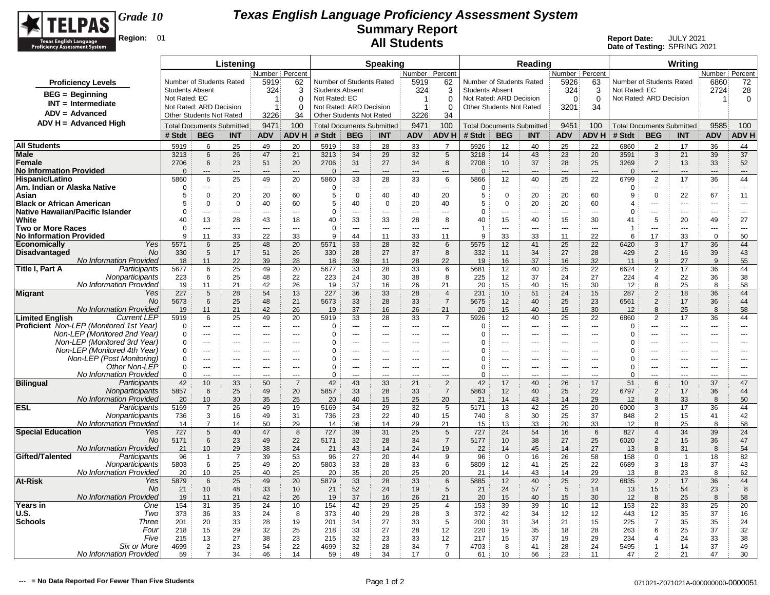# Texas English Language Proficiency Assessment System

## Summary Report

## All Students

TELPAS Texas English Language Proficiency Assessment System

**Grade 10**

**Region:** 01

**Report Date:** JULY 2021
**Date of Testing:** SPRING 2021

**Proficiency Levels**

- **BEG = Beginning**
- **INT = Intermediate**
- **ADV = Advanced**
- **ADV H = Advanced High**

| | Listening | | Speaking | | Reading | | Writing | |
|---|---|---|---|---|---|---|---|---|
| | Number | Percent | Number | Percent | Number | Percent | Number | Percent |
| Number of Students Rated | 5919 | 62 | 5919 | 62 | 5926 | 63 | 6860 | 72 |
| Students Absent | 324 | 3 | 324 | 3 | 324 | 3 | | |
| Not Rated: EC | 1 | 0 | 1 | 0 | | | 2724 | 28 |
| Not Rated: ARD Decision | 1 | 0 | 1 | 0 | 0 | 0 | 1 | 0 |
| Other Students Not Rated | 3226 | 34 | 3226 | 34 | 3201 | 34 | | |
| Total Documents Submitted | 9471 | 100 | 9471 | 100 | 9451 | 100 | 9585 | 100 |

| | | Listening # Stdt | BEG | INT | ADV | ADV H | Speaking # Stdt | BEG | INT | ADV | ADV H | Reading # Stdt | BEG | INT | ADV | ADV H | Writing # Stdt | BEG | INT | ADV | ADV H |
|---|---|---|---|---|---|---|---|---|---|---|---|---|---|---|---|---|---|---|---|---|---|
| **All Students** | | 5919 | 6 | 25 | 49 | 20 | 5919 | 33 | 28 | 33 | 7 | 5926 | 12 | 40 | 25 | 22 | 6860 | 2 | 17 | 36 | 44 |
| **Male** | | 3213 | 6 | 26 | 47 | 21 | 3213 | 34 | 29 | 32 | 5 | 3218 | 14 | 43 | 23 | 20 | 3591 | 3 | 21 | 39 | 37 |
| **Female** | | 2706 | 6 | 23 | 51 | 20 | 2706 | 31 | 27 | 34 | 8 | 2708 | 10 | 37 | 28 | 25 | 3269 | 2 | 13 | 33 | 52 |
| **No Information Provided** | | 0 | --- | --- | --- | --- | 0 | --- | --- | --- | --- | 0 | --- | --- | --- | --- | 0 | --- | --- | --- | --- |
| **Hispanic/Latino** | | 5860 | 6 | 25 | 49 | 20 | 5860 | 33 | 28 | 33 | 6 | 5866 | 12 | 40 | 25 | 22 | 6799 | 2 | 17 | 36 | 44 |
| **Am. Indian or Alaska Native** | | 0 | --- | --- | --- | --- | 0 | --- | --- | --- | --- | 0 | --- | --- | --- | --- | 0 | --- | --- | --- | --- |
| **Asian** | | 5 | 0 | 20 | 20 | 60 | 5 | 0 | 40 | 40 | 20 | 5 | 0 | 20 | 20 | 60 | 9 | 0 | 22 | 67 | 11 |
| **Black or African American** | | 5 | 0 | 0 | 40 | 60 | 5 | 40 | 0 | 20 | 40 | 5 | 0 | 20 | 20 | 60 | 4 | --- | --- | --- | --- |
| **Native Hawaiian/Pacific Islander** | | 0 | --- | --- | --- | --- | 0 | --- | --- | --- | --- | 0 | --- | --- | --- | --- | 0 | --- | --- | --- | --- |
| **White** | | 40 | 13 | 28 | 43 | 18 | 40 | 33 | 33 | 28 | 8 | 40 | 15 | 40 | 15 | 30 | 41 | 5 | 20 | 49 | 27 |
| **Two or More Races** | | 0 | --- | --- | --- | --- | 0 | --- | --- | --- | --- | 1 | --- | --- | --- | --- | 1 | --- | --- | --- | --- |
| **No Information Provided** | | 9 | 11 | 33 | 22 | 33 | 9 | 44 | 11 | 33 | 11 | 9 | 33 | 33 | 11 | 22 | 6 | 17 | 33 | 0 | 50 |
| **Economically Disadvantaged** | *Yes* | 5571 | 6 | 25 | 48 | 20 | 5571 | 33 | 28 | 32 | 6 | 5575 | 12 | 41 | 25 | 22 | 6420 | 3 | 17 | 36 | 44 |
| | *No* | 330 | 5 | 17 | 51 | 26 | 330 | 28 | 27 | 37 | 8 | 332 | 11 | 34 | 27 | 28 | 429 | 2 | 16 | 39 | 43 |
| | *No Information Provided* | 18 | 11 | 22 | 39 | 28 | 18 | 39 | 11 | 28 | 22 | 19 | 16 | 37 | 16 | 32 | 11 | 9 | 27 | 9 | 55 |
| **Title I, Part A** | *Participants* | 5677 | 6 | 25 | 49 | 20 | 5677 | 33 | 28 | 33 | 6 | 5681 | 12 | 40 | 25 | 22 | 6624 | 2 | 17 | 36 | 44 |
| | *Nonparticipants* | 223 | 6 | 25 | 48 | 22 | 223 | 24 | 30 | 38 | 8 | 225 | 12 | 37 | 24 | 27 | 224 | 4 | 22 | 36 | 38 |
| | *No Information Provided* | 19 | 11 | 21 | 42 | 26 | 19 | 37 | 16 | 26 | 21 | 20 | 15 | 40 | 15 | 30 | 12 | 8 | 25 | 8 | 58 |
| **Migrant** | *Yes* | 227 | 5 | 28 | 54 | 13 | 227 | 36 | 33 | 28 | 4 | 231 | 10 | 51 | 24 | 15 | 287 | 2 | 18 | 36 | 44 |
| | *No* | 5673 | 6 | 25 | 48 | 21 | 5673 | 33 | 28 | 33 | 7 | 5675 | 12 | 40 | 25 | 23 | 6561 | 2 | 17 | 36 | 44 |
| | *No Information Provided* | 19 | 11 | 21 | 42 | 26 | 19 | 37 | 16 | 26 | 21 | 20 | 15 | 40 | 15 | 30 | 12 | 8 | 25 | 8 | 58 |
| **Limited English Proficient** | *Current LEP* | 5919 | 6 | 25 | 49 | 20 | 5919 | 33 | 28 | 33 | 7 | 5926 | 12 | 40 | 25 | 22 | 6860 | 2 | 17 | 36 | 44 |
| | *Non-LEP (Monitored 1st Year)* | 0 | --- | --- | --- | --- | 0 | --- | --- | --- | --- | 0 | --- | --- | --- | --- | 0 | --- | --- | --- | --- |
| | *Non-LEP (Monitored 2nd Year)* | 0 | --- | --- | --- | --- | 0 | --- | --- | --- | --- | 0 | --- | --- | --- | --- | 0 | --- | --- | --- | --- |
| | *Non-LEP (Monitored 3rd Year)* | 0 | --- | --- | --- | --- | 0 | --- | --- | --- | --- | 0 | --- | --- | --- | --- | 0 | --- | --- | --- | --- |
| | *Non-LEP (Monitored 4th Year)* | 0 | --- | --- | --- | --- | 0 | --- | --- | --- | --- | 0 | --- | --- | --- | --- | 0 | --- | --- | --- | --- |
| | *Non-LEP (Post Monitoring)* | 0 | --- | --- | --- | --- | 0 | --- | --- | --- | --- | 0 | --- | --- | --- | --- | 0 | --- | --- | --- | --- |
| | *Other Non-LEP* | 0 | --- | --- | --- | --- | 0 | --- | --- | --- | --- | 0 | --- | --- | --- | --- | 0 | --- | --- | --- | --- |
| | *No Information Provided* | 0 | --- | --- | --- | --- | 0 | --- | --- | --- | --- | 0 | --- | --- | --- | --- | 0 | --- | --- | --- | --- |
| **Bilingual** | *Participants* | 42 | 10 | 33 | 50 | 7 | 42 | 43 | 33 | 21 | 2 | 42 | 17 | 40 | 26 | 17 | 51 | 6 | 10 | 37 | 47 |
| | *Nonparticipants* | 5857 | 6 | 25 | 49 | 20 | 5857 | 33 | 28 | 33 | 7 | 5863 | 12 | 40 | 25 | 22 | 6797 | 2 | 17 | 36 | 44 |
| | *No Information Provided* | 20 | 10 | 30 | 35 | 25 | 20 | 40 | 15 | 25 | 20 | 21 | 14 | 43 | 14 | 29 | 12 | 8 | 33 | 8 | 50 |
| **ESL** | *Participants* | 5169 | 7 | 26 | 49 | 19 | 5169 | 34 | 29 | 32 | 5 | 5171 | 13 | 42 | 25 | 20 | 6000 | 3 | 17 | 36 | 44 |
| | *Nonparticipants* | 736 | 3 | 16 | 49 | 31 | 736 | 23 | 22 | 40 | 15 | 740 | 8 | 30 | 25 | 37 | 848 | 2 | 15 | 41 | 42 |
| | *No Information Provided* | 14 | 7 | 14 | 50 | 29 | 14 | 36 | 14 | 29 | 21 | 15 | 13 | 33 | 20 | 33 | 12 | 8 | 25 | 8 | 58 |
| **Special Education** | *Yes* | 727 | 5 | 40 | 47 | 8 | 727 | 39 | 31 | 25 | 5 | 727 | 24 | 54 | 16 | 6 | 827 | 4 | 34 | 39 | 24 |
| | *No* | 5171 | 6 | 23 | 49 | 22 | 5171 | 32 | 28 | 34 | 7 | 5177 | 10 | 38 | 27 | 25 | 6020 | 2 | 15 | 36 | 47 |
| | *No Information Provided* | 21 | 10 | 29 | 38 | 24 | 21 | 43 | 14 | 24 | 19 | 22 | 14 | 45 | 14 | 27 | 13 | 8 | 31 | 8 | 54 |
| **Gifted/Talented** | *Participants* | 96 | 1 | 7 | 39 | 53 | 96 | 27 | 20 | 44 | 9 | 96 | 0 | 16 | 26 | 58 | 158 | 0 | 1 | 18 | 82 |
| | *Nonparticipants* | 5803 | 6 | 25 | 49 | 20 | 5803 | 33 | 28 | 33 | 6 | 5809 | 12 | 41 | 25 | 22 | 6689 | 3 | 18 | 37 | 43 |
| | *No Information Provided* | 20 | 10 | 25 | 40 | 25 | 20 | 35 | 20 | 25 | 20 | 21 | 14 | 43 | 14 | 29 | 13 | 8 | 23 | 8 | 62 |
| **At-Risk** | *Yes* | 5879 | 6 | 25 | 49 | 20 | 5879 | 33 | 28 | 33 | 6 | 5885 | 12 | 40 | 25 | 22 | 6835 | 2 | 17 | 36 | 44 |
| | *No* | 21 | 10 | 48 | 33 | 10 | 21 | 52 | 24 | 19 | 5 | 21 | 24 | 57 | 5 | 14 | 13 | 15 | 54 | 23 | 8 |
| | *No Information Provided* | 19 | 11 | 21 | 42 | 26 | 19 | 37 | 16 | 26 | 21 | 20 | 15 | 40 | 15 | 30 | 12 | 8 | 25 | 8 | 58 |
| **Years in U.S. Schools** | *One* | 154 | 31 | 35 | 24 | 10 | 154 | 42 | 29 | 25 | 4 | 153 | 39 | 39 | 10 | 12 | 153 | 22 | 33 | 25 | 20 |
| | *Two* | 373 | 36 | 33 | 24 | 8 | 373 | 40 | 29 | 28 | 3 | 372 | 42 | 34 | 12 | 12 | 443 | 12 | 35 | 37 | 16 |
| | *Three* | 201 | 20 | 33 | 28 | 19 | 201 | 34 | 27 | 33 | 5 | 200 | 31 | 34 | 21 | 15 | 225 | 7 | 35 | 35 | 24 |
| | *Four* | 218 | 15 | 29 | 32 | 25 | 218 | 33 | 27 | 28 | 12 | 220 | 19 | 35 | 18 | 28 | 263 | 6 | 25 | 37 | 32 |
| | *Five* | 215 | 13 | 27 | 38 | 23 | 215 | 32 | 23 | 33 | 12 | 217 | 15 | 37 | 19 | 29 | 234 | 4 | 24 | 33 | 38 |
| | *Six or More* | 4699 | 2 | 23 | 54 | 22 | 4699 | 32 | 28 | 34 | 7 | 4703 | 8 | 41 | 28 | 24 | 5495 | 1 | 14 | 37 | 49 |
| | *No Information Provided* | 59 | 7 | 34 | 46 | 14 | 59 | 49 | 34 | 17 | 0 | 61 | 10 | 56 | 23 | 11 | 47 | 2 | 21 | 47 | 30 |

**--- = No Data Reported For Fewer Than Five Students**

071021-Z071021A-000000000-0000051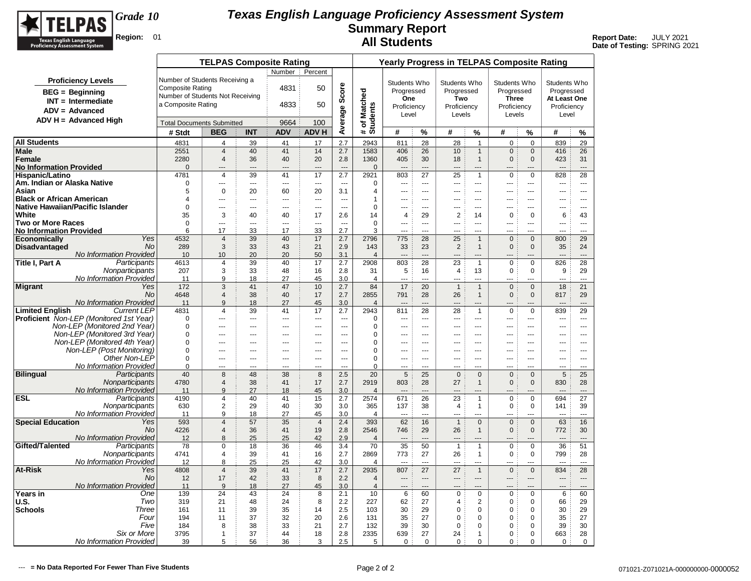# Texas English Language Proficiency Assessment System
## Summary Report
## All Students

**Grade 10**
**Region:** 01

**Report Date:** JULY 2021
**Date of Testing:** SPRING 2021

**Proficiency Levels**
- BEG = Beginning
- INT = Intermediate
- ADV = Advanced
- ADV H = Advanced High

**TELPAS Composite Rating**

| | Number | Percent |
|---|---|---|
| Number of Students Receiving a Composite Rating | 4831 | 50 |
| Number of Students Not Receiving a Composite Rating | 4833 | 50 |
| Total Documents Submitted | 9664 | 100 |

| | | TELPAS Composite Rating | | | | | Average Score | # of Matched Students | Yearly Progress in TELPAS Composite Rating: Students Who Progressed One Proficiency Level | | Students Who Progressed Two Proficiency Levels | | Students Who Progressed Three Proficiency Levels | | Students Who Progressed At Least One Proficiency Level | |
|---|---|---|---|---|---|---|---|---|---|---|---|---|---|---|---|---|
| | | # Stdt | BEG | INT | ADV | ADV H | | | # | % | # | % | # | % | # | % |
| All Students | | 4831 | 4 | 39 | 41 | 17 | 2.7 | 2943 | 811 | 28 | 28 | 1 | 0 | 0 | 839 | 29 |
| Male | | 2551 | 4 | 40 | 41 | 14 | 2.7 | 1583 | 406 | 26 | 10 | 1 | 0 | 0 | 416 | 26 |
| Female | | 2280 | 4 | 36 | 40 | 20 | 2.8 | 1360 | 405 | 30 | 18 | 1 | 0 | 0 | 423 | 31 |
| No Information Provided | | 0 | --- | --- | --- | --- | --- | 0 | --- | --- | --- | --- | --- | --- | --- | --- |
| Hispanic/Latino | | 4781 | 4 | 39 | 41 | 17 | 2.7 | 2921 | 803 | 27 | 25 | 1 | 0 | 0 | 828 | 28 |
| Am. Indian or Alaska Native | | 0 | --- | --- | --- | --- | --- | 0 | --- | --- | --- | --- | --- | --- | --- | --- |
| Asian | | 5 | 0 | 20 | 60 | 20 | 3.1 | 4 | --- | --- | --- | --- | --- | --- | --- | --- |
| Black or African American | | 4 | --- | --- | --- | --- | --- | 1 | --- | --- | --- | --- | --- | --- | --- | --- |
| Native Hawaiian/Pacific Islander | | 0 | --- | --- | --- | --- | --- | 0 | --- | --- | --- | --- | --- | --- | --- | --- |
| White | | 35 | 3 | 40 | 40 | 17 | 2.6 | 14 | 4 | 29 | 2 | 14 | 0 | 0 | 6 | 43 |
| Two or More Races | | 0 | --- | --- | --- | --- | --- | 0 | --- | --- | --- | --- | --- | --- | --- | --- |
| No Information Provided | | 6 | 17 | 33 | 17 | 33 | 2.7 | 3 | --- | --- | --- | --- | --- | --- | --- | --- |
| Economically Disadvantaged | *Yes* | 4532 | 4 | 39 | 40 | 17 | 2.7 | 2796 | 775 | 28 | 25 | 1 | 0 | 0 | 800 | 29 |
| | *No* | 289 | 3 | 33 | 43 | 21 | 2.9 | 143 | 33 | 23 | 2 | 1 | 0 | 0 | 35 | 24 |
| | *No Information Provided* | 10 | 10 | 20 | 20 | 50 | 3.1 | 4 | --- | --- | --- | --- | --- | --- | --- | --- |
| Title I, Part A | *Participants* | 4613 | 4 | 39 | 40 | 17 | 2.7 | 2908 | 803 | 28 | 23 | 1 | 0 | 0 | 826 | 28 |
| | *Nonparticipants* | 207 | 3 | 33 | 48 | 16 | 2.8 | 31 | 5 | 16 | 4 | 13 | 0 | 0 | 9 | 29 |
| | *No Information Provided* | 11 | 9 | 18 | 27 | 45 | 3.0 | 4 | --- | --- | --- | --- | --- | --- | --- | --- |
| Migrant | *Yes* | 172 | 3 | 41 | 47 | 10 | 2.7 | 84 | 17 | 20 | 1 | 1 | 0 | 0 | 18 | 21 |
| | *No* | 4648 | 4 | 38 | 40 | 17 | 2.7 | 2855 | 791 | 28 | 26 | 1 | 0 | 0 | 817 | 29 |
| | *No Information Provided* | 11 | 9 | 18 | 27 | 45 | 3.0 | 4 | --- | --- | --- | --- | --- | --- | --- | --- |
| Limited English Proficient | *Current LEP* | 4831 | 4 | 39 | 41 | 17 | 2.7 | 2943 | 811 | 28 | 28 | 1 | 0 | 0 | 839 | 29 |
| | *Non-LEP (Monitored 1st Year)* | 0 | --- | --- | --- | --- | --- | 0 | --- | --- | --- | --- | --- | --- | --- | --- |
| | *Non-LEP (Monitored 2nd Year)* | 0 | --- | --- | --- | --- | --- | 0 | --- | --- | --- | --- | --- | --- | --- | --- |
| | *Non-LEP (Monitored 3rd Year)* | 0 | --- | --- | --- | --- | --- | 0 | --- | --- | --- | --- | --- | --- | --- | --- |
| | *Non-LEP (Monitored 4th Year)* | 0 | --- | --- | --- | --- | --- | 0 | --- | --- | --- | --- | --- | --- | --- | --- |
| | *Non-LEP (Post Monitoring)* | 0 | --- | --- | --- | --- | --- | 0 | --- | --- | --- | --- | --- | --- | --- | --- |
| | *Other Non-LEP* | 0 | --- | --- | --- | --- | --- | 0 | --- | --- | --- | --- | --- | --- | --- | --- |
| | *No Information Provided* | 0 | --- | --- | --- | --- | --- | 0 | --- | --- | --- | --- | --- | --- | --- | --- |
| Bilingual | *Participants* | 40 | 8 | 48 | 38 | 8 | 2.5 | 20 | 5 | 25 | 0 | 0 | 0 | 0 | 5 | 25 |
| | *Nonparticipants* | 4780 | 4 | 38 | 41 | 17 | 2.7 | 2919 | 803 | 28 | 27 | 1 | 0 | 0 | 830 | 28 |
| | *No Information Provided* | 11 | 9 | 27 | 18 | 45 | 3.0 | 4 | --- | --- | --- | --- | --- | --- | --- | --- |
| ESL | *Participants* | 4190 | 4 | 40 | 41 | 15 | 2.7 | 2574 | 671 | 26 | 23 | 1 | 0 | 0 | 694 | 27 |
| | *Nonparticipants* | 630 | 2 | 29 | 40 | 30 | 3.0 | 365 | 137 | 38 | 4 | 1 | 0 | 0 | 141 | 39 |
| | *No Information Provided* | 11 | 9 | 18 | 27 | 45 | 3.0 | 4 | --- | --- | --- | --- | --- | --- | --- | --- |
| Special Education | *Yes* | 593 | 4 | 57 | 35 | 4 | 2.4 | 393 | 62 | 16 | 1 | 0 | 0 | 0 | 63 | 16 |
| | *No* | 4226 | 4 | 36 | 41 | 19 | 2.8 | 2546 | 746 | 29 | 26 | 1 | 0 | 0 | 772 | 30 |
| | *No Information Provided* | 12 | 8 | 25 | 25 | 42 | 2.9 | 4 | --- | --- | --- | --- | --- | --- | --- | --- |
| Gifted/Talented | *Participants* | 78 | 0 | 18 | 36 | 46 | 3.4 | 70 | 35 | 50 | 1 | 1 | 0 | 0 | 36 | 51 |
| | *Nonparticipants* | 4741 | 4 | 39 | 41 | 16 | 2.7 | 2869 | 773 | 27 | 26 | 1 | 0 | 0 | 799 | 28 |
| | *No Information Provided* | 12 | 8 | 25 | 25 | 42 | 3.0 | 4 | --- | --- | --- | --- | --- | --- | --- | --- |
| At-Risk | *Yes* | 4808 | 4 | 39 | 41 | 17 | 2.7 | 2935 | 807 | 27 | 27 | 1 | 0 | 0 | 834 | 28 |
| | *No* | 12 | 17 | 42 | 33 | 8 | 2.2 | 4 | --- | --- | --- | --- | --- | --- | --- | --- |
| | *No Information Provided* | 11 | 9 | 18 | 27 | 45 | 3.0 | 4 | --- | --- | --- | --- | --- | --- | --- | --- |
| Years in U.S. Schools | *One* | 139 | 24 | 43 | 24 | 8 | 2.1 | 10 | 6 | 60 | 0 | 0 | 0 | 0 | 6 | 60 |
| | *Two* | 319 | 21 | 48 | 24 | 8 | 2.2 | 227 | 62 | 27 | 4 | 2 | 0 | 0 | 66 | 29 |
| | *Three* | 161 | 11 | 39 | 35 | 14 | 2.5 | 103 | 30 | 29 | 0 | 0 | 0 | 0 | 30 | 29 |
| | *Four* | 194 | 11 | 37 | 32 | 20 | 2.6 | 131 | 35 | 27 | 0 | 0 | 0 | 0 | 35 | 27 |
| | *Five* | 184 | 8 | 38 | 33 | 21 | 2.7 | 132 | 39 | 30 | 0 | 0 | 0 | 0 | 39 | 30 |
| | *Six or More* | 3795 | 1 | 37 | 44 | 18 | 2.8 | 2335 | 639 | 27 | 24 | 1 | 0 | 0 | 663 | 28 |
| | *No Information Provided* | 39 | 5 | 56 | 36 | 3 | 2.5 | 5 | 0 | 0 | 0 | 0 | 0 | 0 | 0 | 0 |

--- = No Data Reported For Fewer Than Five Students

071021-Z071021A-000000000-0000052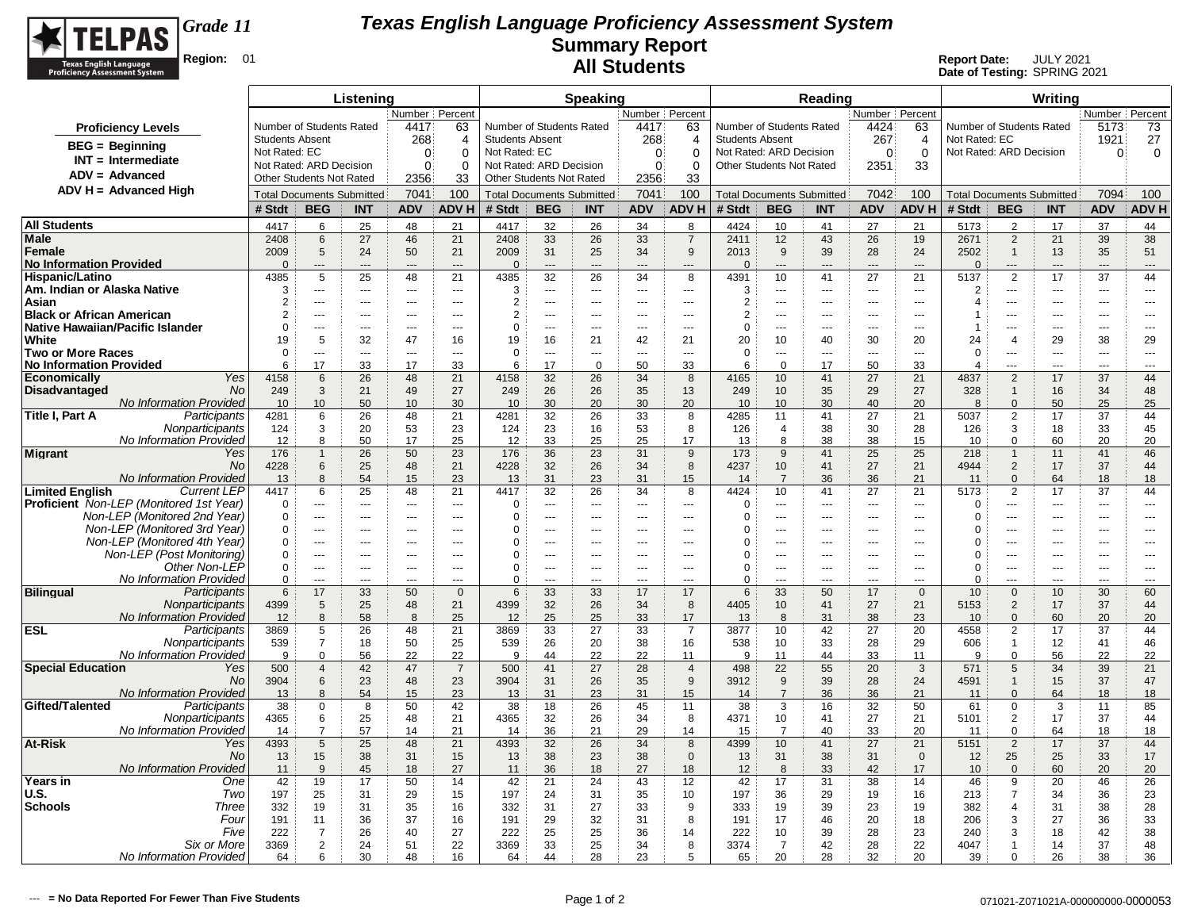# Texas English Language Proficiency Assessment System
## Summary Report
## All Students

**Grade 11**
**Region:** 01

**Report Date:** JULY 2021
**Date of Testing:** SPRING 2021

**Proficiency Levels**
- BEG = Beginning
- INT = Intermediate
- ADV = Advanced
- ADV H = Advanced High

| | Listening | | Speaking | | Reading | | Writing | |
|---|---|---|---|---|---|---|---|---|
| | Number | Percent | Number | Percent | Number | Percent | Number | Percent |
| Number of Students Rated | 4417 | 63 | 4417 | 63 | 4424 | 63 | 5173 | 73 |
| Students Absent | 268 | 4 | 268 | 4 | 267 | 4 | | |
| Not Rated: EC | 0 | 0 | 0 | 0 | | | 1921 | 27 |
| Not Rated: ARD Decision | 0 | 0 | 0 | 0 | 0 | 0 | 0 | 0 |
| Other Students Not Rated | 2356 | 33 | 2356 | 33 | 2351 | 33 | | |
| Total Documents Submitted | 7041 | 100 | 7041 | 100 | 7042 | 100 | 7094 | 100 |

| | | Listening # Stdt | BEG | INT | ADV | ADV H | Speaking # Stdt | BEG | INT | ADV | ADV H | Reading # Stdt | BEG | INT | ADV | ADV H | Writing # Stdt | BEG | INT | ADV | ADV H |
|---|---|---|---|---|---|---|---|---|---|---|---|---|---|---|---|---|---|---|---|---|---|
| **All Students** | | 4417 | 6 | 25 | 48 | 21 | 4417 | 32 | 26 | 34 | 8 | 4424 | 10 | 41 | 27 | 21 | 5173 | 2 | 17 | 37 | 44 |
| **Male** | | 2408 | 6 | 27 | 46 | 21 | 2408 | 33 | 26 | 33 | 7 | 2411 | 12 | 43 | 26 | 19 | 2671 | 2 | 21 | 39 | 38 |
| **Female** | | 2009 | 5 | 24 | 50 | 21 | 2009 | 31 | 25 | 34 | 9 | 2013 | 9 | 39 | 28 | 24 | 2502 | 1 | 13 | 35 | 51 |
| **No Information Provided** | | 0 | --- | --- | --- | --- | 0 | --- | --- | --- | --- | 0 | --- | --- | --- | --- | 0 | --- | --- | --- | --- |
| **Hispanic/Latino** | | 4385 | 5 | 25 | 48 | 21 | 4385 | 32 | 26 | 34 | 8 | 4391 | 10 | 41 | 27 | 21 | 5137 | 2 | 17 | 37 | 44 |
| **Am. Indian or Alaska Native** | | 3 | --- | --- | --- | --- | 3 | --- | --- | --- | --- | 3 | --- | --- | --- | --- | 2 | --- | --- | --- | --- |
| **Asian** | | 2 | --- | --- | --- | --- | 2 | --- | --- | --- | --- | 2 | --- | --- | --- | --- | 4 | --- | --- | --- | --- |
| **Black or African American** | | 2 | --- | --- | --- | --- | 2 | --- | --- | --- | --- | 2 | --- | --- | --- | --- | 1 | --- | --- | --- | --- |
| **Native Hawaiian/Pacific Islander** | | 0 | --- | --- | --- | --- | 0 | --- | --- | --- | --- | 0 | --- | --- | --- | --- | 1 | --- | --- | --- | --- |
| **White** | | 19 | 5 | 32 | 47 | 16 | 19 | 16 | 21 | 42 | 21 | 20 | 10 | 40 | 30 | 20 | 24 | 4 | 29 | 38 | 29 |
| **Two or More Races** | | 0 | --- | --- | --- | --- | 0 | --- | --- | --- | --- | 0 | --- | --- | --- | --- | 0 | --- | --- | --- | --- |
| **No Information Provided** | | 6 | 17 | 33 | 17 | 33 | 6 | 17 | 0 | 50 | 33 | 6 | 0 | 17 | 50 | 33 | 4 | --- | --- | --- | --- |
| **Economically Disadvantaged** | *Yes* | 4158 | 6 | 26 | 48 | 21 | 4158 | 32 | 26 | 34 | 8 | 4165 | 10 | 41 | 27 | 21 | 4837 | 2 | 17 | 37 | 44 |
| | *No* | 249 | 3 | 21 | 49 | 27 | 249 | 26 | 26 | 35 | 13 | 249 | 10 | 35 | 29 | 27 | 328 | 1 | 16 | 34 | 48 |
| | *No Information Provided* | 10 | 10 | 50 | 10 | 30 | 10 | 30 | 20 | 30 | 20 | 10 | 10 | 30 | 40 | 20 | 8 | 0 | 50 | 25 | 25 |
| **Title I, Part A** | *Participants* | 4281 | 6 | 26 | 48 | 21 | 4281 | 32 | 26 | 33 | 8 | 4285 | 11 | 41 | 27 | 21 | 5037 | 2 | 17 | 37 | 44 |
| | *Nonparticipants* | 124 | 3 | 20 | 53 | 23 | 124 | 23 | 16 | 53 | 8 | 126 | 4 | 38 | 30 | 28 | 126 | 3 | 18 | 33 | 45 |
| | *No Information Provided* | 12 | 8 | 50 | 17 | 25 | 12 | 33 | 25 | 25 | 17 | 13 | 8 | 38 | 38 | 15 | 10 | 0 | 60 | 20 | 20 |
| **Migrant** | *Yes* | 176 | 1 | 26 | 50 | 23 | 176 | 36 | 23 | 31 | 9 | 173 | 9 | 41 | 25 | 25 | 218 | 1 | 11 | 41 | 46 |
| | *No* | 4228 | 6 | 25 | 48 | 21 | 4228 | 32 | 26 | 34 | 8 | 4237 | 10 | 41 | 27 | 21 | 4944 | 2 | 17 | 37 | 44 |
| | *No Information Provided* | 13 | 8 | 54 | 15 | 23 | 13 | 31 | 23 | 31 | 15 | 14 | 7 | 36 | 36 | 21 | 11 | 0 | 64 | 18 | 18 |
| **Limited English Proficient** | *Current LEP* | 4417 | 6 | 25 | 48 | 21 | 4417 | 32 | 26 | 34 | 8 | 4424 | 10 | 41 | 27 | 21 | 5173 | 2 | 17 | 37 | 44 |
| | *Non-LEP (Monitored 1st Year)* | 0 | --- | --- | --- | --- | 0 | --- | --- | --- | --- | 0 | --- | --- | --- | --- | 0 | --- | --- | --- | --- |
| | *Non-LEP (Monitored 2nd Year)* | 0 | --- | --- | --- | --- | 0 | --- | --- | --- | --- | 0 | --- | --- | --- | --- | 0 | --- | --- | --- | --- |
| | *Non-LEP (Monitored 3rd Year)* | 0 | --- | --- | --- | --- | 0 | --- | --- | --- | --- | 0 | --- | --- | --- | --- | 0 | --- | --- | --- | --- |
| | *Non-LEP (Monitored 4th Year)* | 0 | --- | --- | --- | --- | 0 | --- | --- | --- | --- | 0 | --- | --- | --- | --- | 0 | --- | --- | --- | --- |
| | *Non-LEP (Post Monitoring)* | 0 | --- | --- | --- | --- | 0 | --- | --- | --- | --- | 0 | --- | --- | --- | --- | 0 | --- | --- | --- | --- |
| | *Other Non-LEP* | 0 | --- | --- | --- | --- | 0 | --- | --- | --- | --- | 0 | --- | --- | --- | --- | 0 | --- | --- | --- | --- |
| | *No Information Provided* | 0 | --- | --- | --- | --- | 0 | --- | --- | --- | --- | 0 | --- | --- | --- | --- | 0 | --- | --- | --- | --- |
| **Bilingual** | *Participants* | 6 | 17 | 33 | 50 | 0 | 6 | 33 | 33 | 17 | 17 | 6 | 33 | 50 | 17 | 0 | 10 | 0 | 10 | 30 | 60 |
| | *Nonparticipants* | 4399 | 5 | 25 | 48 | 21 | 4399 | 32 | 26 | 34 | 8 | 4405 | 10 | 41 | 27 | 21 | 5153 | 2 | 17 | 37 | 44 |
| | *No Information Provided* | 12 | 8 | 58 | 8 | 25 | 12 | 25 | 25 | 33 | 17 | 13 | 8 | 31 | 38 | 23 | 10 | 0 | 60 | 20 | 20 |
| **ESL** | *Participants* | 3869 | 5 | 26 | 48 | 21 | 3869 | 33 | 27 | 33 | 7 | 3877 | 10 | 42 | 27 | 20 | 4558 | 2 | 17 | 37 | 44 |
| | *Nonparticipants* | 539 | 7 | 18 | 50 | 25 | 539 | 26 | 20 | 38 | 16 | 538 | 10 | 33 | 28 | 29 | 606 | 1 | 12 | 41 | 46 |
| | *No Information Provided* | 9 | 0 | 56 | 22 | 22 | 9 | 44 | 22 | 22 | 11 | 9 | 11 | 44 | 33 | 11 | 9 | 0 | 56 | 22 | 22 |
| **Special Education** | *Yes* | 500 | 4 | 42 | 47 | 7 | 500 | 41 | 27 | 28 | 4 | 498 | 22 | 55 | 20 | 3 | 571 | 5 | 34 | 39 | 21 |
| | *No* | 3904 | 6 | 23 | 48 | 23 | 3904 | 31 | 26 | 35 | 9 | 3912 | 9 | 39 | 28 | 24 | 4591 | 1 | 15 | 37 | 47 |
| | *No Information Provided* | 13 | 8 | 54 | 15 | 23 | 13 | 31 | 23 | 31 | 15 | 14 | 7 | 36 | 36 | 21 | 11 | 0 | 64 | 18 | 18 |
| **Gifted/Talented** | *Participants* | 38 | 0 | 8 | 50 | 42 | 38 | 18 | 26 | 45 | 11 | 38 | 3 | 16 | 32 | 50 | 61 | 0 | 3 | 11 | 85 |
| | *Nonparticipants* | 4365 | 6 | 25 | 48 | 21 | 4365 | 32 | 26 | 34 | 8 | 4371 | 10 | 41 | 27 | 21 | 5101 | 2 | 17 | 37 | 44 |
| | *No Information Provided* | 14 | 7 | 57 | 14 | 21 | 14 | 36 | 21 | 29 | 14 | 15 | 7 | 40 | 33 | 20 | 11 | 0 | 64 | 18 | 18 |
| **At-Risk** | *Yes* | 4393 | 5 | 25 | 48 | 21 | 4393 | 32 | 26 | 34 | 8 | 4399 | 10 | 41 | 27 | 21 | 5151 | 2 | 17 | 37 | 44 |
| | *No* | 13 | 15 | 38 | 31 | 15 | 13 | 38 | 23 | 38 | 0 | 13 | 31 | 38 | 31 | 0 | 12 | 25 | 25 | 33 | 17 |
| | *No Information Provided* | 11 | 9 | 45 | 18 | 27 | 11 | 36 | 18 | 27 | 18 | 12 | 8 | 33 | 42 | 17 | 10 | 0 | 60 | 20 | 20 |
| **Years in U.S. Schools** | *One* | 42 | 19 | 17 | 50 | 14 | 42 | 21 | 24 | 43 | 12 | 42 | 17 | 31 | 38 | 14 | 46 | 9 | 20 | 46 | 26 |
| | *Two* | 197 | 25 | 31 | 29 | 15 | 197 | 24 | 31 | 35 | 10 | 197 | 36 | 29 | 19 | 16 | 213 | 7 | 34 | 36 | 23 |
| | *Three* | 332 | 19 | 31 | 35 | 16 | 332 | 31 | 27 | 33 | 9 | 333 | 19 | 39 | 23 | 19 | 382 | 4 | 31 | 38 | 28 |
| | *Four* | 191 | 11 | 36 | 37 | 16 | 191 | 29 | 32 | 31 | 8 | 191 | 17 | 46 | 20 | 18 | 206 | 3 | 27 | 36 | 33 |
| | *Five* | 222 | 7 | 26 | 40 | 27 | 222 | 25 | 25 | 36 | 14 | 222 | 10 | 39 | 28 | 23 | 240 | 3 | 18 | 42 | 38 |
| | *Six or More* | 3369 | 2 | 24 | 51 | 22 | 3369 | 33 | 25 | 34 | 8 | 3374 | 7 | 42 | 28 | 22 | 4047 | 1 | 14 | 37 | 48 |
| | *No Information Provided* | 64 | 6 | 30 | 48 | 16 | 64 | 44 | 28 | 23 | 5 | 65 | 20 | 28 | 32 | 20 | 39 | 0 | 26 | 38 | 36 |

--- = No Data Reported For Fewer Than Five Students

071021-Z071021A-000000000-0000053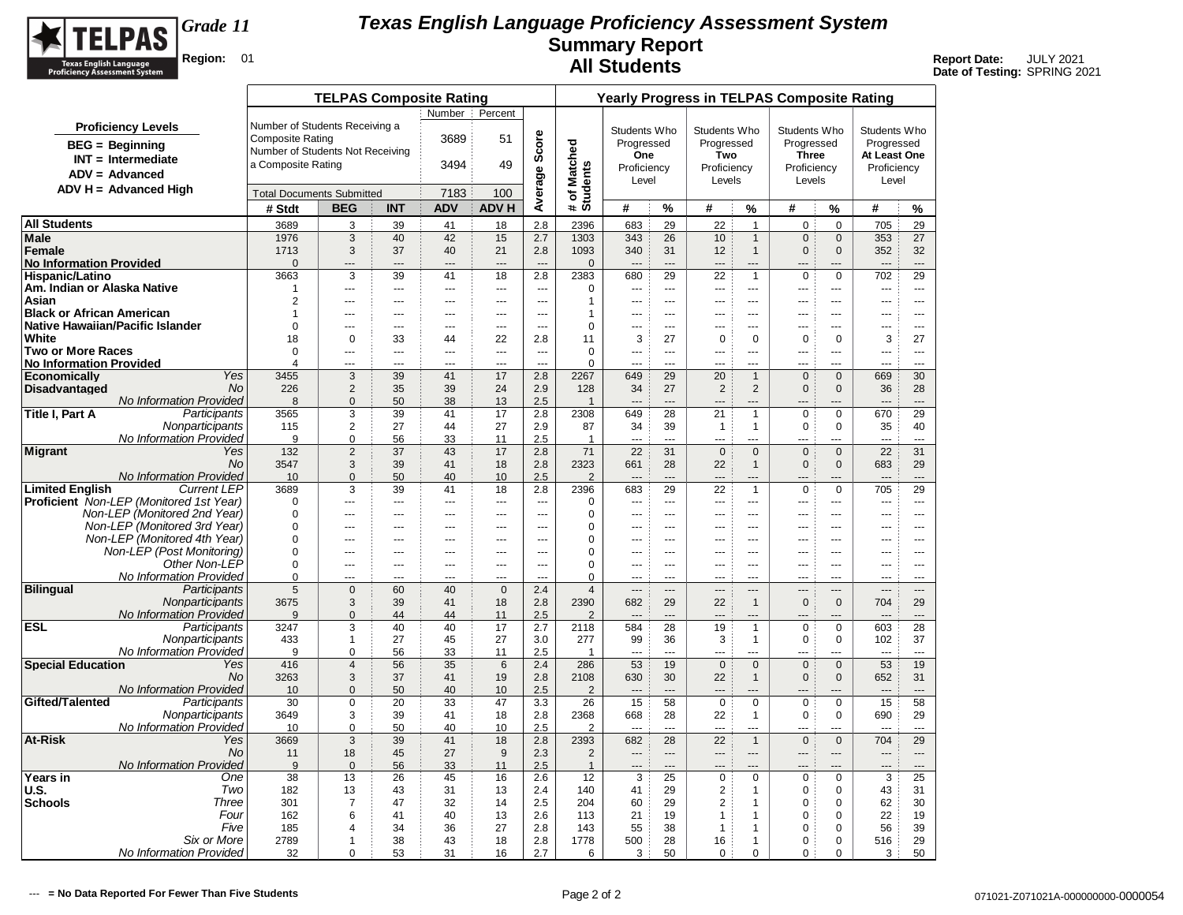# Texas English Language Proficiency Assessment System
## Summary Report
## All Students

**Grade 11**
**Region:** 01

**Report Date:** JULY 2021
**Date of Testing:** SPRING 2021

**Proficiency Levels**
- BEG = Beginning
- INT = Intermediate
- ADV = Advanced
- ADV H = Advanced High

| | Number | Percent |
|---|---|---|
| Number of Students Receiving a Composite Rating | 3689 | 51 |
| Number of Students Not Receiving a Composite Rating | 3494 | 49 |
| Total Documents Submitted | 7183 | 100 |

| | TELPAS Composite Rating | | | | | Average Score | # of Matched Students | Yearly Progress in TELPAS Composite Rating | | | | | | | |
|---|---|---|---|---|---|---|---|---|---|---|---|---|---|---|---|
| | | | | | | | | Students Who Progressed One Proficiency Level | | Students Who Progressed Two Proficiency Levels | | Students Who Progressed Three Proficiency Levels | | Students Who Progressed At Least One Proficiency Level | |
| | # Stdt | BEG | INT | ADV | ADV H | | | # | % | # | % | # | % | # | % |
| **All Students** | 3689 | 3 | 39 | 41 | 18 | 2.8 | 2396 | 683 | 29 | 22 | 1 | 0 | 0 | 705 | 29 |
| **Male** | 1976 | 3 | 40 | 42 | 15 | 2.7 | 1303 | 343 | 26 | 10 | 1 | 0 | 0 | 353 | 27 |
| **Female** | 1713 | 3 | 37 | 40 | 21 | 2.8 | 1093 | 340 | 31 | 12 | 1 | 0 | 0 | 352 | 32 |
| **No Information Provided** | 0 | --- | --- | --- | --- | --- | 0 | --- | --- | --- | --- | --- | --- | --- | --- |
| **Hispanic/Latino** | 3663 | 3 | 39 | 41 | 18 | 2.8 | 2383 | 680 | 29 | 22 | 1 | 0 | 0 | 702 | 29 |
| **Am. Indian or Alaska Native** | 1 | --- | --- | --- | --- | --- | 0 | --- | --- | --- | --- | --- | --- | --- | --- |
| **Asian** | 2 | --- | --- | --- | --- | --- | 1 | --- | --- | --- | --- | --- | --- | --- | --- |
| **Black or African American** | 1 | --- | --- | --- | --- | --- | 1 | --- | --- | --- | --- | --- | --- | --- | --- |
| **Native Hawaiian/Pacific Islander** | 0 | --- | --- | --- | --- | --- | 0 | --- | --- | --- | --- | --- | --- | --- | --- |
| **White** | 18 | 0 | 33 | 44 | 22 | 2.8 | 11 | 3 | 27 | 0 | 0 | 0 | 0 | 3 | 27 |
| **Two or More Races** | 0 | --- | --- | --- | --- | --- | 0 | --- | --- | --- | --- | --- | --- | --- | --- |
| **No Information Provided** | 4 | --- | --- | --- | --- | --- | 0 | --- | --- | --- | --- | --- | --- | --- | --- |
| **Economically Disadvantaged** *Yes* | 3455 | 3 | 39 | 41 | 17 | 2.8 | 2267 | 649 | 29 | 20 | 1 | 0 | 0 | 669 | 30 |
| *No* | 226 | 2 | 35 | 39 | 24 | 2.9 | 128 | 34 | 27 | 2 | 2 | 0 | 0 | 36 | 28 |
| *No Information Provided* | 8 | 0 | 50 | 38 | 13 | 2.5 | 1 | --- | --- | --- | --- | --- | --- | --- | --- |
| **Title I, Part A** *Participants* | 3565 | 3 | 39 | 41 | 17 | 2.8 | 2308 | 649 | 28 | 21 | 1 | 0 | 0 | 670 | 29 |
| *Nonparticipants* | 115 | 2 | 27 | 44 | 27 | 2.9 | 87 | 34 | 39 | 1 | 1 | 0 | 0 | 35 | 40 |
| *No Information Provided* | 9 | 0 | 56 | 33 | 11 | 2.5 | 1 | --- | --- | --- | --- | --- | --- | --- | --- |
| **Migrant** *Yes* | 132 | 2 | 37 | 43 | 17 | 2.8 | 71 | 22 | 31 | 0 | 0 | 0 | 0 | 22 | 31 |
| *No* | 3547 | 3 | 39 | 41 | 18 | 2.8 | 2323 | 661 | 28 | 22 | 1 | 0 | 0 | 683 | 29 |
| *No Information Provided* | 10 | 0 | 50 | 40 | 10 | 2.5 | 2 | --- | --- | --- | --- | --- | --- | --- | --- |
| **Limited English Proficient** *Current LEP* | 3689 | 3 | 39 | 41 | 18 | 2.8 | 2396 | 683 | 29 | 22 | 1 | 0 | 0 | 705 | 29 |
| *Non-LEP (Monitored 1st Year)* | 0 | --- | --- | --- | --- | --- | 0 | --- | --- | --- | --- | --- | --- | --- | --- |
| *Non-LEP (Monitored 2nd Year)* | 0 | --- | --- | --- | --- | --- | 0 | --- | --- | --- | --- | --- | --- | --- | --- |
| *Non-LEP (Monitored 3rd Year)* | 0 | --- | --- | --- | --- | --- | 0 | --- | --- | --- | --- | --- | --- | --- | --- |
| *Non-LEP (Monitored 4th Year)* | 0 | --- | --- | --- | --- | --- | 0 | --- | --- | --- | --- | --- | --- | --- | --- |
| *Non-LEP (Post Monitoring)* | 0 | --- | --- | --- | --- | --- | 0 | --- | --- | --- | --- | --- | --- | --- | --- |
| *Other Non-LEP* | 0 | --- | --- | --- | --- | --- | 0 | --- | --- | --- | --- | --- | --- | --- | --- |
| *No Information Provided* | 0 | --- | --- | --- | --- | --- | 0 | --- | --- | --- | --- | --- | --- | --- | --- |
| **Bilingual** *Participants* | 5 | 0 | 60 | 40 | 0 | 2.4 | 4 | --- | --- | --- | --- | --- | --- | --- | --- |
| *Nonparticipants* | 3675 | 3 | 39 | 41 | 18 | 2.8 | 2390 | 682 | 29 | 22 | 1 | 0 | 0 | 704 | 29 |
| *No Information Provided* | 9 | 0 | 44 | 44 | 11 | 2.5 | 2 | --- | --- | --- | --- | --- | --- | --- | --- |
| **ESL** *Participants* | 3247 | 3 | 40 | 40 | 17 | 2.7 | 2118 | 584 | 28 | 19 | 1 | 0 | 0 | 603 | 28 |
| *Nonparticipants* | 433 | 1 | 27 | 45 | 27 | 3.0 | 277 | 99 | 36 | 3 | 1 | 0 | 0 | 102 | 37 |
| *No Information Provided* | 9 | 0 | 56 | 33 | 11 | 2.5 | 1 | --- | --- | --- | --- | --- | --- | --- | --- |
| **Special Education** *Yes* | 416 | 4 | 56 | 35 | 6 | 2.4 | 286 | 53 | 19 | 0 | 0 | 0 | 0 | 53 | 19 |
| *No* | 3263 | 3 | 37 | 41 | 19 | 2.8 | 2108 | 630 | 30 | 22 | 1 | 0 | 0 | 652 | 31 |
| *No Information Provided* | 10 | 0 | 50 | 40 | 10 | 2.5 | 2 | --- | --- | --- | --- | --- | --- | --- | --- |
| **Gifted/Talented** *Participants* | 30 | 0 | 20 | 33 | 47 | 3.3 | 26 | 15 | 58 | 0 | 0 | 0 | 0 | 15 | 58 |
| *Nonparticipants* | 3649 | 3 | 39 | 41 | 18 | 2.8 | 2368 | 668 | 28 | 22 | 1 | 0 | 0 | 690 | 29 |
| *No Information Provided* | 10 | 0 | 50 | 40 | 10 | 2.5 | 2 | --- | --- | --- | --- | --- | --- | --- | --- |
| **At-Risk** *Yes* | 3669 | 3 | 39 | 41 | 18 | 2.8 | 2393 | 682 | 28 | 22 | 1 | 0 | 0 | 704 | 29 |
| *No* | 11 | 18 | 45 | 27 | 9 | 2.3 | 2 | --- | --- | --- | --- | --- | --- | --- | --- |
| *No Information Provided* | 9 | 0 | 56 | 33 | 11 | 2.5 | 1 | --- | --- | --- | --- | --- | --- | --- | --- |
| **Years in U.S. Schools** *One* | 38 | 13 | 26 | 45 | 16 | 2.6 | 12 | 3 | 25 | 0 | 0 | 0 | 0 | 3 | 25 |
| *Two* | 182 | 13 | 43 | 31 | 13 | 2.4 | 140 | 41 | 29 | 2 | 1 | 0 | 0 | 43 | 31 |
| *Three* | 301 | 7 | 47 | 32 | 14 | 2.5 | 204 | 60 | 29 | 2 | 1 | 0 | 0 | 62 | 30 |
| *Four* | 162 | 6 | 41 | 40 | 13 | 2.6 | 113 | 21 | 19 | 1 | 1 | 0 | 0 | 22 | 19 |
| *Five* | 185 | 4 | 34 | 36 | 27 | 2.8 | 143 | 55 | 38 | 1 | 1 | 0 | 0 | 56 | 39 |
| *Six or More* | 2789 | 1 | 38 | 43 | 18 | 2.8 | 1778 | 500 | 28 | 16 | 1 | 0 | 0 | 516 | 29 |
| *No Information Provided* | 32 | 0 | 53 | 31 | 16 | 2.7 | 6 | 3 | 50 | 0 | 0 | 0 | 0 | 3 | 50 |

--- = No Data Reported For Fewer Than Five Students

071021-Z071021A-000000000-0000054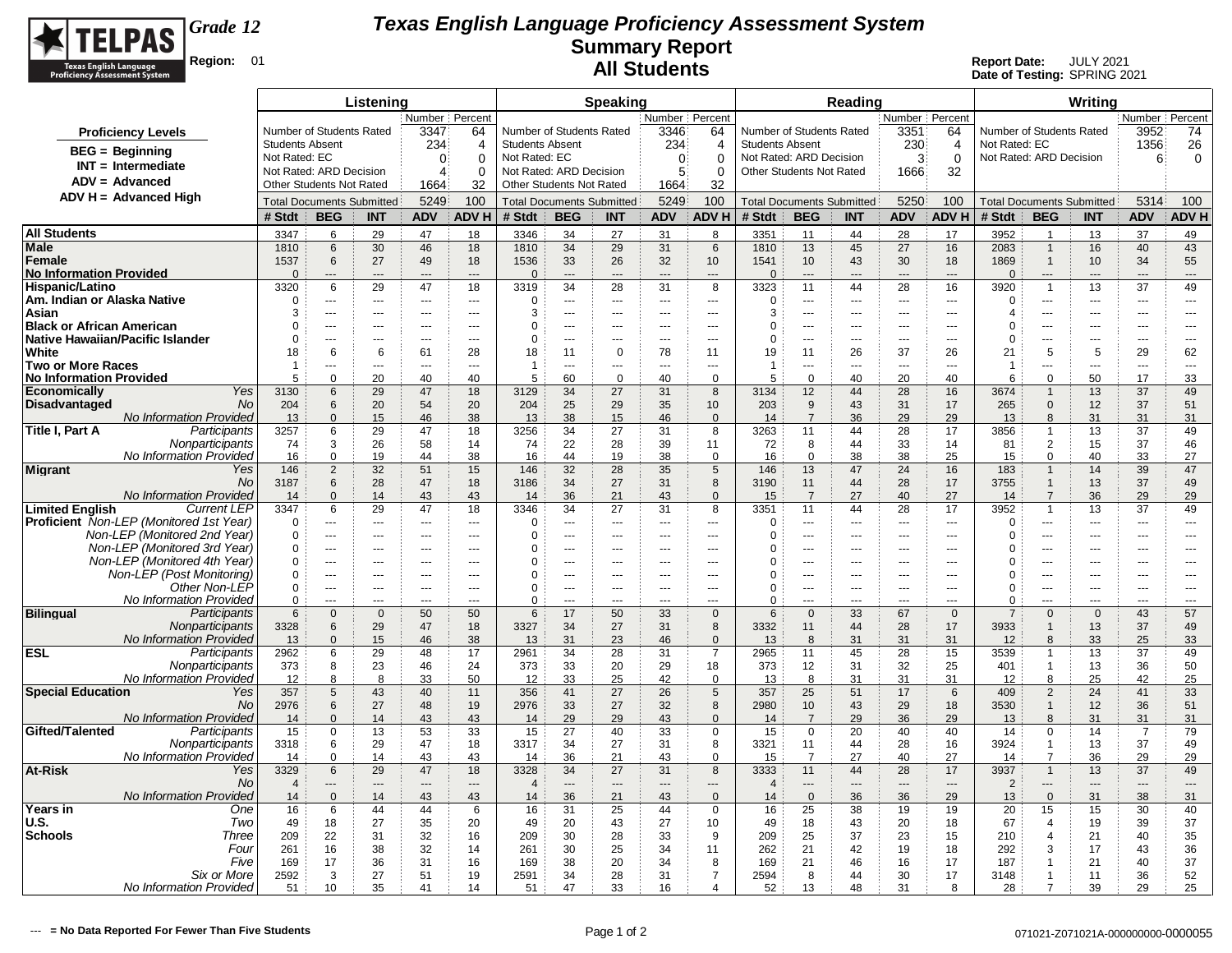# Texas English Language Proficiency Assessment System

## Summary Report

## All Students

**Grade 12**

**Region:** 01

**Report Date:** JULY 2021
**Date of Testing:** SPRING 2021

**Proficiency Levels**

- BEG = Beginning
- INT = Intermediate
- ADV = Advanced
- ADV H = Advanced High

| Listening | Number | Percent | Speaking | Number | Percent | Reading | Number | Percent | Writing | Number | Percent |
|---|---|---|---|---|---|---|---|---|---|---|---|
| Number of Students Rated | 3347 | 64 | Number of Students Rated | 3346 | 64 | Number of Students Rated | 3351 | 64 | Number of Students Rated | 3952 | 74 |
| Students Absent | 234 | 4 | Students Absent | 234 | 4 | Students Absent | 230 | 4 | Not Rated: EC | 1356 | 26 |
| Not Rated: EC | 0 | 0 | Not Rated: EC | 0 | 0 | Not Rated: ARD Decision | 3 | 0 | Not Rated: ARD Decision | 6 | 0 |
| Not Rated: ARD Decision | 4 | 0 | Not Rated: ARD Decision | 5 | 0 | Other Students Not Rated | 1666 | 32 | | | |
| Other Students Not Rated | 1664 | 32 | Other Students Not Rated | 1664 | 32 | | | | | | |
| Total Documents Submitted | 5249 | 100 | Total Documents Submitted | 5249 | 100 | Total Documents Submitted | 5250 | 100 | Total Documents Submitted | 5314 | 100 |

| | | Listening | | | | | Speaking | | | | | Reading | | | | | Writing | | | | |
|---|---|---|---|---|---|---|---|---|---|---|---|---|---|---|---|---|---|---|---|---|---|
| | | # Stdt | BEG | INT | ADV | ADV H | # Stdt | BEG | INT | ADV | ADV H | # Stdt | BEG | INT | ADV | ADV H | # Stdt | BEG | INT | ADV | ADV H |
| **All Students** | | 3347 | 6 | 29 | 47 | 18 | 3346 | 34 | 27 | 31 | 8 | 3351 | 11 | 44 | 28 | 17 | 3952 | 1 | 13 | 37 | 49 |
| **Male** | | 1810 | 6 | 30 | 46 | 18 | 1810 | 34 | 29 | 31 | 6 | 1810 | 13 | 45 | 27 | 16 | 2083 | 1 | 16 | 40 | 43 |
| **Female** | | 1537 | 6 | 27 | 49 | 18 | 1536 | 33 | 26 | 32 | 10 | 1541 | 10 | 43 | 30 | 18 | 1869 | 1 | 10 | 34 | 55 |
| **No Information Provided** | | 0 | --- | --- | --- | --- | 0 | --- | --- | --- | --- | 0 | --- | --- | --- | --- | 0 | --- | --- | --- | --- |
| **Hispanic/Latino** | | 3320 | 6 | 29 | 47 | 18 | 3319 | 34 | 28 | 31 | 8 | 3323 | 11 | 44 | 28 | 16 | 3920 | 1 | 13 | 37 | 49 |
| **Am. Indian or Alaska Native** | | 0 | --- | --- | --- | --- | 0 | --- | --- | --- | --- | 0 | --- | --- | --- | --- | 0 | --- | --- | --- | --- |
| **Asian** | | 3 | --- | --- | --- | --- | 3 | --- | --- | --- | --- | 3 | --- | --- | --- | --- | 4 | --- | --- | --- | --- |
| **Black or African American** | | 0 | --- | --- | --- | --- | 0 | --- | --- | --- | --- | 0 | --- | --- | --- | --- | 0 | --- | --- | --- | --- |
| **Native Hawaiian/Pacific Islander** | | 0 | --- | --- | --- | --- | 0 | --- | --- | --- | --- | 0 | --- | --- | --- | --- | 0 | --- | --- | --- | --- |
| **White** | | 18 | 6 | 6 | 61 | 28 | 18 | 11 | 0 | 78 | 11 | 19 | 11 | 26 | 37 | 26 | 21 | 5 | 5 | 29 | 62 |
| **Two or More Races** | | 1 | --- | --- | --- | --- | 1 | --- | --- | --- | --- | 1 | --- | --- | --- | --- | 1 | --- | --- | --- | --- |
| **No Information Provided** | | 5 | 0 | 20 | 40 | 40 | 5 | 60 | 0 | 40 | 0 | 5 | 0 | 40 | 20 | 40 | 6 | 0 | 50 | 17 | 33 |
| **Economically Disadvantaged** | *Yes* | 3130 | 6 | 29 | 47 | 18 | 3129 | 34 | 27 | 31 | 8 | 3134 | 12 | 44 | 28 | 16 | 3674 | 1 | 13 | 37 | 49 |
| | *No* | 204 | 6 | 20 | 54 | 20 | 204 | 25 | 29 | 35 | 10 | 203 | 9 | 43 | 31 | 17 | 265 | 0 | 12 | 37 | 51 |
| | *No Information Provided* | 13 | 0 | 15 | 46 | 38 | 13 | 38 | 15 | 46 | 0 | 14 | 7 | 36 | 29 | 29 | 13 | 8 | 31 | 31 | 31 |
| **Title I, Part A** | *Participants* | 3257 | 6 | 29 | 47 | 18 | 3256 | 34 | 27 | 31 | 8 | 3263 | 11 | 44 | 28 | 17 | 3856 | 1 | 13 | 37 | 49 |
| | *Nonparticipants* | 74 | 3 | 26 | 58 | 14 | 74 | 22 | 28 | 39 | 11 | 72 | 8 | 44 | 33 | 14 | 81 | 2 | 15 | 37 | 46 |
| | *No Information Provided* | 16 | 0 | 19 | 44 | 38 | 16 | 44 | 19 | 38 | 0 | 16 | 0 | 38 | 38 | 25 | 15 | 0 | 40 | 33 | 27 |
| **Migrant** | *Yes* | 146 | 2 | 32 | 51 | 15 | 146 | 32 | 28 | 35 | 5 | 146 | 13 | 47 | 24 | 16 | 183 | 1 | 14 | 39 | 47 |
| | *No* | 3187 | 6 | 28 | 47 | 18 | 3186 | 34 | 27 | 31 | 8 | 3190 | 11 | 44 | 28 | 17 | 3755 | 1 | 13 | 37 | 49 |
| | *No Information Provided* | 14 | 0 | 14 | 43 | 43 | 14 | 36 | 21 | 43 | 0 | 15 | 7 | 27 | 40 | 27 | 14 | 7 | 36 | 29 | 29 |
| **Limited English Proficient** | *Current LEP* | 3347 | 6 | 29 | 47 | 18 | 3346 | 34 | 27 | 31 | 8 | 3351 | 11 | 44 | 28 | 17 | 3952 | 1 | 13 | 37 | 49 |
| | *Non-LEP (Monitored 1st Year)* | 0 | --- | --- | --- | --- | 0 | --- | --- | --- | --- | 0 | --- | --- | --- | --- | 0 | --- | --- | --- | --- |
| | *Non-LEP (Monitored 2nd Year)* | 0 | --- | --- | --- | --- | 0 | --- | --- | --- | --- | 0 | --- | --- | --- | --- | 0 | --- | --- | --- | --- |
| | *Non-LEP (Monitored 3rd Year)* | 0 | --- | --- | --- | --- | 0 | --- | --- | --- | --- | 0 | --- | --- | --- | --- | 0 | --- | --- | --- | --- |
| | *Non-LEP (Monitored 4th Year)* | 0 | --- | --- | --- | --- | 0 | --- | --- | --- | --- | 0 | --- | --- | --- | --- | 0 | --- | --- | --- | --- |
| | *Non-LEP (Post Monitoring)* | 0 | --- | --- | --- | --- | 0 | --- | --- | --- | --- | 0 | --- | --- | --- | --- | 0 | --- | --- | --- | --- |
| | *Other Non-LEP* | 0 | --- | --- | --- | --- | 0 | --- | --- | --- | --- | 0 | --- | --- | --- | --- | 0 | --- | --- | --- | --- |
| | *No Information Provided* | 0 | --- | --- | --- | --- | 0 | --- | --- | --- | --- | 0 | --- | --- | --- | --- | 0 | --- | --- | --- | --- |
| **Bilingual** | *Participants* | 6 | 0 | 0 | 50 | 50 | 6 | 17 | 50 | 33 | 0 | 6 | 0 | 33 | 67 | 0 | 7 | 0 | 0 | 43 | 57 |
| | *Nonparticipants* | 3328 | 6 | 29 | 47 | 18 | 3327 | 34 | 27 | 31 | 8 | 3332 | 11 | 44 | 28 | 17 | 3933 | 1 | 13 | 37 | 49 |
| | *No Information Provided* | 13 | 0 | 15 | 46 | 38 | 13 | 31 | 23 | 46 | 0 | 13 | 8 | 31 | 31 | 31 | 12 | 8 | 33 | 25 | 33 |
| **ESL** | *Participants* | 2962 | 6 | 29 | 48 | 17 | 2961 | 34 | 28 | 31 | 7 | 2965 | 11 | 45 | 28 | 15 | 3539 | 1 | 13 | 37 | 49 |
| | *Nonparticipants* | 373 | 8 | 23 | 46 | 24 | 373 | 33 | 20 | 29 | 18 | 373 | 12 | 31 | 32 | 25 | 401 | 1 | 13 | 36 | 50 |
| | *No Information Provided* | 12 | 8 | 8 | 33 | 50 | 12 | 33 | 25 | 42 | 0 | 13 | 8 | 31 | 31 | 31 | 12 | 8 | 25 | 42 | 25 |
| **Special Education** | *Yes* | 357 | 5 | 43 | 40 | 11 | 356 | 41 | 27 | 26 | 5 | 357 | 25 | 51 | 17 | 6 | 409 | 2 | 24 | 41 | 33 |
| | *No* | 2976 | 6 | 27 | 48 | 19 | 2976 | 33 | 27 | 32 | 8 | 2980 | 10 | 43 | 29 | 18 | 3530 | 1 | 12 | 36 | 51 |
| | *No Information Provided* | 14 | 0 | 14 | 43 | 43 | 14 | 29 | 29 | 43 | 0 | 14 | 7 | 29 | 36 | 29 | 13 | 8 | 31 | 31 | 31 |
| **Gifted/Talented** | *Participants* | 15 | 0 | 13 | 53 | 33 | 15 | 27 | 40 | 33 | 0 | 15 | 0 | 20 | 40 | 40 | 14 | 0 | 14 | 7 | 79 |
| | *Nonparticipants* | 3318 | 6 | 29 | 47 | 18 | 3317 | 34 | 27 | 31 | 8 | 3321 | 11 | 44 | 28 | 16 | 3924 | 1 | 13 | 37 | 49 |
| | *No Information Provided* | 14 | 0 | 14 | 43 | 43 | 14 | 36 | 21 | 43 | 0 | 15 | 7 | 27 | 40 | 27 | 14 | 7 | 36 | 29 | 29 |
| **At-Risk** | *Yes* | 3329 | 6 | 29 | 47 | 18 | 3328 | 34 | 27 | 31 | 8 | 3333 | 11 | 44 | 28 | 17 | 3937 | 1 | 13 | 37 | 49 |
| | *No* | 4 | --- | --- | --- | --- | 4 | --- | --- | --- | --- | 4 | --- | --- | --- | --- | 2 | --- | --- | --- | --- |
| | *No Information Provided* | 14 | 0 | 14 | 43 | 43 | 14 | 36 | 21 | 43 | 0 | 14 | 0 | 36 | 36 | 29 | 13 | 0 | 31 | 38 | 31 |
| **Years in U.S. Schools** | *One* | 16 | 6 | 44 | 44 | 6 | 16 | 31 | 25 | 44 | 0 | 16 | 25 | 38 | 19 | 19 | 20 | 15 | 15 | 30 | 40 |
| | *Two* | 49 | 18 | 27 | 35 | 20 | 49 | 20 | 43 | 27 | 10 | 49 | 18 | 43 | 20 | 18 | 67 | 4 | 19 | 39 | 37 |
| | *Three* | 209 | 22 | 31 | 32 | 16 | 209 | 30 | 28 | 33 | 9 | 209 | 25 | 37 | 23 | 15 | 210 | 4 | 21 | 40 | 35 |
| | *Four* | 261 | 16 | 38 | 32 | 14 | 261 | 30 | 25 | 34 | 11 | 262 | 21 | 42 | 19 | 18 | 292 | 3 | 17 | 43 | 36 |
| | *Five* | 169 | 17 | 36 | 31 | 16 | 169 | 38 | 20 | 34 | 8 | 169 | 21 | 46 | 16 | 17 | 187 | 1 | 21 | 40 | 37 |
| | *Six or More* | 2592 | 3 | 27 | 51 | 19 | 2591 | 34 | 28 | 31 | 7 | 2594 | 8 | 44 | 30 | 17 | 3148 | 1 | 11 | 36 | 52 |
| | *No Information Provided* | 51 | 10 | 35 | 41 | 14 | 51 | 47 | 33 | 16 | 4 | 52 | 13 | 48 | 31 | 8 | 28 | 7 | 39 | 29 | 25 |

--- = No Data Reported For Fewer Than Five Students

071021-Z071021A-000000000-0000055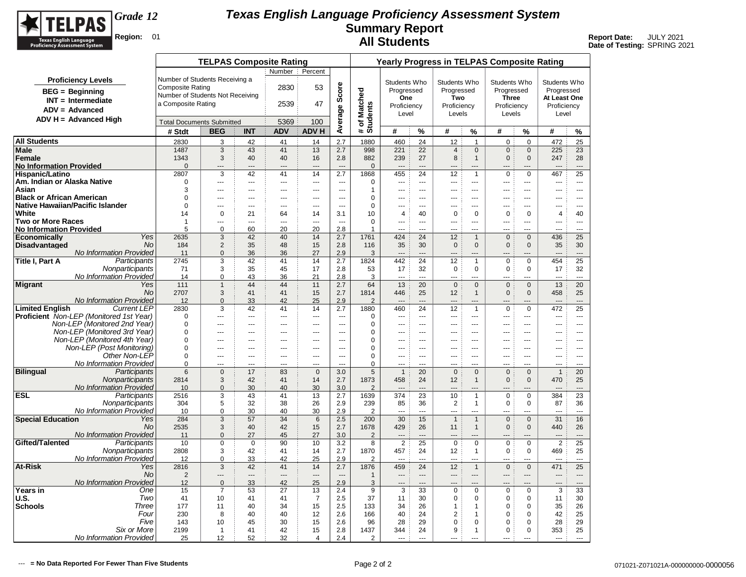# Texas English Language Proficiency Assessment System

## Summary Report

## All Students

**Grade 12**

**Region:** 01

**Report Date:** JULY 2021
**Date of Testing:** SPRING 2021

**Proficiency Levels**

- BEG = Beginning
- INT = Intermediate
- ADV = Advanced
- ADV H = Advanced High

| TELPAS Composite Rating | Number | Percent |
|---|---|---|
| Number of Students Receiving a Composite Rating | 2830 | 53 |
| Number of Students Not Receiving a Composite Rating | 2539 | 47 |
| Total Documents Submitted | 5369 | 100 |

| | | TELPAS Composite Rating | | | | | | Yearly Progress in TELPAS Composite Rating | | | | | | | | |
|---|---|---|---|---|---|---|---|---|---|---|---|---|---|---|---|---|
| | | | | | | | | Students Who Progressed One Proficiency Level | | Students Who Progressed Two Proficiency Levels | | Students Who Progressed Three Proficiency Levels | | Students Who Progressed At Least One Proficiency Level | | |
| | | # Stdt | BEG | INT | ADV | ADV H | Average Score | # of Matched Students | # | % | # | % | # | % | # | % |
| **All Students** | | 2830 | 3 | 42 | 41 | 14 | 2.7 | 1880 | 460 | 24 | 12 | 1 | 0 | 0 | 472 | 25 |
| **Male** | | 1487 | 3 | 43 | 41 | 13 | 2.7 | 998 | 221 | 22 | 4 | 0 | 0 | 0 | 225 | 23 |
| **Female** | | 1343 | 3 | 40 | 40 | 16 | 2.8 | 882 | 239 | 27 | 8 | 1 | 0 | 0 | 247 | 28 |
| **No Information Provided** | | 0 | --- | --- | --- | --- | --- | 0 | --- | --- | --- | --- | --- | --- | --- | --- |
| **Hispanic/Latino** | | 2807 | 3 | 42 | 41 | 14 | 2.7 | 1868 | 455 | 24 | 12 | 1 | 0 | 0 | 467 | 25 |
| **Am. Indian or Alaska Native** | | 0 | --- | --- | --- | --- | --- | 0 | --- | --- | --- | --- | --- | --- | --- | --- |
| **Asian** | | 3 | --- | --- | --- | --- | --- | 1 | --- | --- | --- | --- | --- | --- | --- | --- |
| **Black or African American** | | 0 | --- | --- | --- | --- | --- | 0 | --- | --- | --- | --- | --- | --- | --- | --- |
| **Native Hawaiian/Pacific Islander** | | 0 | --- | --- | --- | --- | --- | 0 | --- | --- | --- | --- | --- | --- | --- | --- |
| **White** | | 14 | 0 | 21 | 64 | 14 | 3.1 | 10 | 4 | 40 | 0 | 0 | 0 | 0 | 4 | 40 |
| **Two or More Races** | | 1 | --- | --- | --- | --- | --- | 0 | --- | --- | --- | --- | --- | --- | --- | --- |
| **No Information Provided** | | 5 | 0 | 60 | 20 | 20 | 2.8 | 1 | --- | --- | --- | --- | --- | --- | --- | --- |
| **Economically Disadvantaged** | *Yes* | 2635 | 3 | 42 | 40 | 14 | 2.7 | 1761 | 424 | 24 | 12 | 1 | 0 | 0 | 436 | 25 |
| | *No* | 184 | 2 | 35 | 48 | 15 | 2.8 | 116 | 35 | 30 | 0 | 0 | 0 | 0 | 35 | 30 |
| | *No Information Provided* | 11 | 0 | 36 | 36 | 27 | 2.9 | 3 | --- | --- | --- | --- | --- | --- | --- | --- |
| **Title I, Part A** | *Participants* | 2745 | 3 | 42 | 41 | 14 | 2.7 | 1824 | 442 | 24 | 12 | 1 | 0 | 0 | 454 | 25 |
| | *Nonparticipants* | 71 | 3 | 35 | 45 | 17 | 2.8 | 53 | 17 | 32 | 0 | 0 | 0 | 0 | 17 | 32 |
| | *No Information Provided* | 14 | 0 | 43 | 36 | 21 | 2.8 | 3 | --- | --- | --- | --- | --- | --- | --- | --- |
| **Migrant** | *Yes* | 111 | 1 | 44 | 44 | 11 | 2.7 | 64 | 13 | 20 | 0 | 0 | 0 | 0 | 13 | 20 |
| | *No* | 2707 | 3 | 41 | 41 | 15 | 2.7 | 1814 | 446 | 25 | 12 | 1 | 0 | 0 | 458 | 25 |
| | *No Information Provided* | 12 | 0 | 33 | 42 | 25 | 2.9 | 2 | --- | --- | --- | --- | --- | --- | --- | --- |
| **Limited English Proficient** | *Current LEP* | 2830 | 3 | 42 | 41 | 14 | 2.7 | 1880 | 460 | 24 | 12 | 1 | 0 | 0 | 472 | 25 |
| | *Non-LEP (Monitored 1st Year)* | 0 | --- | --- | --- | --- | --- | 0 | --- | --- | --- | --- | --- | --- | --- | --- |
| | *Non-LEP (Monitored 2nd Year)* | 0 | --- | --- | --- | --- | --- | 0 | --- | --- | --- | --- | --- | --- | --- | --- |
| | *Non-LEP (Monitored 3rd Year)* | 0 | --- | --- | --- | --- | --- | 0 | --- | --- | --- | --- | --- | --- | --- | --- |
| | *Non-LEP (Monitored 4th Year)* | 0 | --- | --- | --- | --- | --- | 0 | --- | --- | --- | --- | --- | --- | --- | --- |
| | *Non-LEP (Post Monitoring)* | 0 | --- | --- | --- | --- | --- | 0 | --- | --- | --- | --- | --- | --- | --- | --- |
| | *Other Non-LEP* | 0 | --- | --- | --- | --- | --- | 0 | --- | --- | --- | --- | --- | --- | --- | --- |
| | *No Information Provided* | 0 | --- | --- | --- | --- | --- | 0 | --- | --- | --- | --- | --- | --- | --- | --- |
| **Bilingual** | *Participants* | 6 | 0 | 17 | 83 | 0 | 3.0 | 5 | 1 | 20 | 0 | 0 | 0 | 0 | 1 | 20 |
| | *Nonparticipants* | 2814 | 3 | 42 | 41 | 14 | 2.7 | 1873 | 458 | 24 | 12 | 1 | 0 | 0 | 470 | 25 |
| | *No Information Provided* | 10 | 0 | 30 | 40 | 30 | 3.0 | 2 | --- | --- | --- | --- | --- | --- | --- | --- |
| **ESL** | *Participants* | 2516 | 3 | 43 | 41 | 13 | 2.7 | 1639 | 374 | 23 | 10 | 1 | 0 | 0 | 384 | 23 |
| | *Nonparticipants* | 304 | 5 | 32 | 38 | 26 | 2.9 | 239 | 85 | 36 | 2 | 1 | 0 | 0 | 87 | 36 |
| | *No Information Provided* | 10 | 0 | 30 | 40 | 30 | 2.9 | 2 | --- | --- | --- | --- | --- | --- | --- | --- |
| **Special Education** | *Yes* | 284 | 3 | 57 | 34 | 6 | 2.5 | 200 | 30 | 15 | 1 | 1 | 0 | 0 | 31 | 16 |
| | *No* | 2535 | 3 | 40 | 42 | 15 | 2.7 | 1678 | 429 | 26 | 11 | 1 | 0 | 0 | 440 | 26 |
| | *No Information Provided* | 11 | 0 | 27 | 45 | 27 | 3.0 | 2 | --- | --- | --- | --- | --- | --- | --- | --- |
| **Gifted/Talented** | *Participants* | 10 | 0 | 0 | 90 | 10 | 3.2 | 8 | 2 | 25 | 0 | 0 | 0 | 0 | 2 | 25 |
| | *Nonparticipants* | 2808 | 3 | 42 | 41 | 14 | 2.7 | 1870 | 457 | 24 | 12 | 1 | 0 | 0 | 469 | 25 |
| | *No Information Provided* | 12 | 0 | 33 | 42 | 25 | 2.9 | 2 | --- | --- | --- | --- | --- | --- | --- | --- |
| **At-Risk** | *Yes* | 2816 | 3 | 42 | 41 | 14 | 2.7 | 1876 | 459 | 24 | 12 | 1 | 0 | 0 | 471 | 25 |
| | *No* | 2 | --- | --- | --- | --- | --- | 1 | --- | --- | --- | --- | --- | --- | --- | --- |
| | *No Information Provided* | 12 | 0 | 33 | 42 | 25 | 2.9 | 3 | --- | --- | --- | --- | --- | --- | --- | --- |
| **Years in U.S. Schools** | *One* | 15 | 7 | 53 | 27 | 13 | 2.4 | 9 | 3 | 33 | 0 | 0 | 0 | 0 | 3 | 33 |
| | *Two* | 41 | 10 | 41 | 41 | 7 | 2.5 | 37 | 11 | 30 | 0 | 0 | 0 | 0 | 11 | 30 |
| | *Three* | 177 | 11 | 40 | 34 | 15 | 2.5 | 133 | 34 | 26 | 1 | 1 | 0 | 0 | 35 | 26 |
| | *Four* | 230 | 8 | 40 | 40 | 12 | 2.6 | 166 | 40 | 24 | 2 | 1 | 0 | 0 | 42 | 25 |
| | *Five* | 143 | 10 | 45 | 30 | 15 | 2.6 | 96 | 28 | 29 | 0 | 0 | 0 | 0 | 28 | 29 |
| | *Six or More* | 2199 | 1 | 41 | 42 | 15 | 2.8 | 1437 | 344 | 24 | 9 | 1 | 0 | 0 | 353 | 25 |
| | *No Information Provided* | 25 | 12 | 52 | 32 | 4 | 2.4 | 2 | --- | --- | --- | --- | --- | --- | --- | --- |

**--- = No Data Reported For Fewer Than Five Students**

071021-Z071021A-000000000-0000056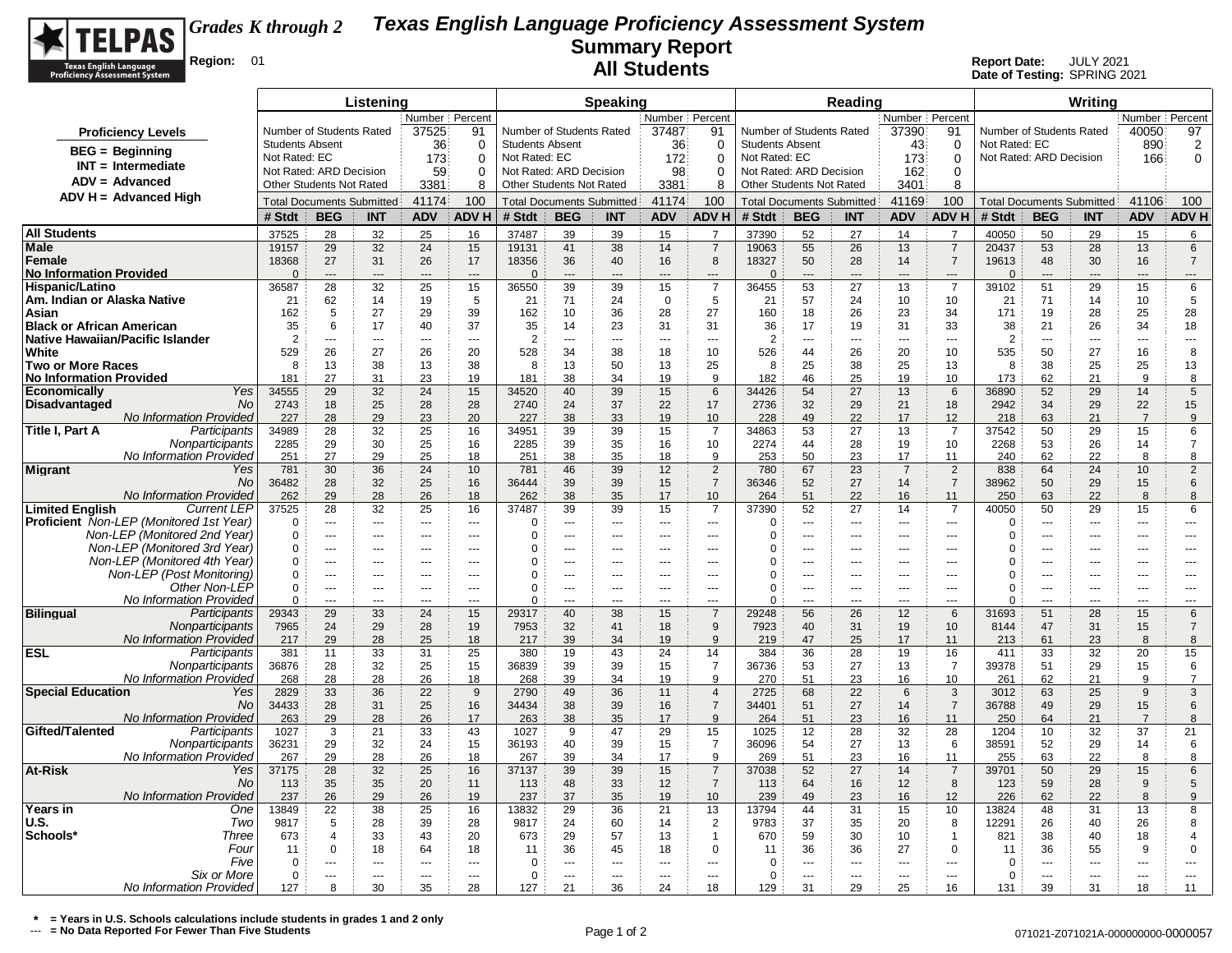# TELPAS Grades K through 2

## Texas English Language Proficiency Assessment System
## Summary Report
## All Students

Region: 01

Report Date: JULY 2021
Date of Testing: SPRING 2021

**Proficiency Levels**

- BEG = Beginning
- INT = Intermediate
- ADV = Advanced
- ADV H = Advanced High

| | Listening Number | Listening Percent | Speaking Number | Speaking Percent | Reading Number | Reading Percent | Writing Number | Writing Percent |
|---|---|---|---|---|---|---|---|---|
| Number of Students Rated | 37525 | 91 | 37487 | 91 | 37390 | 91 | 40050 | 97 |
| Students Absent | 36 | 0 | 36 | 0 | 43 | 0 | | |
| Not Rated: EC | 173 | 0 | 172 | 0 | 173 | 0 | 890 | 2 |
| Not Rated: ARD Decision | 59 | 0 | 98 | 0 | 162 | 0 | 166 | 0 |
| Other Students Not Rated | 3381 | 8 | 3381 | 8 | 3401 | 8 | | |
| Total Documents Submitted | 41174 | 100 | 41174 | 100 | 41169 | 100 | 41106 | 100 |

| | | Listening # Stdt | BEG | INT | ADV | ADV H | Speaking # Stdt | BEG | INT | ADV | ADV H | Reading # Stdt | BEG | INT | ADV | ADV H | Writing # Stdt | BEG | INT | ADV | ADV H |
|---|---|---|---|---|---|---|---|---|---|---|---|---|---|---|---|---|---|---|---|---|---|
| **All Students** | | 37525 | 28 | 32 | 25 | 16 | 37487 | 39 | 39 | 15 | 7 | 37390 | 52 | 27 | 14 | 7 | 40050 | 50 | 29 | 15 | 6 |
| **Male** | | 19157 | 29 | 32 | 24 | 15 | 19131 | 41 | 38 | 14 | 7 | 19063 | 55 | 26 | 13 | 7 | 20437 | 53 | 28 | 13 | 6 |
| **Female** | | 18368 | 27 | 31 | 26 | 17 | 18356 | 36 | 40 | 16 | 8 | 18327 | 50 | 28 | 14 | 7 | 19613 | 48 | 30 | 16 | 7 |
| **No Information Provided** | | 0 | --- | --- | --- | --- | 0 | --- | --- | --- | --- | 0 | --- | --- | --- | --- | 0 | --- | --- | --- | --- |
| **Hispanic/Latino** | | 36587 | 28 | 32 | 25 | 15 | 36550 | 39 | 39 | 15 | 7 | 36455 | 53 | 27 | 13 | 7 | 39102 | 51 | 29 | 15 | 6 |
| **Am. Indian or Alaska Native** | | 21 | 62 | 14 | 19 | 5 | 21 | 71 | 24 | 0 | 5 | 21 | 57 | 24 | 10 | 10 | 21 | 71 | 14 | 10 | 5 |
| **Asian** | | 162 | 5 | 27 | 29 | 39 | 162 | 10 | 36 | 28 | 27 | 160 | 18 | 26 | 23 | 34 | 171 | 19 | 28 | 25 | 28 |
| **Black or African American** | | 35 | 6 | 17 | 40 | 37 | 35 | 14 | 23 | 31 | 31 | 36 | 17 | 19 | 31 | 33 | 38 | 21 | 26 | 34 | 18 |
| **Native Hawaiian/Pacific Islander** | | 2 | --- | --- | --- | --- | 2 | --- | --- | --- | --- | 2 | --- | --- | --- | --- | 2 | --- | --- | --- | --- |
| **White** | | 529 | 26 | 27 | 26 | 20 | 528 | 34 | 38 | 18 | 10 | 526 | 44 | 26 | 20 | 10 | 535 | 50 | 27 | 16 | 8 |
| **Two or More Races** | | 8 | 13 | 38 | 13 | 38 | 8 | 13 | 50 | 13 | 25 | 8 | 25 | 38 | 25 | 13 | 8 | 38 | 25 | 25 | 13 |
| **No Information Provided** | | 181 | 27 | 31 | 23 | 19 | 181 | 38 | 34 | 19 | 9 | 182 | 46 | 25 | 19 | 10 | 173 | 62 | 21 | 9 | 8 |
| **Economically Disadvantaged** | *Yes* | 34555 | 29 | 32 | 24 | 15 | 34520 | 40 | 39 | 15 | 6 | 34426 | 54 | 27 | 13 | 6 | 36890 | 52 | 29 | 14 | 5 |
| | *No* | 2743 | 18 | 25 | 28 | 28 | 2740 | 24 | 37 | 22 | 17 | 2736 | 32 | 29 | 21 | 18 | 2942 | 34 | 29 | 22 | 15 |
| | *No Information Provided* | 227 | 28 | 29 | 23 | 20 | 227 | 38 | 33 | 19 | 10 | 228 | 49 | 22 | 17 | 12 | 218 | 63 | 21 | 7 | 9 |
| **Title I, Part A** | *Participants* | 34989 | 28 | 32 | 25 | 16 | 34951 | 39 | 39 | 15 | 7 | 34863 | 53 | 27 | 13 | 7 | 37542 | 50 | 29 | 15 | 6 |
| | *Nonparticipants* | 2285 | 29 | 30 | 25 | 16 | 2285 | 39 | 35 | 16 | 10 | 2274 | 44 | 28 | 19 | 10 | 2268 | 53 | 26 | 14 | 7 |
| | *No Information Provided* | 251 | 27 | 29 | 25 | 18 | 251 | 38 | 35 | 18 | 9 | 253 | 50 | 23 | 17 | 11 | 240 | 62 | 22 | 8 | 8 |
| **Migrant** | *Yes* | 781 | 30 | 36 | 24 | 10 | 781 | 46 | 39 | 12 | 2 | 780 | 67 | 23 | 7 | 2 | 838 | 64 | 24 | 10 | 2 |
| | *No* | 36482 | 28 | 32 | 25 | 16 | 36444 | 39 | 39 | 15 | 7 | 36346 | 52 | 27 | 14 | 7 | 38962 | 50 | 29 | 15 | 6 |
| | *No Information Provided* | 262 | 29 | 28 | 26 | 18 | 262 | 38 | 35 | 17 | 10 | 264 | 51 | 22 | 16 | 11 | 250 | 63 | 22 | 8 | 8 |
| **Limited English Proficient** | *Current LEP* | 37525 | 28 | 32 | 25 | 16 | 37487 | 39 | 39 | 15 | 7 | 37390 | 52 | 27 | 14 | 7 | 40050 | 50 | 29 | 15 | 6 |
| | *Non-LEP (Monitored 1st Year)* | 0 | --- | --- | --- | --- | 0 | --- | --- | --- | --- | 0 | --- | --- | --- | --- | 0 | --- | --- | --- | --- |
| | *Non-LEP (Monitored 2nd Year)* | 0 | --- | --- | --- | --- | 0 | --- | --- | --- | --- | 0 | --- | --- | --- | --- | 0 | --- | --- | --- | --- |
| | *Non-LEP (Monitored 3rd Year)* | 0 | --- | --- | --- | --- | 0 | --- | --- | --- | --- | 0 | --- | --- | --- | --- | 0 | --- | --- | --- | --- |
| | *Non-LEP (Monitored 4th Year)* | 0 | --- | --- | --- | --- | 0 | --- | --- | --- | --- | 0 | --- | --- | --- | --- | 0 | --- | --- | --- | --- |
| | *Non-LEP (Post Monitoring)* | 0 | --- | --- | --- | --- | 0 | --- | --- | --- | --- | 0 | --- | --- | --- | --- | 0 | --- | --- | --- | --- |
| | *Other Non-LEP* | 0 | --- | --- | --- | --- | 0 | --- | --- | --- | --- | 0 | --- | --- | --- | --- | 0 | --- | --- | --- | --- |
| | *No Information Provided* | 0 | --- | --- | --- | --- | 0 | --- | --- | --- | --- | 0 | --- | --- | --- | --- | 0 | --- | --- | --- | --- |
| **Bilingual** | *Participants* | 29343 | 29 | 33 | 24 | 15 | 29317 | 40 | 38 | 15 | 7 | 29248 | 56 | 26 | 12 | 6 | 31693 | 51 | 28 | 15 | 6 |
| | *Nonparticipants* | 7965 | 24 | 29 | 28 | 19 | 7953 | 32 | 41 | 18 | 9 | 7923 | 40 | 31 | 19 | 10 | 8144 | 47 | 31 | 15 | 7 |
| | *No Information Provided* | 217 | 29 | 28 | 25 | 18 | 217 | 39 | 34 | 19 | 9 | 219 | 47 | 25 | 17 | 11 | 213 | 61 | 23 | 8 | 8 |
| **ESL** | *Participants* | 381 | 11 | 33 | 31 | 25 | 380 | 19 | 43 | 24 | 14 | 384 | 36 | 28 | 19 | 16 | 411 | 33 | 32 | 20 | 15 |
| | *Nonparticipants* | 36876 | 28 | 32 | 25 | 15 | 36839 | 39 | 39 | 15 | 7 | 36736 | 53 | 27 | 13 | 7 | 39378 | 51 | 29 | 15 | 6 |
| | *No Information Provided* | 268 | 28 | 28 | 26 | 18 | 268 | 39 | 34 | 19 | 9 | 270 | 51 | 23 | 16 | 10 | 261 | 62 | 21 | 9 | 7 |
| **Special Education** | *Yes* | 2829 | 33 | 36 | 22 | 9 | 2790 | 49 | 36 | 11 | 4 | 2725 | 68 | 22 | 6 | 3 | 3012 | 63 | 25 | 9 | 3 |
| | *No* | 34433 | 28 | 31 | 25 | 16 | 34434 | 38 | 39 | 16 | 7 | 34401 | 51 | 27 | 14 | 7 | 36788 | 49 | 29 | 15 | 6 |
| | *No Information Provided* | 263 | 29 | 28 | 26 | 17 | 263 | 38 | 35 | 17 | 9 | 264 | 51 | 23 | 16 | 11 | 250 | 64 | 21 | 7 | 8 |
| **Gifted/Talented** | *Participants* | 1027 | 3 | 21 | 33 | 43 | 1027 | 9 | 47 | 29 | 15 | 1025 | 12 | 28 | 32 | 28 | 1204 | 10 | 32 | 37 | 21 |
| | *Nonparticipants* | 36231 | 29 | 32 | 24 | 15 | 36193 | 40 | 39 | 15 | 7 | 36096 | 54 | 27 | 13 | 6 | 38591 | 52 | 29 | 14 | 6 |
| | *No Information Provided* | 267 | 29 | 28 | 26 | 18 | 267 | 39 | 34 | 17 | 9 | 269 | 51 | 23 | 16 | 11 | 255 | 63 | 22 | 8 | 8 |
| **At-Risk** | *Yes* | 37175 | 28 | 32 | 25 | 16 | 37137 | 39 | 39 | 15 | 7 | 37038 | 52 | 27 | 14 | 7 | 39701 | 50 | 29 | 15 | 6 |
| | *No* | 113 | 35 | 35 | 20 | 11 | 113 | 48 | 33 | 12 | 7 | 113 | 64 | 16 | 12 | 8 | 123 | 59 | 28 | 9 | 5 |
| | *No Information Provided* | 237 | 26 | 29 | 26 | 19 | 237 | 37 | 35 | 19 | 10 | 239 | 49 | 23 | 16 | 12 | 226 | 62 | 22 | 8 | 9 |
| **Years in U.S. Schools*** | *One* | 13849 | 22 | 38 | 25 | 16 | 13832 | 29 | 36 | 21 | 13 | 13794 | 44 | 31 | 15 | 10 | 13824 | 48 | 31 | 13 | 8 |
| | *Two* | 9817 | 5 | 28 | 39 | 28 | 9817 | 24 | 60 | 14 | 2 | 9783 | 37 | 35 | 20 | 8 | 12291 | 26 | 40 | 26 | 8 |
| | *Three* | 673 | 4 | 33 | 43 | 20 | 673 | 29 | 57 | 13 | 1 | 670 | 59 | 30 | 10 | 1 | 821 | 38 | 40 | 18 | 4 |
| | *Four* | 11 | 0 | 18 | 64 | 18 | 11 | 36 | 45 | 18 | 0 | 11 | 36 | 36 | 27 | 0 | 11 | 36 | 55 | 9 | 0 |
| | *Five* | 0 | --- | --- | --- | --- | 0 | --- | --- | --- | --- | 0 | --- | --- | --- | --- | 0 | --- | --- | --- | --- |
| | *Six or More* | 0 | --- | --- | --- | --- | 0 | --- | --- | --- | --- | 0 | --- | --- | --- | --- | 0 | --- | --- | --- | --- |
| | *No Information Provided* | 127 | 8 | 30 | 35 | 28 | 127 | 21 | 36 | 24 | 18 | 129 | 31 | 29 | 25 | 16 | 131 | 39 | 31 | 18 | 11 |

\* = Years in U.S. Schools calculations include students in grades 1 and 2 only
--- = No Data Reported For Fewer Than Five Students

071021-Z071021A-000000000-0000057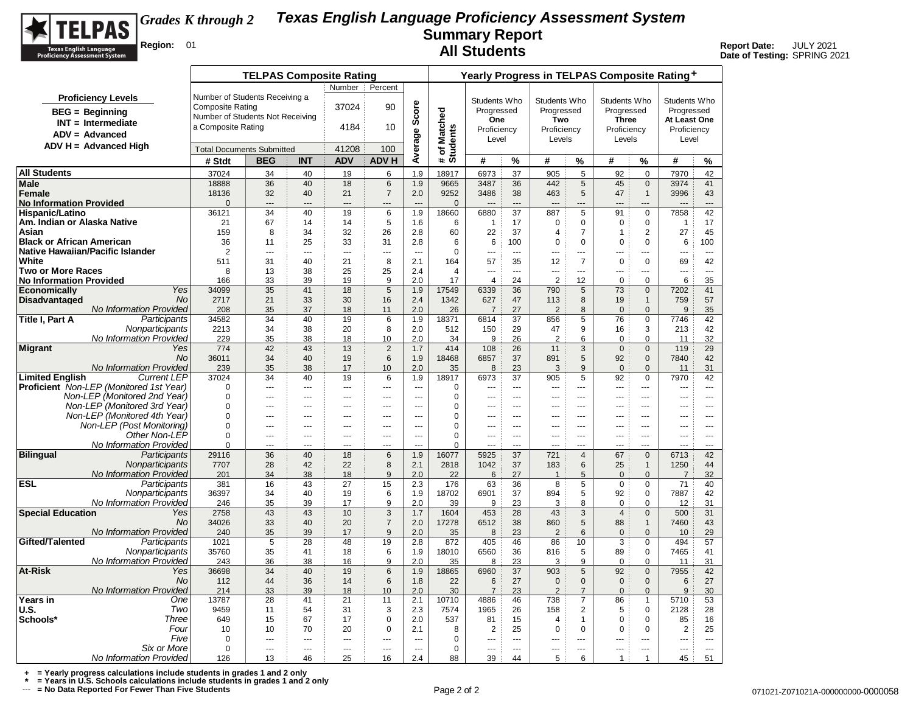# Texas English Language Proficiency Assessment System
## Summary Report
## All Students

**Grades K through 2**

**Region:** 01

**Report Date:** JULY 2021
**Date of Testing:** SPRING 2021

**Proficiency Levels**
- BEG = Beginning
- INT = Intermediate
- ADV = Advanced
- ADV H = Advanced High

**TELPAS Composite Rating**

| | Number | Percent |
|---|---|---|
| Number of Students Receiving a Composite Rating | 37024 | 90 |
| Number of Students Not Receiving a Composite Rating | 4184 | 10 |
| Total Documents Submitted | 41208 | 100 |

| | | TELPAS Composite Rating | | | | | | Yearly Progress in TELPAS Composite Rating+ | | | | | | | | |
|---|---|---|---|---|---|---|---|---|---|---|---|---|---|---|---|---|
| | | | | | | | | | Students Who Progressed One Proficiency Level | | Students Who Progressed Two Proficiency Levels | | Students Who Progressed Three Proficiency Levels | | Students Who Progressed At Least One Proficiency Level | |
| | | # Stdt | BEG | INT | ADV | ADV H | Average Score | # of Matched Students | # | % | # | % | # | % | # | % |
| **All Students** | | 37024 | 34 | 40 | 19 | 6 | 1.9 | 18917 | 6973 | 37 | 905 | 5 | 92 | 0 | 7970 | 42 |
| **Male** | | 18888 | 36 | 40 | 18 | 6 | 1.9 | 9665 | 3487 | 36 | 442 | 5 | 45 | 0 | 3974 | 41 |
| **Female** | | 18136 | 32 | 40 | 21 | 7 | 2.0 | 9252 | 3486 | 38 | 463 | 5 | 47 | 1 | 3996 | 43 |
| **No Information Provided** | | 0 | --- | --- | --- | --- | --- | 0 | --- | --- | --- | --- | --- | --- | --- | --- |
| **Hispanic/Latino** | | 36121 | 34 | 40 | 19 | 6 | 1.9 | 18660 | 6880 | 37 | 887 | 5 | 91 | 0 | 7858 | 42 |
| **Am. Indian or Alaska Native** | | 21 | 67 | 14 | 14 | 5 | 1.6 | 6 | 1 | 17 | 0 | 0 | 0 | 0 | 1 | 17 |
| **Asian** | | 159 | 8 | 34 | 32 | 26 | 2.8 | 60 | 22 | 37 | 4 | 7 | 1 | 2 | 27 | 45 |
| **Black or African American** | | 36 | 11 | 25 | 33 | 31 | 2.8 | 6 | 6 | 100 | 0 | 0 | 0 | 0 | 6 | 100 |
| **Native Hawaiian/Pacific Islander** | | 2 | --- | --- | --- | --- | --- | 0 | --- | --- | --- | --- | --- | --- | --- | --- |
| **White** | | 511 | 31 | 40 | 21 | 8 | 2.1 | 164 | 57 | 35 | 12 | 7 | 0 | 0 | 69 | 42 |
| **Two or More Races** | | 8 | 13 | 38 | 25 | 25 | 2.4 | 4 | --- | --- | --- | --- | --- | --- | --- | --- |
| **No Information Provided** | | 166 | 33 | 39 | 19 | 9 | 2.0 | 17 | 4 | 24 | 2 | 12 | 0 | 0 | 6 | 35 |
| **Economically Disadvantaged** | *Yes* | 34099 | 35 | 41 | 18 | 5 | 1.9 | 17549 | 6339 | 36 | 790 | 5 | 73 | 0 | 7202 | 41 |
| | *No* | 2717 | 21 | 33 | 30 | 16 | 2.4 | 1342 | 627 | 47 | 113 | 8 | 19 | 1 | 759 | 57 |
| | *No Information Provided* | 208 | 35 | 37 | 18 | 11 | 2.0 | 26 | 7 | 27 | 2 | 8 | 0 | 0 | 9 | 35 |
| **Title I, Part A** | *Participants* | 34582 | 34 | 40 | 19 | 6 | 1.9 | 18371 | 6814 | 37 | 856 | 5 | 76 | 0 | 7746 | 42 |
| | *Nonparticipants* | 2213 | 34 | 38 | 20 | 8 | 2.0 | 512 | 150 | 29 | 47 | 9 | 16 | 3 | 213 | 42 |
| | *No Information Provided* | 229 | 35 | 38 | 18 | 10 | 2.0 | 34 | 9 | 26 | 2 | 6 | 0 | 0 | 11 | 32 |
| **Migrant** | *Yes* | 774 | 42 | 43 | 13 | 2 | 1.7 | 414 | 108 | 26 | 11 | 3 | 0 | 0 | 119 | 29 |
| | *No* | 36011 | 34 | 40 | 19 | 6 | 1.9 | 18468 | 6857 | 37 | 891 | 5 | 92 | 0 | 7840 | 42 |
| | *No Information Provided* | 239 | 35 | 38 | 17 | 10 | 2.0 | 35 | 8 | 23 | 3 | 9 | 0 | 0 | 11 | 31 |
| **Limited English Proficient** | *Current LEP* | 37024 | 34 | 40 | 19 | 6 | 1.9 | 18917 | 6973 | 37 | 905 | 5 | 92 | 0 | 7970 | 42 |
| | *Non-LEP (Monitored 1st Year)* | 0 | --- | --- | --- | --- | --- | 0 | --- | --- | --- | --- | --- | --- | --- | --- |
| | *Non-LEP (Monitored 2nd Year)* | 0 | --- | --- | --- | --- | --- | 0 | --- | --- | --- | --- | --- | --- | --- | --- |
| | *Non-LEP (Monitored 3rd Year)* | 0 | --- | --- | --- | --- | --- | 0 | --- | --- | --- | --- | --- | --- | --- | --- |
| | *Non-LEP (Monitored 4th Year)* | 0 | --- | --- | --- | --- | --- | 0 | --- | --- | --- | --- | --- | --- | --- | --- |
| | *Non-LEP (Post Monitoring)* | 0 | --- | --- | --- | --- | --- | 0 | --- | --- | --- | --- | --- | --- | --- | --- |
| | *Other Non-LEP* | 0 | --- | --- | --- | --- | --- | 0 | --- | --- | --- | --- | --- | --- | --- | --- |
| | *No Information Provided* | 0 | --- | --- | --- | --- | --- | 0 | --- | --- | --- | --- | --- | --- | --- | --- |
| **Bilingual** | *Participants* | 29116 | 36 | 40 | 18 | 6 | 1.9 | 16077 | 5925 | 37 | 721 | 4 | 67 | 0 | 6713 | 42 |
| | *Nonparticipants* | 7707 | 28 | 42 | 22 | 8 | 2.1 | 2818 | 1042 | 37 | 183 | 6 | 25 | 1 | 1250 | 44 |
| | *No Information Provided* | 201 | 34 | 38 | 18 | 9 | 2.0 | 22 | 6 | 27 | 1 | 5 | 0 | 0 | 7 | 32 |
| **ESL** | *Participants* | 381 | 16 | 43 | 27 | 15 | 2.3 | 176 | 63 | 36 | 8 | 5 | 0 | 0 | 71 | 40 |
| | *Nonparticipants* | 36397 | 34 | 40 | 19 | 6 | 1.9 | 18702 | 6901 | 37 | 894 | 5 | 92 | 0 | 7887 | 42 |
| | *No Information Provided* | 246 | 35 | 39 | 17 | 9 | 2.0 | 39 | 9 | 23 | 3 | 8 | 0 | 0 | 12 | 31 |
| **Special Education** | *Yes* | 2758 | 43 | 43 | 10 | 3 | 1.7 | 1604 | 453 | 28 | 43 | 3 | 4 | 0 | 500 | 31 |
| | *No* | 34026 | 33 | 40 | 20 | 7 | 2.0 | 17278 | 6512 | 38 | 860 | 5 | 88 | 1 | 7460 | 43 |
| | *No Information Provided* | 240 | 35 | 39 | 17 | 9 | 2.0 | 35 | 8 | 23 | 2 | 6 | 0 | 0 | 10 | 29 |
| **Gifted/Talented** | *Participants* | 1021 | 5 | 28 | 48 | 19 | 2.8 | 872 | 405 | 46 | 86 | 10 | 3 | 0 | 494 | 57 |
| | *Nonparticipants* | 35760 | 35 | 41 | 18 | 6 | 1.9 | 18010 | 6560 | 36 | 816 | 5 | 89 | 0 | 7465 | 41 |
| | *No Information Provided* | 243 | 36 | 38 | 16 | 9 | 2.0 | 35 | 8 | 23 | 3 | 9 | 0 | 0 | 11 | 31 |
| **At-Risk** | *Yes* | 36698 | 34 | 40 | 19 | 6 | 1.9 | 18865 | 6960 | 37 | 903 | 5 | 92 | 0 | 7955 | 42 |
| | *No* | 112 | 44 | 36 | 14 | 6 | 1.8 | 22 | 6 | 27 | 0 | 0 | 0 | 0 | 6 | 27 |
| | *No Information Provided* | 214 | 33 | 39 | 18 | 10 | 2.0 | 30 | 7 | 23 | 2 | 7 | 0 | 0 | 9 | 30 |
| **Years in U.S. Schools*** | *One* | 13787 | 28 | 41 | 21 | 11 | 2.1 | 10710 | 4886 | 46 | 738 | 7 | 86 | 1 | 5710 | 53 |
| | *Two* | 9459 | 11 | 54 | 31 | 3 | 2.3 | 7574 | 1965 | 26 | 158 | 2 | 5 | 0 | 2128 | 28 |
| | *Three* | 649 | 15 | 67 | 17 | 0 | 2.0 | 537 | 81 | 15 | 4 | 1 | 0 | 0 | 85 | 16 |
| | *Four* | 10 | 10 | 70 | 20 | 0 | 2.1 | 8 | 2 | 25 | 0 | 0 | 0 | 0 | 2 | 25 |
| | *Five* | 0 | --- | --- | --- | --- | --- | 0 | --- | --- | --- | --- | --- | --- | --- | --- |
| | *Six or More* | 0 | --- | --- | --- | --- | --- | 0 | --- | --- | --- | --- | --- | --- | --- | --- |
| | *No Information Provided* | 126 | 13 | 46 | 25 | 16 | 2.4 | 88 | 39 | 44 | 5 | 6 | 1 | 1 | 45 | 51 |

**+ = Yearly progress calculations include students in grades 1 and 2 only**
**\* = Years in U.S. Schools calculations include students in grades 1 and 2 only**
**--- = No Data Reported For Fewer Than Five Students**

071021-Z071021A-000000000-0000058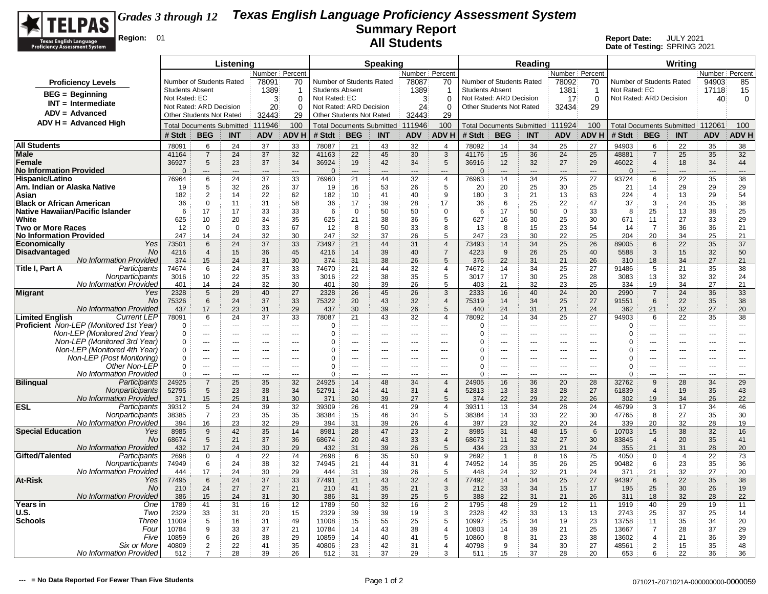# Grades 3 through 12 — Texas English Language Proficiency Assessment System

## Summary Report

## All Students

**Region:** 01

**Report Date:** JULY 2021
**Date of Testing:** SPRING 2021

**Proficiency Levels**

- BEG = Beginning
- INT = Intermediate
- ADV = Advanced
- ADV H = Advanced High

| | Listening Number | Listening Percent | Speaking Number | Speaking Percent | Reading Number | Reading Percent | Writing Number | Writing Percent |
|---|---|---|---|---|---|---|---|---|
| Number of Students Rated | 78091 | 70 | 78087 | 70 | 78092 | 70 | 94903 | 85 |
| Students Absent | 1389 | 1 | 1389 | 1 | 1381 | 1 | | |
| Not Rated: EC | 3 | 0 | 3 | 0 | | | 17118 | 15 |
| Not Rated: ARD Decision | 20 | 0 | 24 | 0 | 17 | 0 | 40 | 0 |
| Other Students Not Rated | 32443 | 29 | 32443 | 29 | 32434 | 29 | | |
| Total Documents Submitted | 111946 | 100 | 111946 | 100 | 111924 | 100 | 112061 | 100 |

| | | Listening # Stdt | BEG | INT | ADV | ADV H | Speaking # Stdt | BEG | INT | ADV | ADV H | Reading # Stdt | BEG | INT | ADV | ADV H | Writing # Stdt | BEG | INT | ADV | ADV H |
|---|---|---|---|---|---|---|---|---|---|---|---|---|---|---|---|---|---|---|---|---|---|
| All Students | | 78091 | 6 | 24 | 37 | 33 | 78087 | 21 | 43 | 32 | 4 | 78092 | 14 | 34 | 25 | 27 | 94903 | 6 | 22 | 35 | 38 |
| Male | | 41164 | 7 | 24 | 37 | 32 | 41163 | 22 | 45 | 30 | 3 | 41176 | 15 | 36 | 24 | 25 | 48881 | 7 | 25 | 35 | 32 |
| Female | | 36927 | 5 | 23 | 37 | 34 | 36924 | 19 | 42 | 34 | 5 | 36916 | 12 | 32 | 27 | 29 | 46022 | 4 | 18 | 34 | 44 |
| No Information Provided | | 0 | --- | --- | --- | --- | 0 | --- | --- | --- | --- | 0 | --- | --- | --- | --- | 0 | --- | --- | --- | --- |
| Hispanic/Latino | | 76964 | 6 | 24 | 37 | 33 | 76960 | 21 | 44 | 32 | 4 | 76963 | 14 | 34 | 25 | 27 | 93724 | 6 | 22 | 35 | 38 |
| Am. Indian or Alaska Native | | 19 | 5 | 32 | 26 | 37 | 19 | 16 | 53 | 26 | 5 | 20 | 20 | 25 | 30 | 25 | 21 | 14 | 29 | 29 | 29 |
| Asian | | 182 | 2 | 14 | 22 | 62 | 182 | 10 | 41 | 40 | 9 | 180 | 3 | 21 | 13 | 63 | 224 | 4 | 13 | 29 | 54 |
| Black or African American | | 36 | 0 | 11 | 31 | 58 | 36 | 17 | 39 | 28 | 17 | 36 | 6 | 25 | 22 | 47 | 37 | 3 | 24 | 35 | 38 |
| Native Hawaiian/Pacific Islander | | 6 | 17 | 17 | 33 | 33 | 6 | 0 | 50 | 50 | 0 | 6 | 17 | 50 | 0 | 33 | 8 | 25 | 13 | 38 | 25 |
| White | | 625 | 10 | 20 | 34 | 35 | 625 | 21 | 38 | 36 | 5 | 627 | 16 | 30 | 25 | 30 | 671 | 11 | 27 | 33 | 29 |
| Two or More Races | | 12 | 0 | 0 | 33 | 67 | 12 | 8 | 50 | 33 | 8 | 13 | 8 | 15 | 23 | 54 | 14 | 7 | 36 | 36 | 21 |
| No Information Provided | | 247 | 14 | 24 | 32 | 30 | 247 | 32 | 37 | 26 | 5 | 247 | 23 | 30 | 22 | 25 | 204 | 20 | 34 | 25 | 21 |
| Economically Disadvantaged | Yes | 73501 | 6 | 24 | 37 | 33 | 73497 | 21 | 44 | 31 | 4 | 73493 | 14 | 34 | 25 | 26 | 89005 | 6 | 22 | 35 | 37 |
| | No | 4216 | 4 | 15 | 36 | 45 | 4216 | 14 | 39 | 40 | 7 | 4223 | 9 | 26 | 25 | 40 | 5588 | 3 | 15 | 32 | 50 |
| | No Information Provided | 374 | 15 | 24 | 31 | 30 | 374 | 31 | 38 | 26 | 5 | 376 | 22 | 31 | 21 | 26 | 310 | 18 | 34 | 27 | 21 |
| Title I, Part A | Participants | 74674 | 6 | 24 | 37 | 33 | 74670 | 21 | 44 | 32 | 4 | 74672 | 14 | 34 | 25 | 27 | 91486 | 5 | 21 | 35 | 38 |
| | Nonparticipants | 3016 | 10 | 22 | 35 | 33 | 3016 | 22 | 38 | 35 | 5 | 3017 | 17 | 30 | 25 | 28 | 3083 | 13 | 32 | 32 | 24 |
| | No Information Provided | 401 | 14 | 24 | 32 | 30 | 401 | 30 | 39 | 26 | 5 | 403 | 21 | 32 | 23 | 25 | 334 | 19 | 34 | 27 | 21 |
| Migrant | Yes | 2328 | 5 | 29 | 40 | 27 | 2328 | 26 | 45 | 26 | 3 | 2333 | 16 | 40 | 24 | 20 | 2990 | 7 | 24 | 36 | 33 |
| | No | 75326 | 6 | 24 | 37 | 33 | 75322 | 20 | 43 | 32 | 4 | 75319 | 14 | 34 | 25 | 27 | 91551 | 6 | 22 | 35 | 38 |
| | No Information Provided | 437 | 17 | 23 | 31 | 29 | 437 | 30 | 39 | 26 | 5 | 440 | 24 | 31 | 21 | 24 | 362 | 21 | 32 | 27 | 20 |
| Limited English Proficient | Current LEP | 78091 | 6 | 24 | 37 | 33 | 78087 | 21 | 43 | 32 | 4 | 78092 | 14 | 34 | 25 | 27 | 94903 | 6 | 22 | 35 | 38 |
| | Non-LEP (Monitored 1st Year) | 0 | --- | --- | --- | --- | 0 | --- | --- | --- | --- | 0 | --- | --- | --- | --- | 0 | --- | --- | --- | --- |
| | Non-LEP (Monitored 2nd Year) | 0 | --- | --- | --- | --- | 0 | --- | --- | --- | --- | 0 | --- | --- | --- | --- | 0 | --- | --- | --- | --- |
| | Non-LEP (Monitored 3rd Year) | 0 | --- | --- | --- | --- | 0 | --- | --- | --- | --- | 0 | --- | --- | --- | --- | 0 | --- | --- | --- | --- |
| | Non-LEP (Monitored 4th Year) | 0 | --- | --- | --- | --- | 0 | --- | --- | --- | --- | 0 | --- | --- | --- | --- | 0 | --- | --- | --- | --- |
| | Non-LEP (Post Monitoring) | 0 | --- | --- | --- | --- | 0 | --- | --- | --- | --- | 0 | --- | --- | --- | --- | 0 | --- | --- | --- | --- |
| | Other Non-LEP | 0 | --- | --- | --- | --- | 0 | --- | --- | --- | --- | 0 | --- | --- | --- | --- | 0 | --- | --- | --- | --- |
| | No Information Provided | 0 | --- | --- | --- | --- | 0 | --- | --- | --- | --- | 0 | --- | --- | --- | --- | 0 | --- | --- | --- | --- |
| Bilingual | Participants | 24925 | 7 | 25 | 35 | 32 | 24925 | 14 | 48 | 34 | 4 | 24905 | 16 | 36 | 20 | 28 | 32762 | 9 | 28 | 34 | 29 |
| | Nonparticipants | 52795 | 5 | 23 | 38 | 34 | 52791 | 24 | 41 | 31 | 4 | 52813 | 13 | 33 | 28 | 27 | 61839 | 4 | 19 | 35 | 43 |
| | No Information Provided | 371 | 15 | 25 | 31 | 30 | 371 | 30 | 39 | 27 | 5 | 374 | 22 | 29 | 22 | 26 | 302 | 19 | 34 | 26 | 22 |
| ESL | Participants | 39312 | 5 | 24 | 39 | 32 | 39309 | 26 | 41 | 29 | 4 | 39311 | 13 | 34 | 28 | 24 | 46799 | 3 | 17 | 34 | 46 |
| | Nonparticipants | 38385 | 7 | 23 | 35 | 35 | 38384 | 15 | 46 | 34 | 5 | 38384 | 14 | 33 | 22 | 30 | 47765 | 8 | 27 | 35 | 30 |
| | No Information Provided | 394 | 16 | 23 | 32 | 29 | 394 | 31 | 39 | 26 | 4 | 397 | 23 | 32 | 20 | 24 | 339 | 20 | 32 | 28 | 19 |
| Special Education | Yes | 8985 | 9 | 42 | 35 | 14 | 8981 | 28 | 47 | 23 | 2 | 8985 | 31 | 48 | 15 | 6 | 10703 | 15 | 38 | 32 | 16 |
| | No | 68674 | 5 | 21 | 37 | 36 | 68674 | 20 | 43 | 33 | 4 | 68673 | 11 | 32 | 27 | 30 | 83845 | 4 | 20 | 35 | 41 |
| | No Information Provided | 432 | 17 | 24 | 30 | 29 | 432 | 31 | 39 | 26 | 5 | 434 | 23 | 33 | 21 | 24 | 355 | 21 | 31 | 28 | 20 |
| Gifted/Talented | Participants | 2698 | 0 | 4 | 22 | 74 | 2698 | 6 | 35 | 50 | 9 | 2692 | 1 | 8 | 16 | 75 | 4050 | 0 | 4 | 22 | 73 |
| | Nonparticipants | 74949 | 6 | 24 | 38 | 32 | 74945 | 21 | 44 | 31 | 4 | 74952 | 14 | 35 | 26 | 25 | 90482 | 6 | 23 | 35 | 36 |
| | No Information Provided | 444 | 17 | 24 | 30 | 29 | 444 | 31 | 39 | 26 | 5 | 448 | 24 | 32 | 21 | 24 | 371 | 21 | 32 | 27 | 20 |
| At-Risk | Yes | 77495 | 6 | 24 | 37 | 33 | 77491 | 21 | 43 | 32 | 4 | 77492 | 14 | 34 | 25 | 27 | 94397 | 6 | 22 | 35 | 38 |
| | No | 210 | 24 | 27 | 27 | 21 | 210 | 41 | 35 | 21 | 3 | 212 | 33 | 34 | 15 | 17 | 195 | 25 | 30 | 26 | 19 |
| | No Information Provided | 386 | 15 | 24 | 31 | 30 | 386 | 31 | 39 | 25 | 5 | 388 | 22 | 31 | 21 | 26 | 311 | 18 | 32 | 28 | 22 |
| Years in U.S. Schools | One | 1789 | 41 | 31 | 16 | 12 | 1789 | 50 | 32 | 16 | 2 | 1795 | 48 | 29 | 12 | 11 | 1919 | 40 | 29 | 19 | 11 |
| | Two | 2329 | 33 | 31 | 20 | 15 | 2329 | 39 | 39 | 19 | 3 | 2328 | 42 | 33 | 13 | 13 | 2743 | 25 | 37 | 25 | 14 |
| | Three | 11009 | 5 | 16 | 31 | 49 | 11008 | 15 | 55 | 25 | 5 | 10997 | 25 | 34 | 19 | 23 | 13758 | 11 | 35 | 34 | 20 |
| | Four | 10784 | 9 | 33 | 37 | 21 | 10784 | 14 | 43 | 38 | 4 | 10803 | 14 | 39 | 21 | 25 | 13667 | 7 | 28 | 37 | 29 |
| | Five | 10859 | 6 | 26 | 38 | 29 | 10859 | 14 | 40 | 41 | 5 | 10860 | 8 | 31 | 23 | 38 | 13602 | 4 | 21 | 36 | 39 |
| | Six or More | 40809 | 2 | 22 | 41 | 35 | 40806 | 23 | 42 | 31 | 4 | 40798 | 9 | 34 | 30 | 27 | 48561 | 2 | 15 | 35 | 48 |
| | No Information Provided | 512 | 7 | 28 | 39 | 26 | 512 | 31 | 37 | 29 | 3 | 511 | 15 | 37 | 28 | 20 | 653 | 6 | 22 | 36 | 36 |

--- = No Data Reported For Fewer Than Five Students

071021-Z071021A-000000000-0000059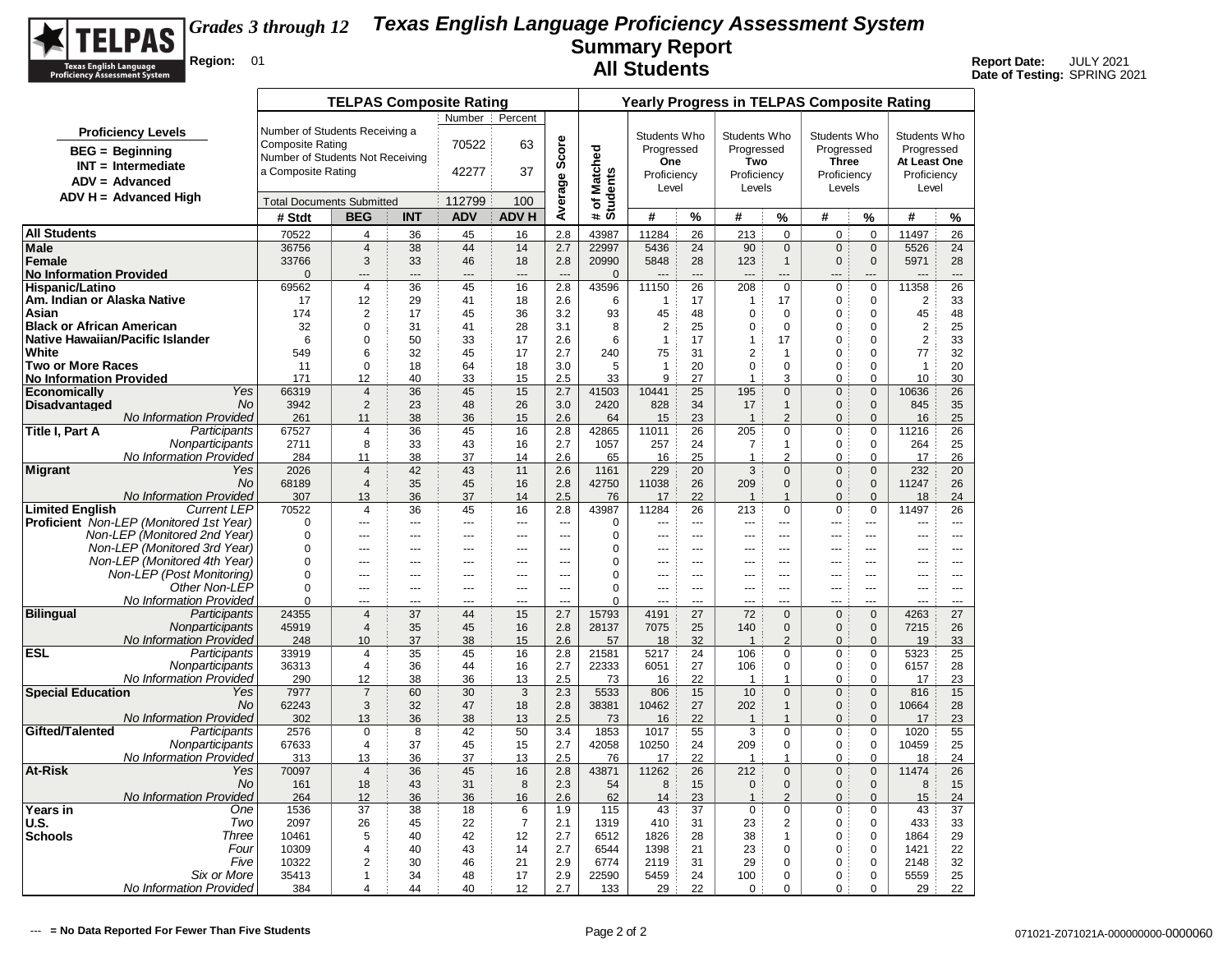# Texas English Language Proficiency Assessment System

## Summary Report

## All Students

**TELPAS** — *Grades 3 through 12* — Texas English Language Proficiency Assessment System

**Region:** 01

**Report Date:** JULY 2021
**Date of Testing:** SPRING 2021

**Proficiency Levels**
- BEG = Beginning
- INT = Intermediate
- ADV = Advanced
- ADV H = Advanced High

**TELPAS Composite Rating**

| | Number | Percent |
|---|---|---|
| Number of Students Receiving a Composite Rating | 70522 | 63 |
| Number of Students Not Receiving a Composite Rating | 42277 | 37 |
| Total Documents Submitted | 112799 | 100 |

| | | TELPAS Composite Rating | | | | | Average Score | # of Matched Students | Yearly Progress in TELPAS Composite Rating | | | | | | | |
|---|---|---|---|---|---|---|---|---|---|---|---|---|---|---|---|---|
| | | | | | | | | | Students Who Progressed One Proficiency Level | | Students Who Progressed Two Proficiency Levels | | Students Who Progressed Three Proficiency Levels | | Students Who Progressed At Least One Proficiency Level | |
| | | # Stdt | BEG | INT | ADV | ADV H | | | # | % | # | % | # | % | # | % |
| **All Students** | | 70522 | 4 | 36 | 45 | 16 | 2.8 | 43987 | 11284 | 26 | 213 | 0 | 0 | 0 | 11497 | 26 |
| **Male** | | 36756 | 4 | 38 | 44 | 14 | 2.7 | 22997 | 5436 | 24 | 90 | 0 | 0 | 0 | 5526 | 24 |
| **Female** | | 33766 | 3 | 33 | 46 | 18 | 2.8 | 20990 | 5848 | 28 | 123 | 1 | 0 | 0 | 5971 | 28 |
| **No Information Provided** | | 0 | --- | --- | --- | --- | --- | 0 | --- | --- | --- | --- | --- | --- | --- | --- |
| **Hispanic/Latino** | | 69562 | 4 | 36 | 45 | 16 | 2.8 | 43596 | 11150 | 26 | 208 | 0 | 0 | 0 | 11358 | 26 |
| **Am. Indian or Alaska Native** | | 17 | 12 | 29 | 41 | 18 | 2.6 | 6 | 1 | 17 | 1 | 17 | 0 | 0 | 2 | 33 |
| **Asian** | | 174 | 2 | 17 | 45 | 36 | 3.2 | 93 | 45 | 48 | 0 | 0 | 0 | 0 | 45 | 48 |
| **Black or African American** | | 32 | 0 | 31 | 41 | 28 | 3.1 | 8 | 2 | 25 | 0 | 0 | 0 | 0 | 2 | 25 |
| **Native Hawaiian/Pacific Islander** | | 6 | 0 | 50 | 33 | 17 | 2.6 | 6 | 1 | 17 | 1 | 17 | 0 | 0 | 2 | 33 |
| **White** | | 549 | 6 | 32 | 45 | 17 | 2.7 | 240 | 75 | 31 | 2 | 1 | 0 | 0 | 77 | 32 |
| **Two or More Races** | | 11 | 0 | 18 | 64 | 18 | 3.0 | 5 | 1 | 20 | 0 | 0 | 0 | 0 | 1 | 20 |
| **No Information Provided** | | 171 | 12 | 40 | 33 | 15 | 2.5 | 33 | 9 | 27 | 1 | 3 | 0 | 0 | 10 | 30 |
| **Economically Disadvantaged** | *Yes* | 66319 | 4 | 36 | 45 | 15 | 2.7 | 41503 | 10441 | 25 | 195 | 0 | 0 | 0 | 10636 | 26 |
| | *No* | 3942 | 2 | 23 | 48 | 26 | 3.0 | 2420 | 828 | 34 | 17 | 1 | 0 | 0 | 845 | 35 |
| | *No Information Provided* | 261 | 11 | 38 | 36 | 15 | 2.6 | 64 | 15 | 23 | 1 | 2 | 0 | 0 | 16 | 25 |
| **Title I, Part A** | *Participants* | 67527 | 4 | 36 | 45 | 16 | 2.8 | 42865 | 11011 | 26 | 205 | 0 | 0 | 0 | 11216 | 26 |
| | *Nonparticipants* | 2711 | 8 | 33 | 43 | 16 | 2.7 | 1057 | 257 | 24 | 7 | 1 | 0 | 0 | 264 | 25 |
| | *No Information Provided* | 284 | 11 | 38 | 37 | 14 | 2.6 | 65 | 16 | 25 | 1 | 2 | 0 | 0 | 17 | 26 |
| **Migrant** | *Yes* | 2026 | 4 | 42 | 43 | 11 | 2.6 | 1161 | 229 | 20 | 3 | 0 | 0 | 0 | 232 | 20 |
| | *No* | 68189 | 4 | 35 | 45 | 16 | 2.8 | 42750 | 11038 | 26 | 209 | 0 | 0 | 0 | 11247 | 26 |
| | *No Information Provided* | 307 | 13 | 36 | 37 | 14 | 2.5 | 76 | 17 | 22 | 1 | 1 | 0 | 0 | 18 | 24 |
| **Limited English Proficient** | *Current LEP* | 70522 | 4 | 36 | 45 | 16 | 2.8 | 43987 | 11284 | 26 | 213 | 0 | 0 | 0 | 11497 | 26 |
| | *Non-LEP (Monitored 1st Year)* | 0 | --- | --- | --- | --- | --- | 0 | --- | --- | --- | --- | --- | --- | --- | --- |
| | *Non-LEP (Monitored 2nd Year)* | 0 | --- | --- | --- | --- | --- | 0 | --- | --- | --- | --- | --- | --- | --- | --- |
| | *Non-LEP (Monitored 3rd Year)* | 0 | --- | --- | --- | --- | --- | 0 | --- | --- | --- | --- | --- | --- | --- | --- |
| | *Non-LEP (Monitored 4th Year)* | 0 | --- | --- | --- | --- | --- | 0 | --- | --- | --- | --- | --- | --- | --- | --- |
| | *Non-LEP (Post Monitoring)* | 0 | --- | --- | --- | --- | --- | 0 | --- | --- | --- | --- | --- | --- | --- | --- |
| | *Other Non-LEP* | 0 | --- | --- | --- | --- | --- | 0 | --- | --- | --- | --- | --- | --- | --- | --- |
| | *No Information Provided* | 0 | --- | --- | --- | --- | --- | 0 | --- | --- | --- | --- | --- | --- | --- | --- |
| **Bilingual** | *Participants* | 24355 | 4 | 37 | 44 | 15 | 2.7 | 15793 | 4191 | 27 | 72 | 0 | 0 | 0 | 4263 | 27 |
| | *Nonparticipants* | 45919 | 4 | 35 | 45 | 16 | 2.8 | 28137 | 7075 | 25 | 140 | 0 | 0 | 0 | 7215 | 26 |
| | *No Information Provided* | 248 | 10 | 37 | 38 | 15 | 2.6 | 57 | 18 | 32 | 1 | 2 | 0 | 0 | 19 | 33 |
| **ESL** | *Participants* | 33919 | 4 | 35 | 45 | 16 | 2.8 | 21581 | 5217 | 24 | 106 | 0 | 0 | 0 | 5323 | 25 |
| | *Nonparticipants* | 36313 | 4 | 36 | 44 | 16 | 2.7 | 22333 | 6051 | 27 | 106 | 0 | 0 | 0 | 6157 | 28 |
| | *No Information Provided* | 290 | 12 | 38 | 36 | 13 | 2.5 | 73 | 16 | 22 | 1 | 1 | 0 | 0 | 17 | 23 |
| **Special Education** | *Yes* | 7977 | 7 | 60 | 30 | 3 | 2.3 | 5533 | 806 | 15 | 10 | 0 | 0 | 0 | 816 | 15 |
| | *No* | 62243 | 3 | 32 | 47 | 18 | 2.8 | 38381 | 10462 | 27 | 202 | 1 | 0 | 0 | 10664 | 28 |
| | *No Information Provided* | 302 | 13 | 36 | 38 | 13 | 2.5 | 73 | 16 | 22 | 1 | 1 | 0 | 0 | 17 | 23 |
| **Gifted/Talented** | *Participants* | 2576 | 0 | 8 | 42 | 50 | 3.4 | 1853 | 1017 | 55 | 3 | 0 | 0 | 0 | 1020 | 55 |
| | *Nonparticipants* | 67633 | 4 | 37 | 45 | 15 | 2.7 | 42058 | 10250 | 24 | 209 | 0 | 0 | 0 | 10459 | 25 |
| | *No Information Provided* | 313 | 13 | 36 | 37 | 13 | 2.5 | 76 | 17 | 22 | 1 | 1 | 0 | 0 | 18 | 24 |
| **At-Risk** | *Yes* | 70097 | 4 | 36 | 45 | 16 | 2.8 | 43871 | 11262 | 26 | 212 | 0 | 0 | 0 | 11474 | 26 |
| | *No* | 161 | 18 | 43 | 31 | 8 | 2.3 | 54 | 8 | 15 | 0 | 0 | 0 | 0 | 8 | 15 |
| | *No Information Provided* | 264 | 12 | 36 | 36 | 16 | 2.6 | 62 | 14 | 23 | 1 | 2 | 0 | 0 | 15 | 24 |
| **Years in U.S. Schools** | *One* | 1536 | 37 | 38 | 18 | 6 | 1.9 | 115 | 43 | 37 | 0 | 0 | 0 | 0 | 43 | 37 |
| | *Two* | 2097 | 26 | 45 | 22 | 7 | 2.1 | 1319 | 410 | 31 | 23 | 2 | 0 | 0 | 433 | 33 |
| | *Three* | 10461 | 5 | 40 | 42 | 12 | 2.7 | 6512 | 1826 | 28 | 38 | 1 | 0 | 0 | 1864 | 29 |
| | *Four* | 10309 | 4 | 40 | 43 | 14 | 2.7 | 6544 | 1398 | 21 | 23 | 0 | 0 | 0 | 1421 | 22 |
| | *Five* | 10322 | 2 | 30 | 46 | 21 | 2.9 | 6774 | 2119 | 31 | 29 | 0 | 0 | 0 | 2148 | 32 |
| | *Six or More* | 35413 | 1 | 34 | 48 | 17 | 2.9 | 22590 | 5459 | 24 | 100 | 0 | 0 | 0 | 5559 | 25 |
| | *No Information Provided* | 384 | 4 | 44 | 40 | 12 | 2.7 | 133 | 29 | 22 | 0 | 0 | 0 | 0 | 29 | 22 |

--- = No Data Reported For Fewer Than Five Students

071021-Z071021A-000000000-0000060